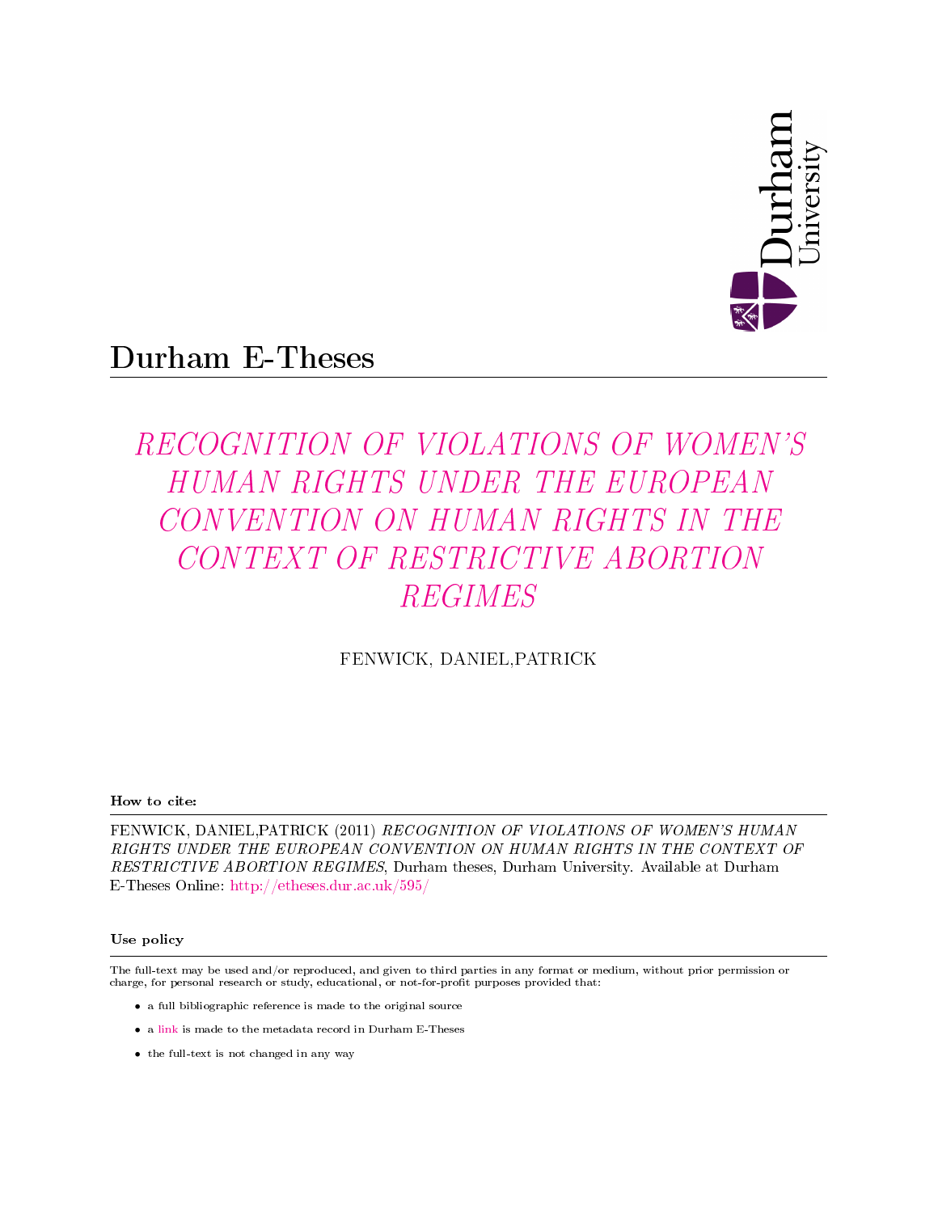Durham University

# Durham E-Theses

## *RECOGNITION OF VIOLATIONS OF WOMEN'S HUMAN RIGHTS UNDER THE EUROPEAN CONVENTION ON HUMAN RIGHTS IN THE CONTEXT OF RESTRICTIVE ABORTION REGIMES*

FENWICK, DANIEL,PATRICK

**How to cite:**

FENWICK, DANIEL,PATRICK (2011) *RECOGNITION OF VIOLATIONS OF WOMEN'S HUMAN RIGHTS UNDER THE EUROPEAN CONVENTION ON HUMAN RIGHTS IN THE CONTEXT OF RESTRICTIVE ABORTION REGIMES*, Durham theses, Durham University. Available at Durham E-Theses Online: http://etheses.dur.ac.uk/595/

**Use policy**

The full-text may be used and/or reproduced, and given to third parties in any format or medium, without prior permission or charge, for personal research or study, educational, or not-for-profit purposes provided that:

- a full bibliographic reference is made to the original source
- a link is made to the metadata record in Durham E-Theses
- the full-text is not changed in any way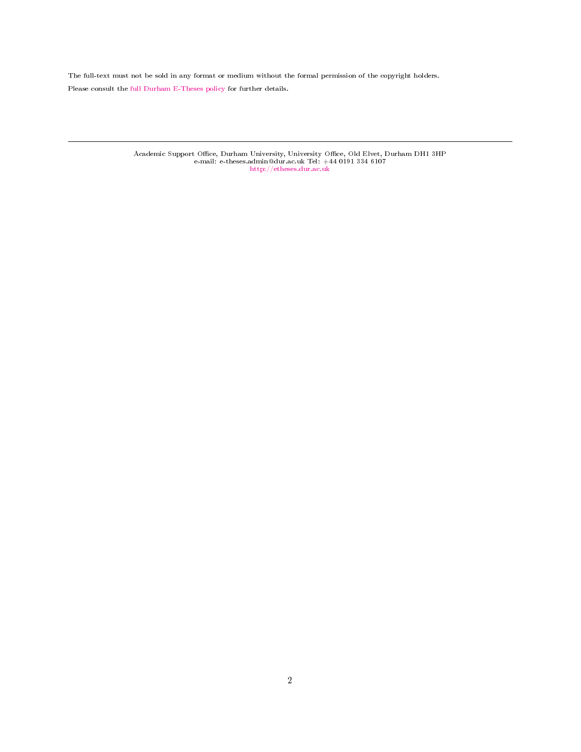The full-text must not be sold in any format or medium without the formal permission of the copyright holders.

Please consult the full Durham E-Theses policy for further details.

---

Academic Support Office, Durham University, University Office, Old Elvet, Durham DH1 3HP
e-mail: e-theses.admin@dur.ac.uk Tel: +44 0191 334 6107
http://etheses.dur.ac.uk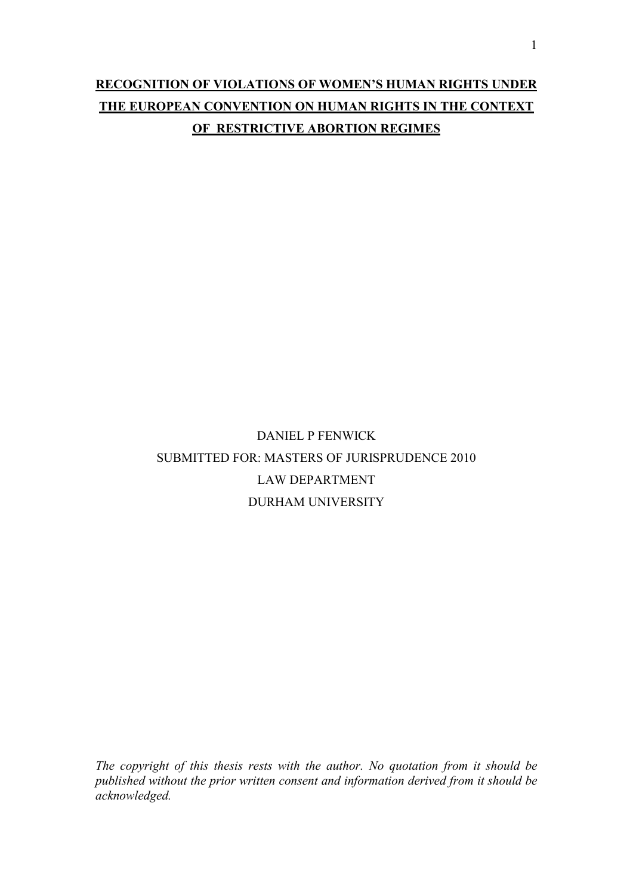# RECOGNITION OF VIOLATIONS OF WOMEN'S HUMAN RIGHTS UNDER THE EUROPEAN CONVENTION ON HUMAN RIGHTS IN THE CONTEXT OF RESTRICTIVE ABORTION REGIMES

DANIEL P FENWICK

SUBMITTED FOR: MASTERS OF JURISPRUDENCE 2010

LAW DEPARTMENT

DURHAM UNIVERSITY

*The copyright of this thesis rests with the author. No quotation from it should be published without the prior written consent and information derived from it should be acknowledged.*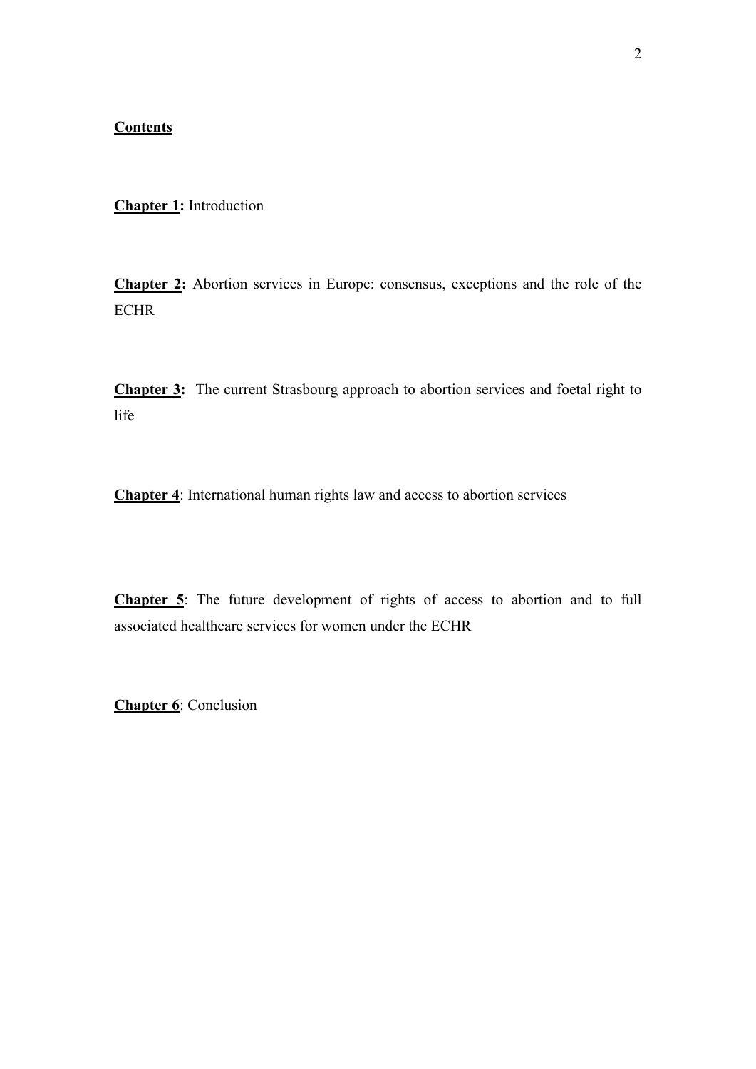## Contents

**Chapter 1:** Introduction

**Chapter 2:** Abortion services in Europe: consensus, exceptions and the role of the ECHR

**Chapter 3:** The current Strasbourg approach to abortion services and foetal right to life

**Chapter 4**: International human rights law and access to abortion services

**Chapter 5**: The future development of rights of access to abortion and to full associated healthcare services for women under the ECHR

**Chapter 6**: Conclusion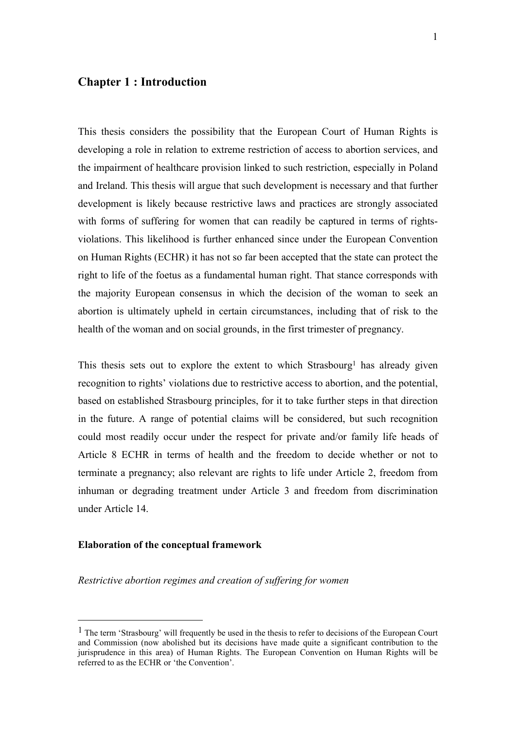## Chapter 1 : Introduction

This thesis considers the possibility that the European Court of Human Rights is developing a role in relation to extreme restriction of access to abortion services, and the impairment of healthcare provision linked to such restriction, especially in Poland and Ireland. This thesis will argue that such development is necessary and that further development is likely because restrictive laws and practices are strongly associated with forms of suffering for women that can readily be captured in terms of rights-violations. This likelihood is further enhanced since under the European Convention on Human Rights (ECHR) it has not so far been accepted that the state can protect the right to life of the foetus as a fundamental human right. That stance corresponds with the majority European consensus in which the decision of the woman to seek an abortion is ultimately upheld in certain circumstances, including that of risk to the health of the woman and on social grounds, in the first trimester of pregnancy.

This thesis sets out to explore the extent to which Strasbourg[1] has already given recognition to rights' violations due to restrictive access to abortion, and the potential, based on established Strasbourg principles, for it to take further steps in that direction in the future. A range of potential claims will be considered, but such recognition could most readily occur under the respect for private and/or family life heads of Article 8 ECHR in terms of health and the freedom to decide whether or not to terminate a pregnancy; also relevant are rights to life under Article 2, freedom from inhuman or degrading treatment under Article 3 and freedom from discrimination under Article 14.

### Elaboration of the conceptual framework

*Restrictive abortion regimes and creation of suffering for women*

[1] The term 'Strasbourg' will frequently be used in the thesis to refer to decisions of the European Court and Commission (now abolished but its decisions have made quite a significant contribution to the jurisprudence in this area) of Human Rights. The European Convention on Human Rights will be referred to as the ECHR or 'the Convention'.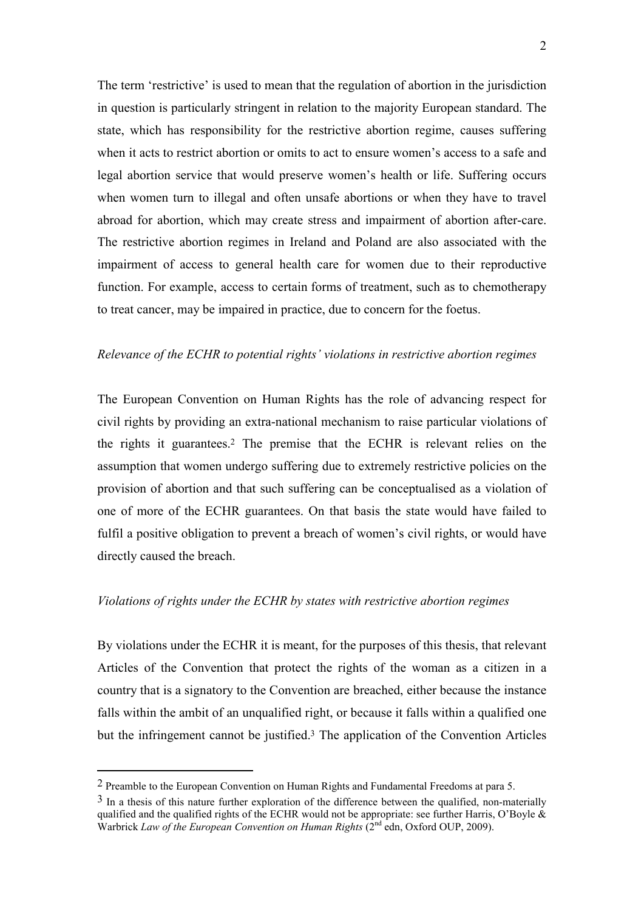The term 'restrictive' is used to mean that the regulation of abortion in the jurisdiction in question is particularly stringent in relation to the majority European standard. The state, which has responsibility for the restrictive abortion regime, causes suffering when it acts to restrict abortion or omits to act to ensure women's access to a safe and legal abortion service that would preserve women's health or life. Suffering occurs when women turn to illegal and often unsafe abortions or when they have to travel abroad for abortion, which may create stress and impairment of abortion after-care. The restrictive abortion regimes in Ireland and Poland are also associated with the impairment of access to general health care for women due to their reproductive function. For example, access to certain forms of treatment, such as to chemotherapy to treat cancer, may be impaired in practice, due to concern for the foetus.

*Relevance of the ECHR to potential rights' violations in restrictive abortion regimes*

The European Convention on Human Rights has the role of advancing respect for civil rights by providing an extra-national mechanism to raise particular violations of the rights it guarantees.[2] The premise that the ECHR is relevant relies on the assumption that women undergo suffering due to extremely restrictive policies on the provision of abortion and that such suffering can be conceptualised as a violation of one of more of the ECHR guarantees. On that basis the state would have failed to fulfil a positive obligation to prevent a breach of women's civil rights, or would have directly caused the breach.

*Violations of rights under the ECHR by states with restrictive abortion regimes*

By violations under the ECHR it is meant, for the purposes of this thesis, that relevant Articles of the Convention that protect the rights of the woman as a citizen in a country that is a signatory to the Convention are breached, either because the instance falls within the ambit of an unqualified right, or because it falls within a qualified one but the infringement cannot be justified.[3] The application of the Convention Articles

---

[2] Preamble to the European Convention on Human Rights and Fundamental Freedoms at para 5.

[3] In a thesis of this nature further exploration of the difference between the qualified, non-materially qualified and the qualified rights of the ECHR would not be appropriate: see further Harris, O'Boyle & Warbrick *Law of the European Convention on Human Rights* (2nd edn, Oxford OUP, 2009).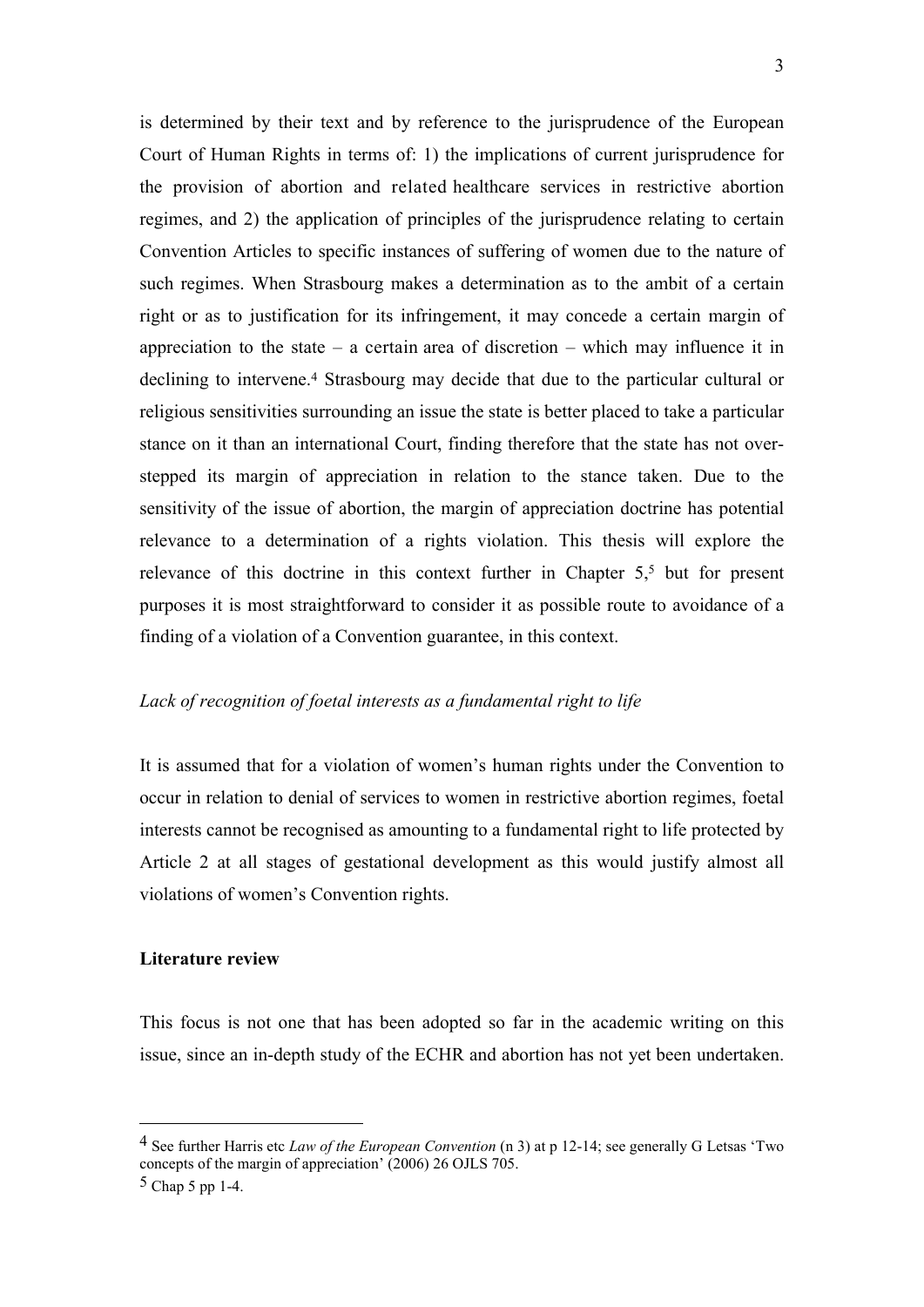is determined by their text and by reference to the jurisprudence of the European Court of Human Rights in terms of: 1) the implications of current jurisprudence for the provision of abortion and related healthcare services in restrictive abortion regimes, and 2) the application of principles of the jurisprudence relating to certain Convention Articles to specific instances of suffering of women due to the nature of such regimes. When Strasbourg makes a determination as to the ambit of a certain right or as to justification for its infringement, it may concede a certain margin of appreciation to the state – a certain area of discretion – which may influence it in declining to intervene.[4] Strasbourg may decide that due to the particular cultural or religious sensitivities surrounding an issue the state is better placed to take a particular stance on it than an international Court, finding therefore that the state has not over-stepped its margin of appreciation in relation to the stance taken. Due to the sensitivity of the issue of abortion, the margin of appreciation doctrine has potential relevance to a determination of a rights violation. This thesis will explore the relevance of this doctrine in this context further in Chapter 5,[5] but for present purposes it is most straightforward to consider it as possible route to avoidance of a finding of a violation of a Convention guarantee, in this context.

*Lack of recognition of foetal interests as a fundamental right to life*

It is assumed that for a violation of women's human rights under the Convention to occur in relation to denial of services to women in restrictive abortion regimes, foetal interests cannot be recognised as amounting to a fundamental right to life protected by Article 2 at all stages of gestational development as this would justify almost all violations of women's Convention rights.

**Literature review**

This focus is not one that has been adopted so far in the academic writing on this issue, since an in-depth study of the ECHR and abortion has not yet been undertaken.

---

[4] See further Harris etc *Law of the European Convention* (n 3) at p 12-14; see generally G Letsas 'Two concepts of the margin of appreciation' (2006) 26 OJLS 705.

[5] Chap 5 pp 1-4.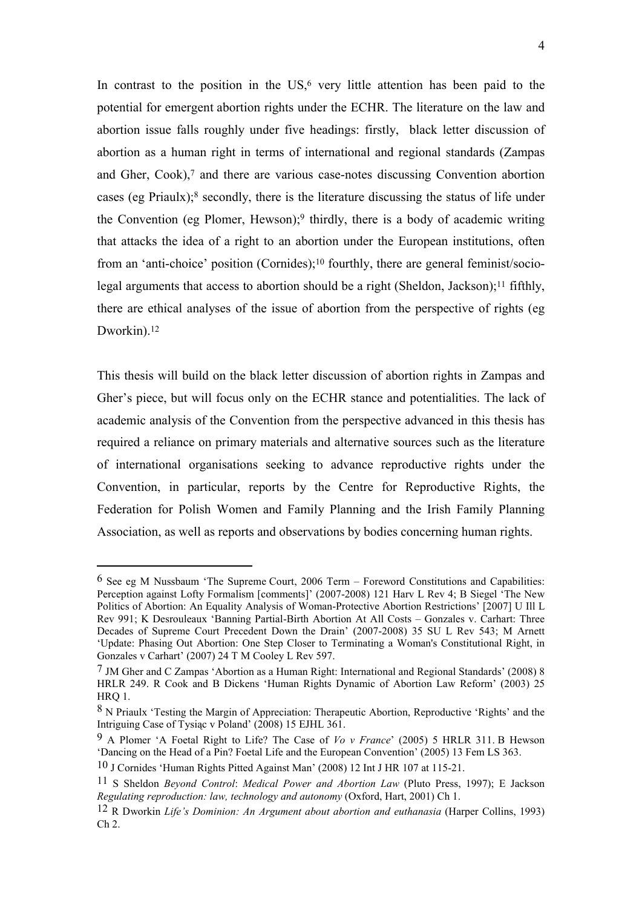In contrast to the position in the US,[6] very little attention has been paid to the potential for emergent abortion rights under the ECHR. The literature on the law and abortion issue falls roughly under five headings: firstly, black letter discussion of abortion as a human right in terms of international and regional standards (Zampas and Gher, Cook),[7] and there are various case-notes discussing Convention abortion cases (eg Priaulx);[8] secondly, there is the literature discussing the status of life under the Convention (eg Plomer, Hewson);[9] thirdly, there is a body of academic writing that attacks the idea of a right to an abortion under the European institutions, often from an 'anti-choice' position (Cornides);[10] fourthly, there are general feminist/socio-legal arguments that access to abortion should be a right (Sheldon, Jackson);[11] fifthly, there are ethical analyses of the issue of abortion from the perspective of rights (eg Dworkin).[12]

This thesis will build on the black letter discussion of abortion rights in Zampas and Gher's piece, but will focus only on the ECHR stance and potentialities. The lack of academic analysis of the Convention from the perspective advanced in this thesis has required a reliance on primary materials and alternative sources such as the literature of international organisations seeking to advance reproductive rights under the Convention, in particular, reports by the Centre for Reproductive Rights, the Federation for Polish Women and Family Planning and the Irish Family Planning Association, as well as reports and observations by bodies concerning human rights.

---

6 See eg M Nussbaum 'The Supreme Court, 2006 Term – Foreword Constitutions and Capabilities: Perception against Lofty Formalism [comments]' (2007-2008) 121 Harv L Rev 4; B Siegel 'The New Politics of Abortion: An Equality Analysis of Woman-Protective Abortion Restrictions' [2007] U Ill L Rev 991; K Desrouleaux 'Banning Partial-Birth Abortion At All Costs – Gonzales v. Carhart: Three Decades of Supreme Court Precedent Down the Drain' (2007-2008) 35 SU L Rev 543; M Arnett 'Update: Phasing Out Abortion: One Step Closer to Terminating a Woman's Constitutional Right, in Gonzales v Carhart' (2007) 24 T M Cooley L Rev 597.

7 JM Gher and C Zampas 'Abortion as a Human Right: International and Regional Standards' (2008) 8 HRLR 249. R Cook and B Dickens 'Human Rights Dynamic of Abortion Law Reform' (2003) 25 HRQ 1.

8 N Priaulx 'Testing the Margin of Appreciation: Therapeutic Abortion, Reproductive 'Rights' and the Intriguing Case of Tysiąc v Poland' (2008) 15 EJHL 361.

9 A Plomer 'A Foetal Right to Life? The Case of *Vo v France*' (2005) 5 HRLR 311. B Hewson 'Dancing on the Head of a Pin? Foetal Life and the European Convention' (2005) 13 Fem LS 363.

10 J Cornides 'Human Rights Pitted Against Man' (2008) 12 Int J HR 107 at 115-21.

11 S Sheldon *Beyond Control*: *Medical Power and Abortion Law* (Pluto Press, 1997); E Jackson *Regulating reproduction: law, technology and autonomy* (Oxford, Hart, 2001) Ch 1.

12 R Dworkin *Life's Dominion: An Argument about abortion and euthanasia* (Harper Collins, 1993) Ch 2.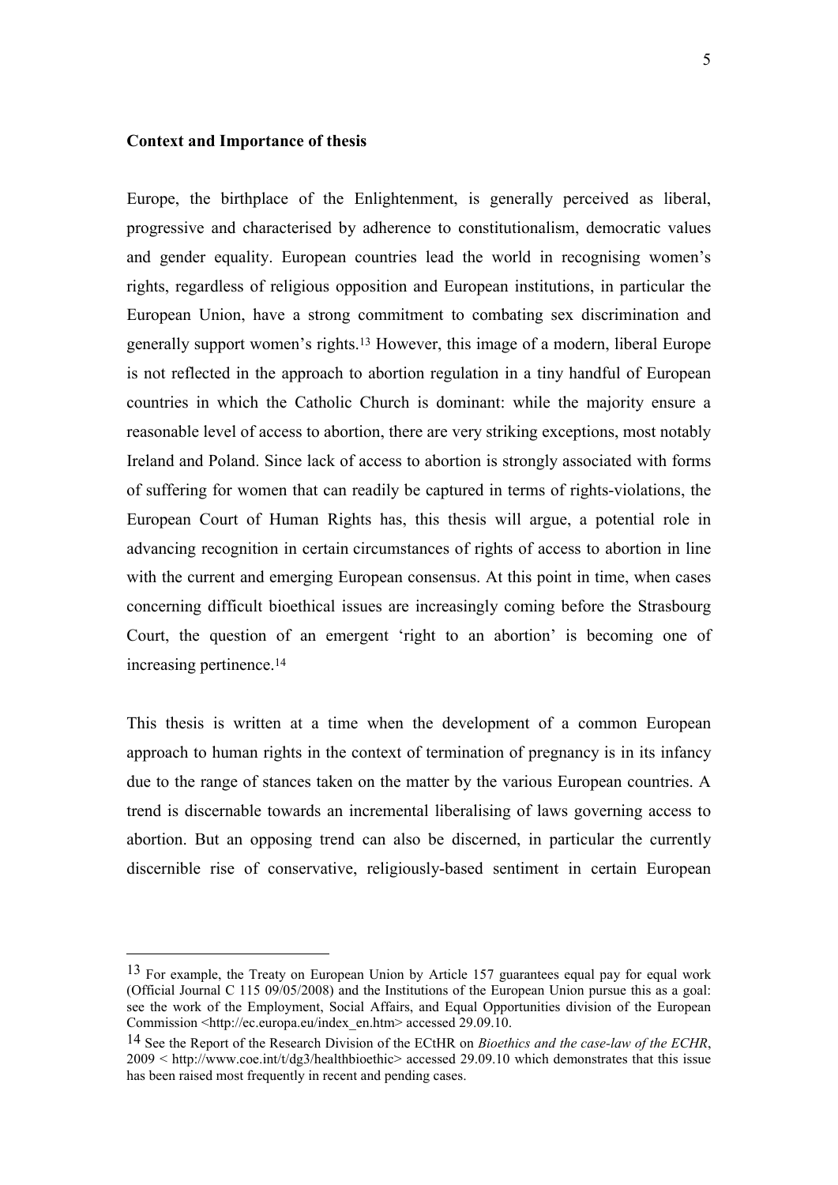**Context and Importance of thesis**

Europe, the birthplace of the Enlightenment, is generally perceived as liberal, progressive and characterised by adherence to constitutionalism, democratic values and gender equality. European countries lead the world in recognising women's rights, regardless of religious opposition and European institutions, in particular the European Union, have a strong commitment to combating sex discrimination and generally support women's rights.[13] However, this image of a modern, liberal Europe is not reflected in the approach to abortion regulation in a tiny handful of European countries in which the Catholic Church is dominant: while the majority ensure a reasonable level of access to abortion, there are very striking exceptions, most notably Ireland and Poland. Since lack of access to abortion is strongly associated with forms of suffering for women that can readily be captured in terms of rights-violations, the European Court of Human Rights has, this thesis will argue, a potential role in advancing recognition in certain circumstances of rights of access to abortion in line with the current and emerging European consensus. At this point in time, when cases concerning difficult bioethical issues are increasingly coming before the Strasbourg Court, the question of an emergent 'right to an abortion' is becoming one of increasing pertinence.[14]

This thesis is written at a time when the development of a common European approach to human rights in the context of termination of pregnancy is in its infancy due to the range of stances taken on the matter by the various European countries. A trend is discernable towards an incremental liberalising of laws governing access to abortion. But an opposing trend can also be discerned, in particular the currently discernible rise of conservative, religiously-based sentiment in certain European

---

[13] For example, the Treaty on European Union by Article 157 guarantees equal pay for equal work (Official Journal C 115 09/05/2008) and the Institutions of the European Union pursue this as a goal: see the work of the Employment, Social Affairs, and Equal Opportunities division of the European Commission <http://ec.europa.eu/index_en.htm> accessed 29.09.10.

[14] See the Report of the Research Division of the ECtHR on *Bioethics and the case-law of the ECHR*, 2009 < http://www.coe.int/t/dg3/healthbioethic> accessed 29.09.10 which demonstrates that this issue has been raised most frequently in recent and pending cases.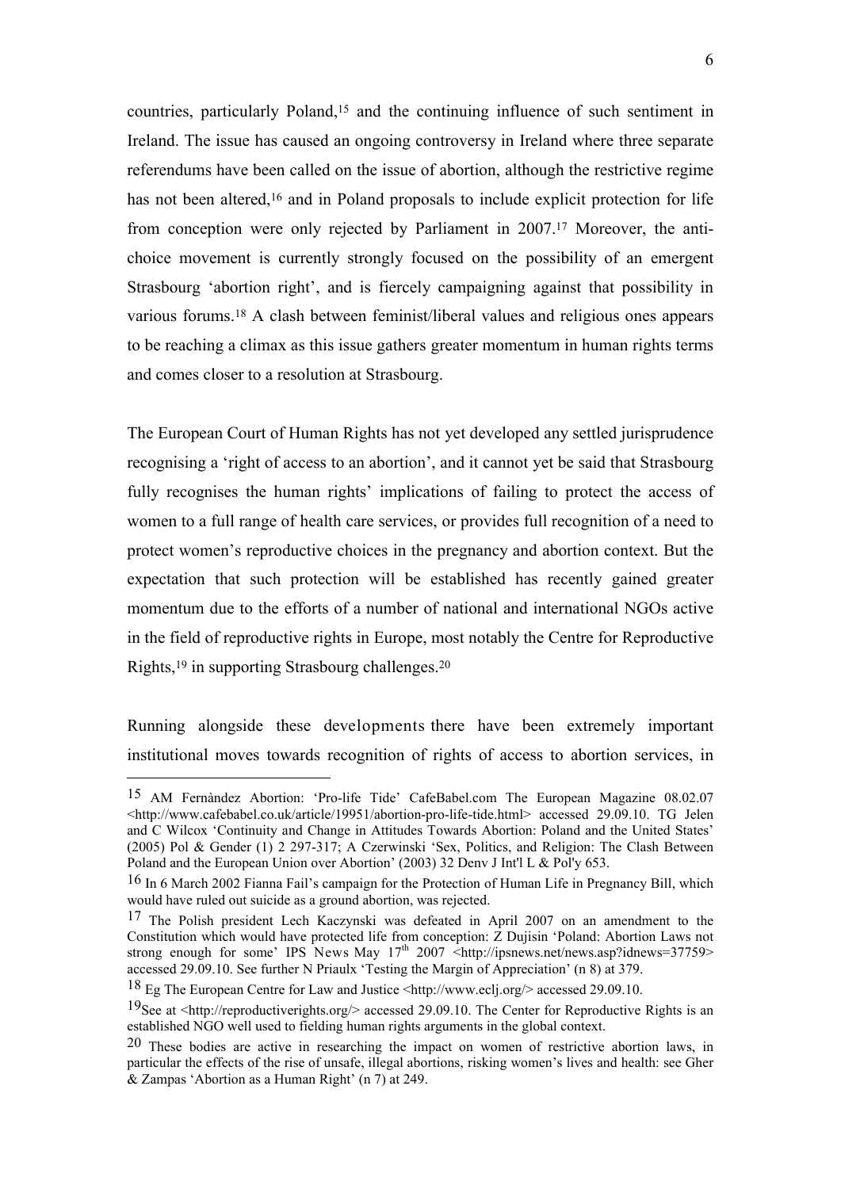countries, particularly Poland,[15] and the continuing influence of such sentiment in Ireland. The issue has caused an ongoing controversy in Ireland where three separate referendums have been called on the issue of abortion, although the restrictive regime has not been altered,[16] and in Poland proposals to include explicit protection for life from conception were only rejected by Parliament in 2007.[17] Moreover, the anti-choice movement is currently strongly focused on the possibility of an emergent Strasbourg 'abortion right', and is fiercely campaigning against that possibility in various forums.[18] A clash between feminist/liberal values and religious ones appears to be reaching a climax as this issue gathers greater momentum in human rights terms and comes closer to a resolution at Strasbourg.

The European Court of Human Rights has not yet developed any settled jurisprudence recognising a 'right of access to an abortion', and it cannot yet be said that Strasbourg fully recognises the human rights' implications of failing to protect the access of women to a full range of health care services, or provides full recognition of a need to protect women's reproductive choices in the pregnancy and abortion context. But the expectation that such protection will be established has recently gained greater momentum due to the efforts of a number of national and international NGOs active in the field of reproductive rights in Europe, most notably the Centre for Reproductive Rights,[19] in supporting Strasbourg challenges.[20]

Running alongside these developments there have been extremely important institutional moves towards recognition of rights of access to abortion services, in

---

[15] AM Fernàndez Abortion: 'Pro-life Tide' CafeBabel.com The European Magazine 08.02.07 <http://www.cafebabel.co.uk/article/19951/abortion-pro-life-tide.html> accessed 29.09.10. TG Jelen and C Wilcox 'Continuity and Change in Attitudes Towards Abortion: Poland and the United States' (2005) Pol & Gender (1) 2 297-317; A Czerwinski 'Sex, Politics, and Religion: The Clash Between Poland and the European Union over Abortion' (2003) 32 Denv J Int'l L & Pol'y 653.

[16] In 6 March 2002 Fianna Fail's campaign for the Protection of Human Life in Pregnancy Bill, which would have ruled out suicide as a ground abortion, was rejected.

[17] The Polish president Lech Kaczynski was defeated in April 2007 on an amendment to the Constitution which would have protected life from conception: Z Dujisin 'Poland: Abortion Laws not strong enough for some' IPS News May 17th 2007 <http://ipsnews.net/news.asp?idnews=37759> accessed 29.09.10. See further N Priaulx 'Testing the Margin of Appreciation' (n 8) at 379.

[18] Eg The European Centre for Law and Justice <http://www.eclj.org/> accessed 29.09.10.

[19] See at <http://reproductiverights.org/> accessed 29.09.10. The Center for Reproductive Rights is an established NGO well used to fielding human rights arguments in the global context.

[20] These bodies are active in researching the impact on women of restrictive abortion laws, in particular the effects of the rise of unsafe, illegal abortions, risking women's lives and health: see Gher & Zampas 'Abortion as a Human Right' (n 7) at 249.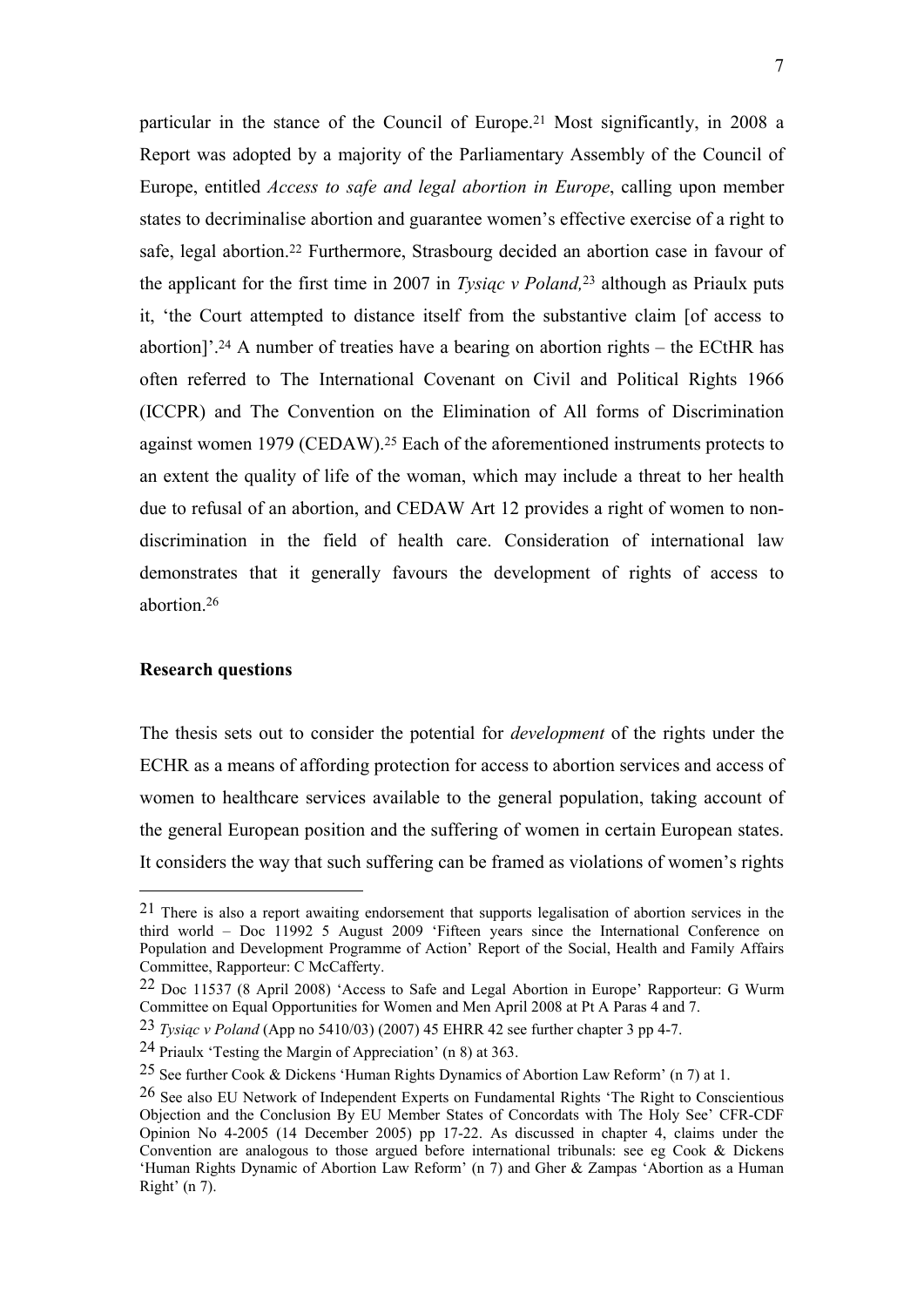particular in the stance of the Council of Europe.[21] Most significantly, in 2008 a Report was adopted by a majority of the Parliamentary Assembly of the Council of Europe, entitled *Access to safe and legal abortion in Europe*, calling upon member states to decriminalise abortion and guarantee women's effective exercise of a right to safe, legal abortion.[22] Furthermore, Strasbourg decided an abortion case in favour of the applicant for the first time in 2007 in *Tysiąc v Poland,*[23] although as Priaulx puts it, 'the Court attempted to distance itself from the substantive claim [of access to abortion]'.[24] A number of treaties have a bearing on abortion rights – the ECtHR has often referred to The International Covenant on Civil and Political Rights 1966 (ICCPR) and The Convention on the Elimination of All forms of Discrimination against women 1979 (CEDAW).[25] Each of the aforementioned instruments protects to an extent the quality of life of the woman, which may include a threat to her health due to refusal of an abortion, and CEDAW Art 12 provides a right of women to non-discrimination in the field of health care. Consideration of international law demonstrates that it generally favours the development of rights of access to abortion.[26]

**Research questions**

The thesis sets out to consider the potential for *development* of the rights under the ECHR as a means of affording protection for access to abortion services and access of women to healthcare services available to the general population, taking account of the general European position and the suffering of women in certain European states. It considers the way that such suffering can be framed as violations of women's rights

---

21 There is also a report awaiting endorsement that supports legalisation of abortion services in the third world – Doc 11992 5 August 2009 'Fifteen years since the International Conference on Population and Development Programme of Action' Report of the Social, Health and Family Affairs Committee, Rapporteur: C McCafferty.

22 Doc 11537 (8 April 2008) 'Access to Safe and Legal Abortion in Europe' Rapporteur: G Wurm Committee on Equal Opportunities for Women and Men April 2008 at Pt A Paras 4 and 7.

23 *Tysiąc v Poland* (App no 5410/03) (2007) 45 EHRR 42 see further chapter 3 pp 4-7.

24 Priaulx 'Testing the Margin of Appreciation' (n 8) at 363.

25 See further Cook & Dickens 'Human Rights Dynamics of Abortion Law Reform' (n 7) at 1.

26 See also EU Network of Independent Experts on Fundamental Rights 'The Right to Conscientious Objection and the Conclusion By EU Member States of Concordats with The Holy See' CFR-CDF Opinion No 4-2005 (14 December 2005) pp 17-22. As discussed in chapter 4, claims under the Convention are analogous to those argued before international tribunals: see eg Cook & Dickens 'Human Rights Dynamic of Abortion Law Reform' (n 7) and Gher & Zampas 'Abortion as a Human Right' (n 7).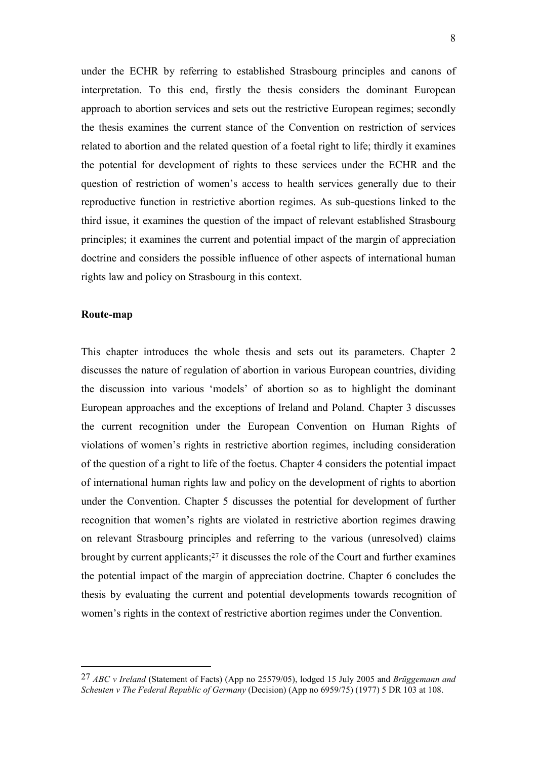under the ECHR by referring to established Strasbourg principles and canons of interpretation. To this end, firstly the thesis considers the dominant European approach to abortion services and sets out the restrictive European regimes; secondly the thesis examines the current stance of the Convention on restriction of services related to abortion and the related question of a foetal right to life; thirdly it examines the potential for development of rights to these services under the ECHR and the question of restriction of women's access to health services generally due to their reproductive function in restrictive abortion regimes. As sub-questions linked to the third issue, it examines the question of the impact of relevant established Strasbourg principles; it examines the current and potential impact of the margin of appreciation doctrine and considers the possible influence of other aspects of international human rights law and policy on Strasbourg in this context.

**Route-map**

This chapter introduces the whole thesis and sets out its parameters. Chapter 2 discusses the nature of regulation of abortion in various European countries, dividing the discussion into various 'models' of abortion so as to highlight the dominant European approaches and the exceptions of Ireland and Poland. Chapter 3 discusses the current recognition under the European Convention on Human Rights of violations of women's rights in restrictive abortion regimes, including consideration of the question of a right to life of the foetus. Chapter 4 considers the potential impact of international human rights law and policy on the development of rights to abortion under the Convention. Chapter 5 discusses the potential for development of further recognition that women's rights are violated in restrictive abortion regimes drawing on relevant Strasbourg principles and referring to the various (unresolved) claims brought by current applicants;[27] it discusses the role of the Court and further examines the potential impact of the margin of appreciation doctrine. Chapter 6 concludes the thesis by evaluating the current and potential developments towards recognition of women's rights in the context of restrictive abortion regimes under the Convention.

---

[27] *ABC v Ireland* (Statement of Facts) (App no 25579/05), lodged 15 July 2005 and *Brüggemann and Scheuten v The Federal Republic of Germany* (Decision) (App no 6959/75) (1977) 5 DR 103 at 108.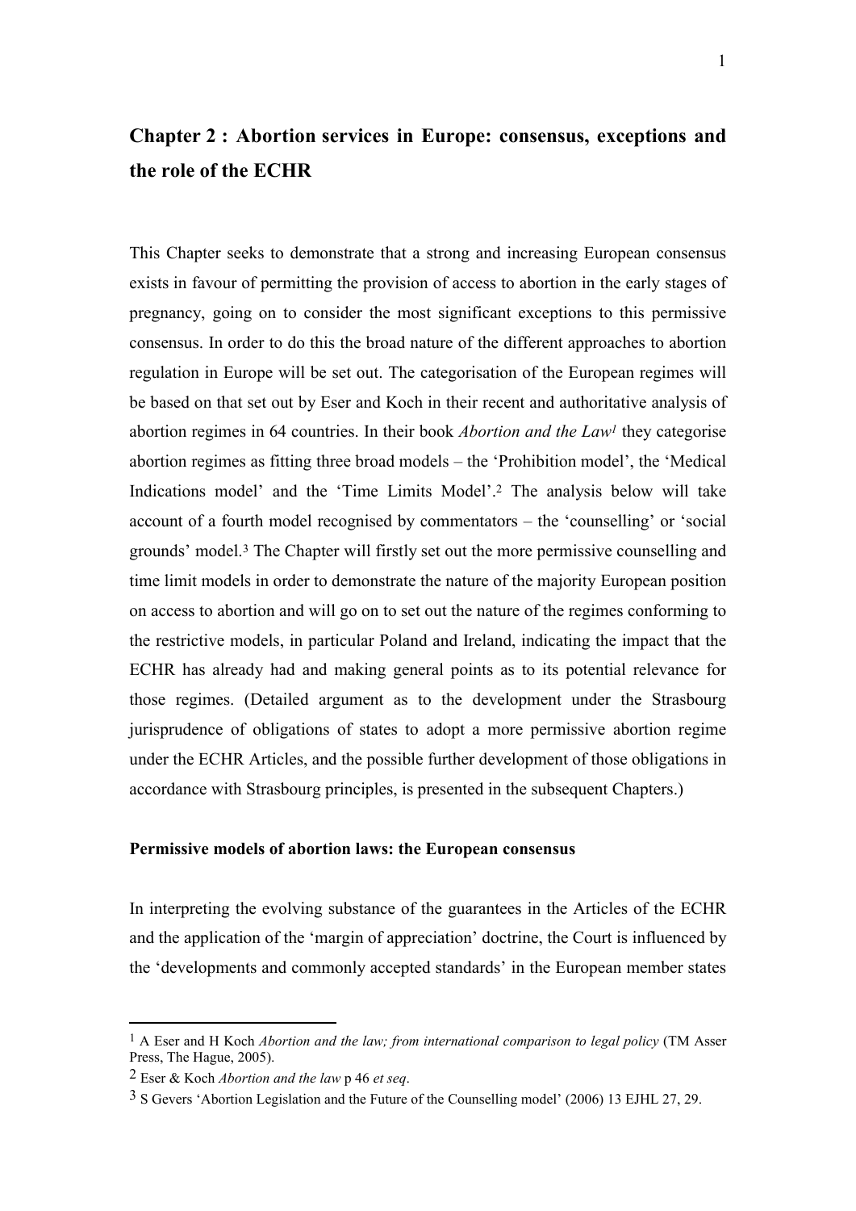## Chapter 2 : Abortion services in Europe: consensus, exceptions and the role of the ECHR

This Chapter seeks to demonstrate that a strong and increasing European consensus exists in favour of permitting the provision of access to abortion in the early stages of pregnancy, going on to consider the most significant exceptions to this permissive consensus. In order to do this the broad nature of the different approaches to abortion regulation in Europe will be set out. The categorisation of the European regimes will be based on that set out by Eser and Koch in their recent and authoritative analysis of abortion regimes in 64 countries. In their book *Abortion and the Law*[1] they categorise abortion regimes as fitting three broad models – the 'Prohibition model', the 'Medical Indications model' and the 'Time Limits Model'.[2] The analysis below will take account of a fourth model recognised by commentators – the 'counselling' or 'social grounds' model.[3] The Chapter will firstly set out the more permissive counselling and time limit models in order to demonstrate the nature of the majority European position on access to abortion and will go on to set out the nature of the regimes conforming to the restrictive models, in particular Poland and Ireland, indicating the impact that the ECHR has already had and making general points as to its potential relevance for those regimes. (Detailed argument as to the development under the Strasbourg jurisprudence of obligations of states to adopt a more permissive abortion regime under the ECHR Articles, and the possible further development of those obligations in accordance with Strasbourg principles, is presented in the subsequent Chapters.)

### Permissive models of abortion laws: the European consensus

In interpreting the evolving substance of the guarantees in the Articles of the ECHR and the application of the 'margin of appreciation' doctrine, the Court is influenced by the 'developments and commonly accepted standards' in the European member states

---

[1] A Eser and H Koch *Abortion and the law; from international comparison to legal policy* (TM Asser Press, The Hague, 2005).

[2] Eser & Koch *Abortion and the law* p 46 *et seq*.

[3] S Gevers 'Abortion Legislation and the Future of the Counselling model' (2006) 13 EJHL 27, 29.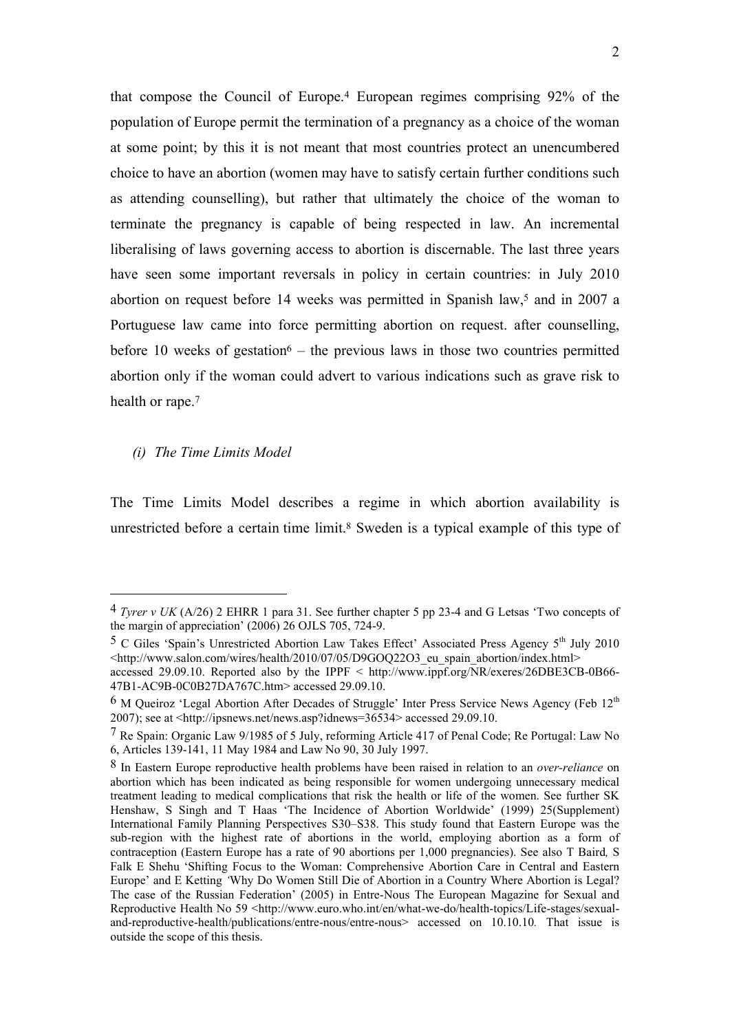that compose the Council of Europe.[4] European regimes comprising 92% of the population of Europe permit the termination of a pregnancy as a choice of the woman at some point; by this it is not meant that most countries protect an unencumbered choice to have an abortion (women may have to satisfy certain further conditions such as attending counselling), but rather that ultimately the choice of the woman to terminate the pregnancy is capable of being respected in law. An incremental liberalising of laws governing access to abortion is discernable. The last three years have seen some important reversals in policy in certain countries: in July 2010 abortion on request before 14 weeks was permitted in Spanish law,[5] and in 2007 a Portuguese law came into force permitting abortion on request. after counselling, before 10 weeks of gestation[6] – the previous laws in those two countries permitted abortion only if the woman could advert to various indications such as grave risk to health or rape.[7]

### *(i) The Time Limits Model*

The Time Limits Model describes a regime in which abortion availability is unrestricted before a certain time limit.[8] Sweden is a typical example of this type of

---

[4] *Tyrer v UK* (A/26) 2 EHRR 1 para 31. See further chapter 5 pp 23-4 and G Letsas 'Two concepts of the margin of appreciation' (2006) 26 OJLS 705, 724-9.

[5] C Giles 'Spain's Unrestricted Abortion Law Takes Effect' Associated Press Agency 5th July 2010 <http://www.salon.com/wires/health/2010/07/05/D9GOQ22O3_eu_spain_abortion/index.html> accessed 29.09.10. Reported also by the IPPF < http://www.ippf.org/NR/exeres/26DBE3CB-0B66-47B1-AC9B-0C0B27DA767C.htm> accessed 29.09.10.

[6] M Queiroz 'Legal Abortion After Decades of Struggle' Inter Press Service News Agency (Feb 12th 2007); see at <http://ipsnews.net/news.asp?idnews=36534> accessed 29.09.10.

[7] Re Spain: Organic Law 9/1985 of 5 July, reforming Article 417 of Penal Code; Re Portugal: Law No 6, Articles 139-141, 11 May 1984 and Law No 90, 30 July 1997.

[8] In Eastern Europe reproductive health problems have been raised in relation to an *over-reliance* on abortion which has been indicated as being responsible for women undergoing unnecessary medical treatment leading to medical complications that risk the health or life of the women. See further SK Henshaw, S Singh and T Haas 'The Incidence of Abortion Worldwide' (1999) 25(Supplement) International Family Planning Perspectives S30–S38. This study found that Eastern Europe was the sub-region with the highest rate of abortions in the world, employing abortion as a form of contraception (Eastern Europe has a rate of 90 abortions per 1,000 pregnancies). See also T Baird, S Falk E Shehu 'Shifting Focus to the Woman: Comprehensive Abortion Care in Central and Eastern Europe' and E Ketting 'Why Do Women Still Die of Abortion in a Country Where Abortion is Legal? The case of the Russian Federation' (2005) in Entre-Nous The European Magazine for Sexual and Reproductive Health No 59 <http://www.euro.who.int/en/what-we-do/health-topics/Life-stages/sexual-and-reproductive-health/publications/entre-nous/entre-nous> accessed on 10.10.10. That issue is outside the scope of this thesis.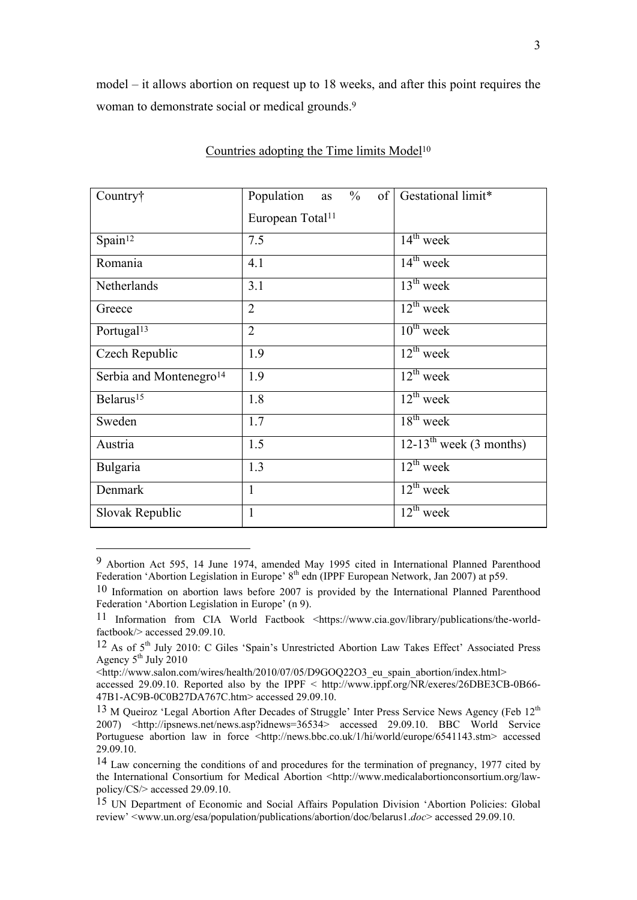model – it allows abortion on request up to 18 weeks, and after this point requires the woman to demonstrate social or medical grounds.[9]

Countries adopting the Time limits Model[10]

| Country† | Population as % of European Total[11] | Gestational limit* |
|---|---|---|
| Spain[12] | 7.5 | 14th week |
| Romania | 4.1 | 14th week |
| Netherlands | 3.1 | 13th week |
| Greece | 2 | 12th week |
| Portugal[13] | 2 | 10th week |
| Czech Republic | 1.9 | 12th week |
| Serbia and Montenegro[14] | 1.9 | 12th week |
| Belarus[15] | 1.8 | 12th week |
| Sweden | 1.7 | 18th week |
| Austria | 1.5 | 12-13th week (3 months) |
| Bulgaria | 1.3 | 12th week |
| Denmark | 1 | 12th week |
| Slovak Republic | 1 | 12th week |

---

9 Abortion Act 595, 14 June 1974, amended May 1995 cited in International Planned Parenthood Federation 'Abortion Legislation in Europe' 8th edn (IPPF European Network, Jan 2007) at p59.

10 Information on abortion laws before 2007 is provided by the International Planned Parenthood Federation 'Abortion Legislation in Europe' (n 9).

11 Information from CIA World Factbook <https://www.cia.gov/library/publications/the-world-factbook/> accessed 29.09.10.

12 As of 5th July 2010: C Giles 'Spain's Unrestricted Abortion Law Takes Effect' Associated Press Agency 5th July 2010 <http://www.salon.com/wires/health/2010/07/05/D9GOQ22O3_eu_spain_abortion/index.html> accessed 29.09.10. Reported also by the IPPF < http://www.ippf.org/NR/exeres/26DBE3CB-0B66-47B1-AC9B-0C0B27DA767C.htm> accessed 29.09.10.

13 M Queiroz 'Legal Abortion After Decades of Struggle' Inter Press Service News Agency (Feb 12th 2007) <http://ipsnews.net/news.asp?idnews=36534> accessed 29.09.10. BBC World Service Portuguese abortion law in force <http://news.bbc.co.uk/1/hi/world/europe/6541143.stm> accessed 29.09.10.

14 Law concerning the conditions of and procedures for the termination of pregnancy, 1977 cited by the International Consortium for Medical Abortion <http://www.medicalabortionconsortium.org/law-policy/CS/> accessed 29.09.10.

15 UN Department of Economic and Social Affairs Population Division 'Abortion Policies: Global review' <www.un.org/esa/population/publications/abortion/doc/belarus1.*doc*> accessed 29.09.10.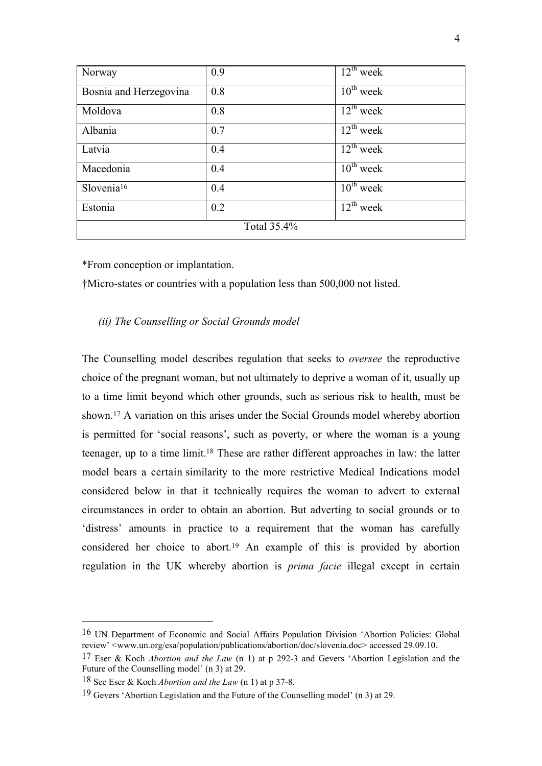| | | |
|---|---|---|
| Norway | 0.9 | 12th week |
| Bosnia and Herzegovina | 0.8 | 10th week |
| Moldova | 0.8 | 12th week |
| Albania | 0.7 | 12th week |
| Latvia | 0.4 | 12th week |
| Macedonia | 0.4 | 10th week |
| Slovenia[16] | 0.4 | 10th week |
| Estonia | 0.2 | 12th week |
| Total 35.4% | | |

*From conception or implantation.

†Micro-states or countries with a population less than 500,000 not listed.

*(ii) The Counselling or Social Grounds model*

The Counselling model describes regulation that seeks to *oversee* the reproductive choice of the pregnant woman, but not ultimately to deprive a woman of it, usually up to a time limit beyond which other grounds, such as serious risk to health, must be shown.[17] A variation on this arises under the Social Grounds model whereby abortion is permitted for 'social reasons', such as poverty, or where the woman is a young teenager, up to a time limit.[18] These are rather different approaches in law: the latter model bears a certain similarity to the more restrictive Medical Indications model considered below in that it technically requires the woman to advert to external circumstances in order to obtain an abortion. But adverting to social grounds or to 'distress' amounts in practice to a requirement that the woman has carefully considered her choice to abort.[19] An example of this is provided by abortion regulation in the UK whereby abortion is *prima facie* illegal except in certain

---

16 UN Department of Economic and Social Affairs Population Division 'Abortion Policies: Global review' <www.un.org/esa/population/publications/abortion/doc/slovenia.doc> accessed 29.09.10.

17 Eser & Koch *Abortion and the Law* (n 1) at p 292-3 and Gevers 'Abortion Legislation and the Future of the Counselling model' (n 3) at 29.

18 See Eser & Koch *Abortion and the Law* (n 1) at p 37-8.

19 Gevers 'Abortion Legislation and the Future of the Counselling model' (n 3) at 29.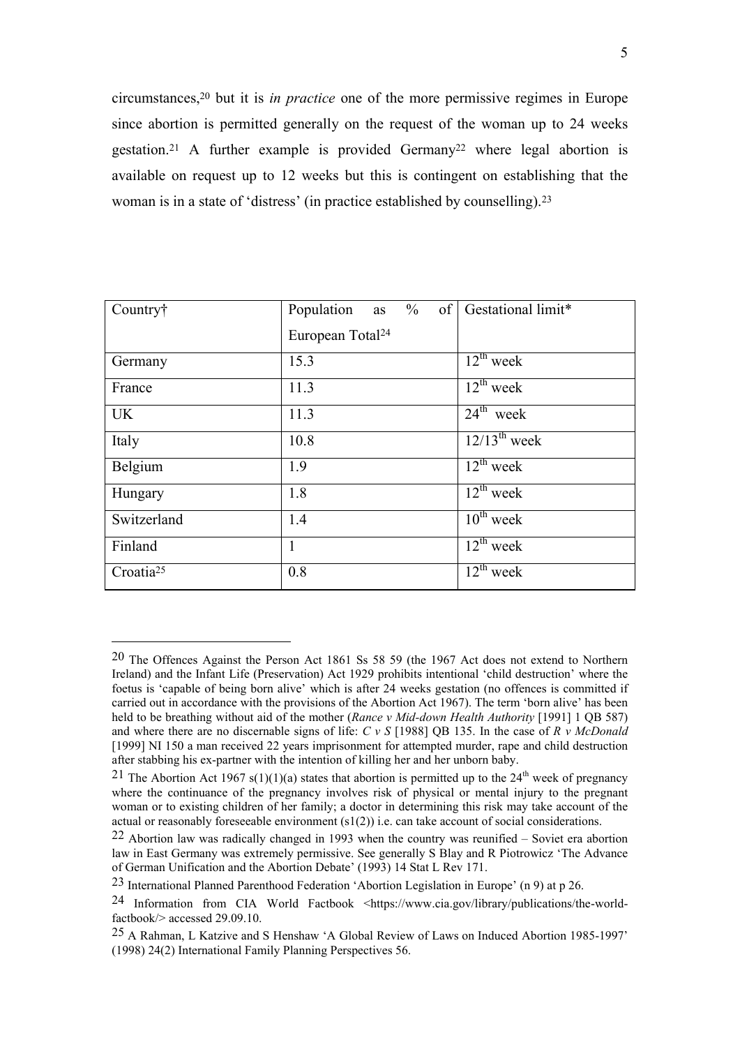circumstances,[20] but it is *in practice* one of the more permissive regimes in Europe since abortion is permitted generally on the request of the woman up to 24 weeks gestation.[21] A further example is provided Germany[22] where legal abortion is available on request up to 12 weeks but this is contingent on establishing that the woman is in a state of 'distress' (in practice established by counselling).[23]

| Country† | Population as % of European Total[24] | Gestational limit* |
|---|---|---|
| Germany | 15.3 | 12th week |
| France | 11.3 | 12th week |
| UK | 11.3 | 24th week |
| Italy | 10.8 | 12/13th week |
| Belgium | 1.9 | 12th week |
| Hungary | 1.8 | 12th week |
| Switzerland | 1.4 | 10th week |
| Finland | 1 | 12th week |
| Croatia[25] | 0.8 | 12th week |

---

[20] The Offences Against the Person Act 1861 Ss 58 59 (the 1967 Act does not extend to Northern Ireland) and the Infant Life (Preservation) Act 1929 prohibits intentional 'child destruction' where the foetus is 'capable of being born alive' which is after 24 weeks gestation (no offences is committed if carried out in accordance with the provisions of the Abortion Act 1967). The term 'born alive' has been held to be breathing without aid of the mother (*Rance v Mid-down Health Authority* [1991] 1 QB 587) and where there are no discernable signs of life: *C v S* [1988] QB 135. In the case of *R v McDonald* [1999] NI 150 a man received 22 years imprisonment for attempted murder, rape and child destruction after stabbing his ex-partner with the intention of killing her and her unborn baby.

[21] The Abortion Act 1967 s(1)(1)(a) states that abortion is permitted up to the 24th week of pregnancy where the continuance of the pregnancy involves risk of physical or mental injury to the pregnant woman or to existing children of her family; a doctor in determining this risk may take account of the actual or reasonably foreseeable environment (s1(2)) i.e. can take account of social considerations.

[22] Abortion law was radically changed in 1993 when the country was reunified – Soviet era abortion law in East Germany was extremely permissive. See generally S Blay and R Piotrowicz 'The Advance of German Unification and the Abortion Debate' (1993) 14 Stat L Rev 171.

[23] International Planned Parenthood Federation 'Abortion Legislation in Europe' (n 9) at p 26.

[24] Information from CIA World Factbook <https://www.cia.gov/library/publications/the-world-factbook/> accessed 29.09.10.

[25] A Rahman, L Katzive and S Henshaw 'A Global Review of Laws on Induced Abortion 1985-1997' (1998) 24(2) International Family Planning Perspectives 56.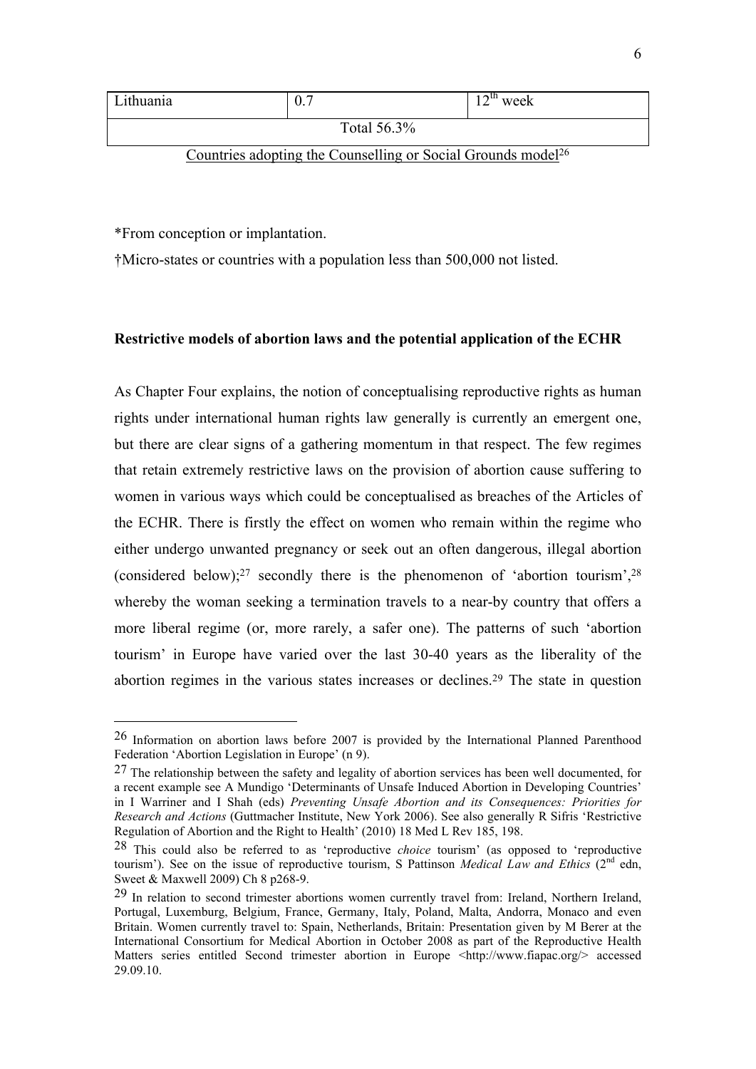| Lithuania | 0.7 | 12th week |
| --- | --- | --- |
| Total 56.3% | | |

Countries adopting the Counselling or Social Grounds model[26]

*From conception or implantation.

†Micro-states or countries with a population less than 500,000 not listed.

**Restrictive models of abortion laws and the potential application of the ECHR**

As Chapter Four explains, the notion of conceptualising reproductive rights as human rights under international human rights law generally is currently an emergent one, but there are clear signs of a gathering momentum in that respect. The few regimes that retain extremely restrictive laws on the provision of abortion cause suffering to women in various ways which could be conceptualised as breaches of the Articles of the ECHR. There is firstly the effect on women who remain within the regime who either undergo unwanted pregnancy or seek out an often dangerous, illegal abortion (considered below);[27] secondly there is the phenomenon of 'abortion tourism',[28] whereby the woman seeking a termination travels to a near-by country that offers a more liberal regime (or, more rarely, a safer one). The patterns of such 'abortion tourism' in Europe have varied over the last 30-40 years as the liberality of the abortion regimes in the various states increases or declines.[29] The state in question

---

[26] Information on abortion laws before 2007 is provided by the International Planned Parenthood Federation 'Abortion Legislation in Europe' (n 9).

[27] The relationship between the safety and legality of abortion services has been well documented, for a recent example see A Mundigo 'Determinants of Unsafe Induced Abortion in Developing Countries' in I Warriner and I Shah (eds) *Preventing Unsafe Abortion and its Consequences: Priorities for Research and Actions* (Guttmacher Institute, New York 2006). See also generally R Sifris 'Restrictive Regulation of Abortion and the Right to Health' (2010) 18 Med L Rev 185, 198.

[28] This could also be referred to as 'reproductive *choice* tourism' (as opposed to 'reproductive tourism'). See on the issue of reproductive tourism, S Pattinson *Medical Law and Ethics* (2nd edn, Sweet & Maxwell 2009) Ch 8 p268-9.

[29] In relation to second trimester abortions women currently travel from: Ireland, Northern Ireland, Portugal, Luxemburg, Belgium, France, Germany, Italy, Poland, Malta, Andorra, Monaco and even Britain. Women currently travel to: Spain, Netherlands, Britain: Presentation given by M Berer at the International Consortium for Medical Abortion in October 2008 as part of the Reproductive Health Matters series entitled Second trimester abortion in Europe <http://www.fiapac.org/> accessed 29.09.10.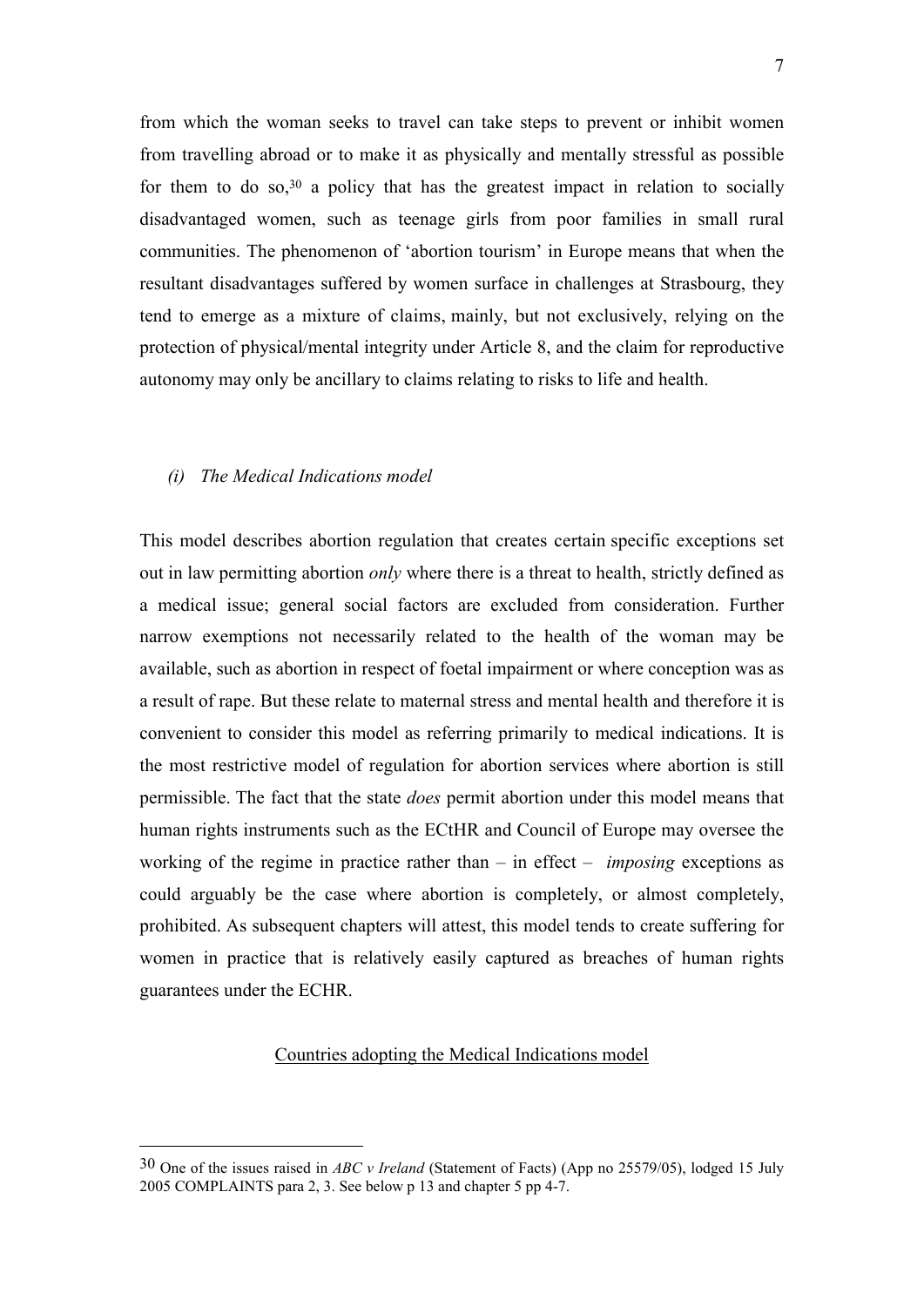from which the woman seeks to travel can take steps to prevent or inhibit women from travelling abroad or to make it as physically and mentally stressful as possible for them to do so,[30] a policy that has the greatest impact in relation to socially disadvantaged women, such as teenage girls from poor families in small rural communities. The phenomenon of 'abortion tourism' in Europe means that when the resultant disadvantages suffered by women surface in challenges at Strasbourg, they tend to emerge as a mixture of claims, mainly, but not exclusively, relying on the protection of physical/mental integrity under Article 8, and the claim for reproductive autonomy may only be ancillary to claims relating to risks to life and health.

### *(i) The Medical Indications model*

This model describes abortion regulation that creates certain specific exceptions set out in law permitting abortion *only* where there is a threat to health, strictly defined as a medical issue; general social factors are excluded from consideration. Further narrow exemptions not necessarily related to the health of the woman may be available, such as abortion in respect of foetal impairment or where conception was as a result of rape. But these relate to maternal stress and mental health and therefore it is convenient to consider this model as referring primarily to medical indications. It is the most restrictive model of regulation for abortion services where abortion is still permissible. The fact that the state *does* permit abortion under this model means that human rights instruments such as the ECtHR and Council of Europe may oversee the working of the regime in practice rather than – in effect – *imposing* exceptions as could arguably be the case where abortion is completely, or almost completely, prohibited. As subsequent chapters will attest, this model tends to create suffering for women in practice that is relatively easily captured as breaches of human rights guarantees under the ECHR.

<u>Countries adopting the Medical Indications model</u>

---

[30] One of the issues raised in *ABC v Ireland* (Statement of Facts) (App no 25579/05), lodged 15 July 2005 COMPLAINTS para 2, 3. See below p 13 and chapter 5 pp 4-7.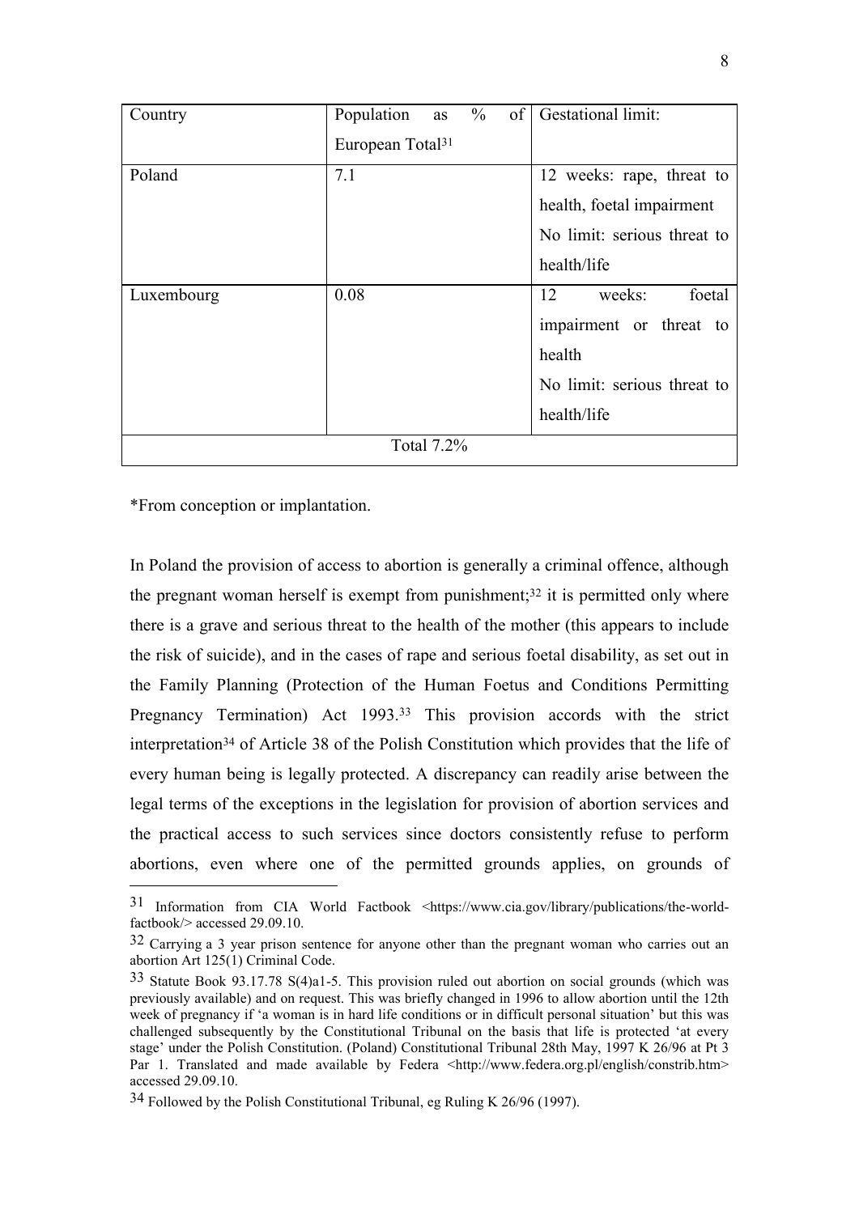| Country | Population as % of European Total[31] | Gestational limit: |
|---|---|---|
| Poland | 7.1 | 12 weeks: rape, threat to health, foetal impairment<br>No limit: serious threat to health/life |
| Luxembourg | 0.08 | 12 weeks: foetal impairment or threat to health<br>No limit: serious threat to health/life |
| Total 7.2% | | |

*From conception or implantation.

In Poland the provision of access to abortion is generally a criminal offence, although the pregnant woman herself is exempt from punishment;[32] it is permitted only where there is a grave and serious threat to the health of the mother (this appears to include the risk of suicide), and in the cases of rape and serious foetal disability, as set out in the Family Planning (Protection of the Human Foetus and Conditions Permitting Pregnancy Termination) Act 1993.[33] This provision accords with the strict interpretation[34] of Article 38 of the Polish Constitution which provides that the life of every human being is legally protected. A discrepancy can readily arise between the legal terms of the exceptions in the legislation for provision of abortion services and the practical access to such services since doctors consistently refuse to perform abortions, even where one of the permitted grounds applies, on grounds of

---

[31] Information from CIA World Factbook <https://www.cia.gov/library/publications/the-world-factbook/> accessed 29.09.10.

[32] Carrying a 3 year prison sentence for anyone other than the pregnant woman who carries out an abortion Art 125(1) Criminal Code.

[33] Statute Book 93.17.78 S(4)a1-5. This provision ruled out abortion on social grounds (which was previously available) and on request. This was briefly changed in 1996 to allow abortion until the 12th week of pregnancy if 'a woman is in hard life conditions or in difficult personal situation' but this was challenged subsequently by the Constitutional Tribunal on the basis that life is protected 'at every stage' under the Polish Constitution. (Poland) Constitutional Tribunal 28th May, 1997 K 26/96 at Pt 3 Par 1. Translated and made available by Federa <http://www.federa.org.pl/english/constrib.htm> accessed 29.09.10.

[34] Followed by the Polish Constitutional Tribunal, eg Ruling K 26/96 (1997).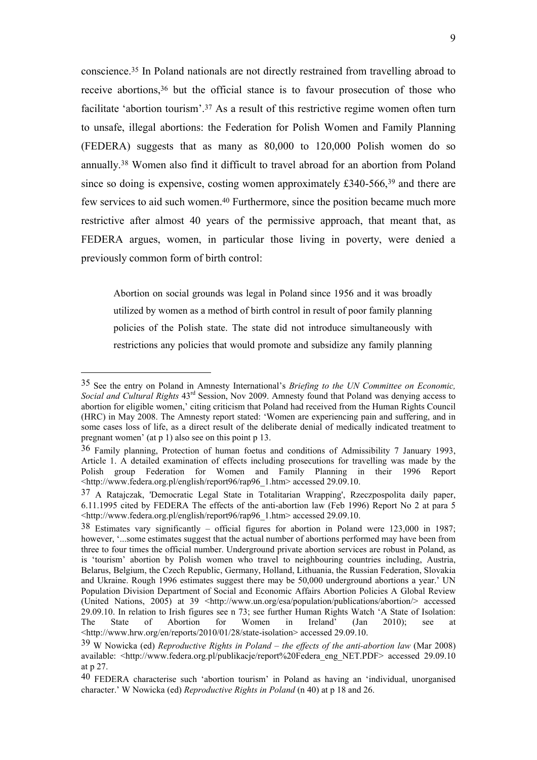conscience.[35] In Poland nationals are not directly restrained from travelling abroad to receive abortions,[36] but the official stance is to favour prosecution of those who facilitate 'abortion tourism'.[37] As a result of this restrictive regime women often turn to unsafe, illegal abortions: the Federation for Polish Women and Family Planning (FEDERA) suggests that as many as 80,000 to 120,000 Polish women do so annually.[38] Women also find it difficult to travel abroad for an abortion from Poland since so doing is expensive, costing women approximately £340-566,[39] and there are few services to aid such women.[40] Furthermore, since the position became much more restrictive after almost 40 years of the permissive approach, that meant that, as FEDERA argues, women, in particular those living in poverty, were denied a previously common form of birth control:

> Abortion on social grounds was legal in Poland since 1956 and it was broadly utilized by women as a method of birth control in result of poor family planning policies of the Polish state. The state did not introduce simultaneously with restrictions any policies that would promote and subsidize any family planning

---

[35] See the entry on Poland in Amnesty International's *Briefing to the UN Committee on Economic, Social and Cultural Rights* 43rd Session, Nov 2009. Amnesty found that Poland was denying access to abortion for eligible women,' citing criticism that Poland had received from the Human Rights Council (HRC) in May 2008. The Amnesty report stated: 'Women are experiencing pain and suffering, and in some cases loss of life, as a direct result of the deliberate denial of medically indicated treatment to pregnant women' (at p 1) also see on this point p 13.

[36] Family planning, Protection of human foetus and conditions of Admissibility 7 January 1993, Article 1. A detailed examination of effects including prosecutions for travelling was made by the Polish group Federation for Women and Family Planning in their 1996 Report <http://www.federa.org.pl/english/report96/rap96_1.htm> accessed 29.09.10.

[37] A Ratajczak, 'Democratic Legal State in Totalitarian Wrapping', Rzeczpospolita daily paper, 6.11.1995 cited by FEDERA The effects of the anti-abortion law (Feb 1996) Report No 2 at para 5 <http://www.federa.org.pl/english/report96/rap96_1.htm> accessed 29.09.10.

[38] Estimates vary significantly – official figures for abortion in Poland were 123,000 in 1987; however, '...some estimates suggest that the actual number of abortions performed may have been from three to four times the official number. Underground private abortion services are robust in Poland, as is 'tourism' abortion by Polish women who travel to neighbouring countries including, Austria, Belarus, Belgium, the Czech Republic, Germany, Holland, Lithuania, the Russian Federation, Slovakia and Ukraine. Rough 1996 estimates suggest there may be 50,000 underground abortions a year.' UN Population Division Department of Social and Economic Affairs Abortion Policies A Global Review (United Nations, 2005) at 39 <http://www.un.org/esa/population/publications/abortion/> accessed 29.09.10. In relation to Irish figures see n 73; see further Human Rights Watch 'A State of Isolation: The State of Abortion for Women in Ireland' (Jan 2010); see at <http://www.hrw.org/en/reports/2010/01/28/state-isolation> accessed 29.09.10.

[39] W Nowicka (ed) *Reproductive Rights in Poland – the effects of the anti-abortion law* (Mar 2008) available: <http://www.federa.org.pl/publikacje/report%20Federa_eng_NET.PDF> accessed 29.09.10 at p 27.

[40] FEDERA characterise such 'abortion tourism' in Poland as having an 'individual, unorganised character.' W Nowicka (ed) *Reproductive Rights in Poland* (n 40) at p 18 and 26.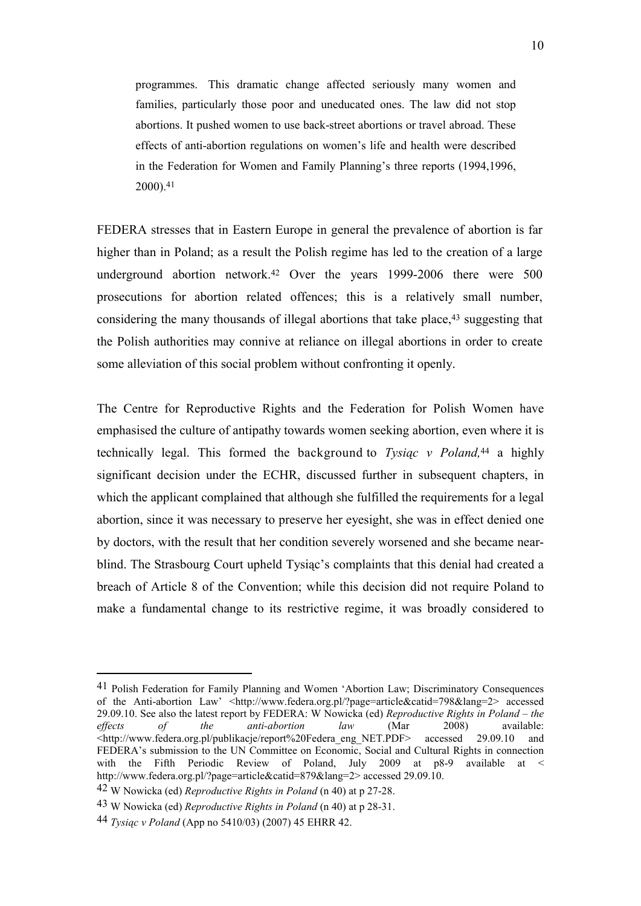> programmes. This dramatic change affected seriously many women and families, particularly those poor and uneducated ones. The law did not stop abortions. It pushed women to use back-street abortions or travel abroad. These effects of anti-abortion regulations on women's life and health were described in the Federation for Women and Family Planning's three reports (1994,1996, 2000).[41]

FEDERA stresses that in Eastern Europe in general the prevalence of abortion is far higher than in Poland; as a result the Polish regime has led to the creation of a large underground abortion network.[42] Over the years 1999-2006 there were 500 prosecutions for abortion related offences; this is a relatively small number, considering the many thousands of illegal abortions that take place,[43] suggesting that the Polish authorities may connive at reliance on illegal abortions in order to create some alleviation of this social problem without confronting it openly.

The Centre for Reproductive Rights and the Federation for Polish Women have emphasised the culture of antipathy towards women seeking abortion, even where it is technically legal. This formed the background to *Tysiąc v Poland,*[44] a highly significant decision under the ECHR, discussed further in subsequent chapters, in which the applicant complained that although she fulfilled the requirements for a legal abortion, since it was necessary to preserve her eyesight, she was in effect denied one by doctors, with the result that her condition severely worsened and she became near-blind. The Strasbourg Court upheld Tysiąc's complaints that this denial had created a breach of Article 8 of the Convention; while this decision did not require Poland to make a fundamental change to its restrictive regime, it was broadly considered to

---

41 Polish Federation for Family Planning and Women 'Abortion Law; Discriminatory Consequences of the Anti-abortion Law' <http://www.federa.org.pl/?page=article&catid=798&lang=2> accessed 29.09.10. See also the latest report by FEDERA: W Nowicka (ed) *Reproductive Rights in Poland – the effects of the anti-abortion law* (Mar 2008) available: <http://www.federa.org.pl/publikacje/report%20Federa_eng_NET.PDF> accessed 29.09.10 and FEDERA's submission to the UN Committee on Economic, Social and Cultural Rights in connection with the Fifth Periodic Review of Poland, July 2009 at p8-9 available at < http://www.federa.org.pl/?page=article&catid=879&lang=2> accessed 29.09.10.

42 W Nowicka (ed) *Reproductive Rights in Poland* (n 40) at p 27-28.

43 W Nowicka (ed) *Reproductive Rights in Poland* (n 40) at p 28-31.

44 *Tysiąc v Poland* (App no 5410/03) (2007) 45 EHRR 42.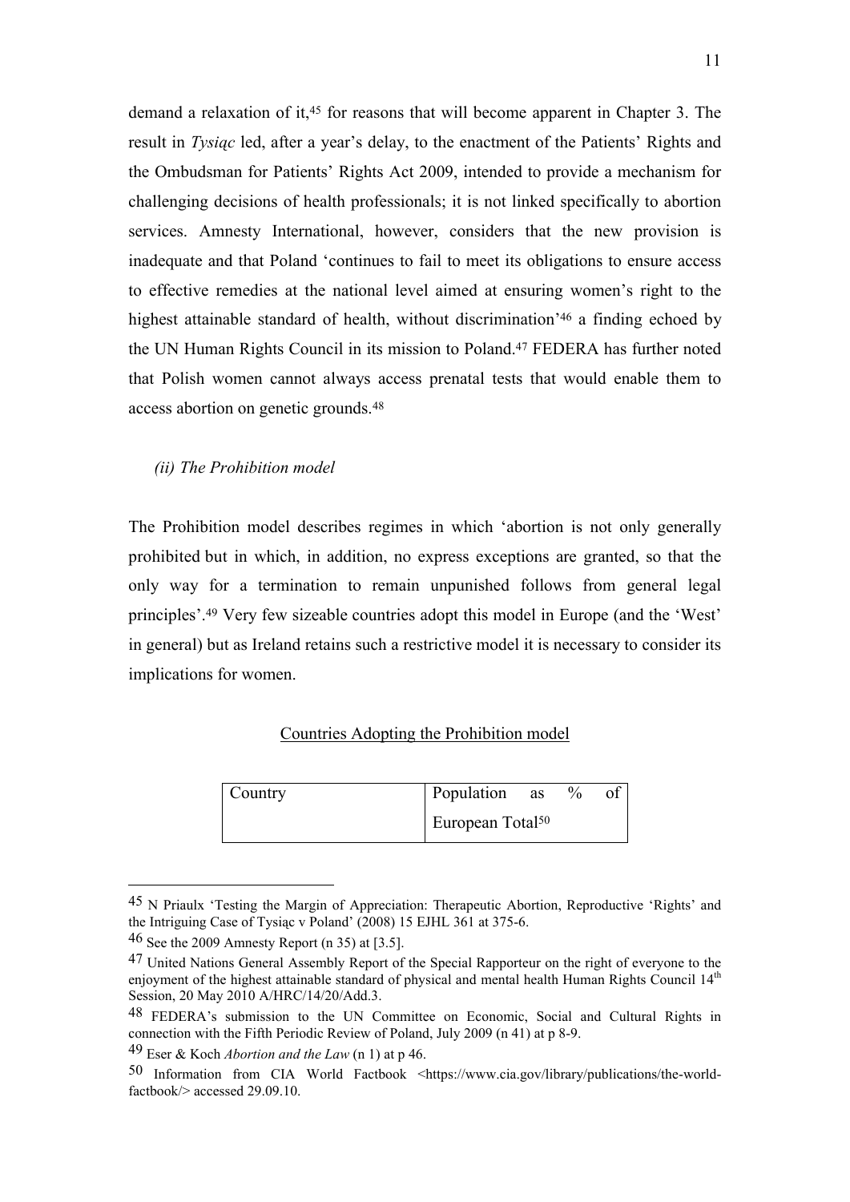demand a relaxation of it,[45] for reasons that will become apparent in Chapter 3. The result in *Tysiąc* led, after a year's delay, to the enactment of the Patients' Rights and the Ombudsman for Patients' Rights Act 2009, intended to provide a mechanism for challenging decisions of health professionals; it is not linked specifically to abortion services. Amnesty International, however, considers that the new provision is inadequate and that Poland 'continues to fail to meet its obligations to ensure access to effective remedies at the national level aimed at ensuring women's right to the highest attainable standard of health, without discrimination'[46] a finding echoed by the UN Human Rights Council in its mission to Poland.[47] FEDERA has further noted that Polish women cannot always access prenatal tests that would enable them to access abortion on genetic grounds.[48]

*(ii) The Prohibition model*

The Prohibition model describes regimes in which 'abortion is not only generally prohibited but in which, in addition, no express exceptions are granted, so that the only way for a termination to remain unpunished follows from general legal principles'.[49] Very few sizeable countries adopt this model in Europe (and the 'West' in general) but as Ireland retains such a restrictive model it is necessary to consider its implications for women.

<u>Countries Adopting the Prohibition model</u>

| Country | Population as % of European Total[50] |
|---|---|

---

[45] N Priaulx 'Testing the Margin of Appreciation: Therapeutic Abortion, Reproductive 'Rights' and the Intriguing Case of Tysiąc v Poland' (2008) 15 EJHL 361 at 375-6.

[46] See the 2009 Amnesty Report (n 35) at [3.5].

[47] United Nations General Assembly Report of the Special Rapporteur on the right of everyone to the enjoyment of the highest attainable standard of physical and mental health Human Rights Council 14th Session, 20 May 2010 A/HRC/14/20/Add.3.

[48] FEDERA's submission to the UN Committee on Economic, Social and Cultural Rights in connection with the Fifth Periodic Review of Poland, July 2009 (n 41) at p 8-9.

[49] Eser & Koch *Abortion and the Law* (n 1) at p 46.

[50] Information from CIA World Factbook <https://www.cia.gov/library/publications/the-world-factbook/> accessed 29.09.10.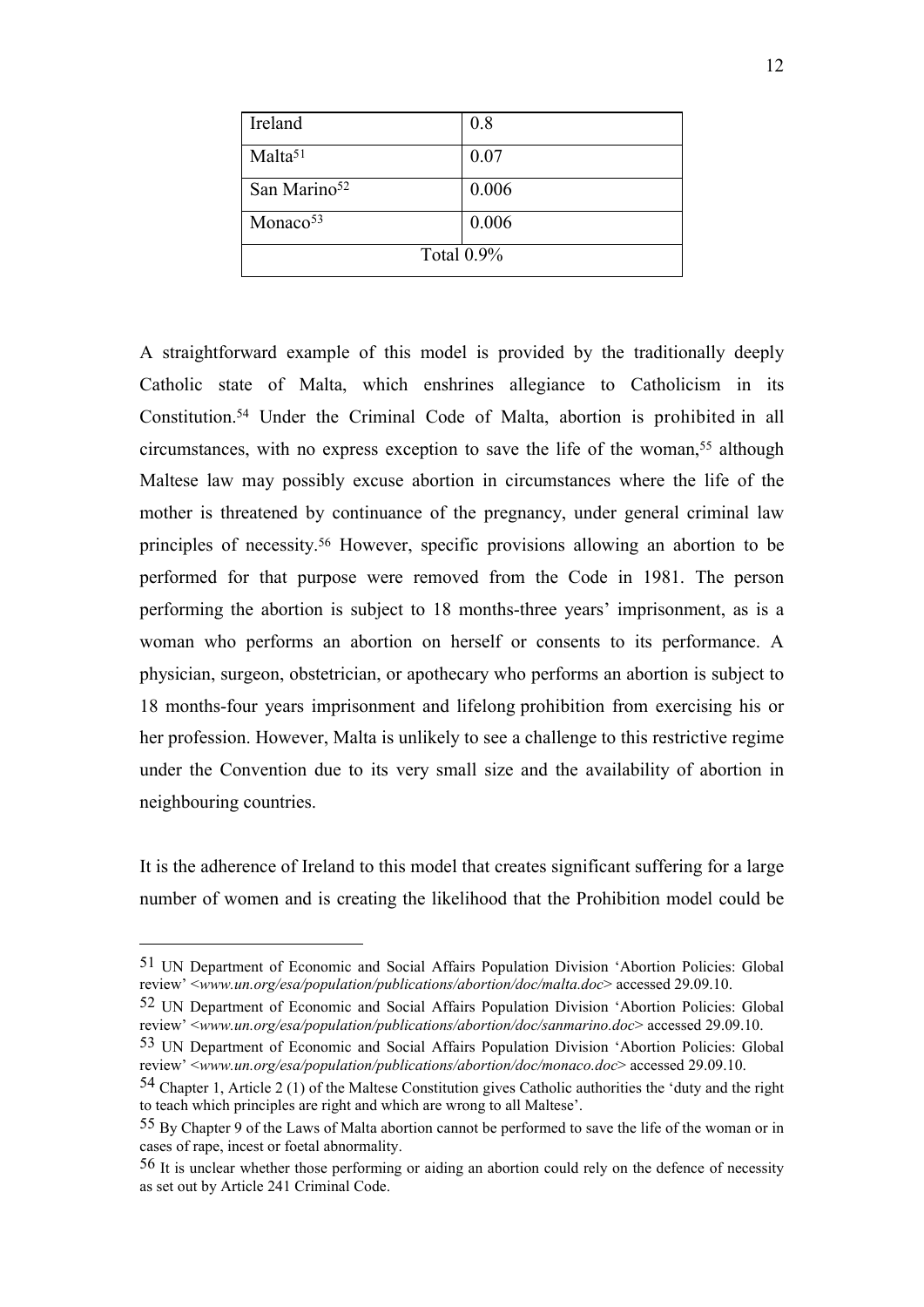| Ireland | 0.8 |
|---|---|
| Malta[51] | 0.07 |
| San Marino[52] | 0.006 |
| Monaco[53] | 0.006 |
| Total 0.9% | |

A straightforward example of this model is provided by the traditionally deeply Catholic state of Malta, which enshrines allegiance to Catholicism in its Constitution.[54] Under the Criminal Code of Malta, abortion is prohibited in all circumstances, with no express exception to save the life of the woman,[55] although Maltese law may possibly excuse abortion in circumstances where the life of the mother is threatened by continuance of the pregnancy, under general criminal law principles of necessity.[56] However, specific provisions allowing an abortion to be performed for that purpose were removed from the Code in 1981. The person performing the abortion is subject to 18 months-three years' imprisonment, as is a woman who performs an abortion on herself or consents to its performance. A physician, surgeon, obstetrician, or apothecary who performs an abortion is subject to 18 months-four years imprisonment and lifelong prohibition from exercising his or her profession. However, Malta is unlikely to see a challenge to this restrictive regime under the Convention due to its very small size and the availability of abortion in neighbouring countries.

It is the adherence of Ireland to this model that creates significant suffering for a large number of women and is creating the likelihood that the Prohibition model could be

---

51 UN Department of Economic and Social Affairs Population Division 'Abortion Policies: Global review' <*www.un.org/esa/population/publications/abortion/doc/malta.doc*> accessed 29.09.10.

52 UN Department of Economic and Social Affairs Population Division 'Abortion Policies: Global review' <*www.un.org/esa/population/publications/abortion/doc/sanmarino.doc*> accessed 29.09.10.

53 UN Department of Economic and Social Affairs Population Division 'Abortion Policies: Global review' <*www.un.org/esa/population/publications/abortion/doc/monaco.doc*> accessed 29.09.10.

54 Chapter 1, Article 2 (1) of the Maltese Constitution gives Catholic authorities the 'duty and the right to teach which principles are right and which are wrong to all Maltese'.

55 By Chapter 9 of the Laws of Malta abortion cannot be performed to save the life of the woman or in cases of rape, incest or foetal abnormality.

56 It is unclear whether those performing or aiding an abortion could rely on the defence of necessity as set out by Article 241 Criminal Code.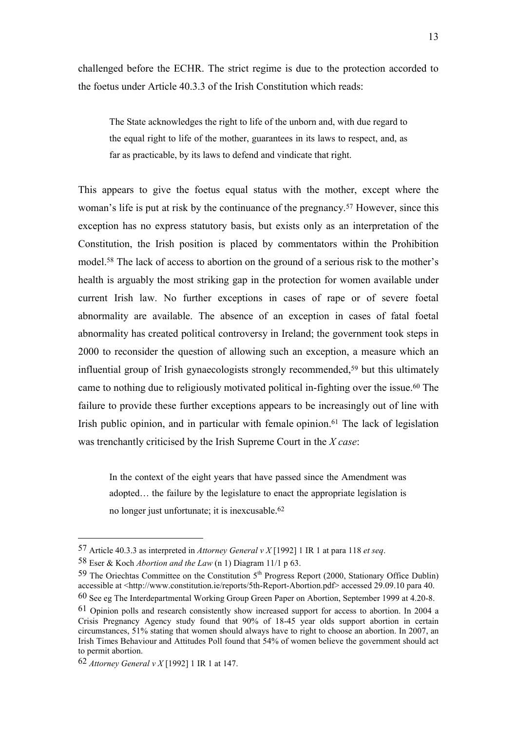challenged before the ECHR. The strict regime is due to the protection accorded to the foetus under Article 40.3.3 of the Irish Constitution which reads:

> The State acknowledges the right to life of the unborn and, with due regard to the equal right to life of the mother, guarantees in its laws to respect, and, as far as practicable, by its laws to defend and vindicate that right.

This appears to give the foetus equal status with the mother, except where the woman's life is put at risk by the continuance of the pregnancy.[57] However, since this exception has no express statutory basis, but exists only as an interpretation of the Constitution, the Irish position is placed by commentators within the Prohibition model.[58] The lack of access to abortion on the ground of a serious risk to the mother's health is arguably the most striking gap in the protection for women available under current Irish law. No further exceptions in cases of rape or of severe foetal abnormality are available. The absence of an exception in cases of fatal foetal abnormality has created political controversy in Ireland; the government took steps in 2000 to reconsider the question of allowing such an exception, a measure which an influential group of Irish gynaecologists strongly recommended,[59] but this ultimately came to nothing due to religiously motivated political in-fighting over the issue.[60] The failure to provide these further exceptions appears to be increasingly out of line with Irish public opinion, and in particular with female opinion.[61] The lack of legislation was trenchantly criticised by the Irish Supreme Court in the *X case*:

> In the context of the eight years that have passed since the Amendment was adopted… the failure by the legislature to enact the appropriate legislation is no longer just unfortunate; it is inexcusable.[62]

---

57 Article 40.3.3 as interpreted in *Attorney General v X* [1992] 1 IR 1 at para 118 *et seq*.

58 Eser & Koch *Abortion and the Law* (n 1) Diagram 11/1 p 63.

59 The Oriechtas Committee on the Constitution 5th Progress Report (2000, Stationary Office Dublin) accessible at <http://www.constitution.ie/reports/5th-Report-Abortion.pdf> accessed 29.09.10 para 40.

60 See eg The Interdepartmental Working Group Green Paper on Abortion, September 1999 at 4.20-8.

61 Opinion polls and research consistently show increased support for access to abortion. In 2004 a Crisis Pregnancy Agency study found that 90% of 18-45 year olds support abortion in certain circumstances, 51% stating that women should always have to right to choose an abortion. In 2007, an Irish Times Behaviour and Attitudes Poll found that 54% of women believe the government should act to permit abortion.

62 *Attorney General v X* [1992] 1 IR 1 at 147.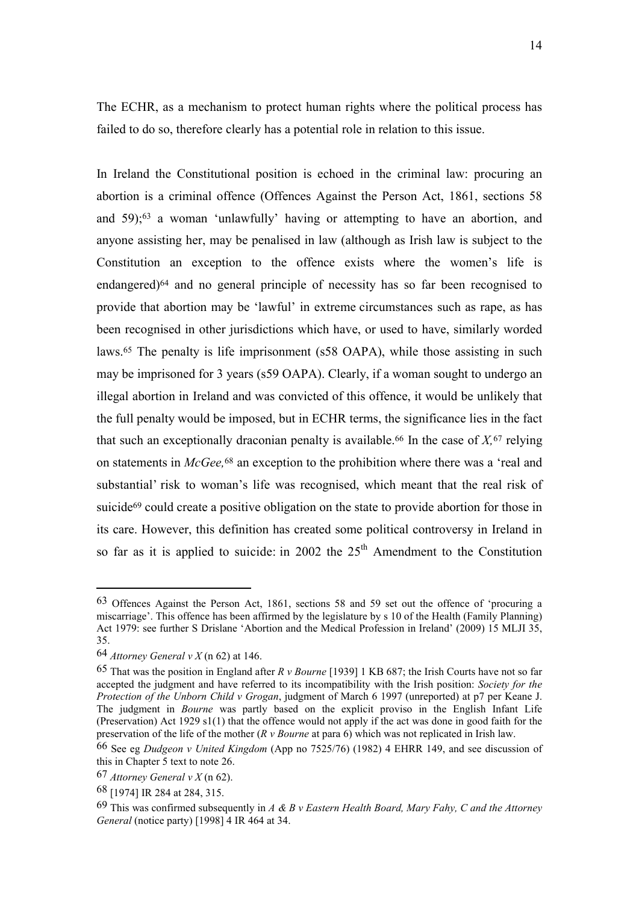The ECHR, as a mechanism to protect human rights where the political process has failed to do so, therefore clearly has a potential role in relation to this issue.

In Ireland the Constitutional position is echoed in the criminal law: procuring an abortion is a criminal offence (Offences Against the Person Act, 1861, sections 58 and 59);[63] a woman 'unlawfully' having or attempting to have an abortion, and anyone assisting her, may be penalised in law (although as Irish law is subject to the Constitution an exception to the offence exists where the women's life is endangered)[64] and no general principle of necessity has so far been recognised to provide that abortion may be 'lawful' in extreme circumstances such as rape, as has been recognised in other jurisdictions which have, or used to have, similarly worded laws.[65] The penalty is life imprisonment (s58 OAPA), while those assisting in such may be imprisoned for 3 years (s59 OAPA). Clearly, if a woman sought to undergo an illegal abortion in Ireland and was convicted of this offence, it would be unlikely that the full penalty would be imposed, but in ECHR terms, the significance lies in the fact that such an exceptionally draconian penalty is available.[66] In the case of *X,*[67] relying on statements in *McGee,*[68] an exception to the prohibition where there was a 'real and substantial' risk to woman's life was recognised, which meant that the real risk of suicide[69] could create a positive obligation on the state to provide abortion for those in its care. However, this definition has created some political controversy in Ireland in so far as it is applied to suicide: in 2002 the 25$^{th}$ Amendment to the Constitution

---

[63] Offences Against the Person Act, 1861, sections 58 and 59 set out the offence of 'procuring a miscarriage'. This offence has been affirmed by the legislature by s 10 of the Health (Family Planning) Act 1979: see further S Drislane 'Abortion and the Medical Profession in Ireland' (2009) 15 MLJI 35, 35.

[64] *Attorney General v X* (n 62) at 146.

[65] That was the position in England after *R v Bourne* [1939] 1 KB 687; the Irish Courts have not so far accepted the judgment and have referred to its incompatibility with the Irish position: *Society for the Protection of the Unborn Child v Grogan*, judgment of March 6 1997 (unreported) at p7 per Keane J. The judgment in *Bourne* was partly based on the explicit proviso in the English Infant Life (Preservation) Act 1929 s1(1) that the offence would not apply if the act was done in good faith for the preservation of the life of the mother (*R v Bourne* at para 6) which was not replicated in Irish law.

[66] See eg *Dudgeon v United Kingdom* (App no 7525/76) (1982) 4 EHRR 149, and see discussion of this in Chapter 5 text to note 26.

[67] *Attorney General v X* (n 62).

[68] [1974] IR 284 at 284, 315.

[69] This was confirmed subsequently in *A & B v Eastern Health Board, Mary Fahy, C and the Attorney General* (notice party) [1998] 4 IR 464 at 34.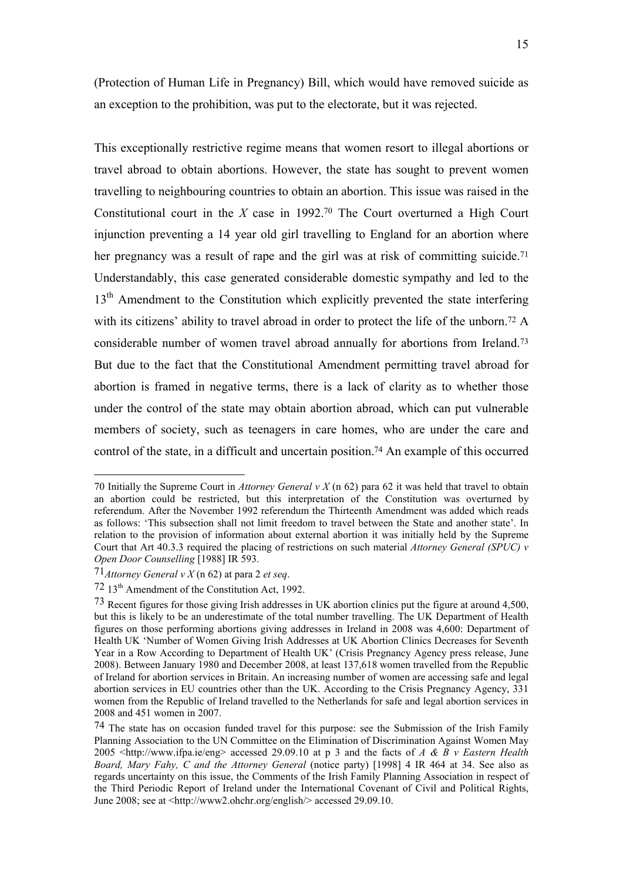(Protection of Human Life in Pregnancy) Bill, which would have removed suicide as an exception to the prohibition, was put to the electorate, but it was rejected.

This exceptionally restrictive regime means that women resort to illegal abortions or travel abroad to obtain abortions. However, the state has sought to prevent women travelling to neighbouring countries to obtain an abortion. This issue was raised in the Constitutional court in the *X* case in 1992.[70] The Court overturned a High Court injunction preventing a 14 year old girl travelling to England for an abortion where her pregnancy was a result of rape and the girl was at risk of committing suicide.[71] Understandably, this case generated considerable domestic sympathy and led to the 13th Amendment to the Constitution which explicitly prevented the state interfering with its citizens' ability to travel abroad in order to protect the life of the unborn.[72] A considerable number of women travel abroad annually for abortions from Ireland.[73] But due to the fact that the Constitutional Amendment permitting travel abroad for abortion is framed in negative terms, there is a lack of clarity as to whether those under the control of the state may obtain abortion abroad, which can put vulnerable members of society, such as teenagers in care homes, who are under the care and control of the state, in a difficult and uncertain position.[74] An example of this occurred

---

70 Initially the Supreme Court in *Attorney General v X* (n 62) para 62 it was held that travel to obtain an abortion could be restricted, but this interpretation of the Constitution was overturned by referendum. After the November 1992 referendum the Thirteenth Amendment was added which reads as follows: 'This subsection shall not limit freedom to travel between the State and another state'. In relation to the provision of information about external abortion it was initially held by the Supreme Court that Art 40.3.3 required the placing of restrictions on such material *Attorney General (SPUC) v Open Door Counselling* [1988] IR 593.

71 *Attorney General v X* (n 62) at para 2 *et seq*.

72 13th Amendment of the Constitution Act, 1992.

73 Recent figures for those giving Irish addresses in UK abortion clinics put the figure at around 4,500, but this is likely to be an underestimate of the total number travelling. The UK Department of Health figures on those performing abortions giving addresses in Ireland in 2008 was 4,600: Department of Health UK 'Number of Women Giving Irish Addresses at UK Abortion Clinics Decreases for Seventh Year in a Row According to Department of Health UK' (Crisis Pregnancy Agency press release, June 2008). Between January 1980 and December 2008, at least 137,618 women travelled from the Republic of Ireland for abortion services in Britain. An increasing number of women are accessing safe and legal abortion services in EU countries other than the UK. According to the Crisis Pregnancy Agency, 331 women from the Republic of Ireland travelled to the Netherlands for safe and legal abortion services in 2008 and 451 women in 2007.

74 The state has on occasion funded travel for this purpose: see the Submission of the Irish Family Planning Association to the UN Committee on the Elimination of Discrimination Against Women May 2005 <http://www.ifpa.ie/eng> accessed 29.09.10 at p 3 and the facts of *A & B v Eastern Health Board, Mary Fahy, C and the Attorney General* (notice party) [1998] 4 IR 464 at 34. See also as regards uncertainty on this issue, the Comments of the Irish Family Planning Association in respect of the Third Periodic Report of Ireland under the International Covenant of Civil and Political Rights, June 2008; see at <http://www2.ohchr.org/english/> accessed 29.09.10.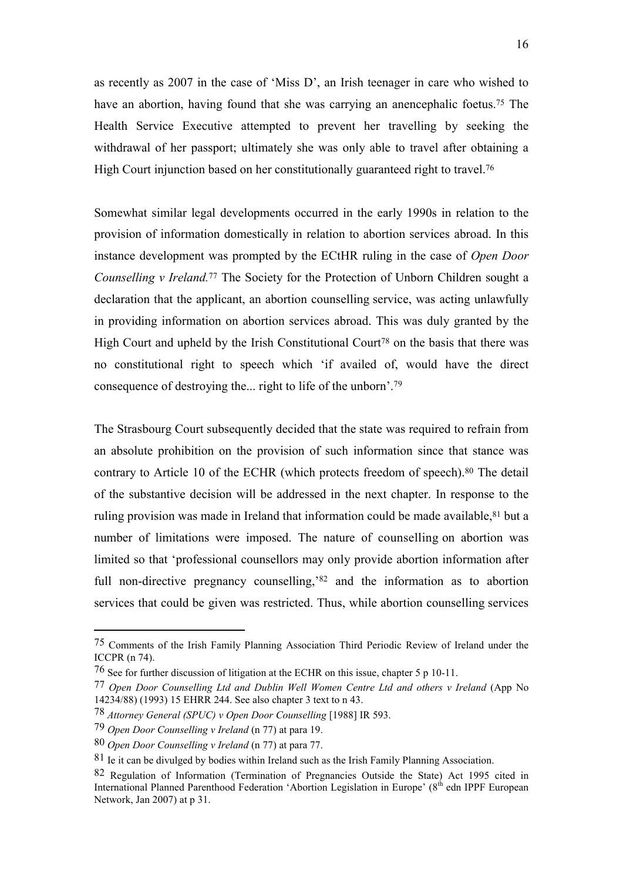as recently as 2007 in the case of 'Miss D', an Irish teenager in care who wished to have an abortion, having found that she was carrying an anencephalic foetus.[75] The Health Service Executive attempted to prevent her travelling by seeking the withdrawal of her passport; ultimately she was only able to travel after obtaining a High Court injunction based on her constitutionally guaranteed right to travel.[76]

Somewhat similar legal developments occurred in the early 1990s in relation to the provision of information domestically in relation to abortion services abroad. In this instance development was prompted by the ECtHR ruling in the case of *Open Door Counselling v Ireland.*[77] The Society for the Protection of Unborn Children sought a declaration that the applicant, an abortion counselling service, was acting unlawfully in providing information on abortion services abroad. This was duly granted by the High Court and upheld by the Irish Constitutional Court[78] on the basis that there was no constitutional right to speech which 'if availed of, would have the direct consequence of destroying the... right to life of the unborn'.[79]

The Strasbourg Court subsequently decided that the state was required to refrain from an absolute prohibition on the provision of such information since that stance was contrary to Article 10 of the ECHR (which protects freedom of speech).[80] The detail of the substantive decision will be addressed in the next chapter. In response to the ruling provision was made in Ireland that information could be made available,[81] but a number of limitations were imposed. The nature of counselling on abortion was limited so that 'professional counsellors may only provide abortion information after full non-directive pregnancy counselling,'[82] and the information as to abortion services that could be given was restricted. Thus, while abortion counselling services

---

[75] Comments of the Irish Family Planning Association Third Periodic Review of Ireland under the ICCPR (n 74).

[76] See for further discussion of litigation at the ECHR on this issue, chapter 5 p 10-11.

[77] *Open Door Counselling Ltd and Dublin Well Women Centre Ltd and others v Ireland* (App No 14234/88) (1993) 15 EHRR 244. See also chapter 3 text to n 43.

[78] *Attorney General (SPUC) v Open Door Counselling* [1988] IR 593.

[79] *Open Door Counselling v Ireland* (n 77) at para 19.

[80] *Open Door Counselling v Ireland* (n 77) at para 77.

[81] Ie it can be divulged by bodies within Ireland such as the Irish Family Planning Association.

[82] Regulation of Information (Termination of Pregnancies Outside the State) Act 1995 cited in International Planned Parenthood Federation 'Abortion Legislation in Europe' (8th edn IPPF European Network, Jan 2007) at p 31.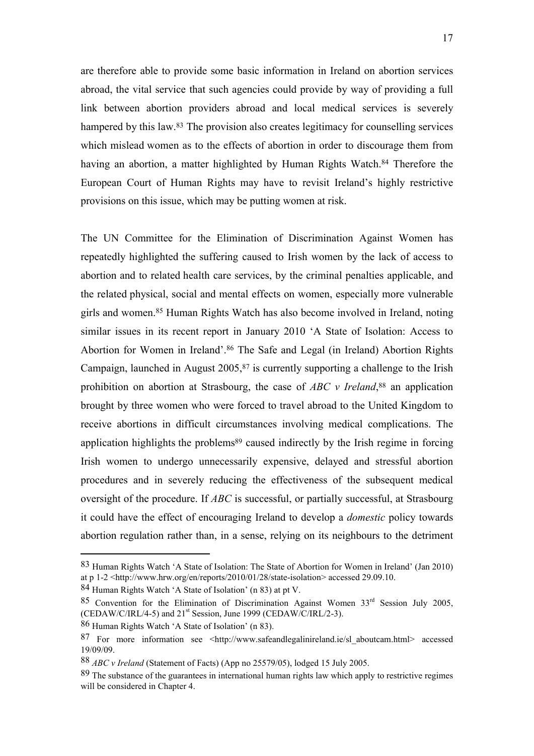are therefore able to provide some basic information in Ireland on abortion services abroad, the vital service that such agencies could provide by way of providing a full link between abortion providers abroad and local medical services is severely hampered by this law.[83] The provision also creates legitimacy for counselling services which mislead women as to the effects of abortion in order to discourage them from having an abortion, a matter highlighted by Human Rights Watch.[84] Therefore the European Court of Human Rights may have to revisit Ireland's highly restrictive provisions on this issue, which may be putting women at risk.

The UN Committee for the Elimination of Discrimination Against Women has repeatedly highlighted the suffering caused to Irish women by the lack of access to abortion and to related health care services, by the criminal penalties applicable, and the related physical, social and mental effects on women, especially more vulnerable girls and women.[85] Human Rights Watch has also become involved in Ireland, noting similar issues in its recent report in January 2010 'A State of Isolation: Access to Abortion for Women in Ireland'.[86] The Safe and Legal (in Ireland) Abortion Rights Campaign, launched in August 2005,[87] is currently supporting a challenge to the Irish prohibition on abortion at Strasbourg, the case of *ABC v Ireland*,[88] an application brought by three women who were forced to travel abroad to the United Kingdom to receive abortions in difficult circumstances involving medical complications. The application highlights the problems[89] caused indirectly by the Irish regime in forcing Irish women to undergo unnecessarily expensive, delayed and stressful abortion procedures and in severely reducing the effectiveness of the subsequent medical oversight of the procedure. If *ABC* is successful, or partially successful, at Strasbourg it could have the effect of encouraging Ireland to develop a *domestic* policy towards abortion regulation rather than, in a sense, relying on its neighbours to the detriment

---

[83] Human Rights Watch 'A State of Isolation: The State of Abortion for Women in Ireland' (Jan 2010) at p 1-2 <http://www.hrw.org/en/reports/2010/01/28/state-isolation> accessed 29.09.10.

[84] Human Rights Watch 'A State of Isolation' (n 83) at pt V.

[85] Convention for the Elimination of Discrimination Against Women 33rd Session July 2005, (CEDAW/C/IRL/4-5) and 21st Session, June 1999 (CEDAW/C/IRL/2-3).

[86] Human Rights Watch 'A State of Isolation' (n 83).

[87] For more information see <http://www.safeandlegalinireland.ie/sl_aboutcam.html> accessed 19/09/09.

[88] *ABC v Ireland* (Statement of Facts) (App no 25579/05), lodged 15 July 2005.

[89] The substance of the guarantees in international human rights law which apply to restrictive regimes will be considered in Chapter 4.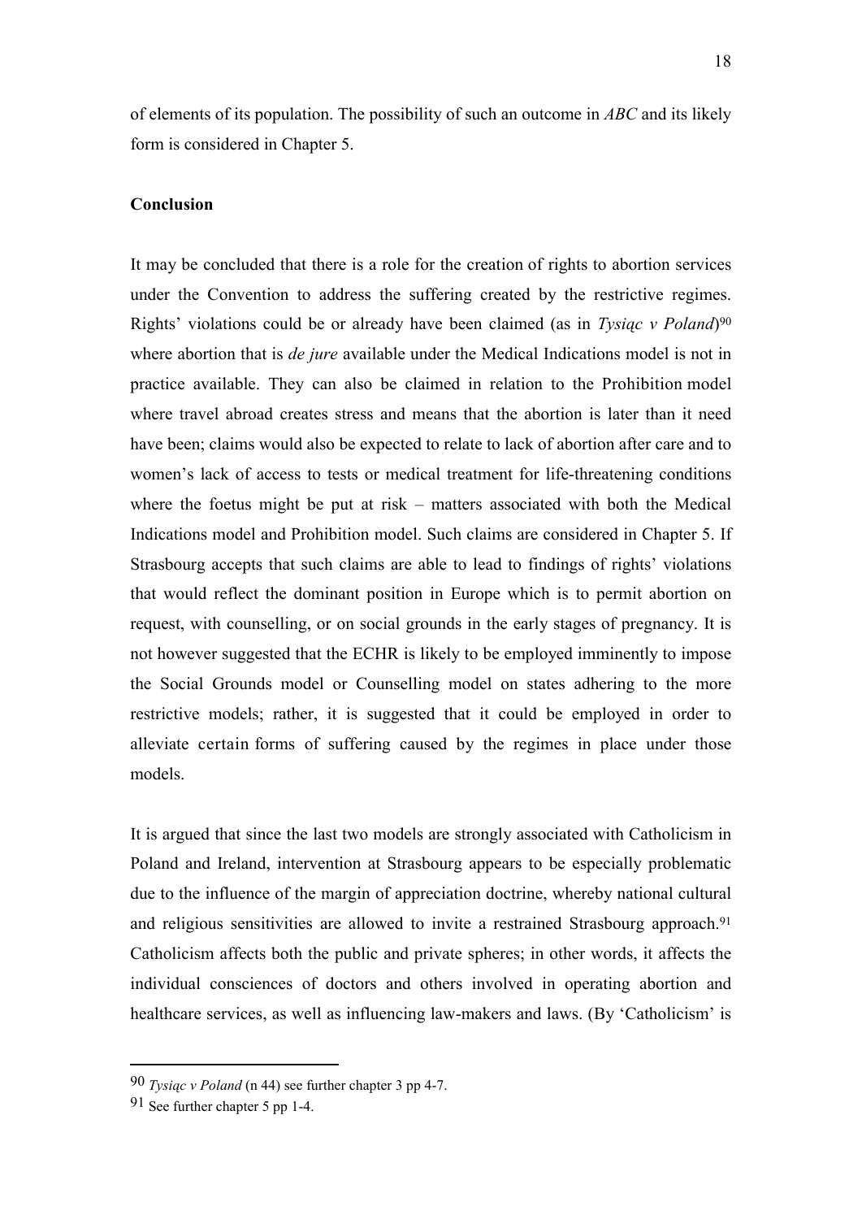of elements of its population. The possibility of such an outcome in *ABC* and its likely form is considered in Chapter 5.

**Conclusion**

It may be concluded that there is a role for the creation of rights to abortion services under the Convention to address the suffering created by the restrictive regimes. Rights' violations could be or already have been claimed (as in *Tysiąc v Poland*)[90] where abortion that is *de jure* available under the Medical Indications model is not in practice available. They can also be claimed in relation to the Prohibition model where travel abroad creates stress and means that the abortion is later than it need have been; claims would also be expected to relate to lack of abortion after care and to women's lack of access to tests or medical treatment for life-threatening conditions where the foetus might be put at risk – matters associated with both the Medical Indications model and Prohibition model. Such claims are considered in Chapter 5. If Strasbourg accepts that such claims are able to lead to findings of rights' violations that would reflect the dominant position in Europe which is to permit abortion on request, with counselling, or on social grounds in the early stages of pregnancy. It is not however suggested that the ECHR is likely to be employed imminently to impose the Social Grounds model or Counselling model on states adhering to the more restrictive models; rather, it is suggested that it could be employed in order to alleviate certain forms of suffering caused by the regimes in place under those models.

It is argued that since the last two models are strongly associated with Catholicism in Poland and Ireland, intervention at Strasbourg appears to be especially problematic due to the influence of the margin of appreciation doctrine, whereby national cultural and religious sensitivities are allowed to invite a restrained Strasbourg approach.[91] Catholicism affects both the public and private spheres; in other words, it affects the individual consciences of doctors and others involved in operating abortion and healthcare services, as well as influencing law-makers and laws. (By 'Catholicism' is

---

[90] *Tysiąc v Poland* (n 44) see further chapter 3 pp 4-7.

[91] See further chapter 5 pp 1-4.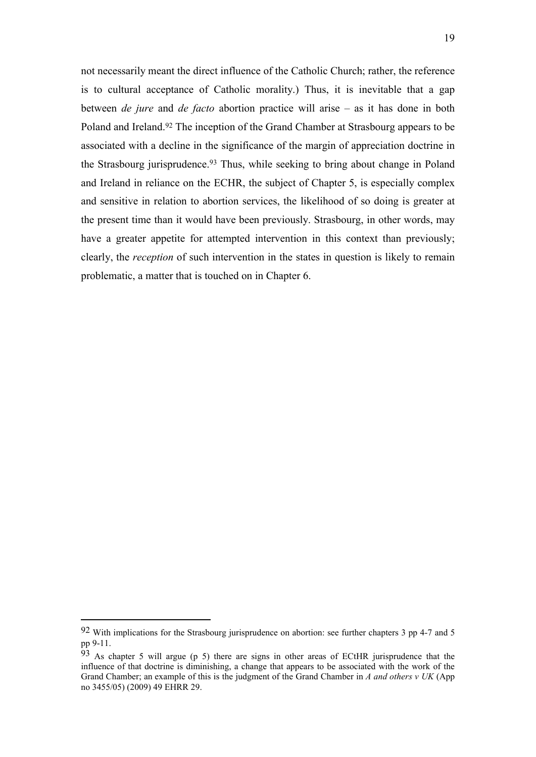not necessarily meant the direct influence of the Catholic Church; rather, the reference is to cultural acceptance of Catholic morality.) Thus, it is inevitable that a gap between *de jure* and *de facto* abortion practice will arise – as it has done in both Poland and Ireland.[92] The inception of the Grand Chamber at Strasbourg appears to be associated with a decline in the significance of the margin of appreciation doctrine in the Strasbourg jurisprudence.[93] Thus, while seeking to bring about change in Poland and Ireland in reliance on the ECHR, the subject of Chapter 5, is especially complex and sensitive in relation to abortion services, the likelihood of so doing is greater at the present time than it would have been previously. Strasbourg, in other words, may have a greater appetite for attempted intervention in this context than previously; clearly, the *reception* of such intervention in the states in question is likely to remain problematic, a matter that is touched on in Chapter 6.

---

[92] With implications for the Strasbourg jurisprudence on abortion: see further chapters 3 pp 4-7 and 5 pp 9-11.

[93] As chapter 5 will argue (p 5) there are signs in other areas of ECtHR jurisprudence that the influence of that doctrine is diminishing, a change that appears to be associated with the work of the Grand Chamber; an example of this is the judgment of the Grand Chamber in *A and others v UK* (App no 3455/05) (2009) 49 EHRR 29.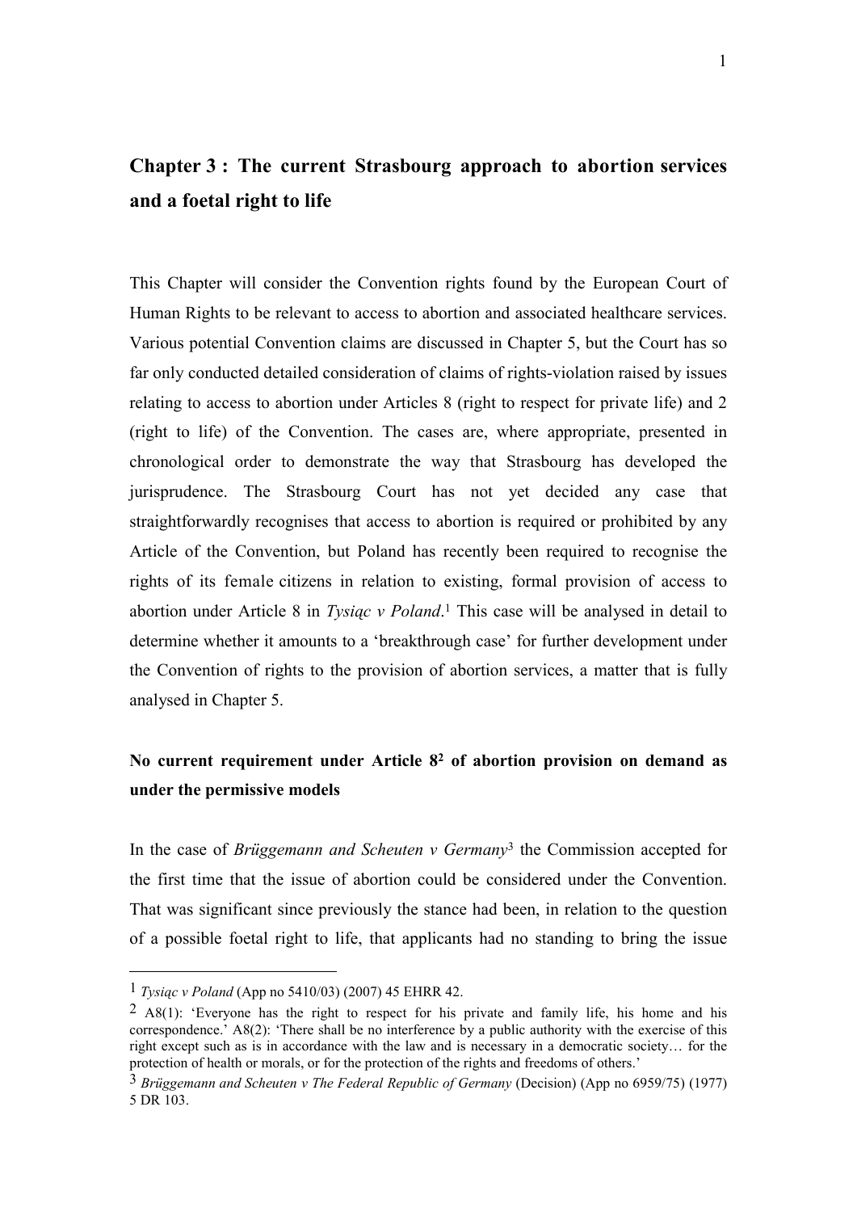## Chapter 3 : The current Strasbourg approach to abortion services and a foetal right to life

This Chapter will consider the Convention rights found by the European Court of Human Rights to be relevant to access to abortion and associated healthcare services. Various potential Convention claims are discussed in Chapter 5, but the Court has so far only conducted detailed consideration of claims of rights-violation raised by issues relating to access to abortion under Articles 8 (right to respect for private life) and 2 (right to life) of the Convention. The cases are, where appropriate, presented in chronological order to demonstrate the way that Strasbourg has developed the jurisprudence. The Strasbourg Court has not yet decided any case that straightforwardly recognises that access to abortion is required or prohibited by any Article of the Convention, but Poland has recently been required to recognise the rights of its female citizens in relation to existing, formal provision of access to abortion under Article 8 in *Tysiąc v Poland*.[1] This case will be analysed in detail to determine whether it amounts to a 'breakthrough case' for further development under the Convention of rights to the provision of abortion services, a matter that is fully analysed in Chapter 5.

### No current requirement under Article 8[2] of abortion provision on demand as under the permissive models

In the case of *Brüggemann and Scheuten v Germany*[3] the Commission accepted for the first time that the issue of abortion could be considered under the Convention. That was significant since previously the stance had been, in relation to the question of a possible foetal right to life, that applicants had no standing to bring the issue

---

[1] *Tysiąc v Poland* (App no 5410/03) (2007) 45 EHRR 42.

[2] A8(1): 'Everyone has the right to respect for his private and family life, his home and his correspondence.' A8(2): 'There shall be no interference by a public authority with the exercise of this right except such as is in accordance with the law and is necessary in a democratic society… for the protection of health or morals, or for the protection of the rights and freedoms of others.'

[3] *Brüggemann and Scheuten v The Federal Republic of Germany* (Decision) (App no 6959/75) (1977) 5 DR 103.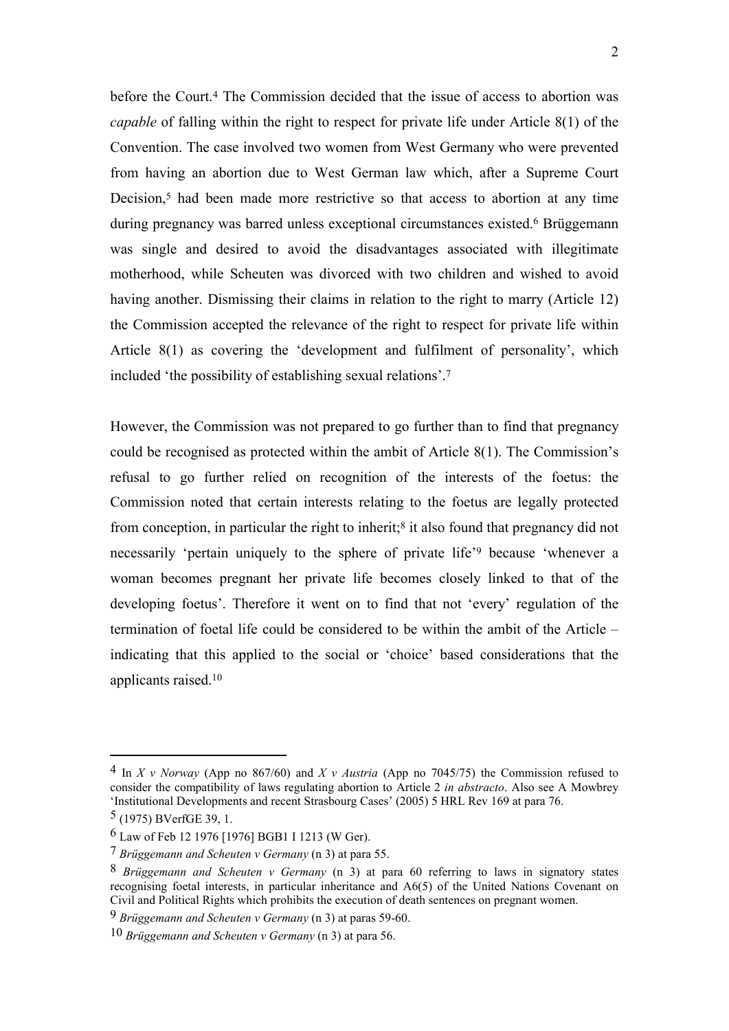before the Court.[4] The Commission decided that the issue of access to abortion was *capable* of falling within the right to respect for private life under Article 8(1) of the Convention. The case involved two women from West Germany who were prevented from having an abortion due to West German law which, after a Supreme Court Decision,[5] had been made more restrictive so that access to abortion at any time during pregnancy was barred unless exceptional circumstances existed.[6] Brüggemann was single and desired to avoid the disadvantages associated with illegitimate motherhood, while Scheuten was divorced with two children and wished to avoid having another. Dismissing their claims in relation to the right to marry (Article 12) the Commission accepted the relevance of the right to respect for private life within Article 8(1) as covering the 'development and fulfilment of personality', which included 'the possibility of establishing sexual relations'.[7]

However, the Commission was not prepared to go further than to find that pregnancy could be recognised as protected within the ambit of Article 8(1). The Commission's refusal to go further relied on recognition of the interests of the foetus: the Commission noted that certain interests relating to the foetus are legally protected from conception, in particular the right to inherit;[8] it also found that pregnancy did not necessarily 'pertain uniquely to the sphere of private life'[9] because 'whenever a woman becomes pregnant her private life becomes closely linked to that of the developing foetus'. Therefore it went on to find that not 'every' regulation of the termination of foetal life could be considered to be within the ambit of the Article – indicating that this applied to the social or 'choice' based considerations that the applicants raised.[10]

---

[4] In *X v Norway* (App no 867/60) and *X v Austria* (App no 7045/75) the Commission refused to consider the compatibility of laws regulating abortion to Article 2 *in abstracto*. Also see A Mowbrey 'Institutional Developments and recent Strasbourg Cases' (2005) 5 HRL Rev 169 at para 76.

[5] (1975) BVerfGE 39, 1.

[6] Law of Feb 12 1976 [1976] BGB1 I 1213 (W Ger).

[7] *Brüggemann and Scheuten v Germany* (n 3) at para 55.

[8] *Brüggemann and Scheuten v Germany* (n 3) at para 60 referring to laws in signatory states recognising foetal interests, in particular inheritance and A6(5) of the United Nations Covenant on Civil and Political Rights which prohibits the execution of death sentences on pregnant women.

[9] *Brüggemann and Scheuten v Germany* (n 3) at paras 59-60.

[10] *Brüggemann and Scheuten v Germany* (n 3) at para 56.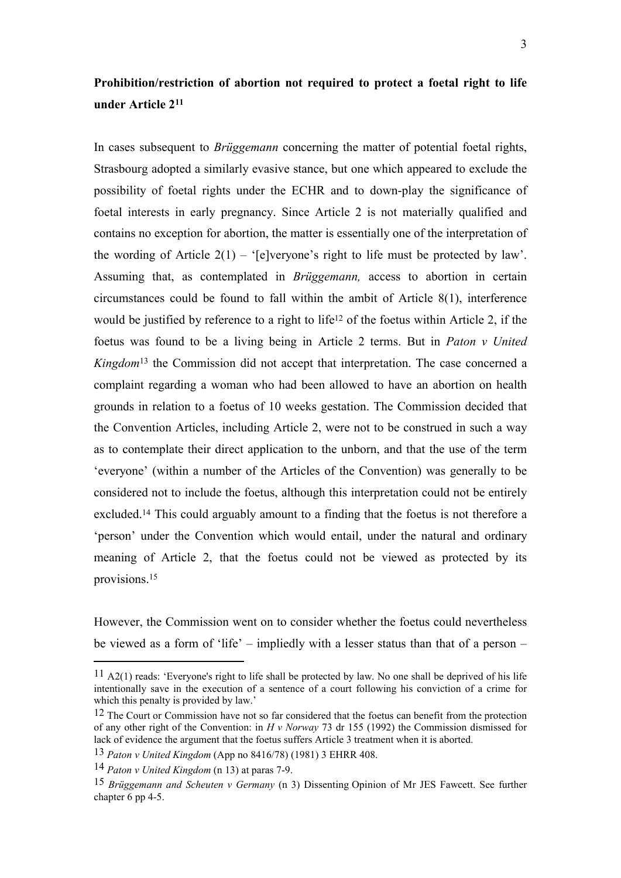**Prohibition/restriction of abortion not required to protect a foetal right to life under Article 2**[11]

In cases subsequent to *Brüggemann* concerning the matter of potential foetal rights, Strasbourg adopted a similarly evasive stance, but one which appeared to exclude the possibility of foetal rights under the ECHR and to down-play the significance of foetal interests in early pregnancy. Since Article 2 is not materially qualified and contains no exception for abortion, the matter is essentially one of the interpretation of the wording of Article 2(1) – '[e]veryone's right to life must be protected by law'. Assuming that, as contemplated in *Brüggemann,* access to abortion in certain circumstances could be found to fall within the ambit of Article 8(1), interference would be justified by reference to a right to life[12] of the foetus within Article 2, if the foetus was found to be a living being in Article 2 terms. But in *Paton v United Kingdom*[13] the Commission did not accept that interpretation. The case concerned a complaint regarding a woman who had been allowed to have an abortion on health grounds in relation to a foetus of 10 weeks gestation. The Commission decided that the Convention Articles, including Article 2, were not to be construed in such a way as to contemplate their direct application to the unborn, and that the use of the term 'everyone' (within a number of the Articles of the Convention) was generally to be considered not to include the foetus, although this interpretation could not be entirely excluded.[14] This could arguably amount to a finding that the foetus is not therefore a 'person' under the Convention which would entail, under the natural and ordinary meaning of Article 2, that the foetus could not be viewed as protected by its provisions.[15]

However, the Commission went on to consider whether the foetus could nevertheless be viewed as a form of 'life' – impliedly with a lesser status than that of a person –

---

[11] A2(1) reads: 'Everyone's right to life shall be protected by law. No one shall be deprived of his life intentionally save in the execution of a sentence of a court following his conviction of a crime for which this penalty is provided by law.'

[12] The Court or Commission have not so far considered that the foetus can benefit from the protection of any other right of the Convention: in *H v Norway* 73 dr 155 (1992) the Commission dismissed for lack of evidence the argument that the foetus suffers Article 3 treatment when it is aborted.

[13] *Paton v United Kingdom* (App no 8416/78) (1981) 3 EHRR 408.

[14] *Paton v United Kingdom* (n 13) at paras 7-9.

[15] *Brüggemann and Scheuten v Germany* (n 3) Dissenting Opinion of Mr JES Fawcett. See further chapter 6 pp 4-5.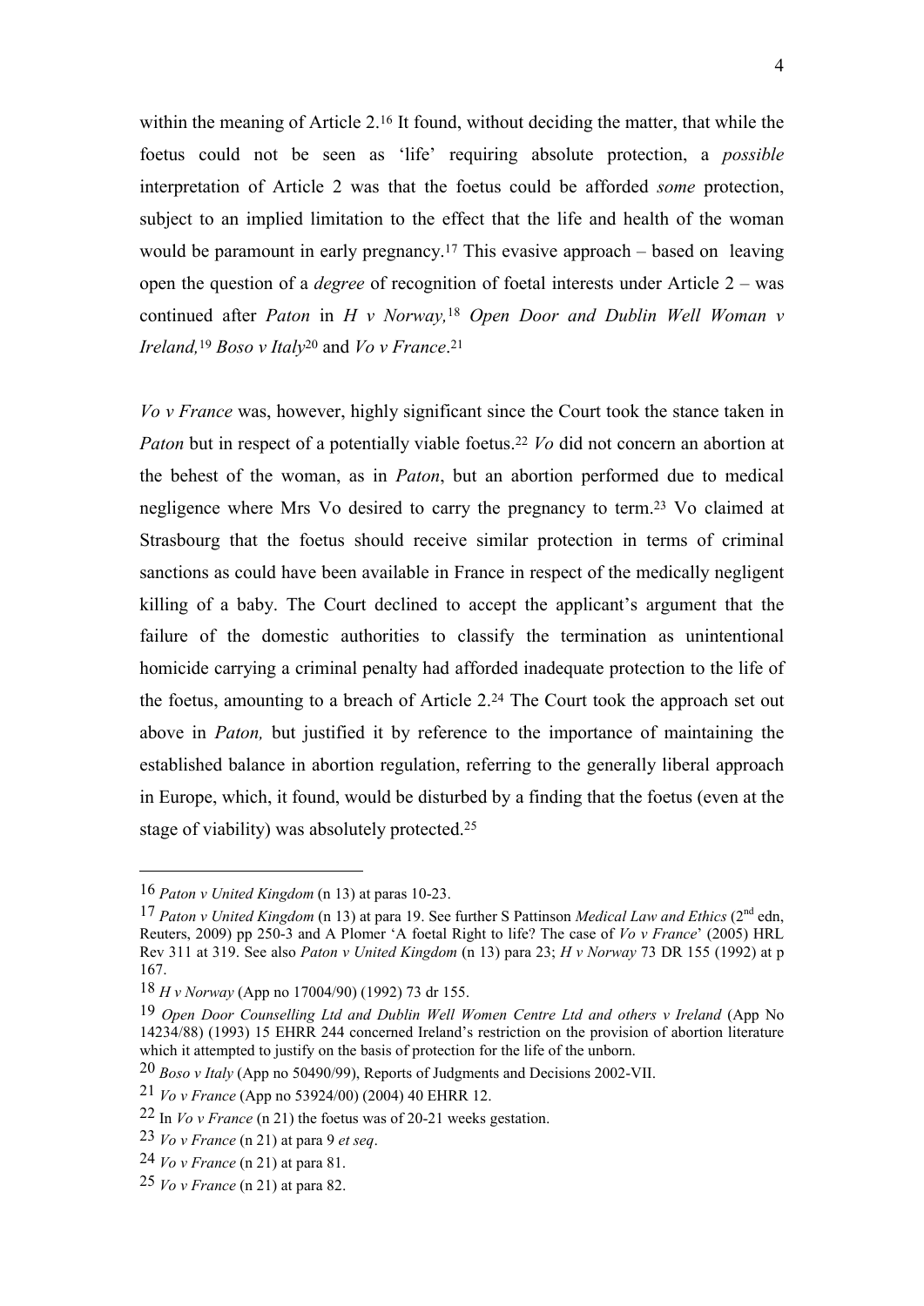within the meaning of Article 2.[16] It found, without deciding the matter, that while the foetus could not be seen as 'life' requiring absolute protection, a *possible* interpretation of Article 2 was that the foetus could be afforded *some* protection, subject to an implied limitation to the effect that the life and health of the woman would be paramount in early pregnancy.[17] This evasive approach – based on leaving open the question of a *degree* of recognition of foetal interests under Article 2 – was continued after *Paton* in *H v Norway,*[18] *Open Door and Dublin Well Woman v Ireland,*[19] *Boso v Italy*[20] and *Vo v France*.[21]

*Vo v France* was, however, highly significant since the Court took the stance taken in *Paton* but in respect of a potentially viable foetus.[22] *Vo* did not concern an abortion at the behest of the woman, as in *Paton*, but an abortion performed due to medical negligence where Mrs Vo desired to carry the pregnancy to term.[23] Vo claimed at Strasbourg that the foetus should receive similar protection in terms of criminal sanctions as could have been available in France in respect of the medically negligent killing of a baby. The Court declined to accept the applicant's argument that the failure of the domestic authorities to classify the termination as unintentional homicide carrying a criminal penalty had afforded inadequate protection to the life of the foetus, amounting to a breach of Article 2.[24] The Court took the approach set out above in *Paton,* but justified it by reference to the importance of maintaining the established balance in abortion regulation, referring to the generally liberal approach in Europe, which, it found, would be disturbed by a finding that the foetus (even at the stage of viability) was absolutely protected.[25]

---

16 *Paton v United Kingdom* (n 13) at paras 10-23.

17 *Paton v United Kingdom* (n 13) at para 19. See further S Pattinson *Medical Law and Ethics* (2nd edn, Reuters, 2009) pp 250-3 and A Plomer 'A foetal Right to life? The case of *Vo v France*' (2005) HRL Rev 311 at 319. See also *Paton v United Kingdom* (n 13) para 23; *H v Norway* 73 DR 155 (1992) at p 167.

18 *H v Norway* (App no 17004/90) (1992) 73 dr 155.

19 *Open Door Counselling Ltd and Dublin Well Women Centre Ltd and others v Ireland* (App No 14234/88) (1993) 15 EHRR 244 concerned Ireland's restriction on the provision of abortion literature which it attempted to justify on the basis of protection for the life of the unborn.

20 *Boso v Italy* (App no 50490/99), Reports of Judgments and Decisions 2002-VII.

21 *Vo v France* (App no 53924/00) (2004) 40 EHRR 12.

22 In *Vo v France* (n 21) the foetus was of 20-21 weeks gestation.

23 *Vo v France* (n 21) at para 9 *et seq*.

24 *Vo v France* (n 21) at para 81.

25 *Vo v France* (n 21) at para 82.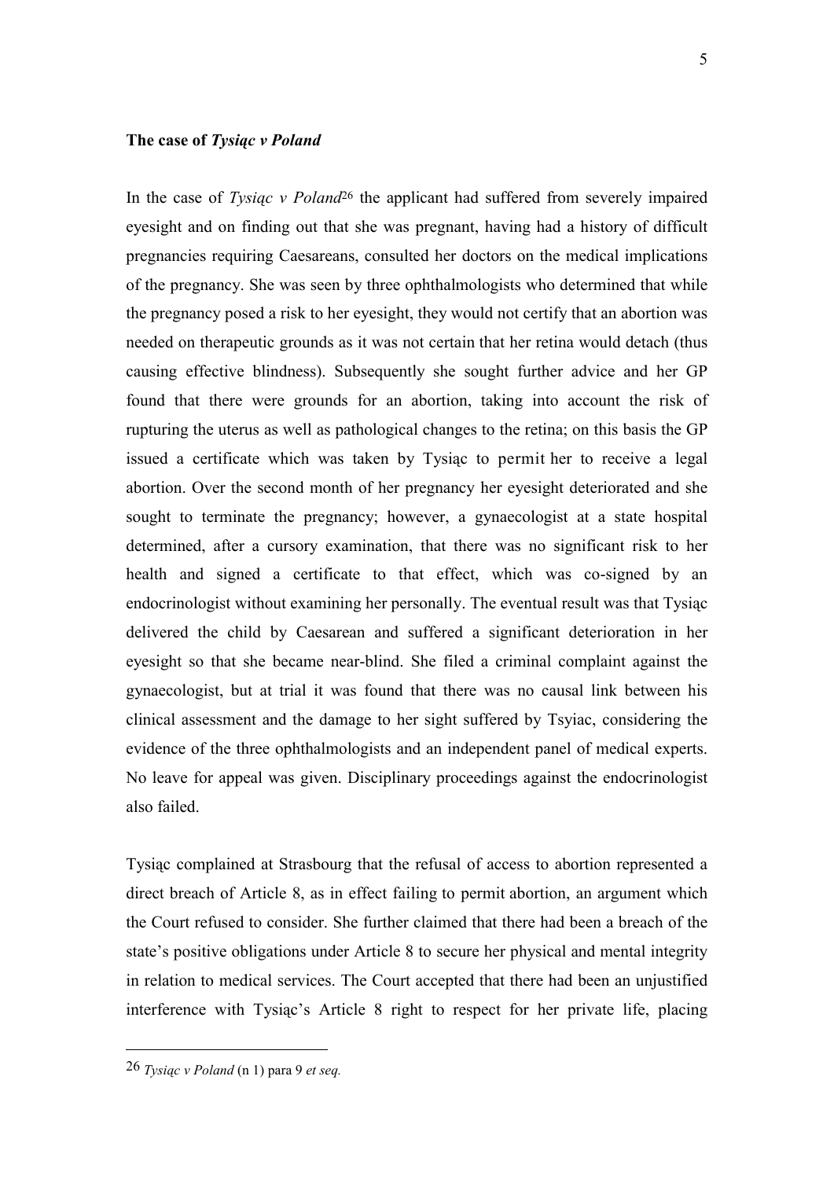**The case of *Tysiąc v Poland***

In the case of *Tysiąc v Poland*[26] the applicant had suffered from severely impaired eyesight and on finding out that she was pregnant, having had a history of difficult pregnancies requiring Caesareans, consulted her doctors on the medical implications of the pregnancy. She was seen by three ophthalmologists who determined that while the pregnancy posed a risk to her eyesight, they would not certify that an abortion was needed on therapeutic grounds as it was not certain that her retina would detach (thus causing effective blindness). Subsequently she sought further advice and her GP found that there were grounds for an abortion, taking into account the risk of rupturing the uterus as well as pathological changes to the retina; on this basis the GP issued a certificate which was taken by Tysiąc to permit her to receive a legal abortion. Over the second month of her pregnancy her eyesight deteriorated and she sought to terminate the pregnancy; however, a gynaecologist at a state hospital determined, after a cursory examination, that there was no significant risk to her health and signed a certificate to that effect, which was co-signed by an endocrinologist without examining her personally. The eventual result was that Tysiąc delivered the child by Caesarean and suffered a significant deterioration in her eyesight so that she became near-blind. She filed a criminal complaint against the gynaecologist, but at trial it was found that there was no causal link between his clinical assessment and the damage to her sight suffered by Tsyiac, considering the evidence of the three ophthalmologists and an independent panel of medical experts. No leave for appeal was given. Disciplinary proceedings against the endocrinologist also failed.

Tysiąc complained at Strasbourg that the refusal of access to abortion represented a direct breach of Article 8, as in effect failing to permit abortion, an argument which the Court refused to consider. She further claimed that there had been a breach of the state's positive obligations under Article 8 to secure her physical and mental integrity in relation to medical services. The Court accepted that there had been an unjustified interference with Tysiąc's Article 8 right to respect for her private life, placing

---

[26] *Tysiąc v Poland* (n 1) para 9 *et seq.*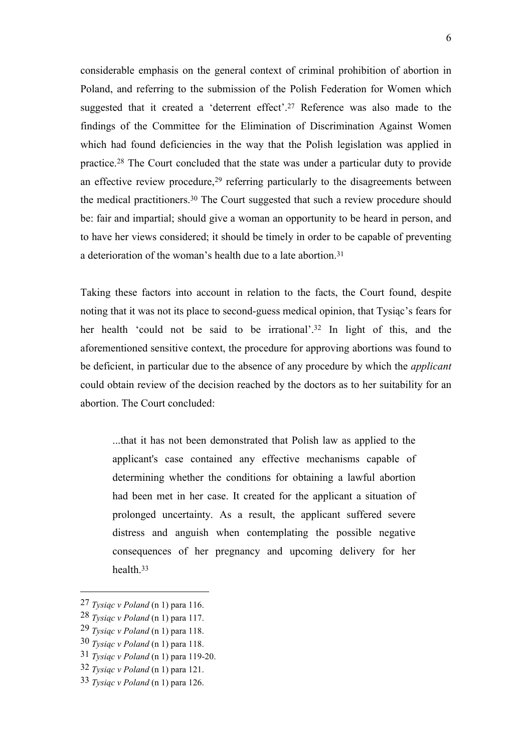considerable emphasis on the general context of criminal prohibition of abortion in Poland, and referring to the submission of the Polish Federation for Women which suggested that it created a 'deterrent effect'.[27] Reference was also made to the findings of the Committee for the Elimination of Discrimination Against Women which had found deficiencies in the way that the Polish legislation was applied in practice.[28] The Court concluded that the state was under a particular duty to provide an effective review procedure,[29] referring particularly to the disagreements between the medical practitioners.[30] The Court suggested that such a review procedure should be: fair and impartial; should give a woman an opportunity to be heard in person, and to have her views considered; it should be timely in order to be capable of preventing a deterioration of the woman's health due to a late abortion.[31]

Taking these factors into account in relation to the facts, the Court found, despite noting that it was not its place to second-guess medical opinion, that Tysiąc's fears for her health 'could not be said to be irrational'.[32] In light of this, and the aforementioned sensitive context, the procedure for approving abortions was found to be deficient, in particular due to the absence of any procedure by which the *applicant* could obtain review of the decision reached by the doctors as to her suitability for an abortion. The Court concluded:

> ...that it has not been demonstrated that Polish law as applied to the applicant's case contained any effective mechanisms capable of determining whether the conditions for obtaining a lawful abortion had been met in her case. It created for the applicant a situation of prolonged uncertainty. As a result, the applicant suffered severe distress and anguish when contemplating the possible negative consequences of her pregnancy and upcoming delivery for her health.[33]

---

27 *Tysiąc v Poland* (n 1) para 116.

28 *Tysiąc v Poland* (n 1) para 117.

29 *Tysiąc v Poland* (n 1) para 118.

30 *Tysiąc v Poland* (n 1) para 118.

31 *Tysiąc v Poland* (n 1) para 119-20.

32 *Tysiąc v Poland* (n 1) para 121.

33 *Tysiąc v Poland* (n 1) para 126.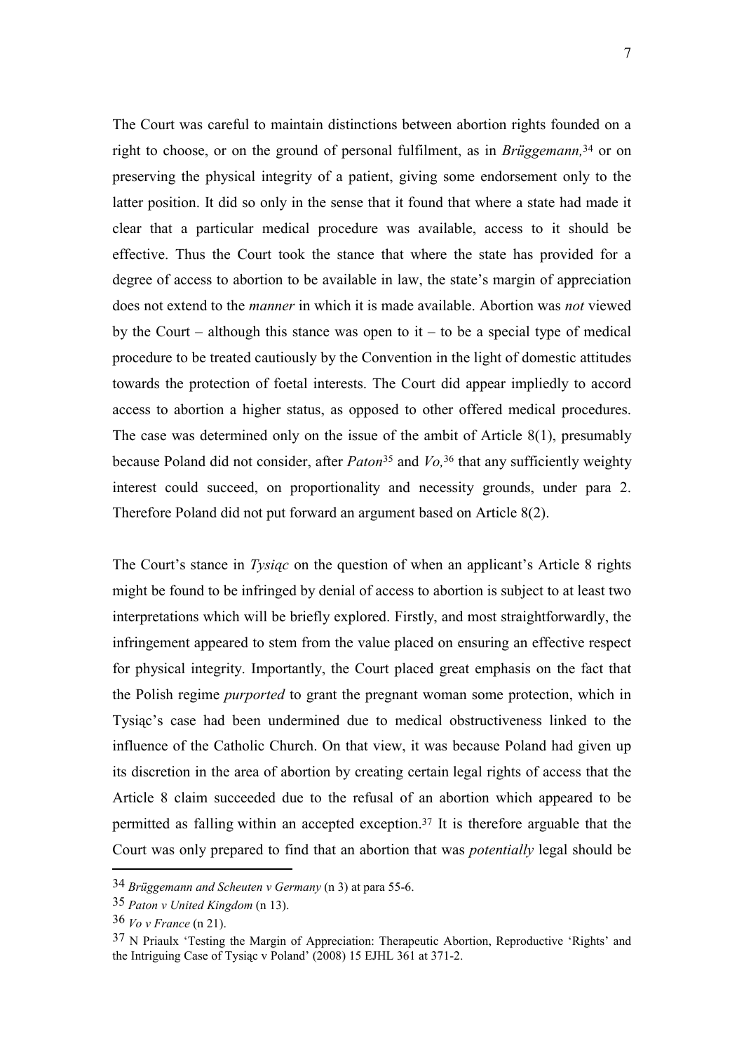The Court was careful to maintain distinctions between abortion rights founded on a right to choose, or on the ground of personal fulfilment, as in *Brüggemann,*[34] or on preserving the physical integrity of a patient, giving some endorsement only to the latter position. It did so only in the sense that it found that where a state had made it clear that a particular medical procedure was available, access to it should be effective. Thus the Court took the stance that where the state has provided for a degree of access to abortion to be available in law, the state's margin of appreciation does not extend to the *manner* in which it is made available. Abortion was *not* viewed by the Court – although this stance was open to it – to be a special type of medical procedure to be treated cautiously by the Convention in the light of domestic attitudes towards the protection of foetal interests. The Court did appear impliedly to accord access to abortion a higher status, as opposed to other offered medical procedures. The case was determined only on the issue of the ambit of Article 8(1), presumably because Poland did not consider, after *Paton*[35] and *Vo,*[36] that any sufficiently weighty interest could succeed, on proportionality and necessity grounds, under para 2. Therefore Poland did not put forward an argument based on Article 8(2).

The Court's stance in *Tysiąc* on the question of when an applicant's Article 8 rights might be found to be infringed by denial of access to abortion is subject to at least two interpretations which will be briefly explored. Firstly, and most straightforwardly, the infringement appeared to stem from the value placed on ensuring an effective respect for physical integrity. Importantly, the Court placed great emphasis on the fact that the Polish regime *purported* to grant the pregnant woman some protection, which in Tysiąc's case had been undermined due to medical obstructiveness linked to the influence of the Catholic Church. On that view, it was because Poland had given up its discretion in the area of abortion by creating certain legal rights of access that the Article 8 claim succeeded due to the refusal of an abortion which appeared to be permitted as falling within an accepted exception.[37] It is therefore arguable that the Court was only prepared to find that an abortion that was *potentially* legal should be

---

[34] *Brüggemann and Scheuten v Germany* (n 3) at para 55-6.

[35] *Paton v United Kingdom* (n 13).

[36] *Vo v France* (n 21).

[37] N Priaulx 'Testing the Margin of Appreciation: Therapeutic Abortion, Reproductive 'Rights' and the Intriguing Case of Tysiąc v Poland' (2008) 15 EJHL 361 at 371-2.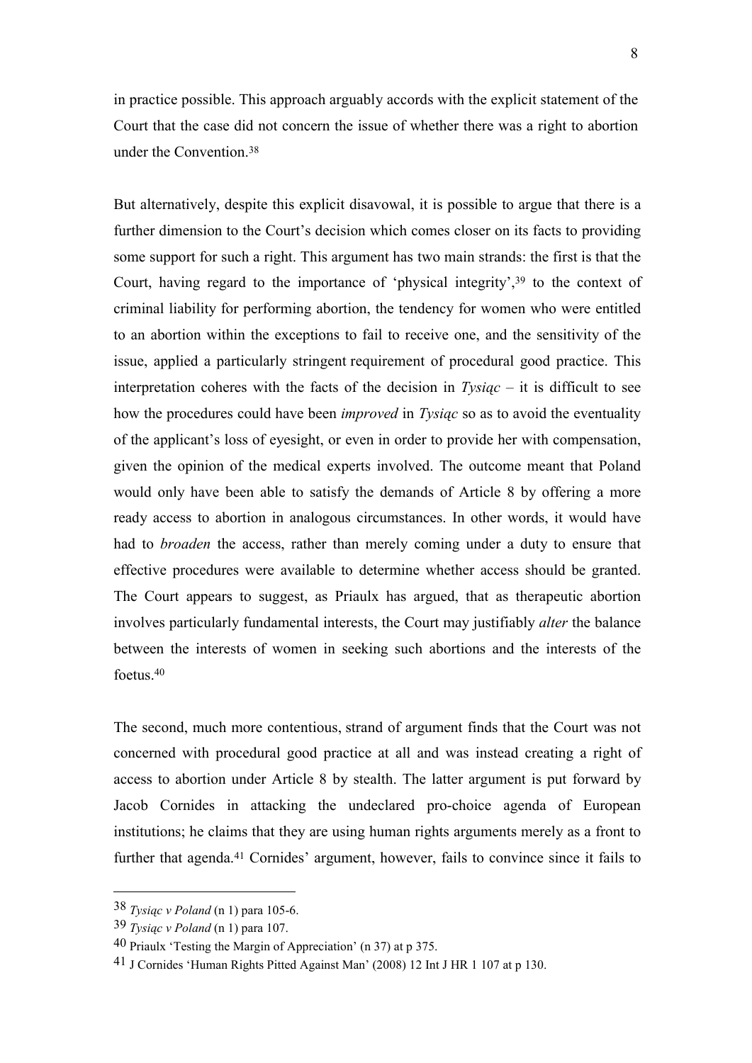in practice possible. This approach arguably accords with the explicit statement of the Court that the case did not concern the issue of whether there was a right to abortion under the Convention.[38]

But alternatively, despite this explicit disavowal, it is possible to argue that there is a further dimension to the Court's decision which comes closer on its facts to providing some support for such a right. This argument has two main strands: the first is that the Court, having regard to the importance of 'physical integrity',[39] to the context of criminal liability for performing abortion, the tendency for women who were entitled to an abortion within the exceptions to fail to receive one, and the sensitivity of the issue, applied a particularly stringent requirement of procedural good practice. This interpretation coheres with the facts of the decision in *Tysiąc* – it is difficult to see how the procedures could have been *improved* in *Tysiąc* so as to avoid the eventuality of the applicant's loss of eyesight, or even in order to provide her with compensation, given the opinion of the medical experts involved. The outcome meant that Poland would only have been able to satisfy the demands of Article 8 by offering a more ready access to abortion in analogous circumstances. In other words, it would have had to *broaden* the access, rather than merely coming under a duty to ensure that effective procedures were available to determine whether access should be granted. The Court appears to suggest, as Priaulx has argued, that as therapeutic abortion involves particularly fundamental interests, the Court may justifiably *alter* the balance between the interests of women in seeking such abortions and the interests of the foetus.[40]

The second, much more contentious, strand of argument finds that the Court was not concerned with procedural good practice at all and was instead creating a right of access to abortion under Article 8 by stealth. The latter argument is put forward by Jacob Cornides in attacking the undeclared pro-choice agenda of European institutions; he claims that they are using human rights arguments merely as a front to further that agenda.[41] Cornides' argument, however, fails to convince since it fails to

---

38 *Tysiąc v Poland* (n 1) para 105-6.

39 *Tysiąc v Poland* (n 1) para 107.

40 Priaulx 'Testing the Margin of Appreciation' (n 37) at p 375.

41 J Cornides 'Human Rights Pitted Against Man' (2008) 12 Int J HR 1 107 at p 130.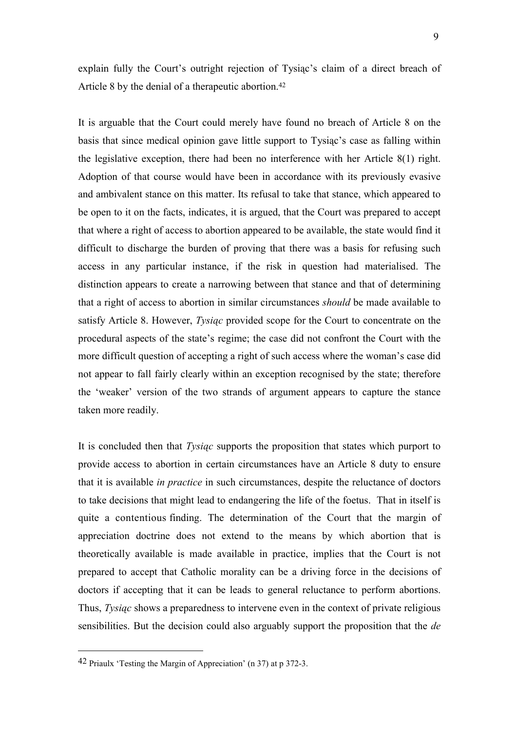explain fully the Court's outright rejection of Tysiąc's claim of a direct breach of Article 8 by the denial of a therapeutic abortion.[42]

It is arguable that the Court could merely have found no breach of Article 8 on the basis that since medical opinion gave little support to Tysiąc's case as falling within the legislative exception, there had been no interference with her Article 8(1) right. Adoption of that course would have been in accordance with its previously evasive and ambivalent stance on this matter. Its refusal to take that stance, which appeared to be open to it on the facts, indicates, it is argued, that the Court was prepared to accept that where a right of access to abortion appeared to be available, the state would find it difficult to discharge the burden of proving that there was a basis for refusing such access in any particular instance, if the risk in question had materialised. The distinction appears to create a narrowing between that stance and that of determining that a right of access to abortion in similar circumstances *should* be made available to satisfy Article 8. However, *Tysiąc* provided scope for the Court to concentrate on the procedural aspects of the state's regime; the case did not confront the Court with the more difficult question of accepting a right of such access where the woman's case did not appear to fall fairly clearly within an exception recognised by the state; therefore the 'weaker' version of the two strands of argument appears to capture the stance taken more readily.

It is concluded then that *Tysiąc* supports the proposition that states which purport to provide access to abortion in certain circumstances have an Article 8 duty to ensure that it is available *in practice* in such circumstances, despite the reluctance of doctors to take decisions that might lead to endangering the life of the foetus. That in itself is quite a contentious finding. The determination of the Court that the margin of appreciation doctrine does not extend to the means by which abortion that is theoretically available is made available in practice, implies that the Court is not prepared to accept that Catholic morality can be a driving force in the decisions of doctors if accepting that it can be leads to general reluctance to perform abortions. Thus, *Tysiąc* shows a preparedness to intervene even in the context of private religious sensibilities. But the decision could also arguably support the proposition that the *de*

[42] Priaulx 'Testing the Margin of Appreciation' (n 37) at p 372-3.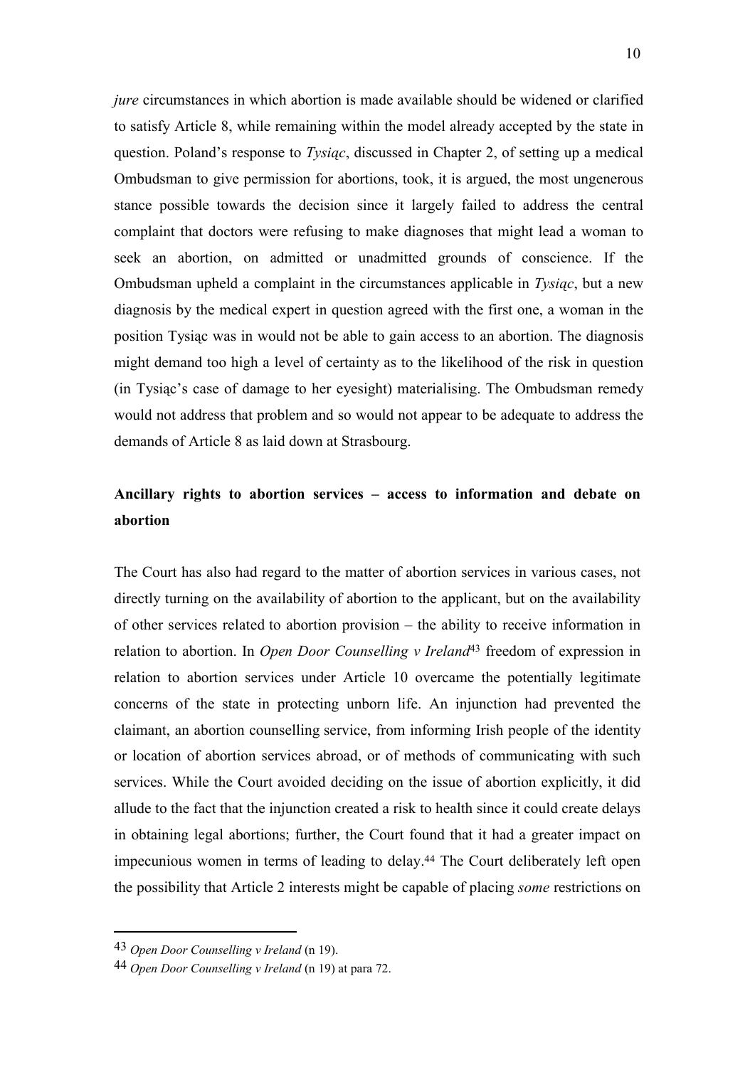*jure* circumstances in which abortion is made available should be widened or clarified to satisfy Article 8, while remaining within the model already accepted by the state in question. Poland's response to *Tysiąc*, discussed in Chapter 2, of setting up a medical Ombudsman to give permission for abortions, took, it is argued, the most ungenerous stance possible towards the decision since it largely failed to address the central complaint that doctors were refusing to make diagnoses that might lead a woman to seek an abortion, on admitted or unadmitted grounds of conscience. If the Ombudsman upheld a complaint in the circumstances applicable in *Tysiąc*, but a new diagnosis by the medical expert in question agreed with the first one, a woman in the position Tysiąc was in would not be able to gain access to an abortion. The diagnosis might demand too high a level of certainty as to the likelihood of the risk in question (in Tysiąc's case of damage to her eyesight) materialising. The Ombudsman remedy would not address that problem and so would not appear to be adequate to address the demands of Article 8 as laid down at Strasbourg.

**Ancillary rights to abortion services – access to information and debate on abortion**

The Court has also had regard to the matter of abortion services in various cases, not directly turning on the availability of abortion to the applicant, but on the availability of other services related to abortion provision – the ability to receive information in relation to abortion. In *Open Door Counselling v Ireland*[43] freedom of expression in relation to abortion services under Article 10 overcame the potentially legitimate concerns of the state in protecting unborn life. An injunction had prevented the claimant, an abortion counselling service, from informing Irish people of the identity or location of abortion services abroad, or of methods of communicating with such services. While the Court avoided deciding on the issue of abortion explicitly, it did allude to the fact that the injunction created a risk to health since it could create delays in obtaining legal abortions; further, the Court found that it had a greater impact on impecunious women in terms of leading to delay.[44] The Court deliberately left open the possibility that Article 2 interests might be capable of placing *some* restrictions on

---

[43] *Open Door Counselling v Ireland* (n 19).

[44] *Open Door Counselling v Ireland* (n 19) at para 72.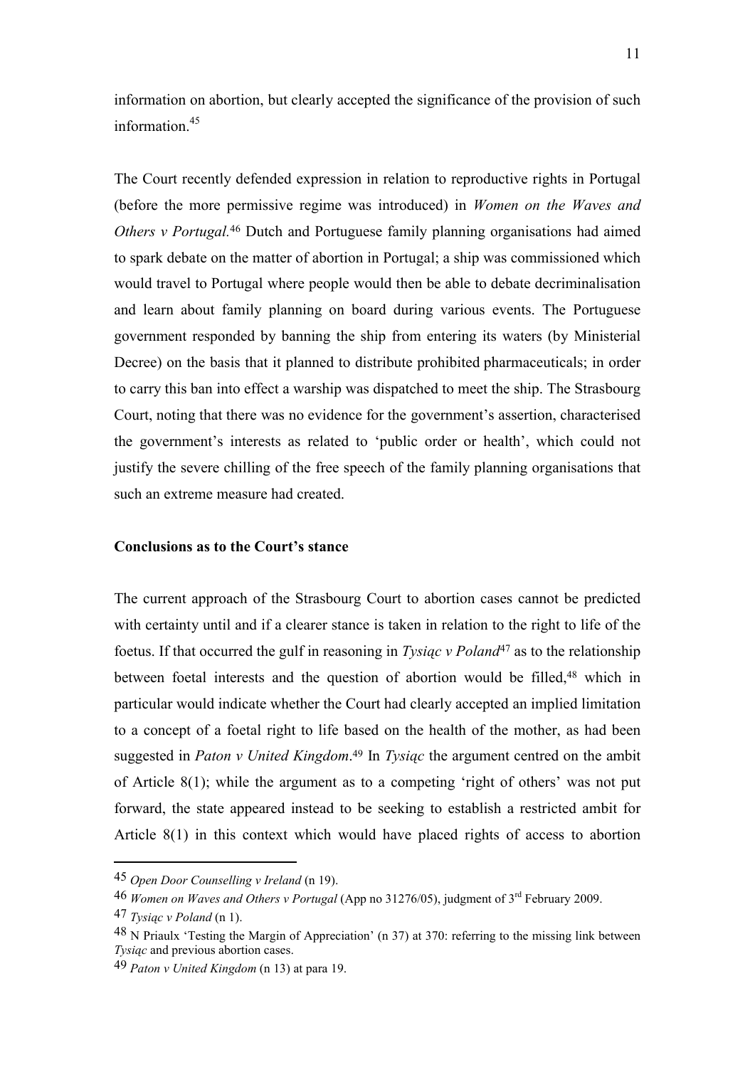information on abortion, but clearly accepted the significance of the provision of such information.[45]

The Court recently defended expression in relation to reproductive rights in Portugal (before the more permissive regime was introduced) in *Women on the Waves and Others v Portugal.*[46] Dutch and Portuguese family planning organisations had aimed to spark debate on the matter of abortion in Portugal; a ship was commissioned which would travel to Portugal where people would then be able to debate decriminalisation and learn about family planning on board during various events. The Portuguese government responded by banning the ship from entering its waters (by Ministerial Decree) on the basis that it planned to distribute prohibited pharmaceuticals; in order to carry this ban into effect a warship was dispatched to meet the ship. The Strasbourg Court, noting that there was no evidence for the government's assertion, characterised the government's interests as related to 'public order or health', which could not justify the severe chilling of the free speech of the family planning organisations that such an extreme measure had created.

**Conclusions as to the Court's stance**

The current approach of the Strasbourg Court to abortion cases cannot be predicted with certainty until and if a clearer stance is taken in relation to the right to life of the foetus. If that occurred the gulf in reasoning in *Tysiąc v Poland*[47] as to the relationship between foetal interests and the question of abortion would be filled,[48] which in particular would indicate whether the Court had clearly accepted an implied limitation to a concept of a foetal right to life based on the health of the mother, as had been suggested in *Paton v United Kingdom*.[49] In *Tysiąc* the argument centred on the ambit of Article 8(1); while the argument as to a competing 'right of others' was not put forward, the state appeared instead to be seeking to establish a restricted ambit for Article 8(1) in this context which would have placed rights of access to abortion

---

45 *Open Door Counselling v Ireland* (n 19).

46 *Women on Waves and Others v Portugal* (App no 31276/05), judgment of 3rd February 2009.

47 *Tysiąc v Poland* (n 1).

48 N Priaulx 'Testing the Margin of Appreciation' (n 37) at 370: referring to the missing link between *Tysiąc* and previous abortion cases.

49 *Paton v United Kingdom* (n 13) at para 19.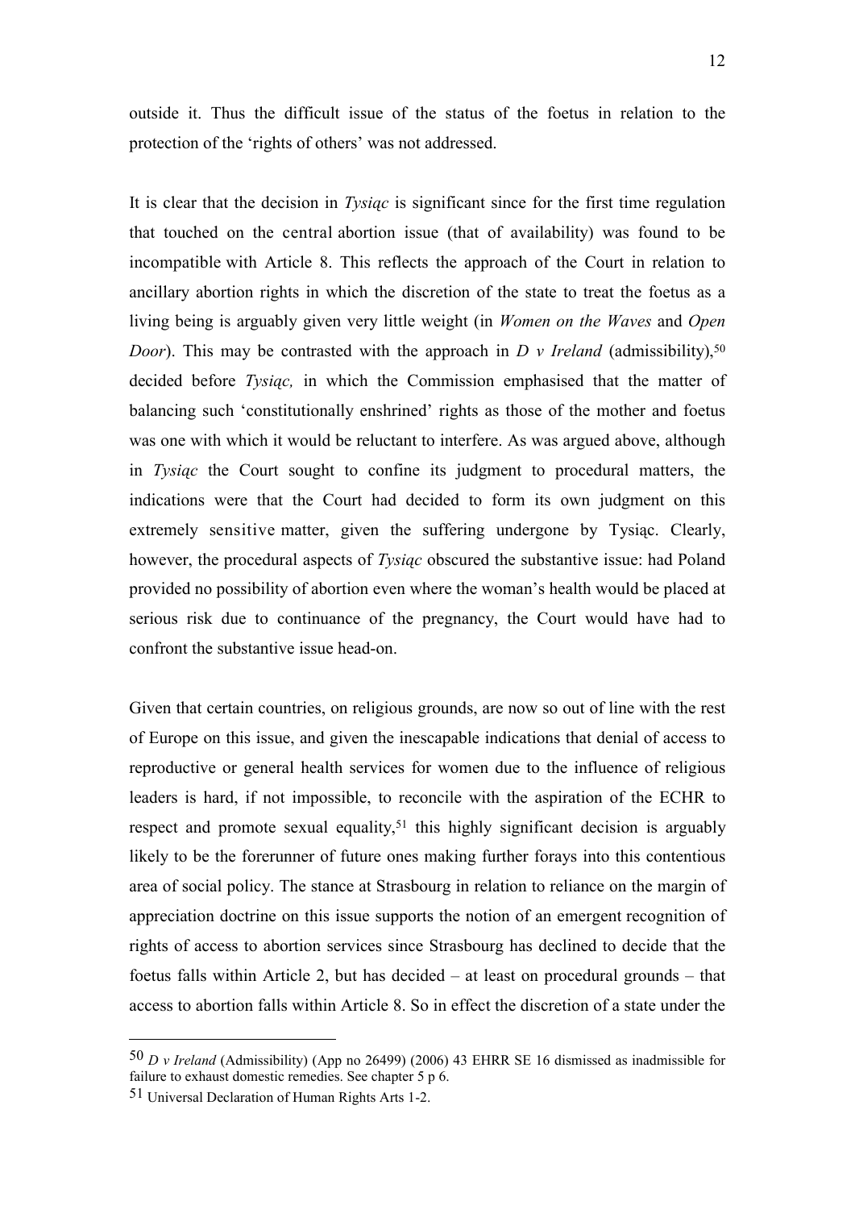outside it. Thus the difficult issue of the status of the foetus in relation to the protection of the 'rights of others' was not addressed.

It is clear that the decision in *Tysiąc* is significant since for the first time regulation that touched on the central abortion issue (that of availability) was found to be incompatible with Article 8. This reflects the approach of the Court in relation to ancillary abortion rights in which the discretion of the state to treat the foetus as a living being is arguably given very little weight (in *Women on the Waves* and *Open Door*). This may be contrasted with the approach in *D v Ireland* (admissibility),[50] decided before *Tysiąc,* in which the Commission emphasised that the matter of balancing such 'constitutionally enshrined' rights as those of the mother and foetus was one with which it would be reluctant to interfere. As was argued above, although in *Tysiąc* the Court sought to confine its judgment to procedural matters, the indications were that the Court had decided to form its own judgment on this extremely sensitive matter, given the suffering undergone by Tysiąc. Clearly, however, the procedural aspects of *Tysiąc* obscured the substantive issue: had Poland provided no possibility of abortion even where the woman's health would be placed at serious risk due to continuance of the pregnancy, the Court would have had to confront the substantive issue head-on.

Given that certain countries, on religious grounds, are now so out of line with the rest of Europe on this issue, and given the inescapable indications that denial of access to reproductive or general health services for women due to the influence of religious leaders is hard, if not impossible, to reconcile with the aspiration of the ECHR to respect and promote sexual equality,[51] this highly significant decision is arguably likely to be the forerunner of future ones making further forays into this contentious area of social policy. The stance at Strasbourg in relation to reliance on the margin of appreciation doctrine on this issue supports the notion of an emergent recognition of rights of access to abortion services since Strasbourg has declined to decide that the foetus falls within Article 2, but has decided – at least on procedural grounds – that access to abortion falls within Article 8. So in effect the discretion of a state under the

---

[50] *D v Ireland* (Admissibility) (App no 26499) (2006) 43 EHRR SE 16 dismissed as inadmissible for failure to exhaust domestic remedies. See chapter 5 p 6.

[51] Universal Declaration of Human Rights Arts 1-2.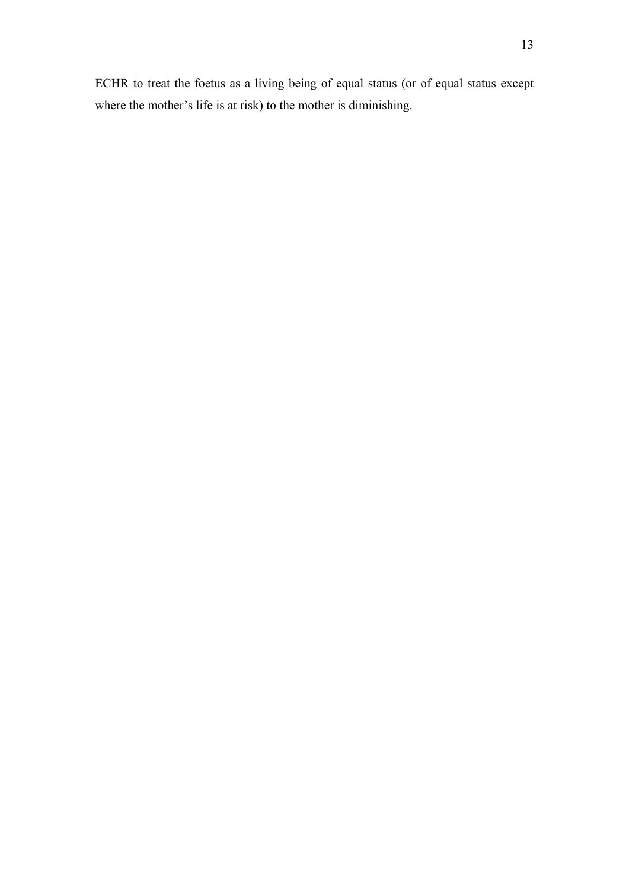ECHR to treat the foetus as a living being of equal status (or of equal status except where the mother's life is at risk) to the mother is diminishing.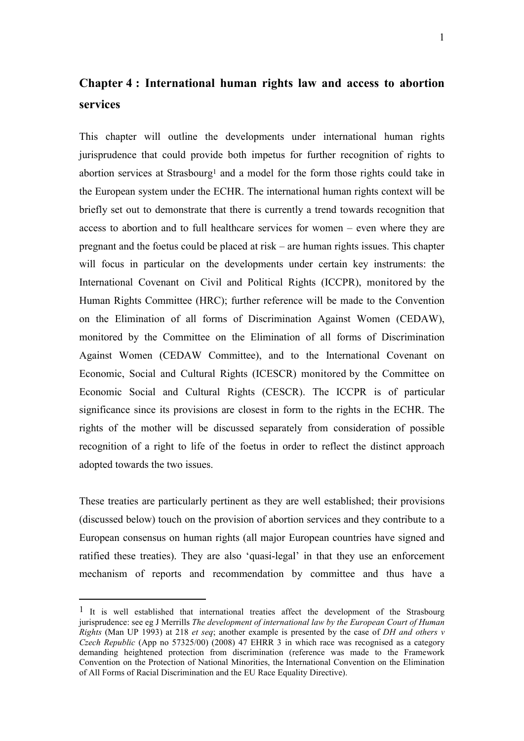## Chapter 4 : International human rights law and access to abortion services

This chapter will outline the developments under international human rights jurisprudence that could provide both impetus for further recognition of rights to abortion services at Strasbourg[1] and a model for the form those rights could take in the European system under the ECHR. The international human rights context will be briefly set out to demonstrate that there is currently a trend towards recognition that access to abortion and to full healthcare services for women – even where they are pregnant and the foetus could be placed at risk – are human rights issues. This chapter will focus in particular on the developments under certain key instruments: the International Covenant on Civil and Political Rights (ICCPR), monitored by the Human Rights Committee (HRC); further reference will be made to the Convention on the Elimination of all forms of Discrimination Against Women (CEDAW), monitored by the Committee on the Elimination of all forms of Discrimination Against Women (CEDAW Committee), and to the International Covenant on Economic, Social and Cultural Rights (ICESCR) monitored by the Committee on Economic Social and Cultural Rights (CESCR). The ICCPR is of particular significance since its provisions are closest in form to the rights in the ECHR. The rights of the mother will be discussed separately from consideration of possible recognition of a right to life of the foetus in order to reflect the distinct approach adopted towards the two issues.

These treaties are particularly pertinent as they are well established; their provisions (discussed below) touch on the provision of abortion services and they contribute to a European consensus on human rights (all major European countries have signed and ratified these treaties). They are also 'quasi-legal' in that they use an enforcement mechanism of reports and recommendation by committee and thus have a

---

[1] It is well established that international treaties affect the development of the Strasbourg jurisprudence: see eg J Merrills *The development of international law by the European Court of Human Rights* (Man UP 1993) at 218 *et seq*; another example is presented by the case of *DH and others v Czech Republic* (App no 57325/00) (2008) 47 EHRR 3 in which race was recognised as a category demanding heightened protection from discrimination (reference was made to the Framework Convention on the Protection of National Minorities, the International Convention on the Elimination of All Forms of Racial Discrimination and the EU Race Equality Directive).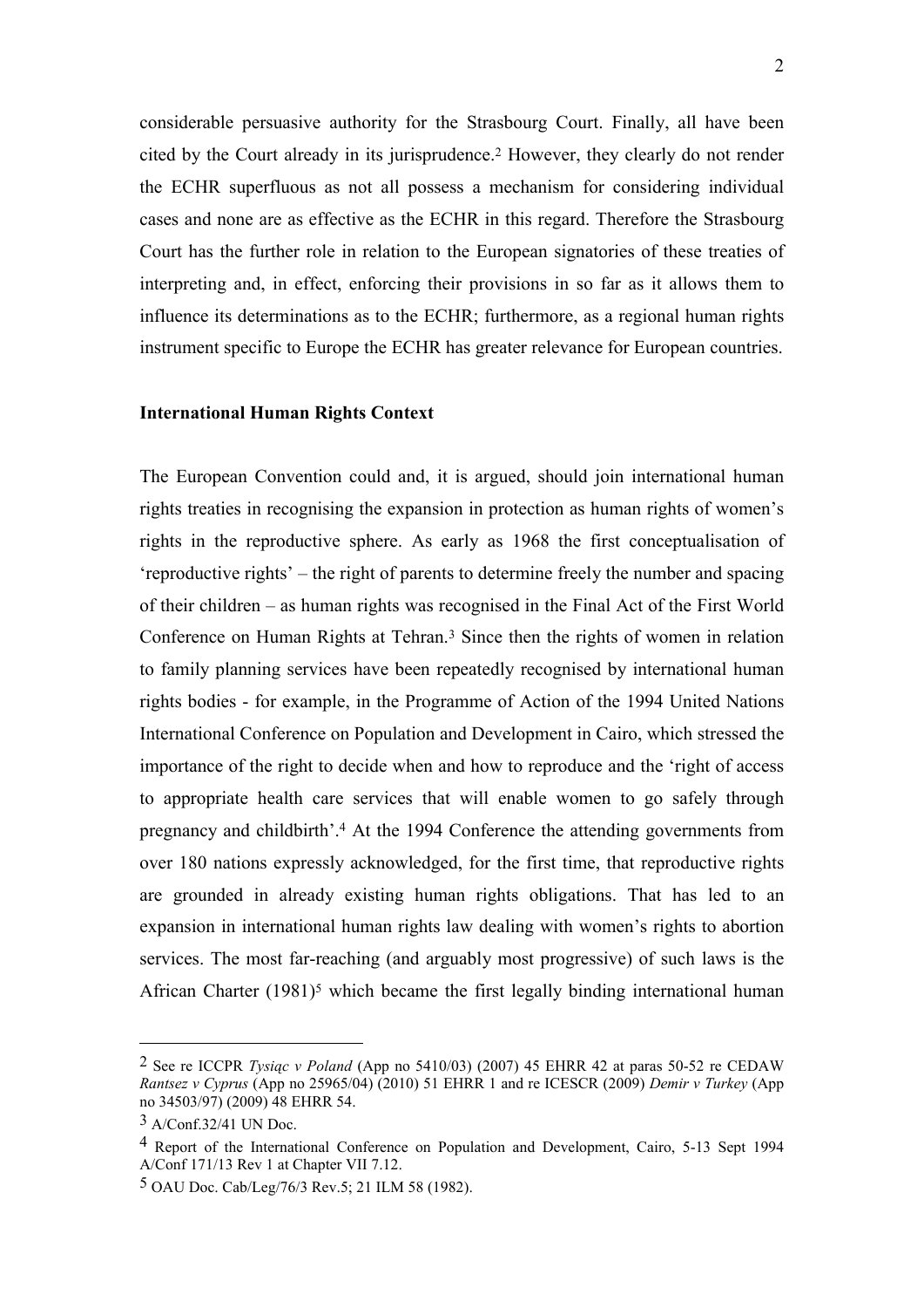considerable persuasive authority for the Strasbourg Court. Finally, all have been cited by the Court already in its jurisprudence.[2] However, they clearly do not render the ECHR superfluous as not all possess a mechanism for considering individual cases and none are as effective as the ECHR in this regard. Therefore the Strasbourg Court has the further role in relation to the European signatories of these treaties of interpreting and, in effect, enforcing their provisions in so far as it allows them to influence its determinations as to the ECHR; furthermore, as a regional human rights instrument specific to Europe the ECHR has greater relevance for European countries.

**International Human Rights Context**

The European Convention could and, it is argued, should join international human rights treaties in recognising the expansion in protection as human rights of women's rights in the reproductive sphere. As early as 1968 the first conceptualisation of 'reproductive rights' – the right of parents to determine freely the number and spacing of their children – as human rights was recognised in the Final Act of the First World Conference on Human Rights at Tehran.[3] Since then the rights of women in relation to family planning services have been repeatedly recognised by international human rights bodies - for example, in the Programme of Action of the 1994 United Nations International Conference on Population and Development in Cairo, which stressed the importance of the right to decide when and how to reproduce and the 'right of access to appropriate health care services that will enable women to go safely through pregnancy and childbirth'.[4] At the 1994 Conference the attending governments from over 180 nations expressly acknowledged, for the first time, that reproductive rights are grounded in already existing human rights obligations. That has led to an expansion in international human rights law dealing with women's rights to abortion services. The most far-reaching (and arguably most progressive) of such laws is the African Charter (1981)[5] which became the first legally binding international human

---

2 See re ICCPR *Tysiąc v Poland* (App no 5410/03) (2007) 45 EHRR 42 at paras 50-52 re CEDAW *Rantsez v Cyprus* (App no 25965/04) (2010) 51 EHRR 1 and re ICESCR (2009) *Demir v Turkey* (App no 34503/97) (2009) 48 EHRR 54.

3 A/Conf.32/41 UN Doc.

4 Report of the International Conference on Population and Development, Cairo, 5-13 Sept 1994 A/Conf 171/13 Rev 1 at Chapter VII 7.12.

5 OAU Doc. Cab/Leg/76/3 Rev.5; 21 ILM 58 (1982).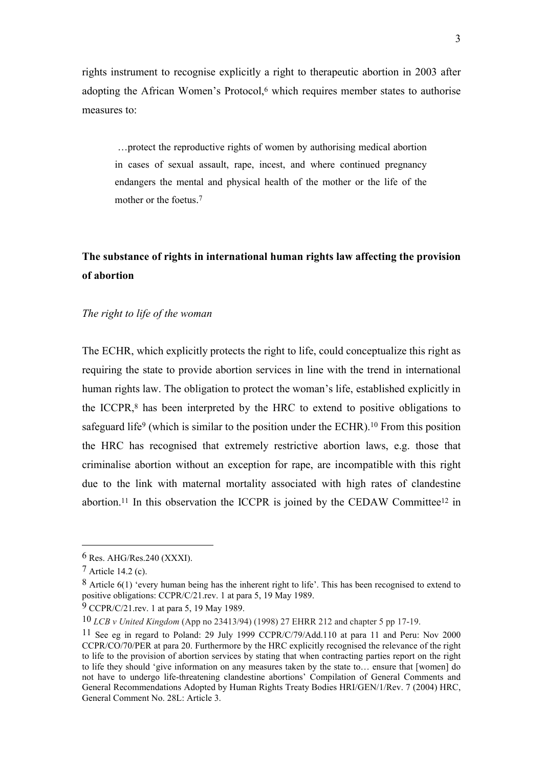rights instrument to recognise explicitly a right to therapeutic abortion in 2003 after adopting the African Women's Protocol,[6] which requires member states to authorise measures to:

> …protect the reproductive rights of women by authorising medical abortion in cases of sexual assault, rape, incest, and where continued pregnancy endangers the mental and physical health of the mother or the life of the mother or the foetus.[7]

**The substance of rights in international human rights law affecting the provision of abortion**

*The right to life of the woman*

The ECHR, which explicitly protects the right to life, could conceptualize this right as requiring the state to provide abortion services in line with the trend in international human rights law. The obligation to protect the woman's life, established explicitly in the ICCPR,[8] has been interpreted by the HRC to extend to positive obligations to safeguard life[9] (which is similar to the position under the ECHR).[10] From this position the HRC has recognised that extremely restrictive abortion laws, e.g. those that criminalise abortion without an exception for rape, are incompatible with this right due to the link with maternal mortality associated with high rates of clandestine abortion.[11] In this observation the ICCPR is joined by the CEDAW Committee[12] in

---

[6] Res. AHG/Res.240 (XXXI).

[7] Article 14.2 (c).

[8] Article 6(1) 'every human being has the inherent right to life'. This has been recognised to extend to positive obligations: CCPR/C/21.rev. 1 at para 5, 19 May 1989.

[9] CCPR/C/21.rev. 1 at para 5, 19 May 1989.

[10] *LCB v United Kingdom* (App no 23413/94) (1998) 27 EHRR 212 and chapter 5 pp 17-19.

[11] See eg in regard to Poland: 29 July 1999 CCPR/C/79/Add.110 at para 11 and Peru: Nov 2000 CCPR/CO/70/PER at para 20. Furthermore by the HRC explicitly recognised the relevance of the right to life to the provision of abortion services by stating that when contracting parties report on the right to life they should 'give information on any measures taken by the state to… ensure that [women] do not have to undergo life-threatening clandestine abortions' Compilation of General Comments and General Recommendations Adopted by Human Rights Treaty Bodies HRI/GEN/1/Rev. 7 (2004) HRC, General Comment No. 28L: Article 3.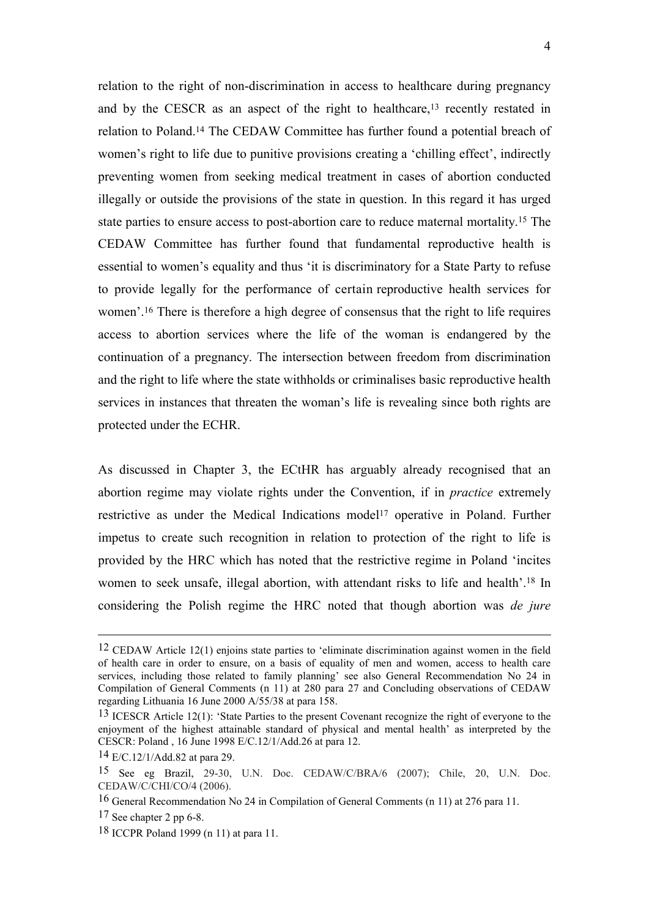relation to the right of non-discrimination in access to healthcare during pregnancy and by the CESCR as an aspect of the right to healthcare,[13] recently restated in relation to Poland.[14] The CEDAW Committee has further found a potential breach of women's right to life due to punitive provisions creating a 'chilling effect', indirectly preventing women from seeking medical treatment in cases of abortion conducted illegally or outside the provisions of the state in question. In this regard it has urged state parties to ensure access to post-abortion care to reduce maternal mortality.[15] The CEDAW Committee has further found that fundamental reproductive health is essential to women's equality and thus 'it is discriminatory for a State Party to refuse to provide legally for the performance of certain reproductive health services for women'.[16] There is therefore a high degree of consensus that the right to life requires access to abortion services where the life of the woman is endangered by the continuation of a pregnancy. The intersection between freedom from discrimination and the right to life where the state withholds or criminalises basic reproductive health services in instances that threaten the woman's life is revealing since both rights are protected under the ECHR.

As discussed in Chapter 3, the ECtHR has arguably already recognised that an abortion regime may violate rights under the Convention, if in *practice* extremely restrictive as under the Medical Indications model[17] operative in Poland. Further impetus to create such recognition in relation to protection of the right to life is provided by the HRC which has noted that the restrictive regime in Poland 'incites women to seek unsafe, illegal abortion, with attendant risks to life and health'.[18] In considering the Polish regime the HRC noted that though abortion was *de jure*

---

12 CEDAW Article 12(1) enjoins state parties to 'eliminate discrimination against women in the field of health care in order to ensure, on a basis of equality of men and women, access to health care services, including those related to family planning' see also General Recommendation No 24 in Compilation of General Comments (n 11) at 280 para 27 and Concluding observations of CEDAW regarding Lithuania 16 June 2000 A/55/38 at para 158.

13 ICESCR Article 12(1): 'State Parties to the present Covenant recognize the right of everyone to the enjoyment of the highest attainable standard of physical and mental health' as interpreted by the CESCR: Poland , 16 June 1998 E/C.12/1/Add.26 at para 12.

14 E/C.12/1/Add.82 at para 29.

15 See eg Brazil, 29-30, U.N. Doc. CEDAW/C/BRA/6 (2007); Chile, 20, U.N. Doc. CEDAW/C/CHI/CO/4 (2006).

16 General Recommendation No 24 in Compilation of General Comments (n 11) at 276 para 11.

17 See chapter 2 pp 6-8.

18 ICCPR Poland 1999 (n 11) at para 11.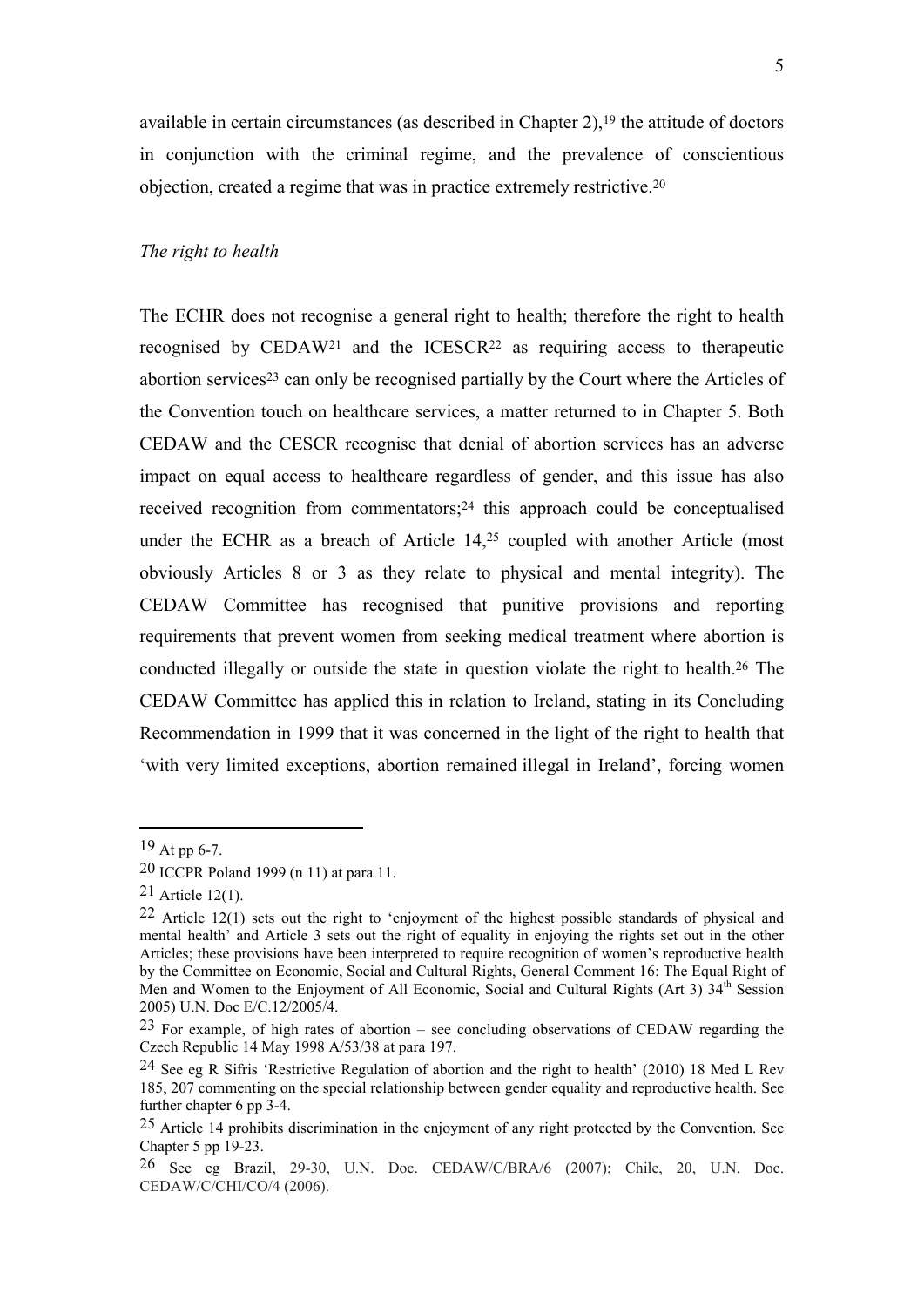available in certain circumstances (as described in Chapter 2),[19] the attitude of doctors in conjunction with the criminal regime, and the prevalence of conscientious objection, created a regime that was in practice extremely restrictive.[20]

*The right to health*

The ECHR does not recognise a general right to health; therefore the right to health recognised by CEDAW[21] and the ICESCR[22] as requiring access to therapeutic abortion services[23] can only be recognised partially by the Court where the Articles of the Convention touch on healthcare services, a matter returned to in Chapter 5. Both CEDAW and the CESCR recognise that denial of abortion services has an adverse impact on equal access to healthcare regardless of gender, and this issue has also received recognition from commentators;[24] this approach could be conceptualised under the ECHR as a breach of Article 14,[25] coupled with another Article (most obviously Articles 8 or 3 as they relate to physical and mental integrity). The CEDAW Committee has recognised that punitive provisions and reporting requirements that prevent women from seeking medical treatment where abortion is conducted illegally or outside the state in question violate the right to health.[26] The CEDAW Committee has applied this in relation to Ireland, stating in its Concluding Recommendation in 1999 that it was concerned in the light of the right to health that 'with very limited exceptions, abortion remained illegal in Ireland', forcing women

---

19 At pp 6-7.

20 ICCPR Poland 1999 (n 11) at para 11.

21 Article 12(1).

22 Article 12(1) sets out the right to 'enjoyment of the highest possible standards of physical and mental health' and Article 3 sets out the right of equality in enjoying the rights set out in the other Articles; these provisions have been interpreted to require recognition of women's reproductive health by the Committee on Economic, Social and Cultural Rights, General Comment 16: The Equal Right of Men and Women to the Enjoyment of All Economic, Social and Cultural Rights (Art 3) 34th Session 2005) U.N. Doc E/C.12/2005/4.

23 For example, of high rates of abortion – see concluding observations of CEDAW regarding the Czech Republic 14 May 1998 A/53/38 at para 197.

24 See eg R Sifris 'Restrictive Regulation of abortion and the right to health' (2010) 18 Med L Rev 185, 207 commenting on the special relationship between gender equality and reproductive health. See further chapter 6 pp 3-4.

25 Article 14 prohibits discrimination in the enjoyment of any right protected by the Convention. See Chapter 5 pp 19-23.

26 See eg Brazil, 29-30, U.N. Doc. CEDAW/C/BRA/6 (2007); Chile, 20, U.N. Doc. CEDAW/C/CHI/CO/4 (2006).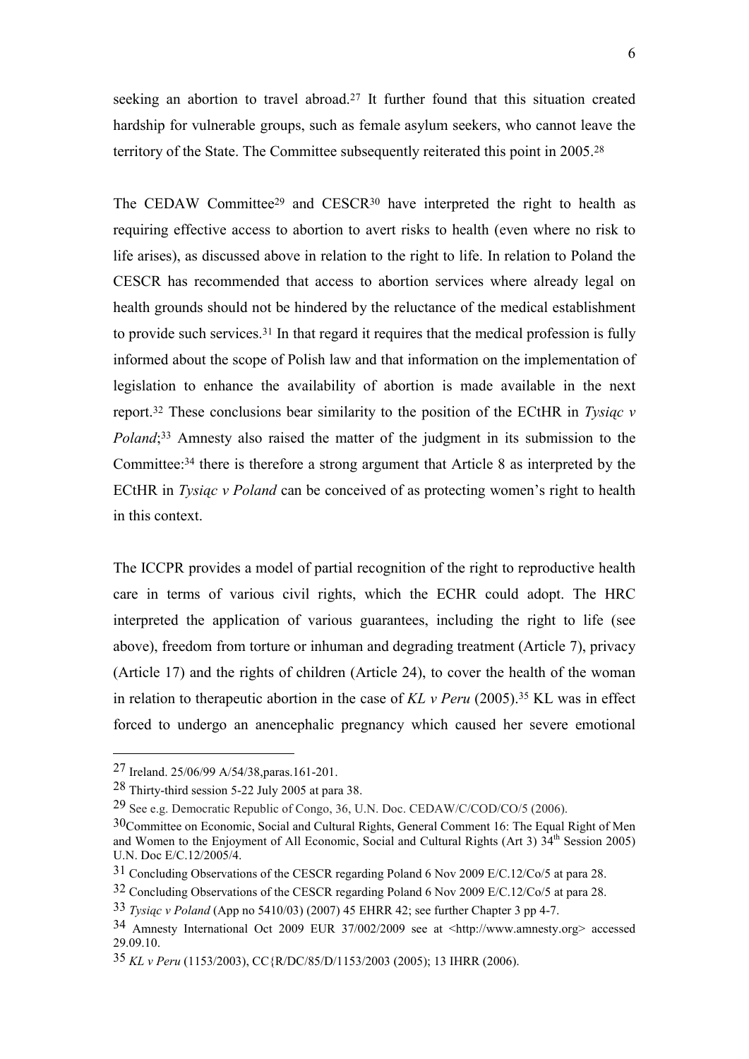seeking an abortion to travel abroad.[27] It further found that this situation created hardship for vulnerable groups, such as female asylum seekers, who cannot leave the territory of the State. The Committee subsequently reiterated this point in 2005.[28]

The CEDAW Committee[29] and CESCR[30] have interpreted the right to health as requiring effective access to abortion to avert risks to health (even where no risk to life arises), as discussed above in relation to the right to life. In relation to Poland the CESCR has recommended that access to abortion services where already legal on health grounds should not be hindered by the reluctance of the medical establishment to provide such services.[31] In that regard it requires that the medical profession is fully informed about the scope of Polish law and that information on the implementation of legislation to enhance the availability of abortion is made available in the next report.[32] These conclusions bear similarity to the position of the ECtHR in *Tysiąc v Poland*;[33] Amnesty also raised the matter of the judgment in its submission to the Committee:[34] there is therefore a strong argument that Article 8 as interpreted by the ECtHR in *Tysiąc v Poland* can be conceived of as protecting women's right to health in this context.

The ICCPR provides a model of partial recognition of the right to reproductive health care in terms of various civil rights, which the ECHR could adopt. The HRC interpreted the application of various guarantees, including the right to life (see above), freedom from torture or inhuman and degrading treatment (Article 7), privacy (Article 17) and the rights of children (Article 24), to cover the health of the woman in relation to therapeutic abortion in the case of *KL v Peru* (2005).[35] KL was in effect forced to undergo an anencephalic pregnancy which caused her severe emotional

---

[27] Ireland. 25/06/99 A/54/38,paras.161-201.

[28] Thirty-third session 5-22 July 2005 at para 38.

[29] See e.g. Democratic Republic of Congo, 36, U.N. Doc. CEDAW/C/COD/CO/5 (2006).

[30] Committee on Economic, Social and Cultural Rights, General Comment 16: The Equal Right of Men and Women to the Enjoyment of All Economic, Social and Cultural Rights (Art 3) 34th Session 2005) U.N. Doc E/C.12/2005/4.

[31] Concluding Observations of the CESCR regarding Poland 6 Nov 2009 E/C.12/Co/5 at para 28.

[32] Concluding Observations of the CESCR regarding Poland 6 Nov 2009 E/C.12/Co/5 at para 28.

[33] *Tysiąc v Poland* (App no 5410/03) (2007) 45 EHRR 42; see further Chapter 3 pp 4-7.

[34] Amnesty International Oct 2009 EUR 37/002/2009 see at <http://www.amnesty.org> accessed 29.09.10.

[35] *KL v Peru* (1153/2003), CC{R/DC/85/D/1153/2003 (2005); 13 IHRR (2006).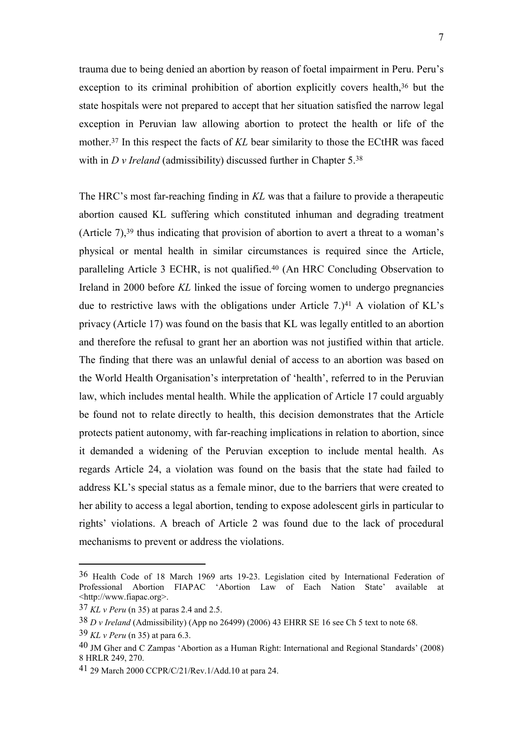trauma due to being denied an abortion by reason of foetal impairment in Peru. Peru's exception to its criminal prohibition of abortion explicitly covers health,[36] but the state hospitals were not prepared to accept that her situation satisfied the narrow legal exception in Peruvian law allowing abortion to protect the health or life of the mother.[37] In this respect the facts of *KL* bear similarity to those the ECtHR was faced with in *D v Ireland* (admissibility) discussed further in Chapter 5.[38]

The HRC's most far-reaching finding in *KL* was that a failure to provide a therapeutic abortion caused KL suffering which constituted inhuman and degrading treatment (Article 7),[39] thus indicating that provision of abortion to avert a threat to a woman's physical or mental health in similar circumstances is required since the Article, paralleling Article 3 ECHR, is not qualified.[40] (An HRC Concluding Observation to Ireland in 2000 before *KL* linked the issue of forcing women to undergo pregnancies due to restrictive laws with the obligations under Article 7.)[41] A violation of KL's privacy (Article 17) was found on the basis that KL was legally entitled to an abortion and therefore the refusal to grant her an abortion was not justified within that article. The finding that there was an unlawful denial of access to an abortion was based on the World Health Organisation's interpretation of 'health', referred to in the Peruvian law, which includes mental health. While the application of Article 17 could arguably be found not to relate directly to health, this decision demonstrates that the Article protects patient autonomy, with far-reaching implications in relation to abortion, since it demanded a widening of the Peruvian exception to include mental health. As regards Article 24, a violation was found on the basis that the state had failed to address KL's special status as a female minor, due to the barriers that were created to her ability to access a legal abortion, tending to expose adolescent girls in particular to rights' violations. A breach of Article 2 was found due to the lack of procedural mechanisms to prevent or address the violations.

---

[36] Health Code of 18 March 1969 arts 19-23. Legislation cited by International Federation of Professional Abortion FIAPAC 'Abortion Law of Each Nation State' available at <http://www.fiapac.org>.

[37] *KL v Peru* (n 35) at paras 2.4 and 2.5.

[38] *D v Ireland* (Admissibility) (App no 26499) (2006) 43 EHRR SE 16 see Ch 5 text to note 68.

[39] *KL v Peru* (n 35) at para 6.3.

[40] JM Gher and C Zampas 'Abortion as a Human Right: International and Regional Standards' (2008) 8 HRLR 249, 270.

[41] 29 March 2000 CCPR/C/21/Rev.1/Add.10 at para 24.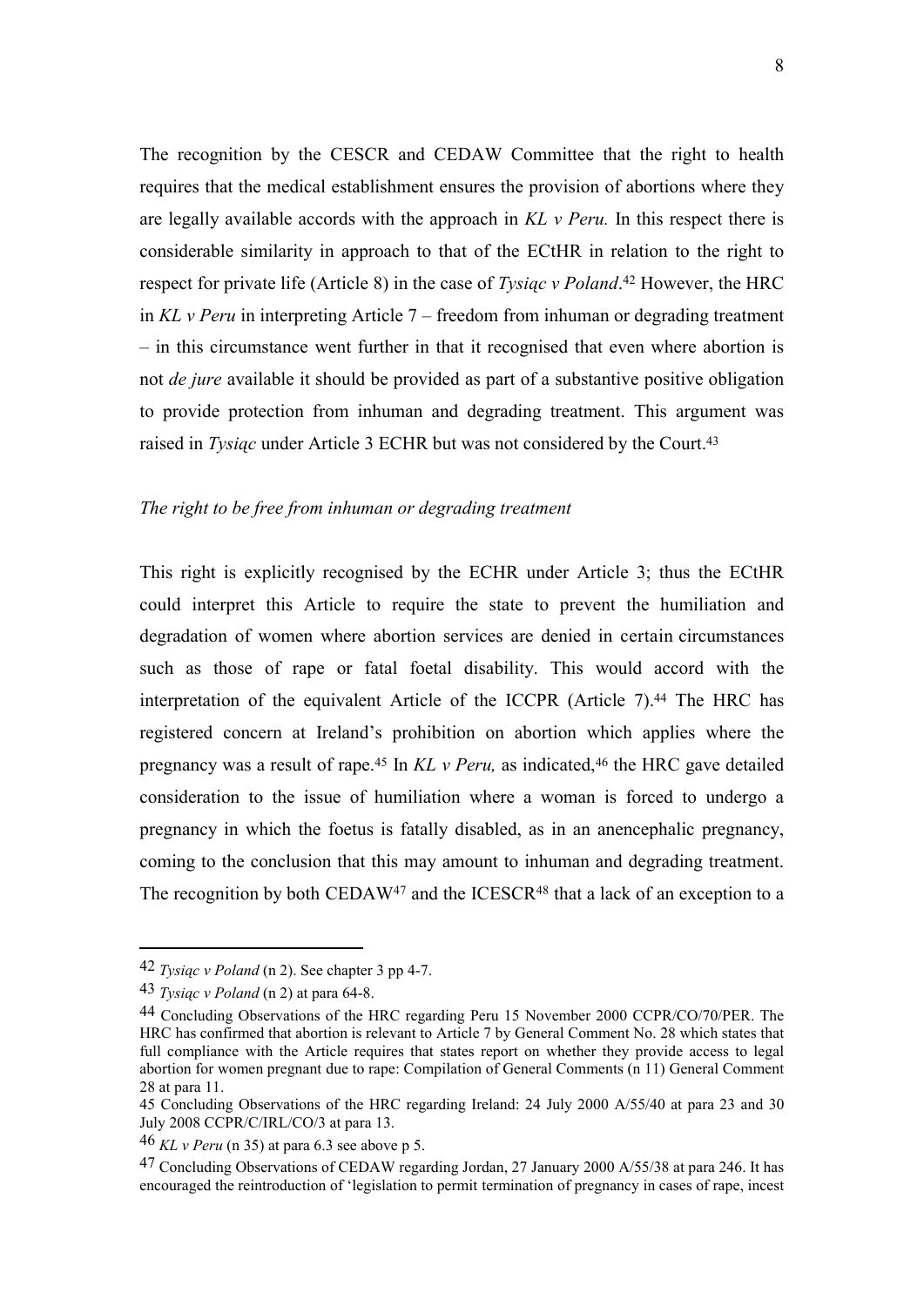The recognition by the CESCR and CEDAW Committee that the right to health requires that the medical establishment ensures the provision of abortions where they are legally available accords with the approach in *KL v Peru.* In this respect there is considerable similarity in approach to that of the ECtHR in relation to the right to respect for private life (Article 8) in the case of *Tysiąc v Poland*.[42] However, the HRC in *KL v Peru* in interpreting Article 7 – freedom from inhuman or degrading treatment – in this circumstance went further in that it recognised that even where abortion is not *de jure* available it should be provided as part of a substantive positive obligation to provide protection from inhuman and degrading treatment. This argument was raised in *Tysiąc* under Article 3 ECHR but was not considered by the Court.[43]

*The right to be free from inhuman or degrading treatment*

This right is explicitly recognised by the ECHR under Article 3; thus the ECtHR could interpret this Article to require the state to prevent the humiliation and degradation of women where abortion services are denied in certain circumstances such as those of rape or fatal foetal disability. This would accord with the interpretation of the equivalent Article of the ICCPR (Article 7).[44] The HRC has registered concern at Ireland's prohibition on abortion which applies where the pregnancy was a result of rape.[45] In *KL v Peru,* as indicated,[46] the HRC gave detailed consideration to the issue of humiliation where a woman is forced to undergo a pregnancy in which the foetus is fatally disabled, as in an anencephalic pregnancy, coming to the conclusion that this may amount to inhuman and degrading treatment. The recognition by both CEDAW[47] and the ICESCR[48] that a lack of an exception to a

---

42 *Tysiąc v Poland* (n 2). See chapter 3 pp 4-7.

43 *Tysiąc v Poland* (n 2) at para 64-8.

44 Concluding Observations of the HRC regarding Peru 15 November 2000 CCPR/CO/70/PER. The HRC has confirmed that abortion is relevant to Article 7 by General Comment No. 28 which states that full compliance with the Article requires that states report on whether they provide access to legal abortion for women pregnant due to rape: Compilation of General Comments (n 11) General Comment 28 at para 11.

45 Concluding Observations of the HRC regarding Ireland: 24 July 2000 A/55/40 at para 23 and 30 July 2008 CCPR/C/IRL/CO/3 at para 13.

46 *KL v Peru* (n 35) at para 6.3 see above p 5.

47 Concluding Observations of CEDAW regarding Jordan, 27 January 2000 A/55/38 at para 246. It has encouraged the reintroduction of 'legislation to permit termination of pregnancy in cases of rape, incest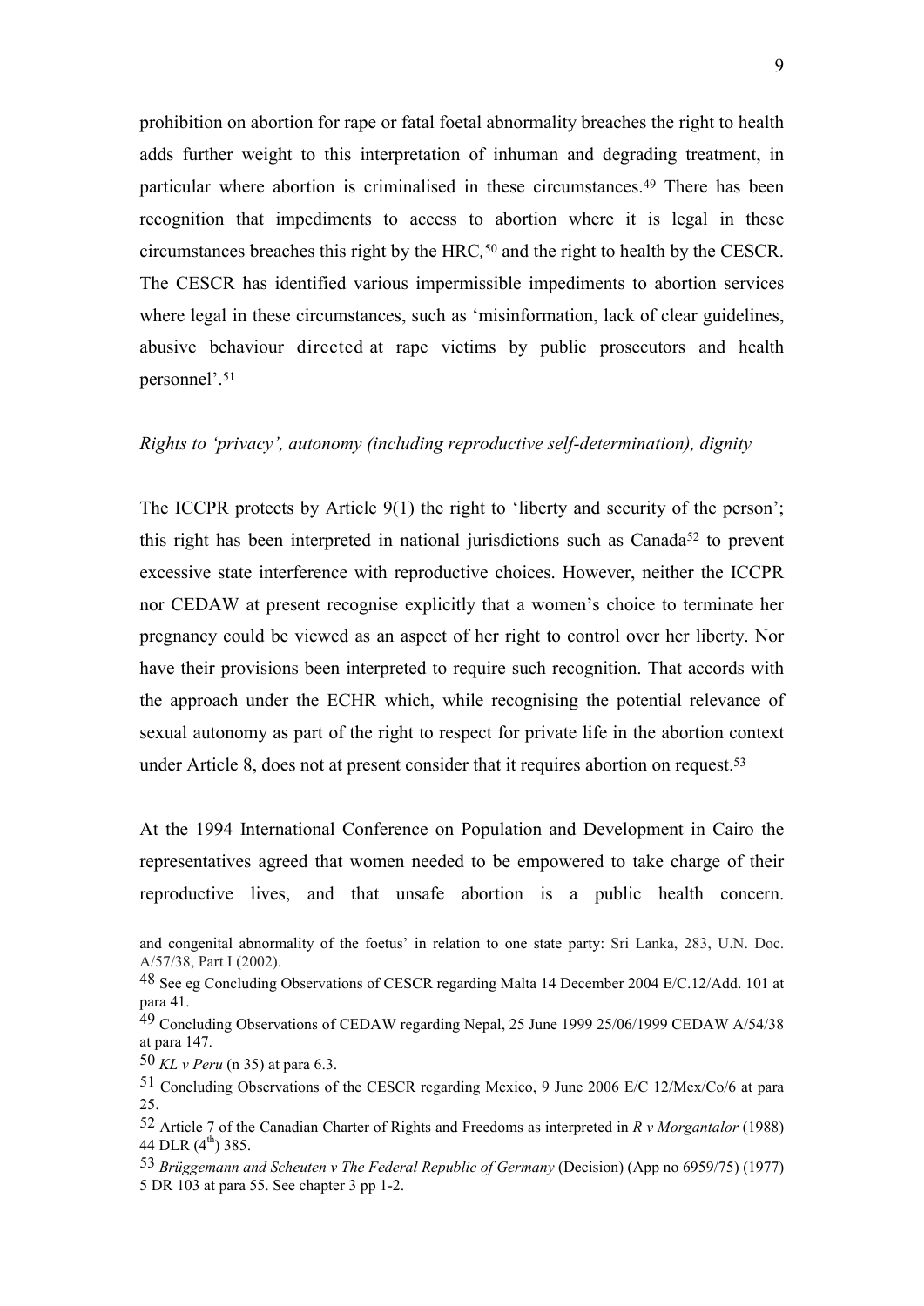prohibition on abortion for rape or fatal foetal abnormality breaches the right to health adds further weight to this interpretation of inhuman and degrading treatment, in particular where abortion is criminalised in these circumstances.[49] There has been recognition that impediments to access to abortion where it is legal in these circumstances breaches this right by the HRC,[50] and the right to health by the CESCR. The CESCR has identified various impermissible impediments to abortion services where legal in these circumstances, such as 'misinformation, lack of clear guidelines, abusive behaviour directed at rape victims by public prosecutors and health personnel'.[51]

*Rights to 'privacy', autonomy (including reproductive self-determination), dignity*

The ICCPR protects by Article 9(1) the right to 'liberty and security of the person'; this right has been interpreted in national jurisdictions such as Canada[52] to prevent excessive state interference with reproductive choices. However, neither the ICCPR nor CEDAW at present recognise explicitly that a women's choice to terminate her pregnancy could be viewed as an aspect of her right to control over her liberty. Nor have their provisions been interpreted to require such recognition. That accords with the approach under the ECHR which, while recognising the potential relevance of sexual autonomy as part of the right to respect for private life in the abortion context under Article 8, does not at present consider that it requires abortion on request.[53]

At the 1994 International Conference on Population and Development in Cairo the representatives agreed that women needed to be empowered to take charge of their reproductive lives, and that unsafe abortion is a public health concern.

---

and congenital abnormality of the foetus' in relation to one state party: Sri Lanka, 283, U.N. Doc. A/57/38, Part I (2002).

48 See eg Concluding Observations of CESCR regarding Malta 14 December 2004 E/C.12/Add. 101 at para 41.

49 Concluding Observations of CEDAW regarding Nepal, 25 June 1999 25/06/1999 CEDAW A/54/38 at para 147.

50 *KL v Peru* (n 35) at para 6.3.

51 Concluding Observations of the CESCR regarding Mexico, 9 June 2006 E/C 12/Mex/Co/6 at para 25.

52 Article 7 of the Canadian Charter of Rights and Freedoms as interpreted in *R v Morgantalor* (1988) 44 DLR (4th) 385.

53 *Brüggemann and Scheuten v The Federal Republic of Germany* (Decision) (App no 6959/75) (1977) 5 DR 103 at para 55. See chapter 3 pp 1-2.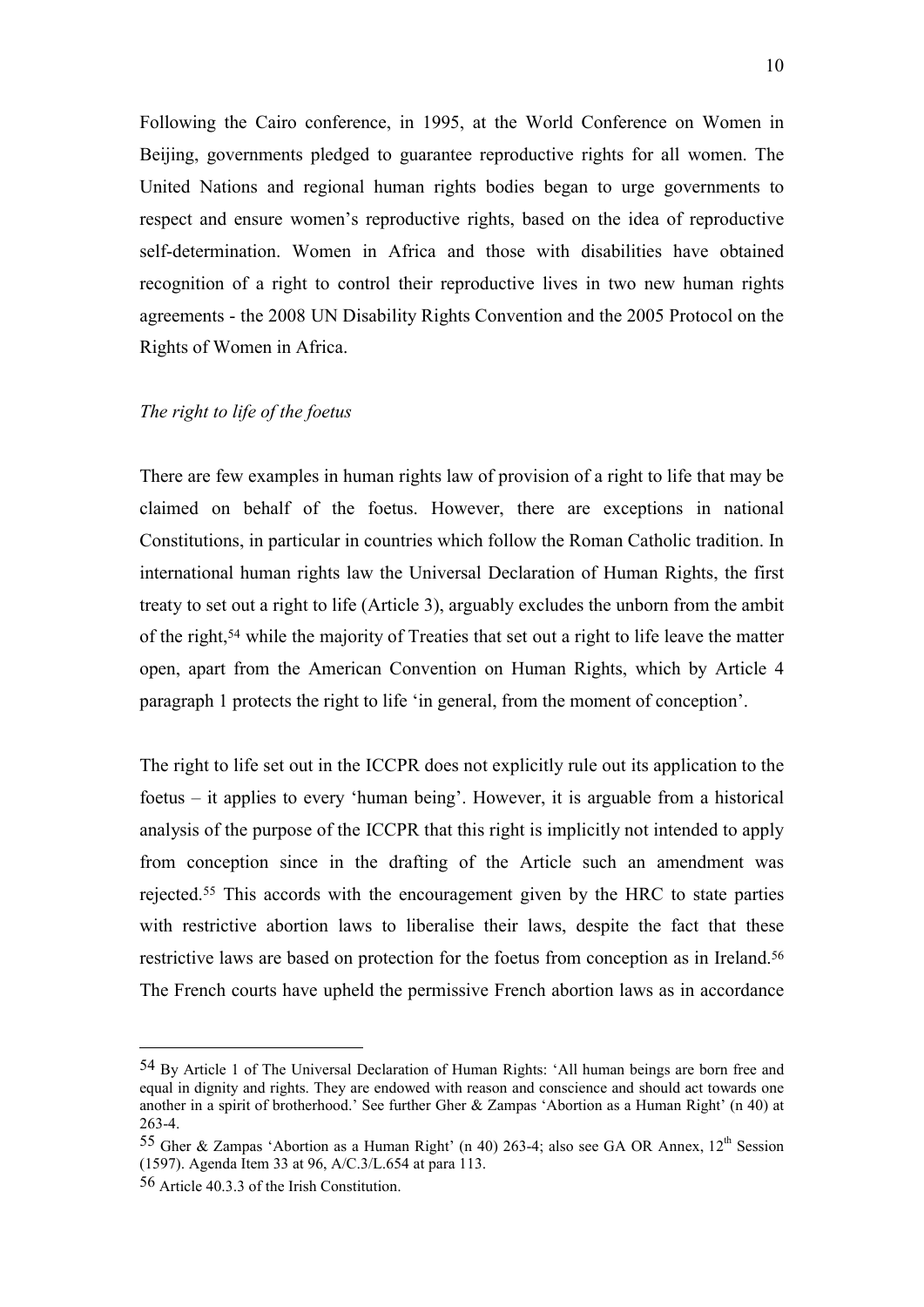Following the Cairo conference, in 1995, at the World Conference on Women in Beijing, governments pledged to guarantee reproductive rights for all women. The United Nations and regional human rights bodies began to urge governments to respect and ensure women's reproductive rights, based on the idea of reproductive self-determination. Women in Africa and those with disabilities have obtained recognition of a right to control their reproductive lives in two new human rights agreements - the 2008 UN Disability Rights Convention and the 2005 Protocol on the Rights of Women in Africa.

*The right to life of the foetus*

There are few examples in human rights law of provision of a right to life that may be claimed on behalf of the foetus. However, there are exceptions in national Constitutions, in particular in countries which follow the Roman Catholic tradition. In international human rights law the Universal Declaration of Human Rights, the first treaty to set out a right to life (Article 3), arguably excludes the unborn from the ambit of the right,[54] while the majority of Treaties that set out a right to life leave the matter open, apart from the American Convention on Human Rights, which by Article 4 paragraph 1 protects the right to life 'in general, from the moment of conception'.

The right to life set out in the ICCPR does not explicitly rule out its application to the foetus – it applies to every 'human being'. However, it is arguable from a historical analysis of the purpose of the ICCPR that this right is implicitly not intended to apply from conception since in the drafting of the Article such an amendment was rejected.[55] This accords with the encouragement given by the HRC to state parties with restrictive abortion laws to liberalise their laws, despite the fact that these restrictive laws are based on protection for the foetus from conception as in Ireland.[56] The French courts have upheld the permissive French abortion laws as in accordance

---

[54] By Article 1 of The Universal Declaration of Human Rights: 'All human beings are born free and equal in dignity and rights. They are endowed with reason and conscience and should act towards one another in a spirit of brotherhood.' See further Gher & Zampas 'Abortion as a Human Right' (n 40) at 263-4.

[55] Gher & Zampas 'Abortion as a Human Right' (n 40) 263-4; also see GA OR Annex, 12th Session (1597). Agenda Item 33 at 96, A/C.3/L.654 at para 113.

[56] Article 40.3.3 of the Irish Constitution.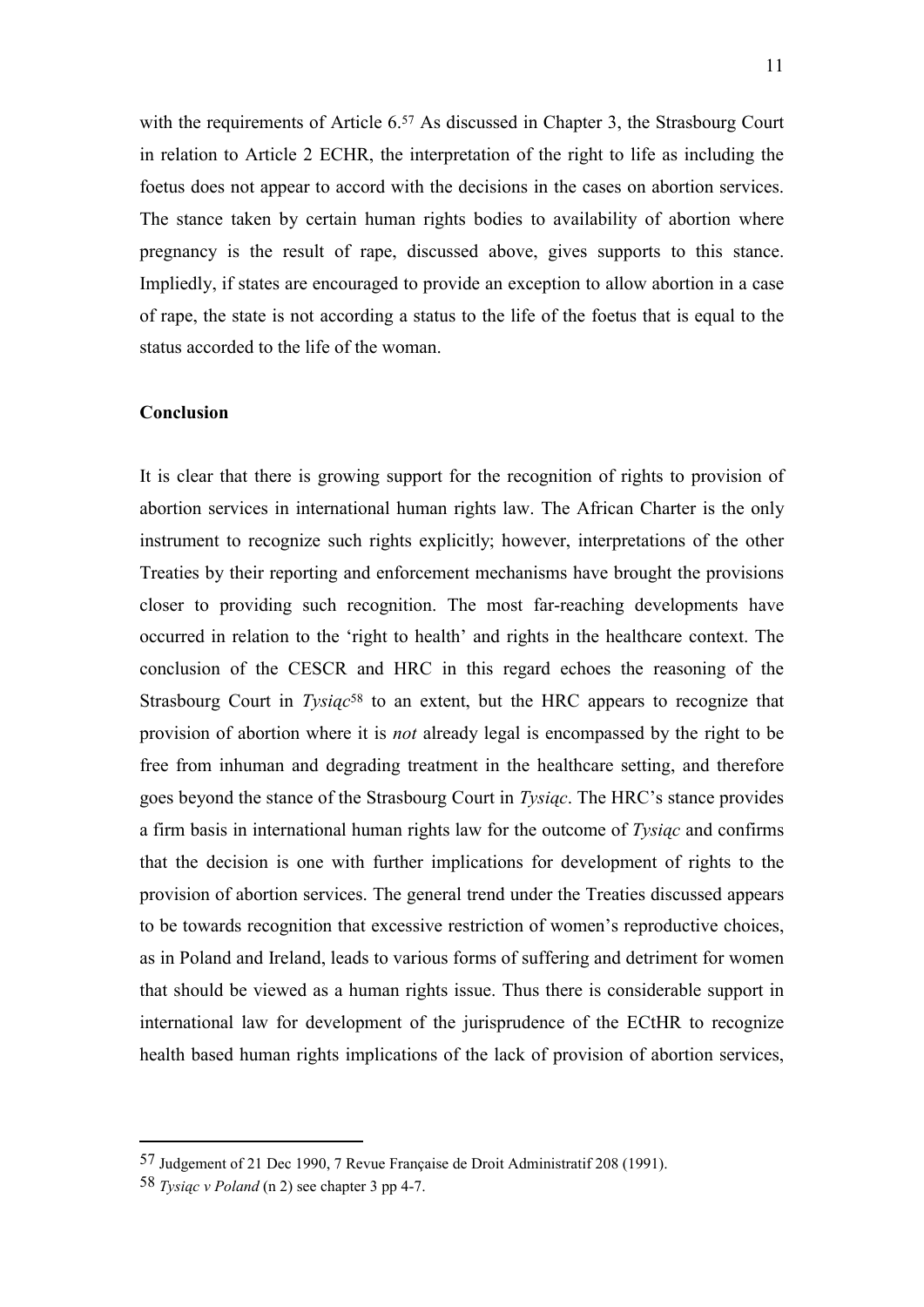with the requirements of Article 6.[57] As discussed in Chapter 3, the Strasbourg Court in relation to Article 2 ECHR, the interpretation of the right to life as including the foetus does not appear to accord with the decisions in the cases on abortion services. The stance taken by certain human rights bodies to availability of abortion where pregnancy is the result of rape, discussed above, gives supports to this stance. Impliedly, if states are encouraged to provide an exception to allow abortion in a case of rape, the state is not according a status to the life of the foetus that is equal to the status accorded to the life of the woman.

**Conclusion**

It is clear that there is growing support for the recognition of rights to provision of abortion services in international human rights law. The African Charter is the only instrument to recognize such rights explicitly; however, interpretations of the other Treaties by their reporting and enforcement mechanisms have brought the provisions closer to providing such recognition. The most far-reaching developments have occurred in relation to the 'right to health' and rights in the healthcare context. The conclusion of the CESCR and HRC in this regard echoes the reasoning of the Strasbourg Court in *Tysiąc*[58] to an extent, but the HRC appears to recognize that provision of abortion where it is *not* already legal is encompassed by the right to be free from inhuman and degrading treatment in the healthcare setting, and therefore goes beyond the stance of the Strasbourg Court in *Tysiąc*. The HRC's stance provides a firm basis in international human rights law for the outcome of *Tysiąc* and confirms that the decision is one with further implications for development of rights to the provision of abortion services. The general trend under the Treaties discussed appears to be towards recognition that excessive restriction of women's reproductive choices, as in Poland and Ireland, leads to various forms of suffering and detriment for women that should be viewed as a human rights issue. Thus there is considerable support in international law for development of the jurisprudence of the ECtHR to recognize health based human rights implications of the lack of provision of abortion services,

---

[57] Judgement of 21 Dec 1990, 7 Revue Française de Droit Administratif 208 (1991).

[58] *Tysiąc v Poland* (n 2) see chapter 3 pp 4-7.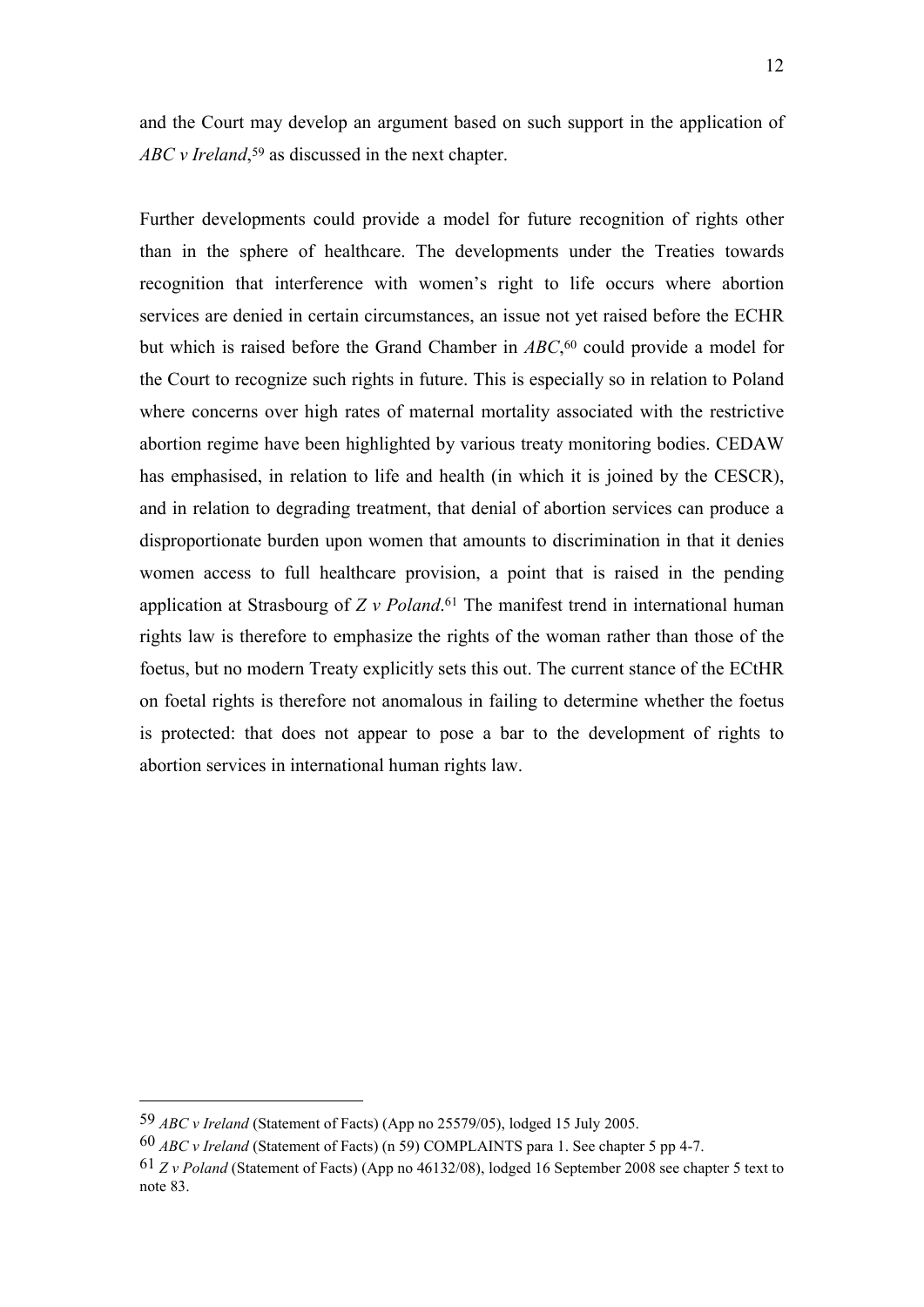and the Court may develop an argument based on such support in the application of *ABC v Ireland*,[59] as discussed in the next chapter.

Further developments could provide a model for future recognition of rights other than in the sphere of healthcare. The developments under the Treaties towards recognition that interference with women's right to life occurs where abortion services are denied in certain circumstances, an issue not yet raised before the ECHR but which is raised before the Grand Chamber in *ABC*,[60] could provide a model for the Court to recognize such rights in future. This is especially so in relation to Poland where concerns over high rates of maternal mortality associated with the restrictive abortion regime have been highlighted by various treaty monitoring bodies. CEDAW has emphasised, in relation to life and health (in which it is joined by the CESCR), and in relation to degrading treatment, that denial of abortion services can produce a disproportionate burden upon women that amounts to discrimination in that it denies women access to full healthcare provision, a point that is raised in the pending application at Strasbourg of *Z v Poland*.[61] The manifest trend in international human rights law is therefore to emphasize the rights of the woman rather than those of the foetus, but no modern Treaty explicitly sets this out. The current stance of the ECtHR on foetal rights is therefore not anomalous in failing to determine whether the foetus is protected: that does not appear to pose a bar to the development of rights to abortion services in international human rights law.

---

[59] *ABC v Ireland* (Statement of Facts) (App no 25579/05), lodged 15 July 2005.

[60] *ABC v Ireland* (Statement of Facts) (n 59) COMPLAINTS para 1. See chapter 5 pp 4-7.

[61] *Z v Poland* (Statement of Facts) (App no 46132/08), lodged 16 September 2008 see chapter 5 text to note 83.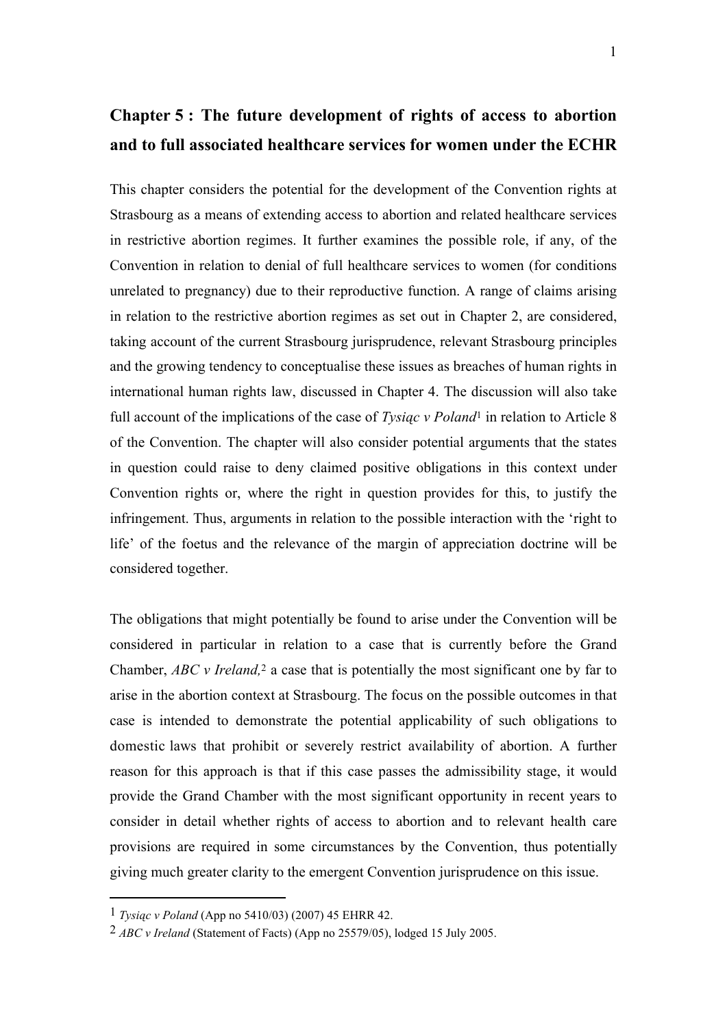## Chapter 5 : The future development of rights of access to abortion and to full associated healthcare services for women under the ECHR

This chapter considers the potential for the development of the Convention rights at Strasbourg as a means of extending access to abortion and related healthcare services in restrictive abortion regimes. It further examines the possible role, if any, of the Convention in relation to denial of full healthcare services to women (for conditions unrelated to pregnancy) due to their reproductive function. A range of claims arising in relation to the restrictive abortion regimes as set out in Chapter 2, are considered, taking account of the current Strasbourg jurisprudence, relevant Strasbourg principles and the growing tendency to conceptualise these issues as breaches of human rights in international human rights law, discussed in Chapter 4. The discussion will also take full account of the implications of the case of *Tysiąc v Poland*[1] in relation to Article 8 of the Convention. The chapter will also consider potential arguments that the states in question could raise to deny claimed positive obligations in this context under Convention rights or, where the right in question provides for this, to justify the infringement. Thus, arguments in relation to the possible interaction with the 'right to life' of the foetus and the relevance of the margin of appreciation doctrine will be considered together.

The obligations that might potentially be found to arise under the Convention will be considered in particular in relation to a case that is currently before the Grand Chamber, *ABC v Ireland,*[2] a case that is potentially the most significant one by far to arise in the abortion context at Strasbourg. The focus on the possible outcomes in that case is intended to demonstrate the potential applicability of such obligations to domestic laws that prohibit or severely restrict availability of abortion. A further reason for this approach is that if this case passes the admissibility stage, it would provide the Grand Chamber with the most significant opportunity in recent years to consider in detail whether rights of access to abortion and to relevant health care provisions are required in some circumstances by the Convention, thus potentially giving much greater clarity to the emergent Convention jurisprudence on this issue.

---

[1] *Tysiąc v Poland* (App no 5410/03) (2007) 45 EHRR 42.

[2] *ABC v Ireland* (Statement of Facts) (App no 25579/05), lodged 15 July 2005.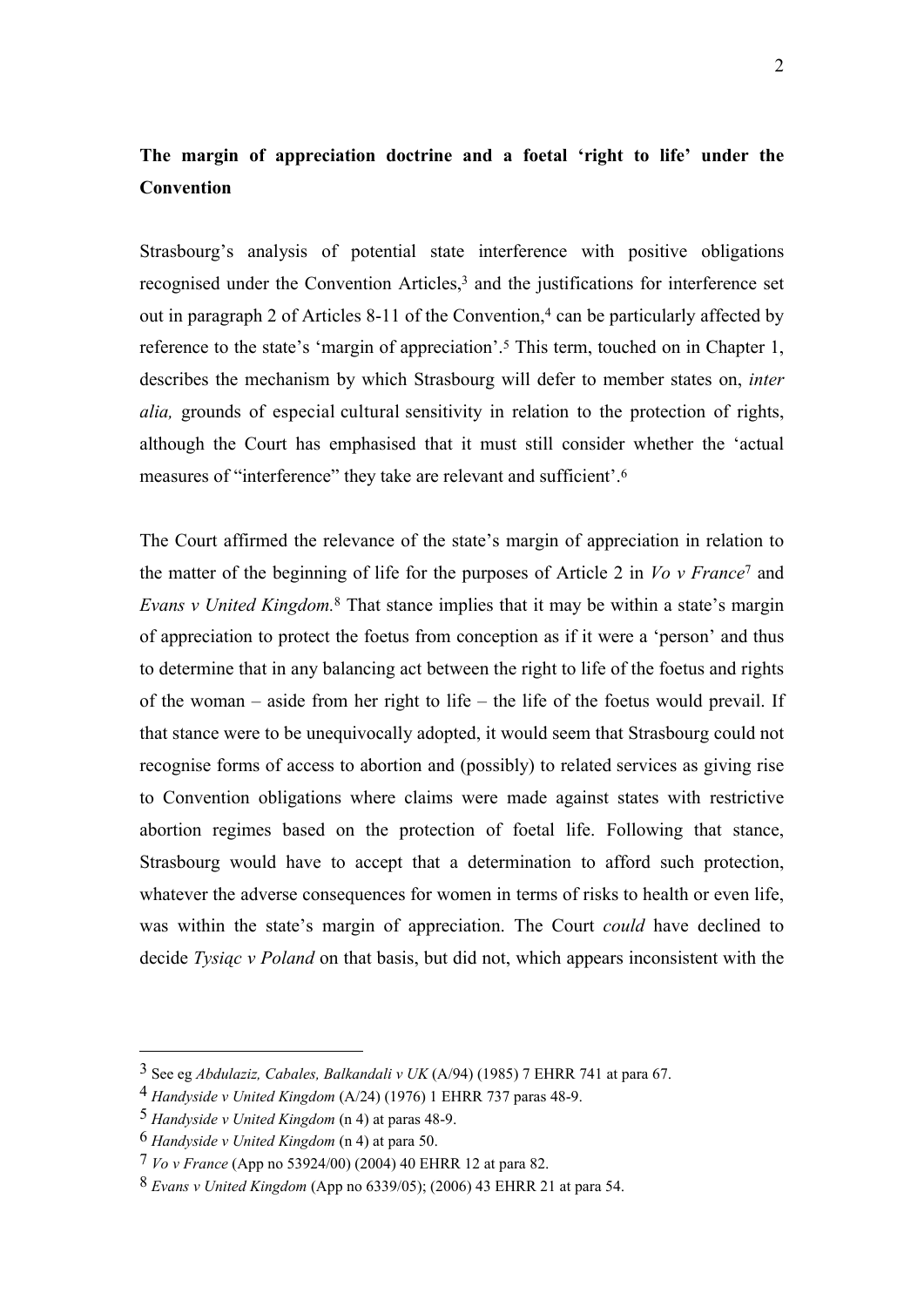**The margin of appreciation doctrine and a foetal 'right to life' under the Convention**

Strasbourg's analysis of potential state interference with positive obligations recognised under the Convention Articles,[3] and the justifications for interference set out in paragraph 2 of Articles 8-11 of the Convention,[4] can be particularly affected by reference to the state's 'margin of appreciation'.[5] This term, touched on in Chapter 1, describes the mechanism by which Strasbourg will defer to member states on, *inter alia,* grounds of especial cultural sensitivity in relation to the protection of rights, although the Court has emphasised that it must still consider whether the 'actual measures of "interference" they take are relevant and sufficient'.[6]

The Court affirmed the relevance of the state's margin of appreciation in relation to the matter of the beginning of life for the purposes of Article 2 in *Vo v France*[7] and *Evans v United Kingdom.*[8] That stance implies that it may be within a state's margin of appreciation to protect the foetus from conception as if it were a 'person' and thus to determine that in any balancing act between the right to life of the foetus and rights of the woman – aside from her right to life – the life of the foetus would prevail. If that stance were to be unequivocally adopted, it would seem that Strasbourg could not recognise forms of access to abortion and (possibly) to related services as giving rise to Convention obligations where claims were made against states with restrictive abortion regimes based on the protection of foetal life. Following that stance, Strasbourg would have to accept that a determination to afford such protection, whatever the adverse consequences for women in terms of risks to health or even life, was within the state's margin of appreciation. The Court *could* have declined to decide *Tysiąc v Poland* on that basis, but did not, which appears inconsistent with the

---

[3] See eg *Abdulaziz, Cabales, Balkandali v UK* (A/94) (1985) 7 EHRR 741 at para 67.

[4] *Handyside v United Kingdom* (A/24) (1976) 1 EHRR 737 paras 48-9.

[5] *Handyside v United Kingdom* (n 4) at paras 48-9.

[6] *Handyside v United Kingdom* (n 4) at para 50.

[7] *Vo v France* (App no 53924/00) (2004) 40 EHRR 12 at para 82.

[8] *Evans v United Kingdom* (App no 6339/05); (2006) 43 EHRR 21 at para 54.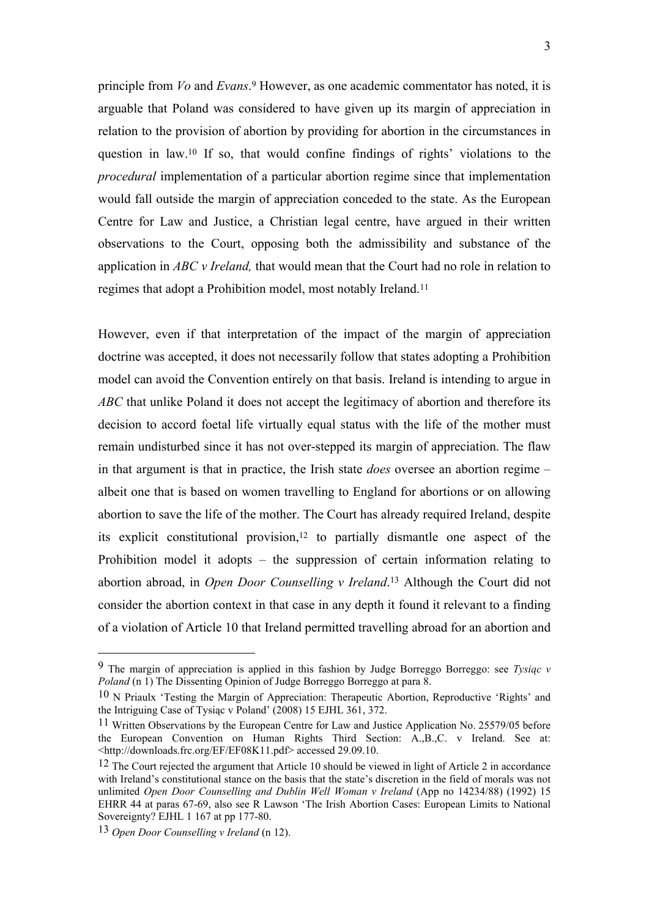principle from *Vo* and *Evans*.[9] However, as one academic commentator has noted, it is arguable that Poland was considered to have given up its margin of appreciation in relation to the provision of abortion by providing for abortion in the circumstances in question in law.[10] If so, that would confine findings of rights' violations to the *procedural* implementation of a particular abortion regime since that implementation would fall outside the margin of appreciation conceded to the state. As the European Centre for Law and Justice, a Christian legal centre, have argued in their written observations to the Court, opposing both the admissibility and substance of the application in *ABC v Ireland,* that would mean that the Court had no role in relation to regimes that adopt a Prohibition model, most notably Ireland.[11]

However, even if that interpretation of the impact of the margin of appreciation doctrine was accepted, it does not necessarily follow that states adopting a Prohibition model can avoid the Convention entirely on that basis. Ireland is intending to argue in *ABC* that unlike Poland it does not accept the legitimacy of abortion and therefore its decision to accord foetal life virtually equal status with the life of the mother must remain undisturbed since it has not over-stepped its margin of appreciation. The flaw in that argument is that in practice, the Irish state *does* oversee an abortion regime – albeit one that is based on women travelling to England for abortions or on allowing abortion to save the life of the mother. The Court has already required Ireland, despite its explicit constitutional provision,[12] to partially dismantle one aspect of the Prohibition model it adopts – the suppression of certain information relating to abortion abroad, in *Open Door Counselling v Ireland*.[13] Although the Court did not consider the abortion context in that case in any depth it found it relevant to a finding of a violation of Article 10 that Ireland permitted travelling abroad for an abortion and

---

[9] The margin of appreciation is applied in this fashion by Judge Borrego Borrego: see *Tysiąc v Poland* (n 1) The Dissenting Opinion of Judge Borrego Borrego at para 8.

[10] N Priaulx 'Testing the Margin of Appreciation: Therapeutic Abortion, Reproductive 'Rights' and the Intriguing Case of Tysiąc v Poland' (2008) 15 EJHL 361, 372.

[11] Written Observations by the European Centre for Law and Justice Application No. 25579/05 before the European Convention on Human Rights Third Section: A.,B.,C. v Ireland. See at: <http://downloads.frc.org/EF/EF08K11.pdf> accessed 29.09.10.

[12] The Court rejected the argument that Article 10 should be viewed in light of Article 2 in accordance with Ireland's constitutional stance on the basis that the state's discretion in the field of morals was not unlimited *Open Door Counselling and Dublin Well Woman v Ireland* (App no 14234/88) (1992) 15 EHRR 44 at paras 67-69, also see R Lawson 'The Irish Abortion Cases: European Limits to National Sovereignty? EJHL 1 167 at pp 177-80.

[13] *Open Door Counselling v Ireland* (n 12).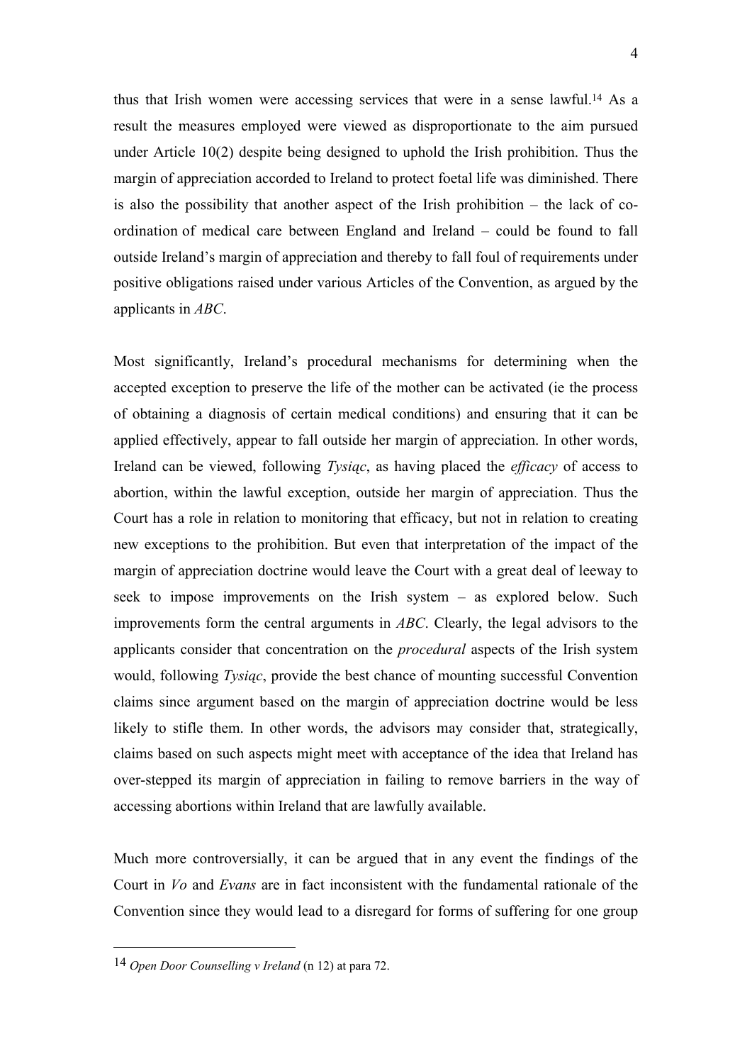thus that Irish women were accessing services that were in a sense lawful.[14] As a result the measures employed were viewed as disproportionate to the aim pursued under Article 10(2) despite being designed to uphold the Irish prohibition. Thus the margin of appreciation accorded to Ireland to protect foetal life was diminished. There is also the possibility that another aspect of the Irish prohibition – the lack of co-ordination of medical care between England and Ireland – could be found to fall outside Ireland's margin of appreciation and thereby to fall foul of requirements under positive obligations raised under various Articles of the Convention, as argued by the applicants in *ABC*.

Most significantly, Ireland's procedural mechanisms for determining when the accepted exception to preserve the life of the mother can be activated (ie the process of obtaining a diagnosis of certain medical conditions) and ensuring that it can be applied effectively, appear to fall outside her margin of appreciation. In other words, Ireland can be viewed, following *Tysiąc*, as having placed the *efficacy* of access to abortion, within the lawful exception, outside her margin of appreciation. Thus the Court has a role in relation to monitoring that efficacy, but not in relation to creating new exceptions to the prohibition. But even that interpretation of the impact of the margin of appreciation doctrine would leave the Court with a great deal of leeway to seek to impose improvements on the Irish system – as explored below. Such improvements form the central arguments in *ABC*. Clearly, the legal advisors to the applicants consider that concentration on the *procedural* aspects of the Irish system would, following *Tysiąc*, provide the best chance of mounting successful Convention claims since argument based on the margin of appreciation doctrine would be less likely to stifle them. In other words, the advisors may consider that, strategically, claims based on such aspects might meet with acceptance of the idea that Ireland has over-stepped its margin of appreciation in failing to remove barriers in the way of accessing abortions within Ireland that are lawfully available.

Much more controversially, it can be argued that in any event the findings of the Court in *Vo* and *Evans* are in fact inconsistent with the fundamental rationale of the Convention since they would lead to a disregard for forms of suffering for one group

---

[14] *Open Door Counselling v Ireland* (n 12) at para 72.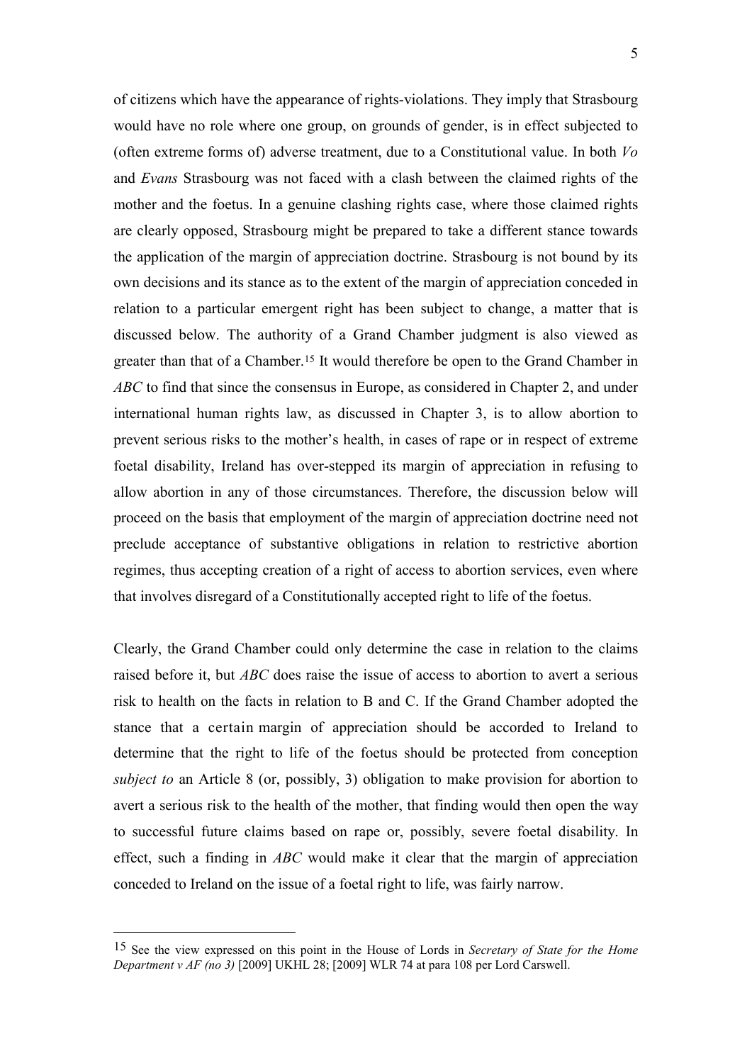of citizens which have the appearance of rights-violations. They imply that Strasbourg would have no role where one group, on grounds of gender, is in effect subjected to (often extreme forms of) adverse treatment, due to a Constitutional value. In both *Vo* and *Evans* Strasbourg was not faced with a clash between the claimed rights of the mother and the foetus. In a genuine clashing rights case, where those claimed rights are clearly opposed, Strasbourg might be prepared to take a different stance towards the application of the margin of appreciation doctrine. Strasbourg is not bound by its own decisions and its stance as to the extent of the margin of appreciation conceded in relation to a particular emergent right has been subject to change, a matter that is discussed below. The authority of a Grand Chamber judgment is also viewed as greater than that of a Chamber.[15] It would therefore be open to the Grand Chamber in *ABC* to find that since the consensus in Europe, as considered in Chapter 2, and under international human rights law, as discussed in Chapter 3, is to allow abortion to prevent serious risks to the mother's health, in cases of rape or in respect of extreme foetal disability, Ireland has over-stepped its margin of appreciation in refusing to allow abortion in any of those circumstances. Therefore, the discussion below will proceed on the basis that employment of the margin of appreciation doctrine need not preclude acceptance of substantive obligations in relation to restrictive abortion regimes, thus accepting creation of a right of access to abortion services, even where that involves disregard of a Constitutionally accepted right to life of the foetus.

Clearly, the Grand Chamber could only determine the case in relation to the claims raised before it, but *ABC* does raise the issue of access to abortion to avert a serious risk to health on the facts in relation to B and C. If the Grand Chamber adopted the stance that a certain margin of appreciation should be accorded to Ireland to determine that the right to life of the foetus should be protected from conception *subject to* an Article 8 (or, possibly, 3) obligation to make provision for abortion to avert a serious risk to the health of the mother, that finding would then open the way to successful future claims based on rape or, possibly, severe foetal disability. In effect, such a finding in *ABC* would make it clear that the margin of appreciation conceded to Ireland on the issue of a foetal right to life, was fairly narrow.

[15] See the view expressed on this point in the House of Lords in *Secretary of State for the Home Department v AF (no 3)* [2009] UKHL 28; [2009] WLR 74 at para 108 per Lord Carswell.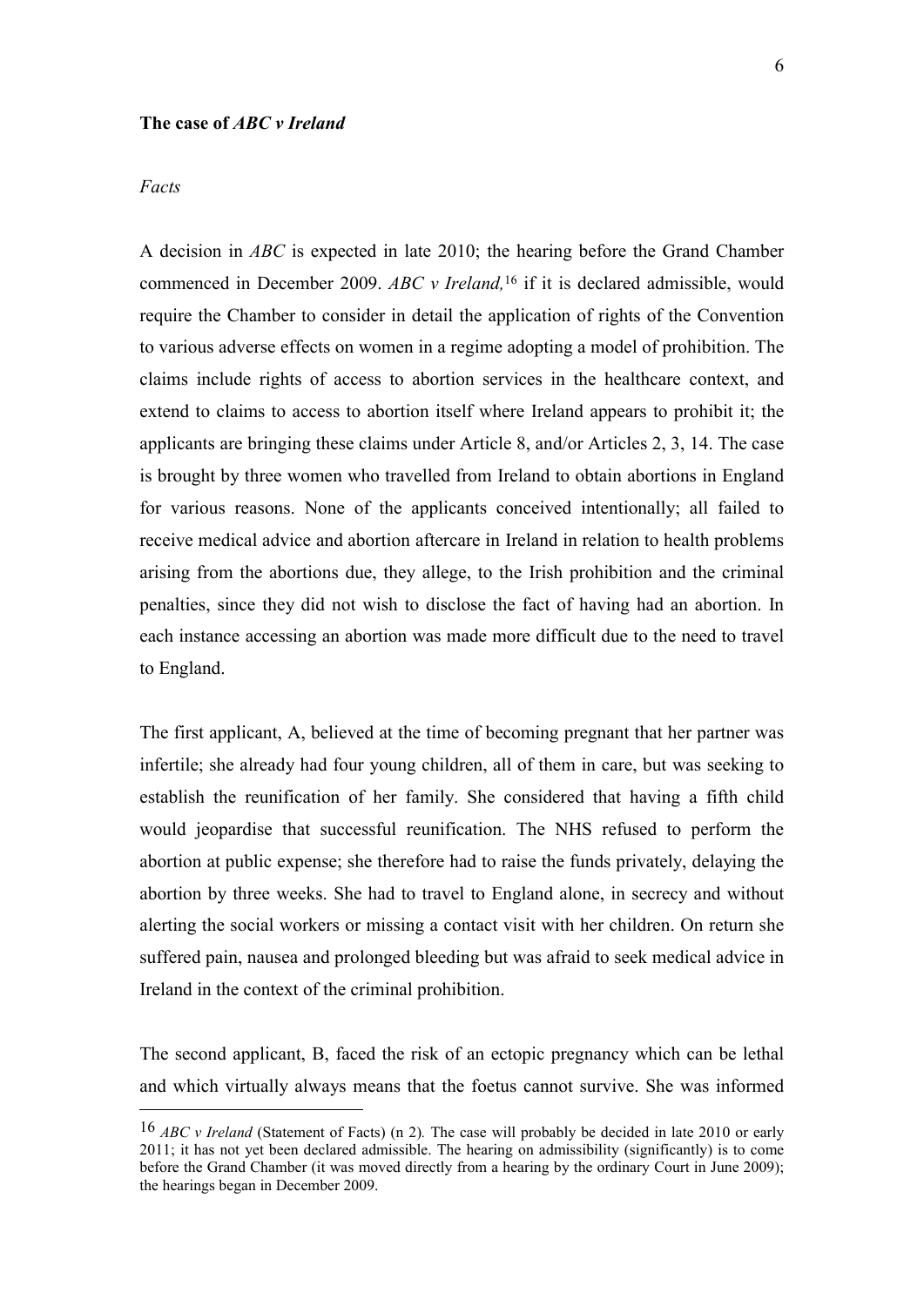**The case of *ABC v Ireland***

*Facts*

A decision in *ABC* is expected in late 2010; the hearing before the Grand Chamber commenced in December 2009. *ABC v Ireland,*[16] if it is declared admissible, would require the Chamber to consider in detail the application of rights of the Convention to various adverse effects on women in a regime adopting a model of prohibition. The claims include rights of access to abortion services in the healthcare context, and extend to claims to access to abortion itself where Ireland appears to prohibit it; the applicants are bringing these claims under Article 8, and/or Articles 2, 3, 14. The case is brought by three women who travelled from Ireland to obtain abortions in England for various reasons. None of the applicants conceived intentionally; all failed to receive medical advice and abortion aftercare in Ireland in relation to health problems arising from the abortions due, they allege, to the Irish prohibition and the criminal penalties, since they did not wish to disclose the fact of having had an abortion. In each instance accessing an abortion was made more difficult due to the need to travel to England.

The first applicant, A, believed at the time of becoming pregnant that her partner was infertile; she already had four young children, all of them in care, but was seeking to establish the reunification of her family. She considered that having a fifth child would jeopardise that successful reunification. The NHS refused to perform the abortion at public expense; she therefore had to raise the funds privately, delaying the abortion by three weeks. She had to travel to England alone, in secrecy and without alerting the social workers or missing a contact visit with her children. On return she suffered pain, nausea and prolonged bleeding but was afraid to seek medical advice in Ireland in the context of the criminal prohibition.

The second applicant, B, faced the risk of an ectopic pregnancy which can be lethal and which virtually always means that the foetus cannot survive. She was informed

[16] *ABC v Ireland* (Statement of Facts) (n 2). The case will probably be decided in late 2010 or early 2011; it has not yet been declared admissible. The hearing on admissibility (significantly) is to come before the Grand Chamber (it was moved directly from a hearing by the ordinary Court in June 2009); the hearings began in December 2009.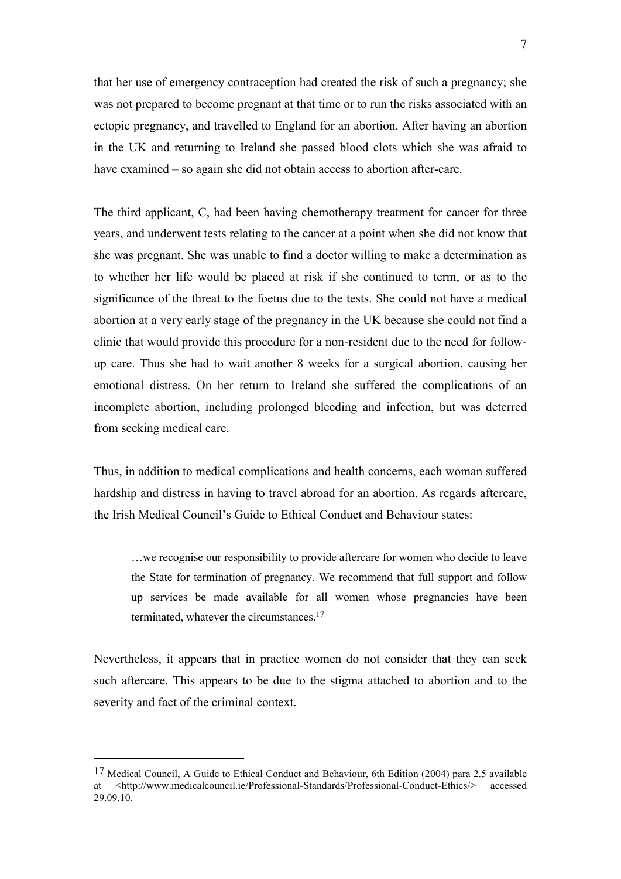that her use of emergency contraception had created the risk of such a pregnancy; she was not prepared to become pregnant at that time or to run the risks associated with an ectopic pregnancy, and travelled to England for an abortion. After having an abortion in the UK and returning to Ireland she passed blood clots which she was afraid to have examined – so again she did not obtain access to abortion after-care.

The third applicant, C, had been having chemotherapy treatment for cancer for three years, and underwent tests relating to the cancer at a point when she did not know that she was pregnant. She was unable to find a doctor willing to make a determination as to whether her life would be placed at risk if she continued to term, or as to the significance of the threat to the foetus due to the tests. She could not have a medical abortion at a very early stage of the pregnancy in the UK because she could not find a clinic that would provide this procedure for a non-resident due to the need for follow-up care. Thus she had to wait another 8 weeks for a surgical abortion, causing her emotional distress. On her return to Ireland she suffered the complications of an incomplete abortion, including prolonged bleeding and infection, but was deterred from seeking medical care.

Thus, in addition to medical complications and health concerns, each woman suffered hardship and distress in having to travel abroad for an abortion. As regards aftercare, the Irish Medical Council's Guide to Ethical Conduct and Behaviour states:

> …we recognise our responsibility to provide aftercare for women who decide to leave the State for termination of pregnancy. We recommend that full support and follow up services be made available for all women whose pregnancies have been terminated, whatever the circumstances.[17]

Nevertheless, it appears that in practice women do not consider that they can seek such aftercare. This appears to be due to the stigma attached to abortion and to the severity and fact of the criminal context.

---

[17] Medical Council, A Guide to Ethical Conduct and Behaviour, 6th Edition (2004) para 2.5 available at <http://www.medicalcouncil.ie/Professional-Standards/Professional-Conduct-Ethics/> accessed 29.09.10.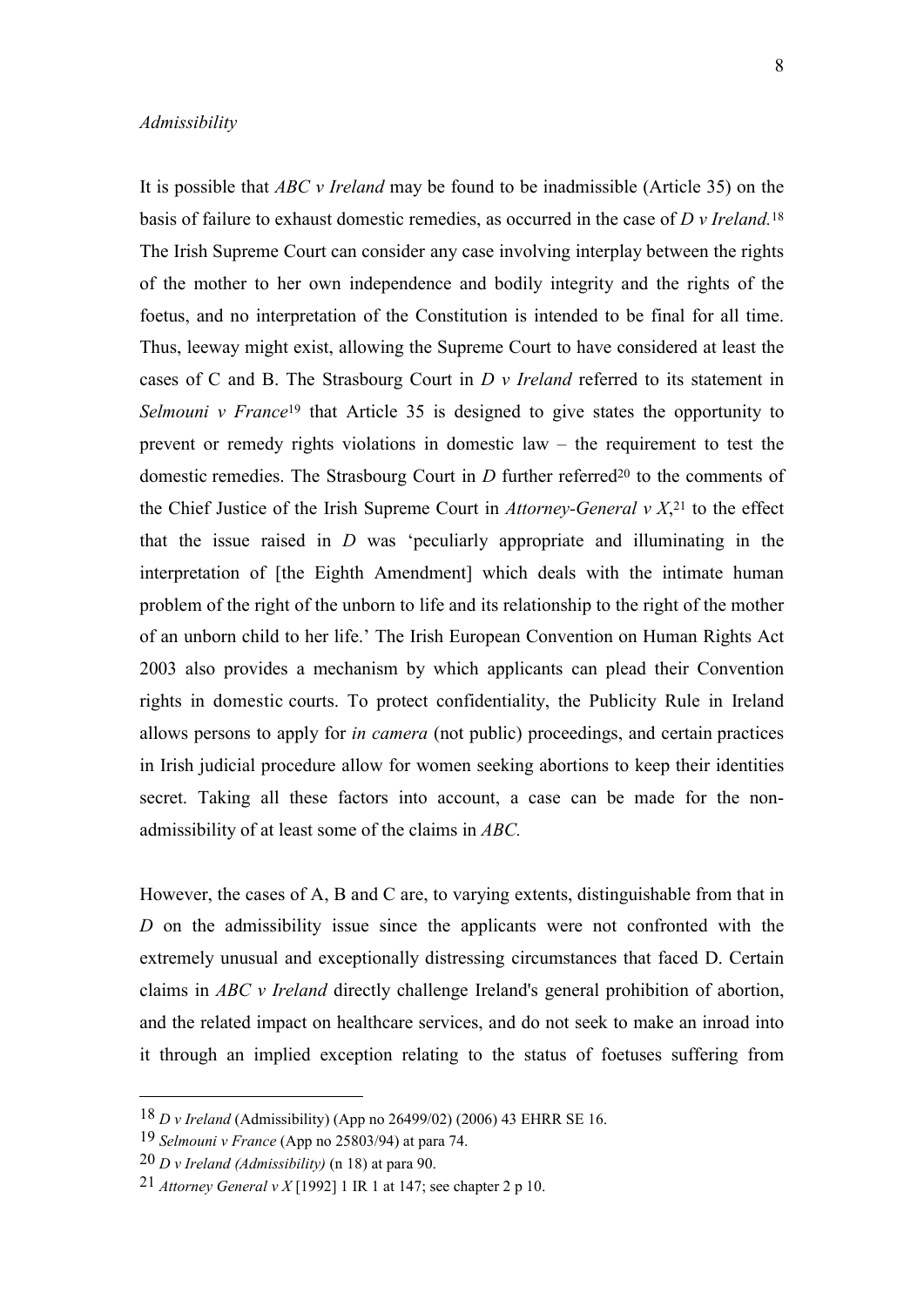*Admissibility*

It is possible that *ABC v Ireland* may be found to be inadmissible (Article 35) on the basis of failure to exhaust domestic remedies, as occurred in the case of *D v Ireland.*[18] The Irish Supreme Court can consider any case involving interplay between the rights of the mother to her own independence and bodily integrity and the rights of the foetus, and no interpretation of the Constitution is intended to be final for all time. Thus, leeway might exist, allowing the Supreme Court to have considered at least the cases of C and B. The Strasbourg Court in *D v Ireland* referred to its statement in *Selmouni v France*[19] that Article 35 is designed to give states the opportunity to prevent or remedy rights violations in domestic law – the requirement to test the domestic remedies. The Strasbourg Court in *D* further referred[20] to the comments of the Chief Justice of the Irish Supreme Court in *Attorney-General v X*,[21] to the effect that the issue raised in *D* was 'peculiarly appropriate and illuminating in the interpretation of [the Eighth Amendment] which deals with the intimate human problem of the right of the unborn to life and its relationship to the right of the mother of an unborn child to her life.' The Irish European Convention on Human Rights Act 2003 also provides a mechanism by which applicants can plead their Convention rights in domestic courts. To protect confidentiality, the Publicity Rule in Ireland allows persons to apply for *in camera* (not public) proceedings, and certain practices in Irish judicial procedure allow for women seeking abortions to keep their identities secret. Taking all these factors into account, a case can be made for the non-admissibility of at least some of the claims in *ABC.*

However, the cases of A, B and C are, to varying extents, distinguishable from that in *D* on the admissibility issue since the applicants were not confronted with the extremely unusual and exceptionally distressing circumstances that faced D. Certain claims in *ABC v Ireland* directly challenge Ireland's general prohibition of abortion, and the related impact on healthcare services, and do not seek to make an inroad into it through an implied exception relating to the status of foetuses suffering from

---

[18] *D v Ireland* (Admissibility) (App no 26499/02) (2006) 43 EHRR SE 16.

[19] *Selmouni v France* (App no 25803/94) at para 74.

[20] *D v Ireland (Admissibility)* (n 18) at para 90.

[21] *Attorney General v X* [1992] 1 IR 1 at 147; see chapter 2 p 10.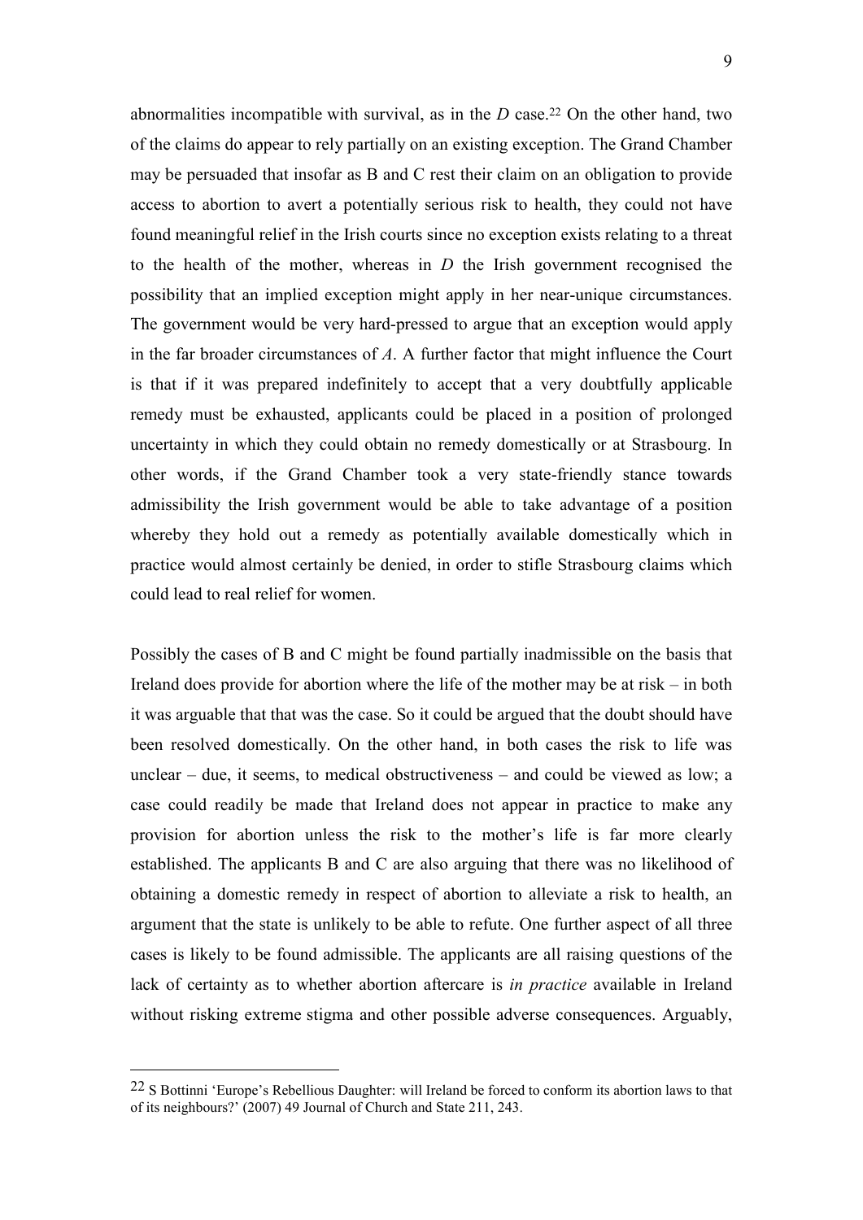abnormalities incompatible with survival, as in the *D* case.[22] On the other hand, two of the claims do appear to rely partially on an existing exception. The Grand Chamber may be persuaded that insofar as B and C rest their claim on an obligation to provide access to abortion to avert a potentially serious risk to health, they could not have found meaningful relief in the Irish courts since no exception exists relating to a threat to the health of the mother, whereas in *D* the Irish government recognised the possibility that an implied exception might apply in her near-unique circumstances. The government would be very hard-pressed to argue that an exception would apply in the far broader circumstances of *A*. A further factor that might influence the Court is that if it was prepared indefinitely to accept that a very doubtfully applicable remedy must be exhausted, applicants could be placed in a position of prolonged uncertainty in which they could obtain no remedy domestically or at Strasbourg. In other words, if the Grand Chamber took a very state-friendly stance towards admissibility the Irish government would be able to take advantage of a position whereby they hold out a remedy as potentially available domestically which in practice would almost certainly be denied, in order to stifle Strasbourg claims which could lead to real relief for women.

Possibly the cases of B and C might be found partially inadmissible on the basis that Ireland does provide for abortion where the life of the mother may be at risk – in both it was arguable that that was the case. So it could be argued that the doubt should have been resolved domestically. On the other hand, in both cases the risk to life was unclear – due, it seems, to medical obstructiveness – and could be viewed as low; a case could readily be made that Ireland does not appear in practice to make any provision for abortion unless the risk to the mother's life is far more clearly established. The applicants B and C are also arguing that there was no likelihood of obtaining a domestic remedy in respect of abortion to alleviate a risk to health, an argument that the state is unlikely to be able to refute. One further aspect of all three cases is likely to be found admissible. The applicants are all raising questions of the lack of certainty as to whether abortion aftercare is *in practice* available in Ireland without risking extreme stigma and other possible adverse consequences. Arguably,

[22] S Bottinni 'Europe's Rebellious Daughter: will Ireland be forced to conform its abortion laws to that of its neighbours?' (2007) 49 Journal of Church and State 211, 243.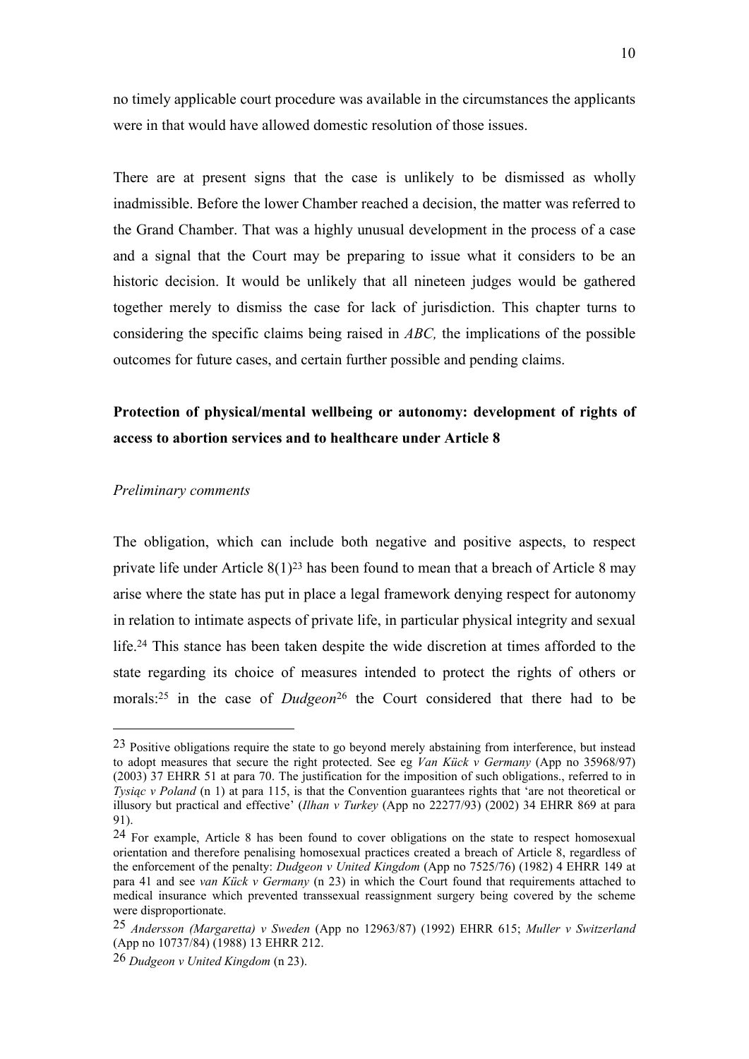no timely applicable court procedure was available in the circumstances the applicants were in that would have allowed domestic resolution of those issues.

There are at present signs that the case is unlikely to be dismissed as wholly inadmissible. Before the lower Chamber reached a decision, the matter was referred to the Grand Chamber. That was a highly unusual development in the process of a case and a signal that the Court may be preparing to issue what it considers to be an historic decision. It would be unlikely that all nineteen judges would be gathered together merely to dismiss the case for lack of jurisdiction. This chapter turns to considering the specific claims being raised in *ABC,* the implications of the possible outcomes for future cases, and certain further possible and pending claims.

**Protection of physical/mental wellbeing or autonomy: development of rights of access to abortion services and to healthcare under Article 8**

*Preliminary comments*

The obligation, which can include both negative and positive aspects, to respect private life under Article 8(1)[23] has been found to mean that a breach of Article 8 may arise where the state has put in place a legal framework denying respect for autonomy in relation to intimate aspects of private life, in particular physical integrity and sexual life.[24] This stance has been taken despite the wide discretion at times afforded to the state regarding its choice of measures intended to protect the rights of others or morals:[25] in the case of *Dudgeon*[26] the Court considered that there had to be

---

[23] Positive obligations require the state to go beyond merely abstaining from interference, but instead to adopt measures that secure the right protected. See eg *Van Kück v Germany* (App no 35968/97) (2003) 37 EHRR 51 at para 70. The justification for the imposition of such obligations., referred to in *Tysiąc v Poland* (n 1) at para 115, is that the Convention guarantees rights that 'are not theoretical or illusory but practical and effective' (*Ilhan v Turkey* (App no 22277/93) (2002) 34 EHRR 869 at para 91).

[24] For example, Article 8 has been found to cover obligations on the state to respect homosexual orientation and therefore penalising homosexual practices created a breach of Article 8, regardless of the enforcement of the penalty: *Dudgeon v United Kingdom* (App no 7525/76) (1982) 4 EHRR 149 at para 41 and see *van Kück v Germany* (n 23) in which the Court found that requirements attached to medical insurance which prevented transsexual reassignment surgery being covered by the scheme were disproportionate.

[25] *Andersson (Margaretta) v Sweden* (App no 12963/87) (1992) EHRR 615; *Muller v Switzerland* (App no 10737/84) (1988) 13 EHRR 212.

[26] *Dudgeon v United Kingdom* (n 23).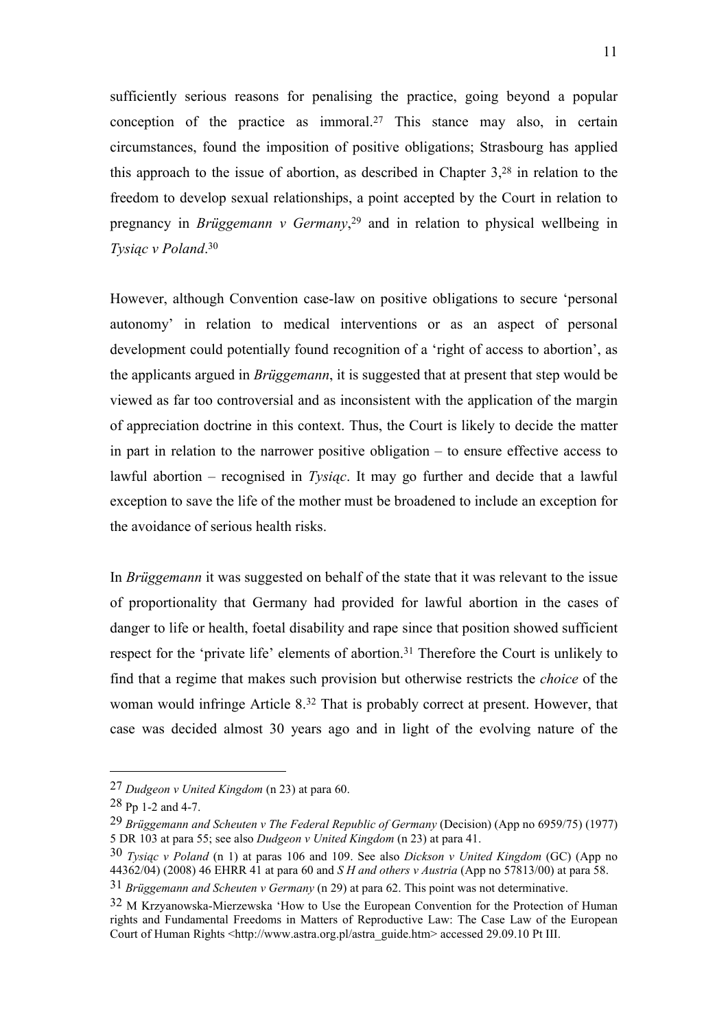sufficiently serious reasons for penalising the practice, going beyond a popular conception of the practice as immoral.[27] This stance may also, in certain circumstances, found the imposition of positive obligations; Strasbourg has applied this approach to the issue of abortion, as described in Chapter 3,[28] in relation to the freedom to develop sexual relationships, a point accepted by the Court in relation to pregnancy in *Brüggemann v Germany*,[29] and in relation to physical wellbeing in *Tysiąc v Poland*.[30]

However, although Convention case-law on positive obligations to secure 'personal autonomy' in relation to medical interventions or as an aspect of personal development could potentially found recognition of a 'right of access to abortion', as the applicants argued in *Brüggemann*, it is suggested that at present that step would be viewed as far too controversial and as inconsistent with the application of the margin of appreciation doctrine in this context. Thus, the Court is likely to decide the matter in part in relation to the narrower positive obligation – to ensure effective access to lawful abortion – recognised in *Tysiąc*. It may go further and decide that a lawful exception to save the life of the mother must be broadened to include an exception for the avoidance of serious health risks.

In *Brüggemann* it was suggested on behalf of the state that it was relevant to the issue of proportionality that Germany had provided for lawful abortion in the cases of danger to life or health, foetal disability and rape since that position showed sufficient respect for the 'private life' elements of abortion.[31] Therefore the Court is unlikely to find that a regime that makes such provision but otherwise restricts the *choice* of the woman would infringe Article 8.[32] That is probably correct at present. However, that case was decided almost 30 years ago and in light of the evolving nature of the

---

[27] *Dudgeon v United Kingdom* (n 23) at para 60.

[28] Pp 1-2 and 4-7.

[29] *Brüggemann and Scheuten v The Federal Republic of Germany* (Decision) (App no 6959/75) (1977) 5 DR 103 at para 55; see also *Dudgeon v United Kingdom* (n 23) at para 41.

[30] *Tysiąc v Poland* (n 1) at paras 106 and 109. See also *Dickson v United Kingdom* (GC) (App no 44362/04) (2008) 46 EHRR 41 at para 60 and *S H and others v Austria* (App no 57813/00) at para 58.

[31] *Brüggemann and Scheuten v Germany* (n 29) at para 62. This point was not determinative.

[32] M Krzyanowska-Mierzewska 'How to Use the European Convention for the Protection of Human rights and Fundamental Freedoms in Matters of Reproductive Law: The Case Law of the European Court of Human Rights <http://www.astra.org.pl/astra_guide.htm> accessed 29.09.10 Pt III.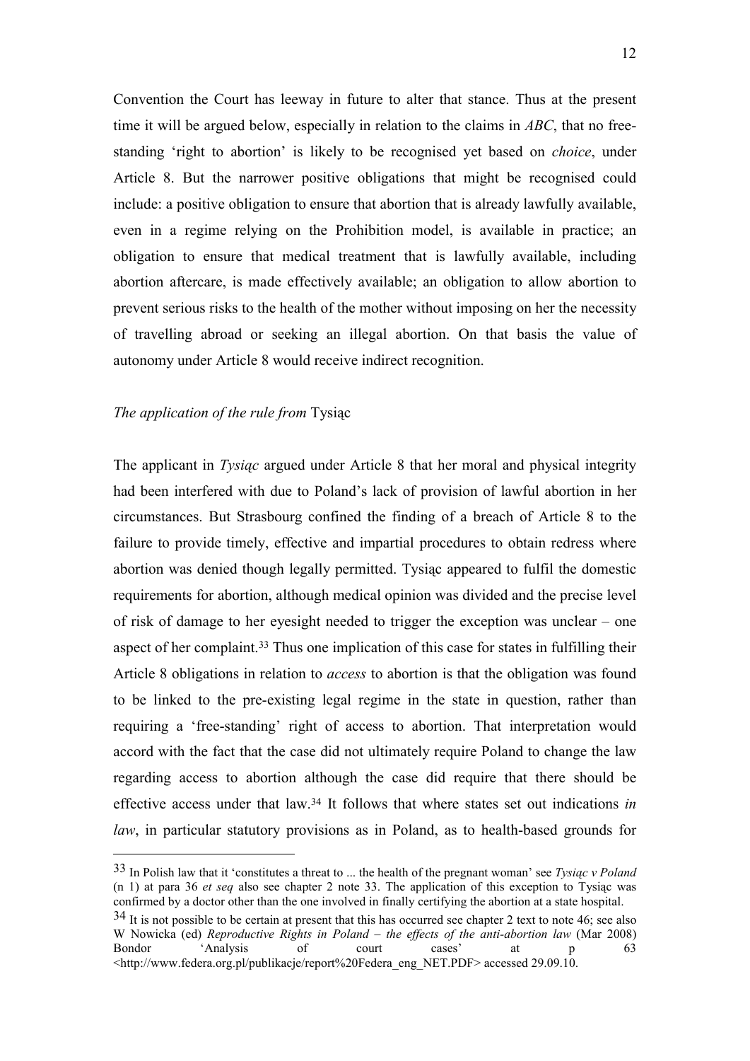Convention the Court has leeway in future to alter that stance. Thus at the present time it will be argued below, especially in relation to the claims in *ABC*, that no free-standing 'right to abortion' is likely to be recognised yet based on *choice*, under Article 8. But the narrower positive obligations that might be recognised could include: a positive obligation to ensure that abortion that is already lawfully available, even in a regime relying on the Prohibition model, is available in practice; an obligation to ensure that medical treatment that is lawfully available, including abortion aftercare, is made effectively available; an obligation to allow abortion to prevent serious risks to the health of the mother without imposing on her the necessity of travelling abroad or seeking an illegal abortion. On that basis the value of autonomy under Article 8 would receive indirect recognition.

*The application of the rule from* Tysiąc

The applicant in *Tysiąc* argued under Article 8 that her moral and physical integrity had been interfered with due to Poland's lack of provision of lawful abortion in her circumstances. But Strasbourg confined the finding of a breach of Article 8 to the failure to provide timely, effective and impartial procedures to obtain redress where abortion was denied though legally permitted. Tysiąc appeared to fulfil the domestic requirements for abortion, although medical opinion was divided and the precise level of risk of damage to her eyesight needed to trigger the exception was unclear – one aspect of her complaint.[33] Thus one implication of this case for states in fulfilling their Article 8 obligations in relation to *access* to abortion is that the obligation was found to be linked to the pre-existing legal regime in the state in question, rather than requiring a 'free-standing' right of access to abortion. That interpretation would accord with the fact that the case did not ultimately require Poland to change the law regarding access to abortion although the case did require that there should be effective access under that law.[34] It follows that where states set out indications *in law*, in particular statutory provisions as in Poland, as to health-based grounds for

---

[33] In Polish law that it 'constitutes a threat to ... the health of the pregnant woman' see *Tysiąc v Poland* (n 1) at para 36 *et seq* also see chapter 2 note 33. The application of this exception to Tysiąc was confirmed by a doctor other than the one involved in finally certifying the abortion at a state hospital.

[34] It is not possible to be certain at present that this has occurred see chapter 2 text to note 46; see also W Nowicka (ed) *Reproductive Rights in Poland – the effects of the anti-abortion law* (Mar 2008) Bondor 'Analysis of court cases' at p 63 <http://www.federa.org.pl/publikacje/report%20Federa_eng_NET.PDF> accessed 29.09.10.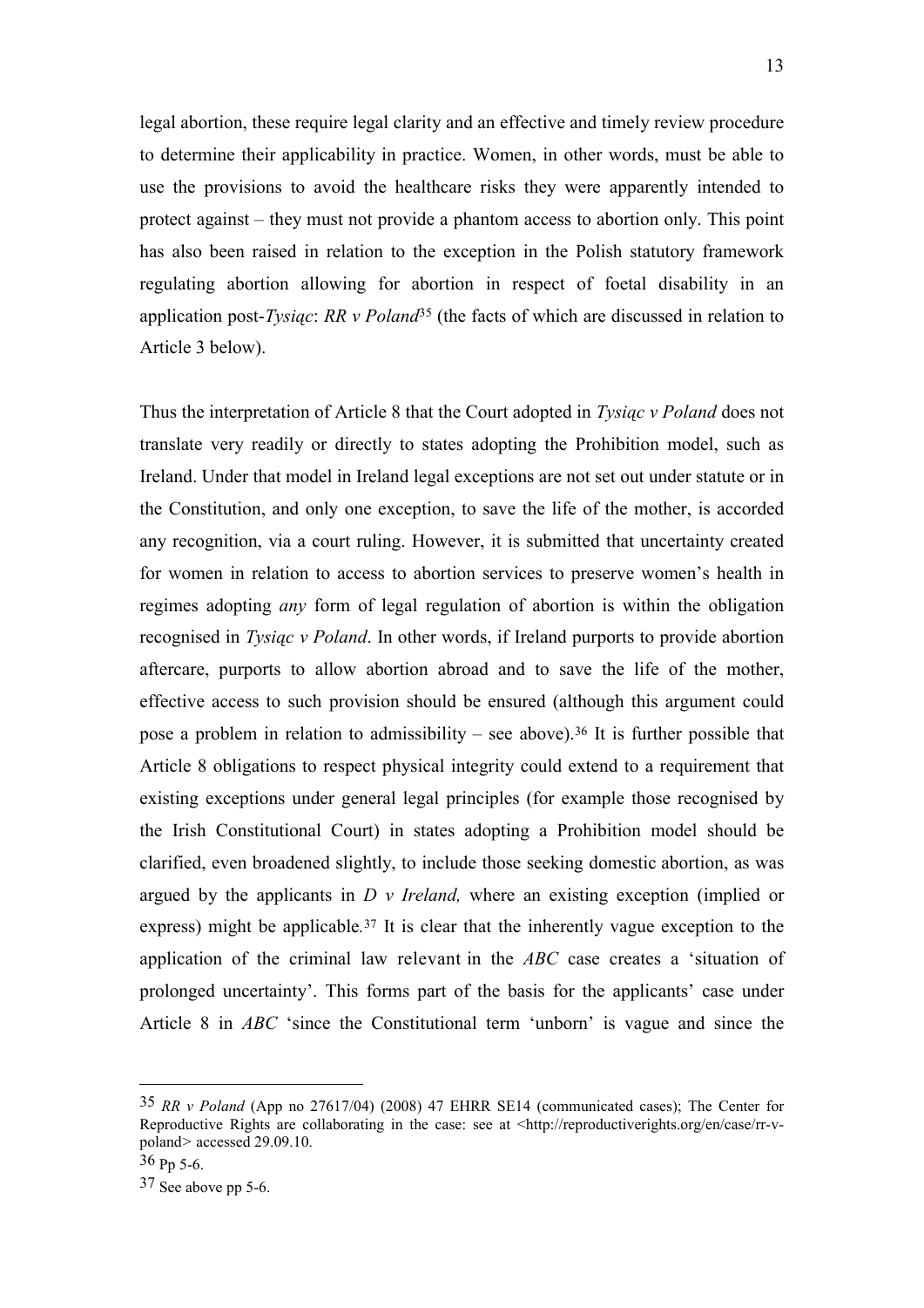legal abortion, these require legal clarity and an effective and timely review procedure to determine their applicability in practice. Women, in other words, must be able to use the provisions to avoid the healthcare risks they were apparently intended to protect against – they must not provide a phantom access to abortion only. This point has also been raised in relation to the exception in the Polish statutory framework regulating abortion allowing for abortion in respect of foetal disability in an application post-*Tysiąc*: *RR v Poland*[35] (the facts of which are discussed in relation to Article 3 below).

Thus the interpretation of Article 8 that the Court adopted in *Tysiąc v Poland* does not translate very readily or directly to states adopting the Prohibition model, such as Ireland. Under that model in Ireland legal exceptions are not set out under statute or in the Constitution, and only one exception, to save the life of the mother, is accorded any recognition, via a court ruling. However, it is submitted that uncertainty created for women in relation to access to abortion services to preserve women's health in regimes adopting *any* form of legal regulation of abortion is within the obligation recognised in *Tysiąc v Poland*. In other words, if Ireland purports to provide abortion aftercare, purports to allow abortion abroad and to save the life of the mother, effective access to such provision should be ensured (although this argument could pose a problem in relation to admissibility – see above).[36] It is further possible that Article 8 obligations to respect physical integrity could extend to a requirement that existing exceptions under general legal principles (for example those recognised by the Irish Constitutional Court) in states adopting a Prohibition model should be clarified, even broadened slightly, to include those seeking domestic abortion, as was argued by the applicants in *D v Ireland,* where an existing exception (implied or express) might be applicable.[37] It is clear that the inherently vague exception to the application of the criminal law relevant in the *ABC* case creates a 'situation of prolonged uncertainty'. This forms part of the basis for the applicants' case under Article 8 in *ABC* 'since the Constitutional term 'unborn' is vague and since the

---

[35] *RR v Poland* (App no 27617/04) (2008) 47 EHRR SE14 (communicated cases); The Center for Reproductive Rights are collaborating in the case: see at <http://reproductiverights.org/en/case/rr-v-poland> accessed 29.09.10.

[36] Pp 5-6.

[37] See above pp 5-6.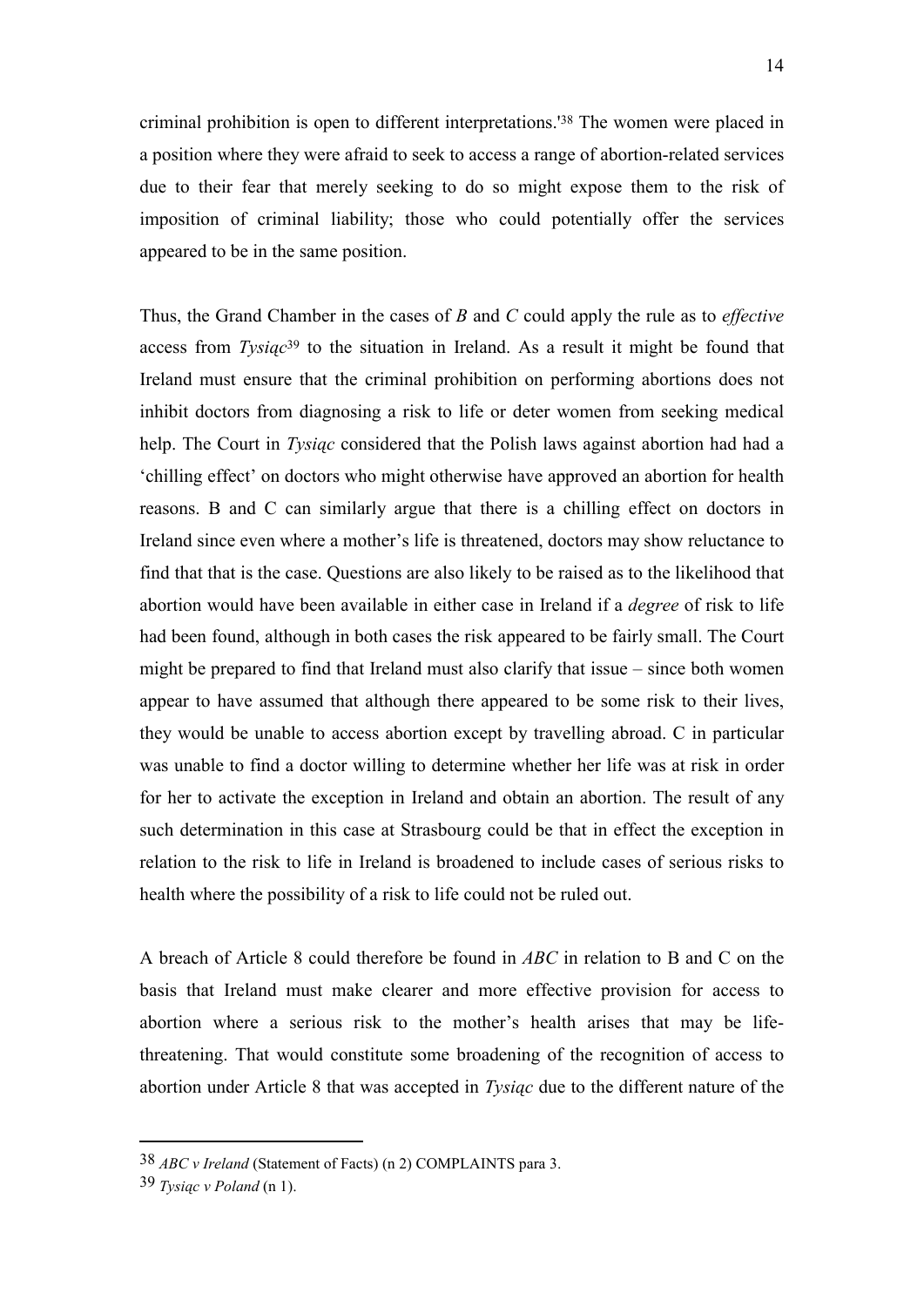criminal prohibition is open to different interpretations.'[38] The women were placed in a position where they were afraid to seek to access a range of abortion-related services due to their fear that merely seeking to do so might expose them to the risk of imposition of criminal liability; those who could potentially offer the services appeared to be in the same position.

Thus, the Grand Chamber in the cases of *B* and *C* could apply the rule as to *effective* access from *Tysiąc*[39] to the situation in Ireland. As a result it might be found that Ireland must ensure that the criminal prohibition on performing abortions does not inhibit doctors from diagnosing a risk to life or deter women from seeking medical help. The Court in *Tysiąc* considered that the Polish laws against abortion had had a 'chilling effect' on doctors who might otherwise have approved an abortion for health reasons. B and C can similarly argue that there is a chilling effect on doctors in Ireland since even where a mother's life is threatened, doctors may show reluctance to find that that is the case. Questions are also likely to be raised as to the likelihood that abortion would have been available in either case in Ireland if a *degree* of risk to life had been found, although in both cases the risk appeared to be fairly small. The Court might be prepared to find that Ireland must also clarify that issue – since both women appear to have assumed that although there appeared to be some risk to their lives, they would be unable to access abortion except by travelling abroad. C in particular was unable to find a doctor willing to determine whether her life was at risk in order for her to activate the exception in Ireland and obtain an abortion. The result of any such determination in this case at Strasbourg could be that in effect the exception in relation to the risk to life in Ireland is broadened to include cases of serious risks to health where the possibility of a risk to life could not be ruled out.

A breach of Article 8 could therefore be found in *ABC* in relation to B and C on the basis that Ireland must make clearer and more effective provision for access to abortion where a serious risk to the mother's health arises that may be life-threatening. That would constitute some broadening of the recognition of access to abortion under Article 8 that was accepted in *Tysiąc* due to the different nature of the

---

[38] *ABC v Ireland* (Statement of Facts) (n 2) COMPLAINTS para 3.

[39] *Tysiąc v Poland* (n 1).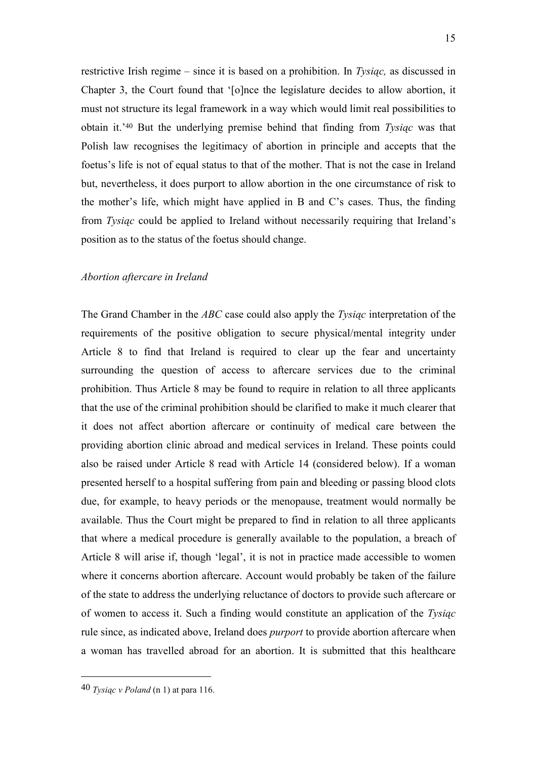restrictive Irish regime – since it is based on a prohibition. In *Tysiąc,* as discussed in Chapter 3, the Court found that '[o]nce the legislature decides to allow abortion, it must not structure its legal framework in a way which would limit real possibilities to obtain it.'[40] But the underlying premise behind that finding from *Tysiąc* was that Polish law recognises the legitimacy of abortion in principle and accepts that the foetus's life is not of equal status to that of the mother. That is not the case in Ireland but, nevertheless, it does purport to allow abortion in the one circumstance of risk to the mother's life, which might have applied in B and C's cases. Thus, the finding from *Tysiąc* could be applied to Ireland without necessarily requiring that Ireland's position as to the status of the foetus should change.

*Abortion aftercare in Ireland*

The Grand Chamber in the *ABC* case could also apply the *Tysiąc* interpretation of the requirements of the positive obligation to secure physical/mental integrity under Article 8 to find that Ireland is required to clear up the fear and uncertainty surrounding the question of access to aftercare services due to the criminal prohibition. Thus Article 8 may be found to require in relation to all three applicants that the use of the criminal prohibition should be clarified to make it much clearer that it does not affect abortion aftercare or continuity of medical care between the providing abortion clinic abroad and medical services in Ireland. These points could also be raised under Article 8 read with Article 14 (considered below). If a woman presented herself to a hospital suffering from pain and bleeding or passing blood clots due, for example, to heavy periods or the menopause, treatment would normally be available. Thus the Court might be prepared to find in relation to all three applicants that where a medical procedure is generally available to the population, a breach of Article 8 will arise if, though 'legal', it is not in practice made accessible to women where it concerns abortion aftercare. Account would probably be taken of the failure of the state to address the underlying reluctance of doctors to provide such aftercare or of women to access it. Such a finding would constitute an application of the *Tysiąc* rule since, as indicated above, Ireland does *purport* to provide abortion aftercare when a woman has travelled abroad for an abortion. It is submitted that this healthcare

[40] *Tysiąc v Poland* (n 1) at para 116.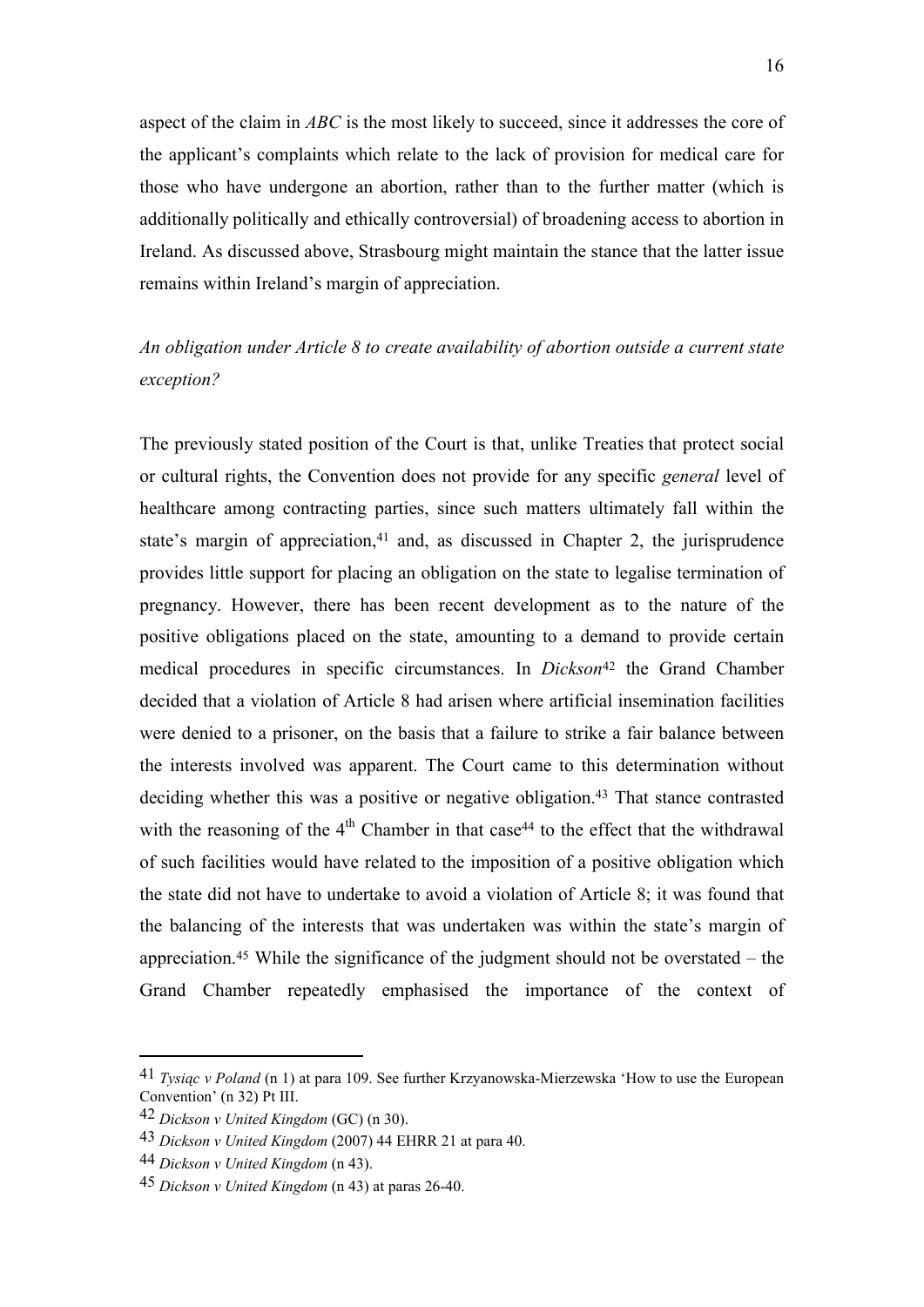aspect of the claim in *ABC* is the most likely to succeed, since it addresses the core of the applicant's complaints which relate to the lack of provision for medical care for those who have undergone an abortion, rather than to the further matter (which is additionally politically and ethically controversial) of broadening access to abortion in Ireland. As discussed above, Strasbourg might maintain the stance that the latter issue remains within Ireland's margin of appreciation.

*An obligation under Article 8 to create availability of abortion outside a current state exception?*

The previously stated position of the Court is that, unlike Treaties that protect social or cultural rights, the Convention does not provide for any specific *general* level of healthcare among contracting parties, since such matters ultimately fall within the state's margin of appreciation,[41] and, as discussed in Chapter 2, the jurisprudence provides little support for placing an obligation on the state to legalise termination of pregnancy. However, there has been recent development as to the nature of the positive obligations placed on the state, amounting to a demand to provide certain medical procedures in specific circumstances. In *Dickson*[42] the Grand Chamber decided that a violation of Article 8 had arisen where artificial insemination facilities were denied to a prisoner, on the basis that a failure to strike a fair balance between the interests involved was apparent. The Court came to this determination without deciding whether this was a positive or negative obligation.[43] That stance contrasted with the reasoning of the 4th Chamber in that case[44] to the effect that the withdrawal of such facilities would have related to the imposition of a positive obligation which the state did not have to undertake to avoid a violation of Article 8; it was found that the balancing of the interests that was undertaken was within the state's margin of appreciation.[45] While the significance of the judgment should not be overstated – the Grand Chamber repeatedly emphasised the importance of the context of

---

41 *Tysiąc v Poland* (n 1) at para 109. See further Krzyanowska-Mierzewska 'How to use the European Convention' (n 32) Pt III.

42 *Dickson v United Kingdom* (GC) (n 30).

43 *Dickson v United Kingdom* (2007) 44 EHRR 21 at para 40.

44 *Dickson v United Kingdom* (n 43).

45 *Dickson v United Kingdom* (n 43) at paras 26-40.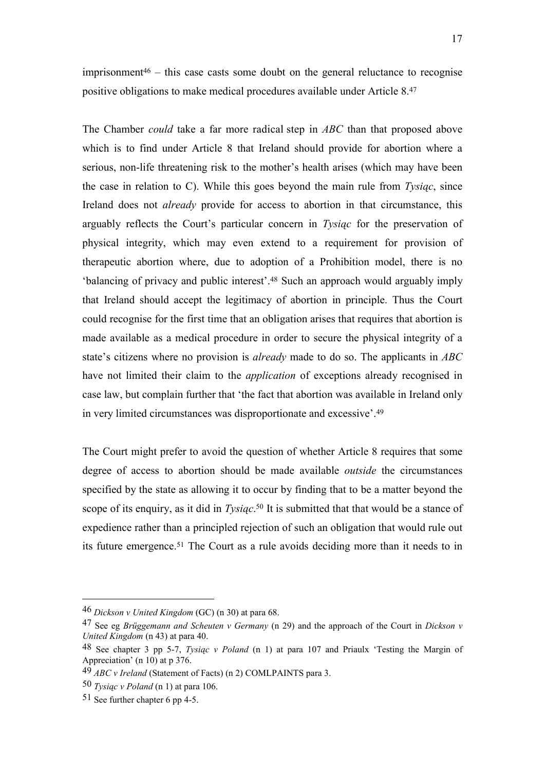imprisonment[46] – this case casts some doubt on the general reluctance to recognise positive obligations to make medical procedures available under Article 8.[47]

The Chamber *could* take a far more radical step in *ABC* than that proposed above which is to find under Article 8 that Ireland should provide for abortion where a serious, non-life threatening risk to the mother's health arises (which may have been the case in relation to C). While this goes beyond the main rule from *Tysiąc*, since Ireland does not *already* provide for access to abortion in that circumstance, this arguably reflects the Court's particular concern in *Tysiąc* for the preservation of physical integrity, which may even extend to a requirement for provision of therapeutic abortion where, due to adoption of a Prohibition model, there is no 'balancing of privacy and public interest'.[48] Such an approach would arguably imply that Ireland should accept the legitimacy of abortion in principle. Thus the Court could recognise for the first time that an obligation arises that requires that abortion is made available as a medical procedure in order to secure the physical integrity of a state's citizens where no provision is *already* made to do so. The applicants in *ABC* have not limited their claim to the *application* of exceptions already recognised in case law, but complain further that 'the fact that abortion was available in Ireland only in very limited circumstances was disproportionate and excessive'.[49]

The Court might prefer to avoid the question of whether Article 8 requires that some degree of access to abortion should be made available *outside* the circumstances specified by the state as allowing it to occur by finding that to be a matter beyond the scope of its enquiry, as it did in *Tysiąc*.[50] It is submitted that that would be a stance of expedience rather than a principled rejection of such an obligation that would rule out its future emergence.[51] The Court as a rule avoids deciding more than it needs to in

---

[46] *Dickson v United Kingdom* (GC) (n 30) at para 68.

[47] See eg *Brüggemann and Scheuten v Germany* (n 29) and the approach of the Court in *Dickson v United Kingdom* (n 43) at para 40.

[48] See chapter 3 pp 5-7, *Tysiąc v Poland* (n 1) at para 107 and Priaulx 'Testing the Margin of Appreciation' (n 10) at p 376.

[49] *ABC v Ireland* (Statement of Facts) (n 2) COMLPAINTS para 3.

[50] *Tysiąc v Poland* (n 1) at para 106.

[51] See further chapter 6 pp 4-5.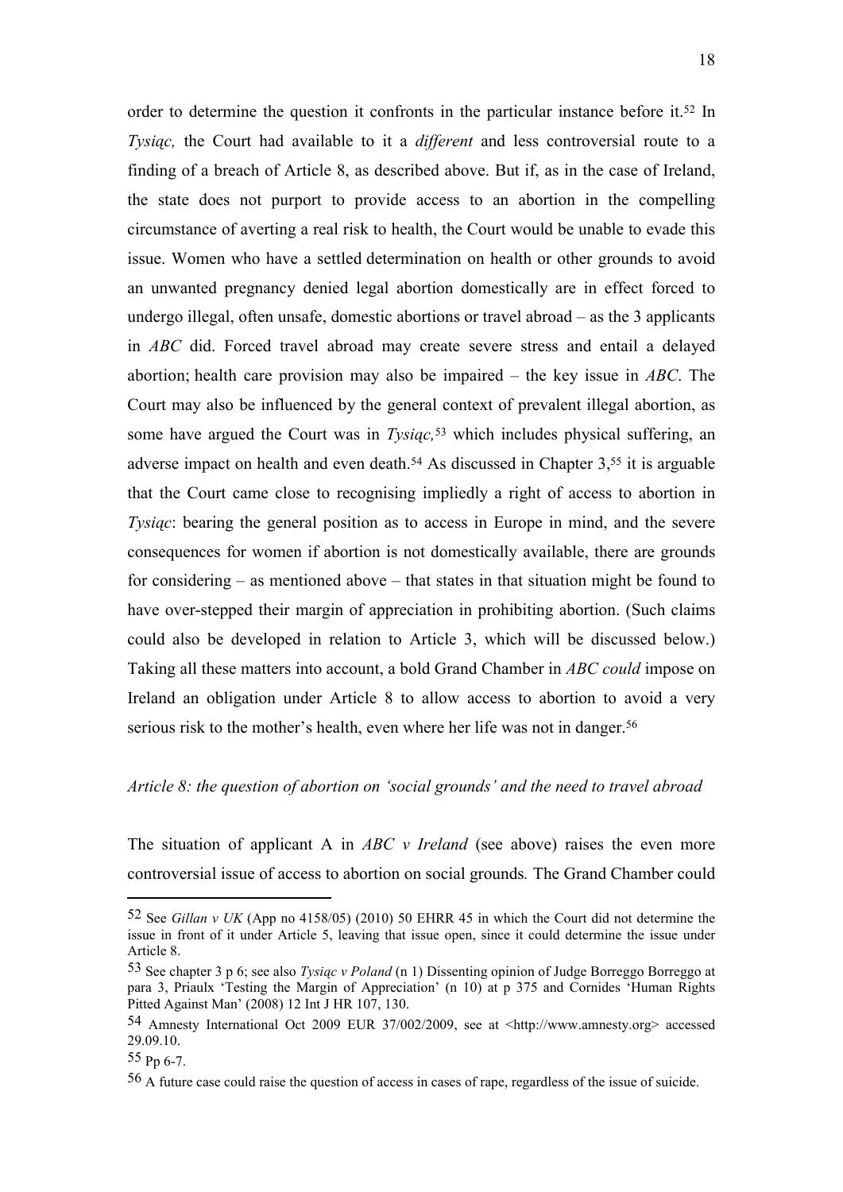order to determine the question it confronts in the particular instance before it.[52] In *Tysiąc,* the Court had available to it a *different* and less controversial route to a finding of a breach of Article 8, as described above. But if, as in the case of Ireland, the state does not purport to provide access to an abortion in the compelling circumstance of averting a real risk to health, the Court would be unable to evade this issue. Women who have a settled determination on health or other grounds to avoid an unwanted pregnancy denied legal abortion domestically are in effect forced to undergo illegal, often unsafe, domestic abortions or travel abroad – as the 3 applicants in *ABC* did. Forced travel abroad may create severe stress and entail a delayed abortion; health care provision may also be impaired – the key issue in *ABC*. The Court may also be influenced by the general context of prevalent illegal abortion, as some have argued the Court was in *Tysiąc,*[53] which includes physical suffering, an adverse impact on health and even death.[54] As discussed in Chapter 3,[55] it is arguable that the Court came close to recognising impliedly a right of access to abortion in *Tysiąc*: bearing the general position as to access in Europe in mind, and the severe consequences for women if abortion is not domestically available, there are grounds for considering – as mentioned above – that states in that situation might be found to have over-stepped their margin of appreciation in prohibiting abortion. (Such claims could also be developed in relation to Article 3, which will be discussed below.) Taking all these matters into account, a bold Grand Chamber in *ABC could* impose on Ireland an obligation under Article 8 to allow access to abortion to avoid a very serious risk to the mother's health, even where her life was not in danger.[56]

*Article 8: the question of abortion on 'social grounds' and the need to travel abroad*

The situation of applicant A in *ABC v Ireland* (see above) raises the even more controversial issue of access to abortion on social grounds*.* The Grand Chamber could

---

52 See *Gillan v UK* (App no 4158/05) (2010) 50 EHRR 45 in which the Court did not determine the issue in front of it under Article 5, leaving that issue open, since it could determine the issue under Article 8.

53 See chapter 3 p 6; see also *Tysiąc v Poland* (n 1) Dissenting opinion of Judge Borreggo Borreggo at para 3, Priaulx 'Testing the Margin of Appreciation' (n 10) at p 375 and Cornides 'Human Rights Pitted Against Man' (2008) 12 Int J HR 107, 130.

54 Amnesty International Oct 2009 EUR 37/002/2009, see at <http://www.amnesty.org> accessed 29.09.10.

55 Pp 6-7.

56 A future case could raise the question of access in cases of rape, regardless of the issue of suicide.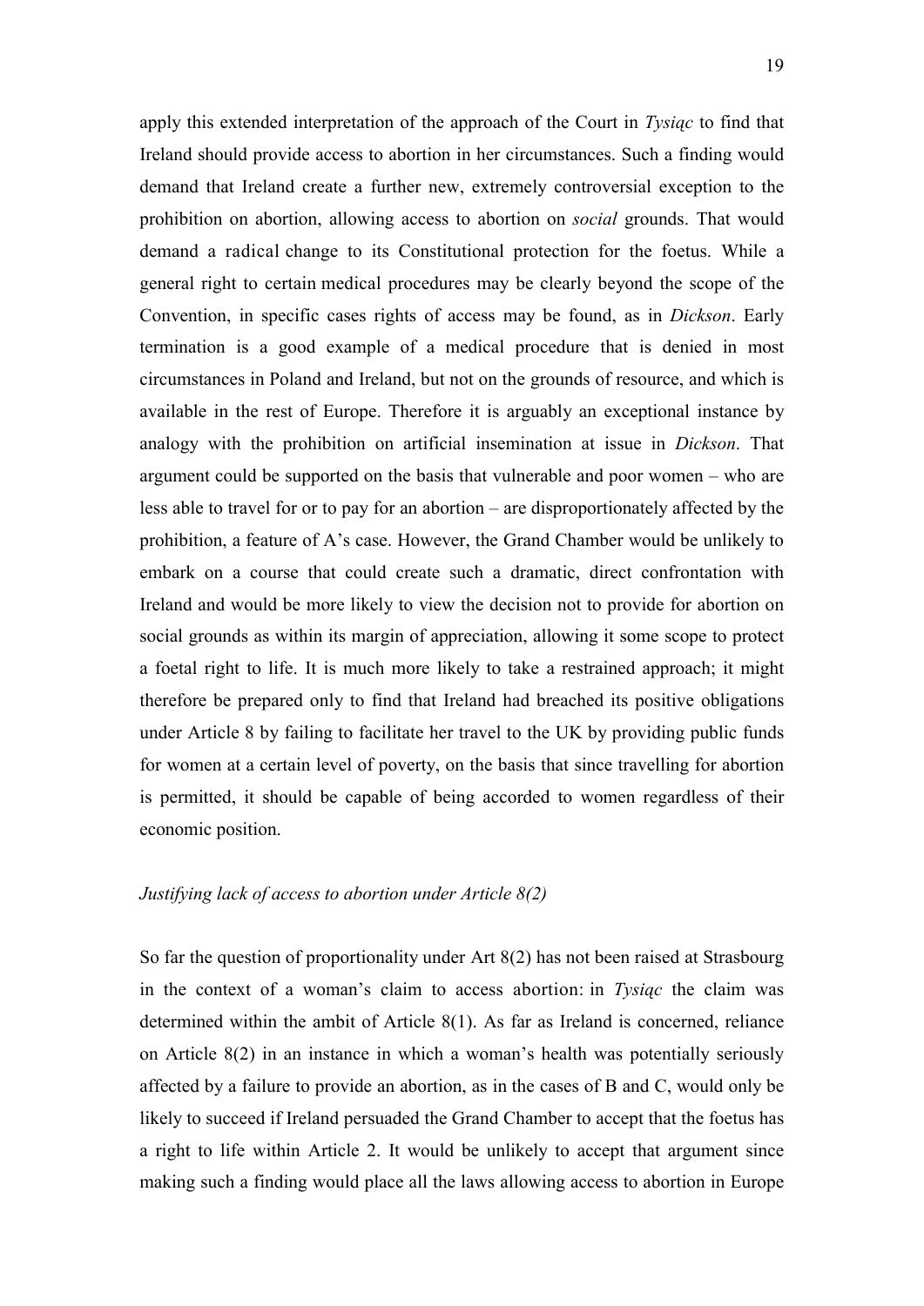apply this extended interpretation of the approach of the Court in *Tysiąc* to find that Ireland should provide access to abortion in her circumstances. Such a finding would demand that Ireland create a further new, extremely controversial exception to the prohibition on abortion, allowing access to abortion on *social* grounds. That would demand a radical change to its Constitutional protection for the foetus. While a general right to certain medical procedures may be clearly beyond the scope of the Convention, in specific cases rights of access may be found, as in *Dickson*. Early termination is a good example of a medical procedure that is denied in most circumstances in Poland and Ireland, but not on the grounds of resource, and which is available in the rest of Europe. Therefore it is arguably an exceptional instance by analogy with the prohibition on artificial insemination at issue in *Dickson*. That argument could be supported on the basis that vulnerable and poor women – who are less able to travel for or to pay for an abortion – are disproportionately affected by the prohibition, a feature of A's case. However, the Grand Chamber would be unlikely to embark on a course that could create such a dramatic, direct confrontation with Ireland and would be more likely to view the decision not to provide for abortion on social grounds as within its margin of appreciation, allowing it some scope to protect a foetal right to life. It is much more likely to take a restrained approach; it might therefore be prepared only to find that Ireland had breached its positive obligations under Article 8 by failing to facilitate her travel to the UK by providing public funds for women at a certain level of poverty, on the basis that since travelling for abortion is permitted, it should be capable of being accorded to women regardless of their economic position.

*Justifying lack of access to abortion under Article 8(2)*

So far the question of proportionality under Art 8(2) has not been raised at Strasbourg in the context of a woman's claim to access abortion: in *Tysiąc* the claim was determined within the ambit of Article 8(1). As far as Ireland is concerned, reliance on Article 8(2) in an instance in which a woman's health was potentially seriously affected by a failure to provide an abortion, as in the cases of B and C, would only be likely to succeed if Ireland persuaded the Grand Chamber to accept that the foetus has a right to life within Article 2. It would be unlikely to accept that argument since making such a finding would place all the laws allowing access to abortion in Europe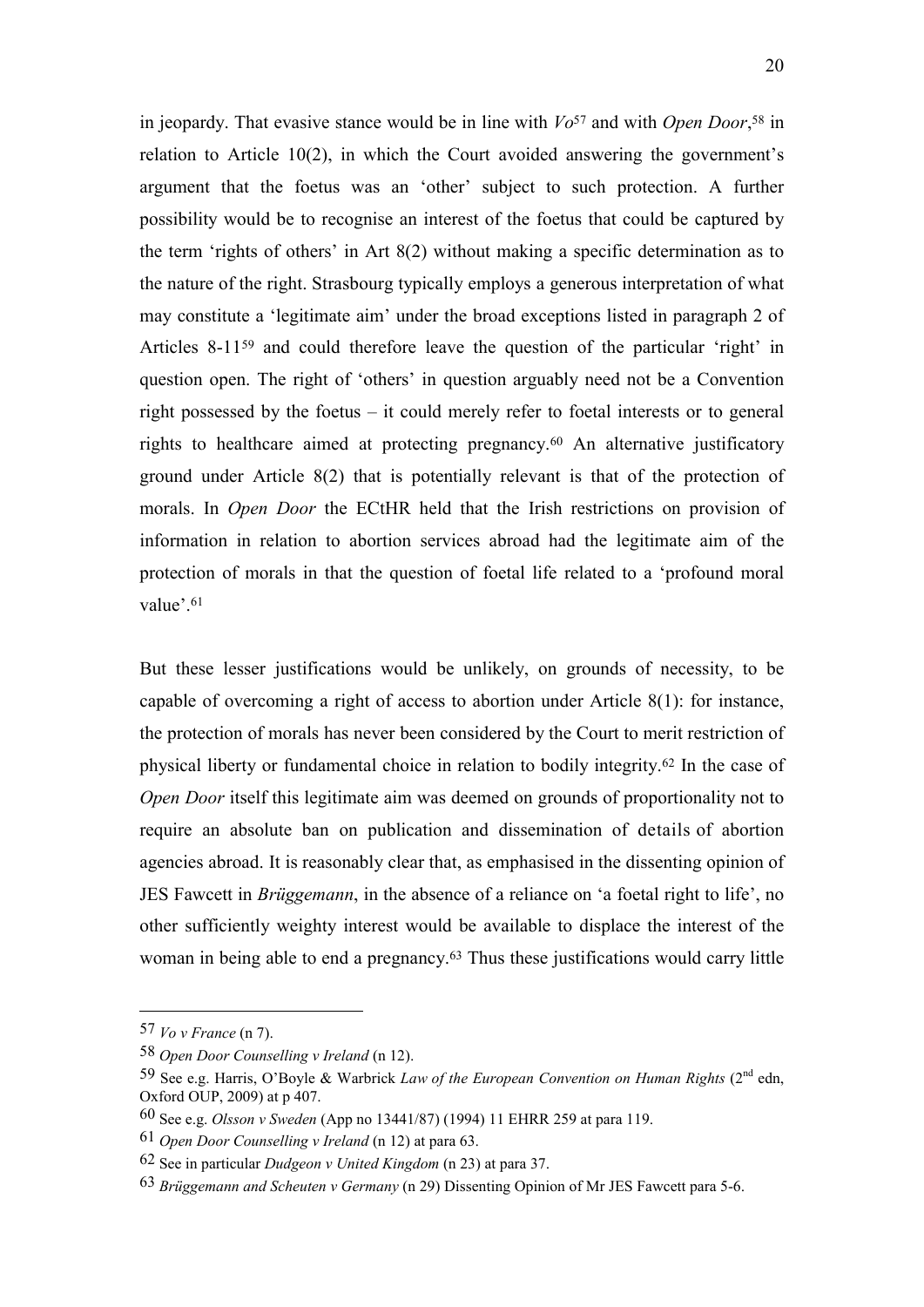in jeopardy. That evasive stance would be in line with *Vo*[57] and with *Open Door*,[58] in relation to Article 10(2), in which the Court avoided answering the government's argument that the foetus was an 'other' subject to such protection. A further possibility would be to recognise an interest of the foetus that could be captured by the term 'rights of others' in Art 8(2) without making a specific determination as to the nature of the right. Strasbourg typically employs a generous interpretation of what may constitute a 'legitimate aim' under the broad exceptions listed in paragraph 2 of Articles 8-11[59] and could therefore leave the question of the particular 'right' in question open. The right of 'others' in question arguably need not be a Convention right possessed by the foetus – it could merely refer to foetal interests or to general rights to healthcare aimed at protecting pregnancy.[60] An alternative justificatory ground under Article 8(2) that is potentially relevant is that of the protection of morals. In *Open Door* the ECtHR held that the Irish restrictions on provision of information in relation to abortion services abroad had the legitimate aim of the protection of morals in that the question of foetal life related to a 'profound moral value'.[61]

But these lesser justifications would be unlikely, on grounds of necessity, to be capable of overcoming a right of access to abortion under Article 8(1): for instance, the protection of morals has never been considered by the Court to merit restriction of physical liberty or fundamental choice in relation to bodily integrity.[62] In the case of *Open Door* itself this legitimate aim was deemed on grounds of proportionality not to require an absolute ban on publication and dissemination of details of abortion agencies abroad. It is reasonably clear that, as emphasised in the dissenting opinion of JES Fawcett in *Brüggemann*, in the absence of a reliance on 'a foetal right to life', no other sufficiently weighty interest would be available to displace the interest of the woman in being able to end a pregnancy.[63] Thus these justifications would carry little

---

57 *Vo v France* (n 7).

58 *Open Door Counselling v Ireland* (n 12).

59 See e.g. Harris, O'Boyle & Warbrick *Law of the European Convention on Human Rights* (2nd edn, Oxford OUP, 2009) at p 407.

60 See e.g. *Olsson v Sweden* (App no 13441/87) (1994) 11 EHRR 259 at para 119.

61 *Open Door Counselling v Ireland* (n 12) at para 63.

62 See in particular *Dudgeon v United Kingdom* (n 23) at para 37.

63 *Brüggemann and Scheuten v Germany* (n 29) Dissenting Opinion of Mr JES Fawcett para 5-6.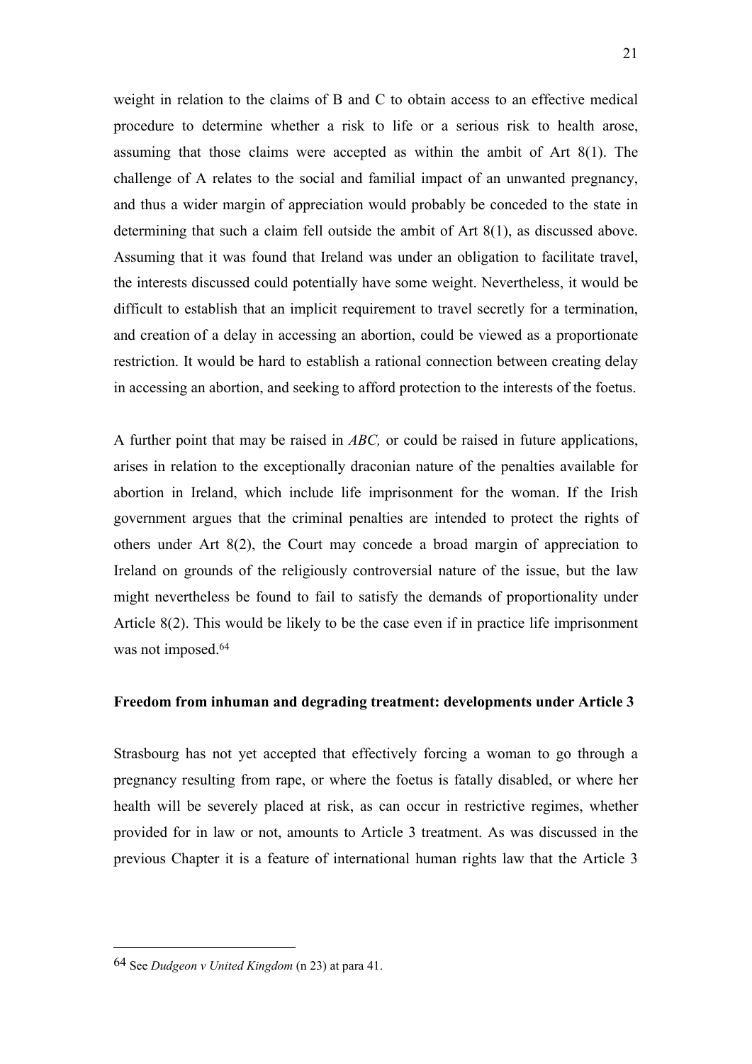weight in relation to the claims of B and C to obtain access to an effective medical procedure to determine whether a risk to life or a serious risk to health arose, assuming that those claims were accepted as within the ambit of Art 8(1). The challenge of A relates to the social and familial impact of an unwanted pregnancy, and thus a wider margin of appreciation would probably be conceded to the state in determining that such a claim fell outside the ambit of Art 8(1), as discussed above. Assuming that it was found that Ireland was under an obligation to facilitate travel, the interests discussed could potentially have some weight. Nevertheless, it would be difficult to establish that an implicit requirement to travel secretly for a termination, and creation of a delay in accessing an abortion, could be viewed as a proportionate restriction. It would be hard to establish a rational connection between creating delay in accessing an abortion, and seeking to afford protection to the interests of the foetus.

A further point that may be raised in *ABC,* or could be raised in future applications, arises in relation to the exceptionally draconian nature of the penalties available for abortion in Ireland, which include life imprisonment for the woman. If the Irish government argues that the criminal penalties are intended to protect the rights of others under Art 8(2), the Court may concede a broad margin of appreciation to Ireland on grounds of the religiously controversial nature of the issue, but the law might nevertheless be found to fail to satisfy the demands of proportionality under Article 8(2). This would be likely to be the case even if in practice life imprisonment was not imposed.[64]

**Freedom from inhuman and degrading treatment: developments under Article 3**

Strasbourg has not yet accepted that effectively forcing a woman to go through a pregnancy resulting from rape, or where the foetus is fatally disabled, or where her health will be severely placed at risk, as can occur in restrictive regimes, whether provided for in law or not, amounts to Article 3 treatment. As was discussed in the previous Chapter it is a feature of international human rights law that the Article 3

---

64 See *Dudgeon v United Kingdom* (n 23) at para 41.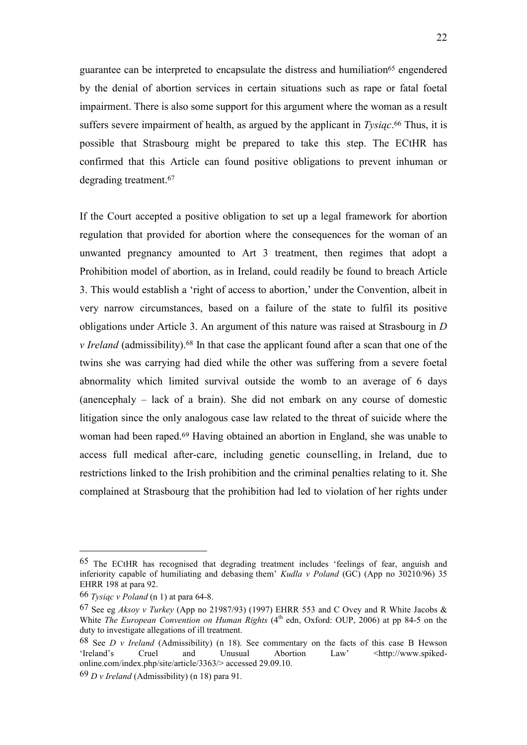guarantee can be interpreted to encapsulate the distress and humiliation[65] engendered by the denial of abortion services in certain situations such as rape or fatal foetal impairment. There is also some support for this argument where the woman as a result suffers severe impairment of health, as argued by the applicant in *Tysiąc*.[66] Thus, it is possible that Strasbourg might be prepared to take this step. The ECtHR has confirmed that this Article can found positive obligations to prevent inhuman or degrading treatment.[67]

If the Court accepted a positive obligation to set up a legal framework for abortion regulation that provided for abortion where the consequences for the woman of an unwanted pregnancy amounted to Art 3 treatment, then regimes that adopt a Prohibition model of abortion, as in Ireland, could readily be found to breach Article 3. This would establish a 'right of access to abortion,' under the Convention, albeit in very narrow circumstances, based on a failure of the state to fulfil its positive obligations under Article 3. An argument of this nature was raised at Strasbourg in *D v Ireland* (admissibility).[68] In that case the applicant found after a scan that one of the twins she was carrying had died while the other was suffering from a severe foetal abnormality which limited survival outside the womb to an average of 6 days (anencephaly – lack of a brain). She did not embark on any course of domestic litigation since the only analogous case law related to the threat of suicide where the woman had been raped.[69] Having obtained an abortion in England, she was unable to access full medical after-care, including genetic counselling, in Ireland, due to restrictions linked to the Irish prohibition and the criminal penalties relating to it. She complained at Strasbourg that the prohibition had led to violation of her rights under

---

65 The ECtHR has recognised that degrading treatment includes 'feelings of fear, anguish and inferiority capable of humiliating and debasing them' *Kudla v Poland* (GC) (App no 30210/96) 35 EHRR 198 at para 92.

66 *Tysiąc v Poland* (n 1) at para 64-8.

67 See eg *Aksoy v Turkey* (App no 21987/93) (1997) EHRR 553 and C Ovey and R White Jacobs & White *The European Convention on Human Rights* (4th edn, Oxford: OUP, 2006) at pp 84-5 on the duty to investigate allegations of ill treatment.

68 See *D v Ireland* (Admissibility) (n 18). See commentary on the facts of this case B Hewson 'Ireland's Cruel and Unusual Abortion Law' <http://www.spiked-online.com/index.php/site/article/3363/> accessed 29.09.10.

69 *D v Ireland* (Admissibility) (n 18) para 91.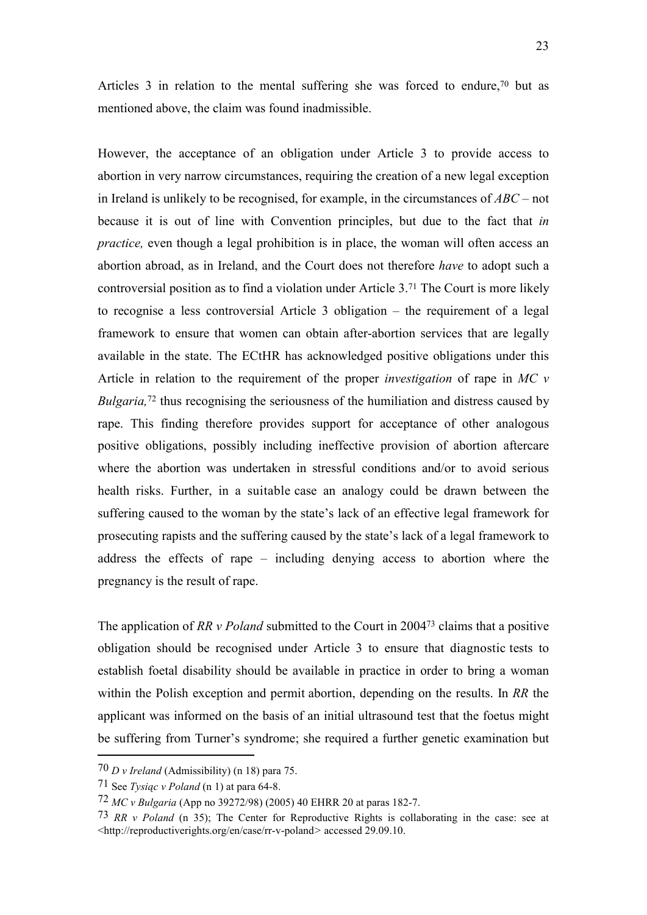Articles 3 in relation to the mental suffering she was forced to endure,[70] but as mentioned above, the claim was found inadmissible.

However, the acceptance of an obligation under Article 3 to provide access to abortion in very narrow circumstances, requiring the creation of a new legal exception in Ireland is unlikely to be recognised, for example, in the circumstances of *ABC* – not because it is out of line with Convention principles, but due to the fact that *in practice,* even though a legal prohibition is in place, the woman will often access an abortion abroad, as in Ireland, and the Court does not therefore *have* to adopt such a controversial position as to find a violation under Article 3.[71] The Court is more likely to recognise a less controversial Article 3 obligation – the requirement of a legal framework to ensure that women can obtain after-abortion services that are legally available in the state. The ECtHR has acknowledged positive obligations under this Article in relation to the requirement of the proper *investigation* of rape in *MC v Bulgaria,*[72] thus recognising the seriousness of the humiliation and distress caused by rape. This finding therefore provides support for acceptance of other analogous positive obligations, possibly including ineffective provision of abortion aftercare where the abortion was undertaken in stressful conditions and/or to avoid serious health risks. Further, in a suitable case an analogy could be drawn between the suffering caused to the woman by the state's lack of an effective legal framework for prosecuting rapists and the suffering caused by the state's lack of a legal framework to address the effects of rape – including denying access to abortion where the pregnancy is the result of rape.

The application of *RR v Poland* submitted to the Court in 2004[73] claims that a positive obligation should be recognised under Article 3 to ensure that diagnostic tests to establish foetal disability should be available in practice in order to bring a woman within the Polish exception and permit abortion, depending on the results. In *RR* the applicant was informed on the basis of an initial ultrasound test that the foetus might be suffering from Turner's syndrome; she required a further genetic examination but

---

[70] *D v Ireland* (Admissibility) (n 18) para 75.

[71] See *Tysiąc v Poland* (n 1) at para 64-8.

[72] *MC v Bulgaria* (App no 39272/98) (2005) 40 EHRR 20 at paras 182-7.

[73] *RR v Poland* (n 35); The Center for Reproductive Rights is collaborating in the case: see at <http://reproductiverights.org/en/case/rr-v-poland> accessed 29.09.10.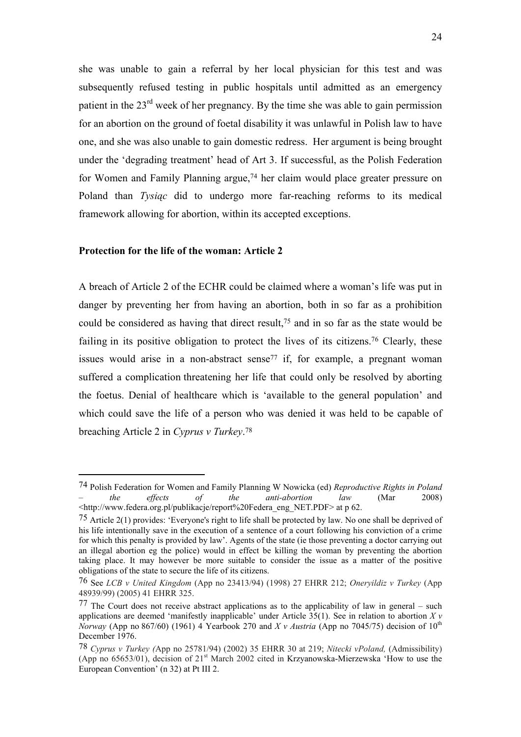she was unable to gain a referral by her local physician for this test and was subsequently refused testing in public hospitals until admitted as an emergency patient in the 23rd week of her pregnancy. By the time she was able to gain permission for an abortion on the ground of foetal disability it was unlawful in Polish law to have one, and she was also unable to gain domestic redress. Her argument is being brought under the 'degrading treatment' head of Art 3. If successful, as the Polish Federation for Women and Family Planning argue,[74] her claim would place greater pressure on Poland than *Tysiąc* did to undergo more far-reaching reforms to its medical framework allowing for abortion, within its accepted exceptions.

**Protection for the life of the woman: Article 2**

A breach of Article 2 of the ECHR could be claimed where a woman's life was put in danger by preventing her from having an abortion, both in so far as a prohibition could be considered as having that direct result,[75] and in so far as the state would be failing in its positive obligation to protect the lives of its citizens.[76] Clearly, these issues would arise in a non-abstract sense[77] if, for example, a pregnant woman suffered a complication threatening her life that could only be resolved by aborting the foetus. Denial of healthcare which is 'available to the general population' and which could save the life of a person who was denied it was held to be capable of breaching Article 2 in *Cyprus v Turkey*.[78]

---

74 Polish Federation for Women and Family Planning W Nowicka (ed) *Reproductive Rights in Poland – the effects of the anti-abortion law* (Mar 2008) <http://www.federa.org.pl/publikacje/report%20Federa_eng_NET.PDF> at p 62.

75 Article 2(1) provides: 'Everyone's right to life shall be protected by law. No one shall be deprived of his life intentionally save in the execution of a sentence of a court following his conviction of a crime for which this penalty is provided by law'. Agents of the state (ie those preventing a doctor carrying out an illegal abortion eg the police) would in effect be killing the woman by preventing the abortion taking place. It may however be more suitable to consider the issue as a matter of the positive obligations of the state to secure the life of its citizens.

76 See *LCB v United Kingdom* (App no 23413/94) (1998) 27 EHRR 212; *Oneryildiz v Turkey* (App 48939/99) (2005) 41 EHRR 325.

77 The Court does not receive abstract applications as to the applicability of law in general – such applications are deemed 'manifestly inapplicable' under Article 35(1). See in relation to abortion *X v Norway* (App no 867/60) (1961) 4 Yearbook 270 and *X v Austria* (App no 7045/75) decision of 10th December 1976.

78 *Cyprus v Turkey (*App no 25781/94) (2002) 35 EHRR 30 at 219; *Nitecki vPoland,* (Admissibility) (App no 65653/01), decision of 21st March 2002 cited in Krzyanowska-Mierzewska 'How to use the European Convention' (n 32) at Pt III 2.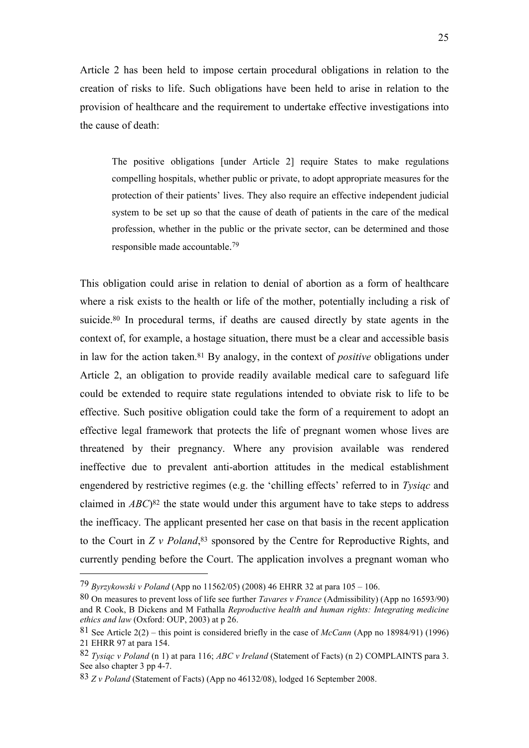Article 2 has been held to impose certain procedural obligations in relation to the creation of risks to life. Such obligations have been held to arise in relation to the provision of healthcare and the requirement to undertake effective investigations into the cause of death:

> The positive obligations [under Article 2] require States to make regulations compelling hospitals, whether public or private, to adopt appropriate measures for the protection of their patients' lives. They also require an effective independent judicial system to be set up so that the cause of death of patients in the care of the medical profession, whether in the public or the private sector, can be determined and those responsible made accountable.[79]

This obligation could arise in relation to denial of abortion as a form of healthcare where a risk exists to the health or life of the mother, potentially including a risk of suicide.[80] In procedural terms, if deaths are caused directly by state agents in the context of, for example, a hostage situation, there must be a clear and accessible basis in law for the action taken.[81] By analogy, in the context of *positive* obligations under Article 2, an obligation to provide readily available medical care to safeguard life could be extended to require state regulations intended to obviate risk to life to be effective. Such positive obligation could take the form of a requirement to adopt an effective legal framework that protects the life of pregnant women whose lives are threatened by their pregnancy. Where any provision available was rendered ineffective due to prevalent anti-abortion attitudes in the medical establishment engendered by restrictive regimes (e.g. the 'chilling effects' referred to in *Tysiąc* and claimed in *ABC*)[82] the state would under this argument have to take steps to address the inefficacy. The applicant presented her case on that basis in the recent application to the Court in *Z v Poland*,[83] sponsored by the Centre for Reproductive Rights, and currently pending before the Court. The application involves a pregnant woman who

---

[79] *Byrzykowski v Poland* (App no 11562/05) (2008) 46 EHRR 32 at para 105 – 106.

[80] On measures to prevent loss of life see further *Tavares v France* (Admissibility) (App no 16593/90) and R Cook, B Dickens and M Fathalla *Reproductive health and human rights: Integrating medicine ethics and law* (Oxford: OUP, 2003) at p 26.

[81] See Article 2(2) – this point is considered briefly in the case of *McCann* (App no 18984/91) (1996) 21 EHRR 97 at para 154.

[82] *Tysiąc v Poland* (n 1) at para 116; *ABC v Ireland* (Statement of Facts) (n 2) COMPLAINTS para 3. See also chapter 3 pp 4-7.

[83] *Z v Poland* (Statement of Facts) (App no 46132/08), lodged 16 September 2008.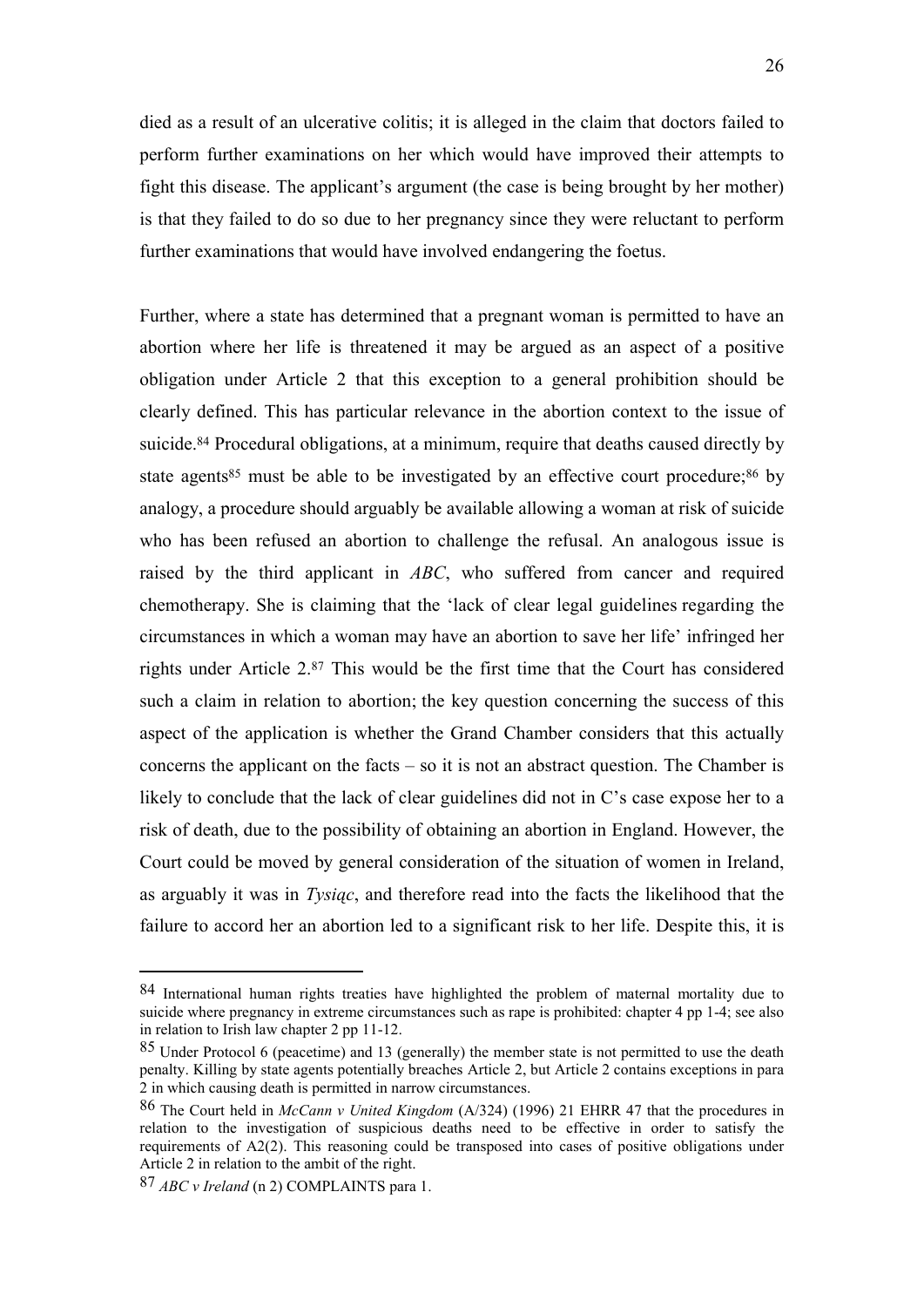died as a result of an ulcerative colitis; it is alleged in the claim that doctors failed to perform further examinations on her which would have improved their attempts to fight this disease. The applicant's argument (the case is being brought by her mother) is that they failed to do so due to her pregnancy since they were reluctant to perform further examinations that would have involved endangering the foetus.

Further, where a state has determined that a pregnant woman is permitted to have an abortion where her life is threatened it may be argued as an aspect of a positive obligation under Article 2 that this exception to a general prohibition should be clearly defined. This has particular relevance in the abortion context to the issue of suicide.[84] Procedural obligations, at a minimum, require that deaths caused directly by state agents[85] must be able to be investigated by an effective court procedure;[86] by analogy, a procedure should arguably be available allowing a woman at risk of suicide who has been refused an abortion to challenge the refusal. An analogous issue is raised by the third applicant in *ABC*, who suffered from cancer and required chemotherapy. She is claiming that the 'lack of clear legal guidelines regarding the circumstances in which a woman may have an abortion to save her life' infringed her rights under Article 2.[87] This would be the first time that the Court has considered such a claim in relation to abortion; the key question concerning the success of this aspect of the application is whether the Grand Chamber considers that this actually concerns the applicant on the facts – so it is not an abstract question. The Chamber is likely to conclude that the lack of clear guidelines did not in C's case expose her to a risk of death, due to the possibility of obtaining an abortion in England. However, the Court could be moved by general consideration of the situation of women in Ireland, as arguably it was in *Tysiąc*, and therefore read into the facts the likelihood that the failure to accord her an abortion led to a significant risk to her life. Despite this, it is

---

[84] International human rights treaties have highlighted the problem of maternal mortality due to suicide where pregnancy in extreme circumstances such as rape is prohibited: chapter 4 pp 1-4; see also in relation to Irish law chapter 2 pp 11-12.

[85] Under Protocol 6 (peacetime) and 13 (generally) the member state is not permitted to use the death penalty. Killing by state agents potentially breaches Article 2, but Article 2 contains exceptions in para 2 in which causing death is permitted in narrow circumstances.

[86] The Court held in *McCann v United Kingdom* (A/324) (1996) 21 EHRR 47 that the procedures in relation to the investigation of suspicious deaths need to be effective in order to satisfy the requirements of A2(2). This reasoning could be transposed into cases of positive obligations under Article 2 in relation to the ambit of the right.

[87] *ABC v Ireland* (n 2) COMPLAINTS para 1.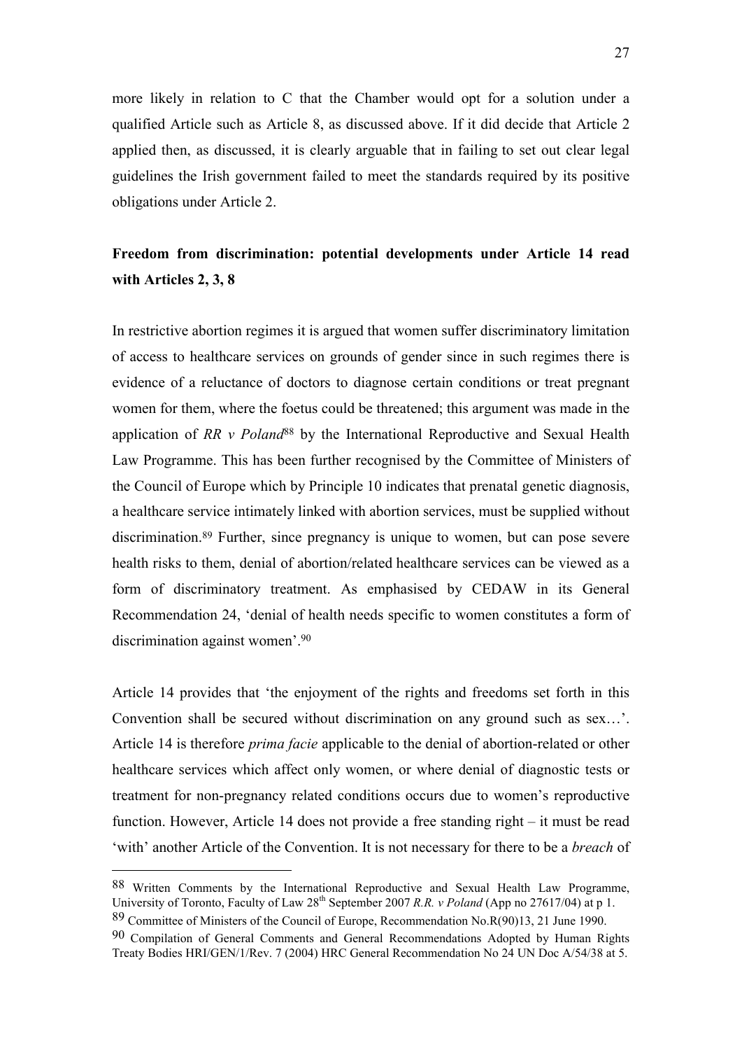more likely in relation to C that the Chamber would opt for a solution under a qualified Article such as Article 8, as discussed above. If it did decide that Article 2 applied then, as discussed, it is clearly arguable that in failing to set out clear legal guidelines the Irish government failed to meet the standards required by its positive obligations under Article 2.

**Freedom from discrimination: potential developments under Article 14 read with Articles 2, 3, 8**

In restrictive abortion regimes it is argued that women suffer discriminatory limitation of access to healthcare services on grounds of gender since in such regimes there is evidence of a reluctance of doctors to diagnose certain conditions or treat pregnant women for them, where the foetus could be threatened; this argument was made in the application of *RR v Poland*[88] by the International Reproductive and Sexual Health Law Programme. This has been further recognised by the Committee of Ministers of the Council of Europe which by Principle 10 indicates that prenatal genetic diagnosis, a healthcare service intimately linked with abortion services, must be supplied without discrimination.[89] Further, since pregnancy is unique to women, but can pose severe health risks to them, denial of abortion/related healthcare services can be viewed as a form of discriminatory treatment. As emphasised by CEDAW in its General Recommendation 24, 'denial of health needs specific to women constitutes a form of discrimination against women'.[90]

Article 14 provides that 'the enjoyment of the rights and freedoms set forth in this Convention shall be secured without discrimination on any ground such as sex…'. Article 14 is therefore *prima facie* applicable to the denial of abortion-related or other healthcare services which affect only women, or where denial of diagnostic tests or treatment for non-pregnancy related conditions occurs due to women's reproductive function. However, Article 14 does not provide a free standing right – it must be read 'with' another Article of the Convention. It is not necessary for there to be a *breach* of

---

[88] Written Comments by the International Reproductive and Sexual Health Law Programme, University of Toronto, Faculty of Law 28th September 2007 *R.R. v Poland* (App no 27617/04) at p 1.

[89] Committee of Ministers of the Council of Europe, Recommendation No.R(90)13, 21 June 1990.

[90] Compilation of General Comments and General Recommendations Adopted by Human Rights Treaty Bodies HRI/GEN/1/Rev. 7 (2004) HRC General Recommendation No 24 UN Doc A/54/38 at 5.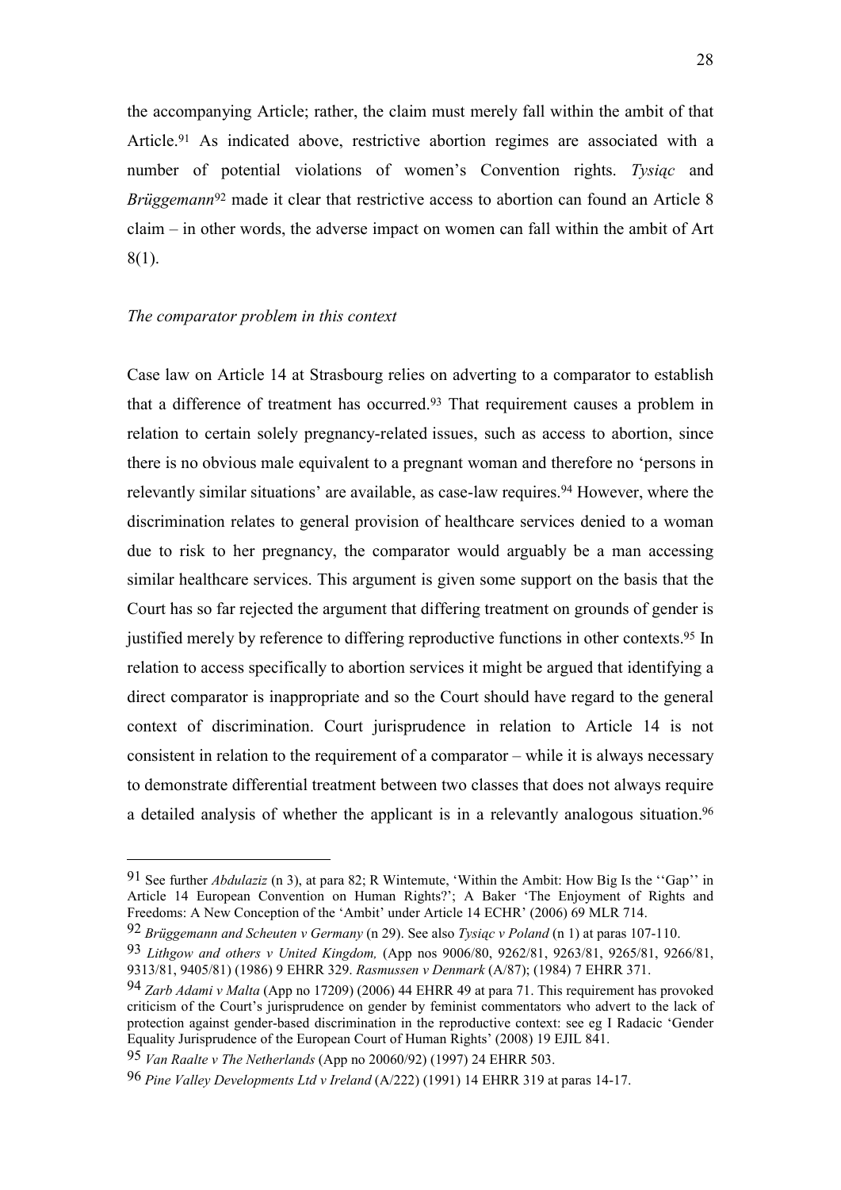the accompanying Article; rather, the claim must merely fall within the ambit of that Article.[91] As indicated above, restrictive abortion regimes are associated with a number of potential violations of women's Convention rights. *Tysiąc* and *Brüggemann*[92] made it clear that restrictive access to abortion can found an Article 8 claim – in other words, the adverse impact on women can fall within the ambit of Art 8(1).

*The comparator problem in this context*

Case law on Article 14 at Strasbourg relies on adverting to a comparator to establish that a difference of treatment has occurred.[93] That requirement causes a problem in relation to certain solely pregnancy-related issues, such as access to abortion, since there is no obvious male equivalent to a pregnant woman and therefore no 'persons in relevantly similar situations' are available, as case-law requires.[94] However, where the discrimination relates to general provision of healthcare services denied to a woman due to risk to her pregnancy, the comparator would arguably be a man accessing similar healthcare services. This argument is given some support on the basis that the Court has so far rejected the argument that differing treatment on grounds of gender is justified merely by reference to differing reproductive functions in other contexts.[95] In relation to access specifically to abortion services it might be argued that identifying a direct comparator is inappropriate and so the Court should have regard to the general context of discrimination. Court jurisprudence in relation to Article 14 is not consistent in relation to the requirement of a comparator – while it is always necessary to demonstrate differential treatment between two classes that does not always require a detailed analysis of whether the applicant is in a relevantly analogous situation.[96]

---

[91] See further *Abdulaziz* (n 3), at para 82; R Wintemute, 'Within the Ambit: How Big Is the ''Gap'' in Article 14 European Convention on Human Rights?'; A Baker 'The Enjoyment of Rights and Freedoms: A New Conception of the 'Ambit' under Article 14 ECHR' (2006) 69 MLR 714.

[92] *Brüggemann and Scheuten v Germany* (n 29). See also *Tysiąc v Poland* (n 1) at paras 107-110.

[93] *Lithgow and others v United Kingdom,* (App nos 9006/80, 9262/81, 9263/81, 9265/81, 9266/81, 9313/81, 9405/81) (1986) 9 EHRR 329. *Rasmussen v Denmark* (A/87); (1984) 7 EHRR 371.

[94] *Zarb Adami v Malta* (App no 17209) (2006) 44 EHRR 49 at para 71. This requirement has provoked criticism of the Court's jurisprudence on gender by feminist commentators who advert to the lack of protection against gender-based discrimination in the reproductive context: see eg I Radacic 'Gender Equality Jurisprudence of the European Court of Human Rights' (2008) 19 EJIL 841.

[95] *Van Raalte v The Netherlands* (App no 20060/92) (1997) 24 EHRR 503.

[96] *Pine Valley Developments Ltd v Ireland* (A/222) (1991) 14 EHRR 319 at paras 14-17.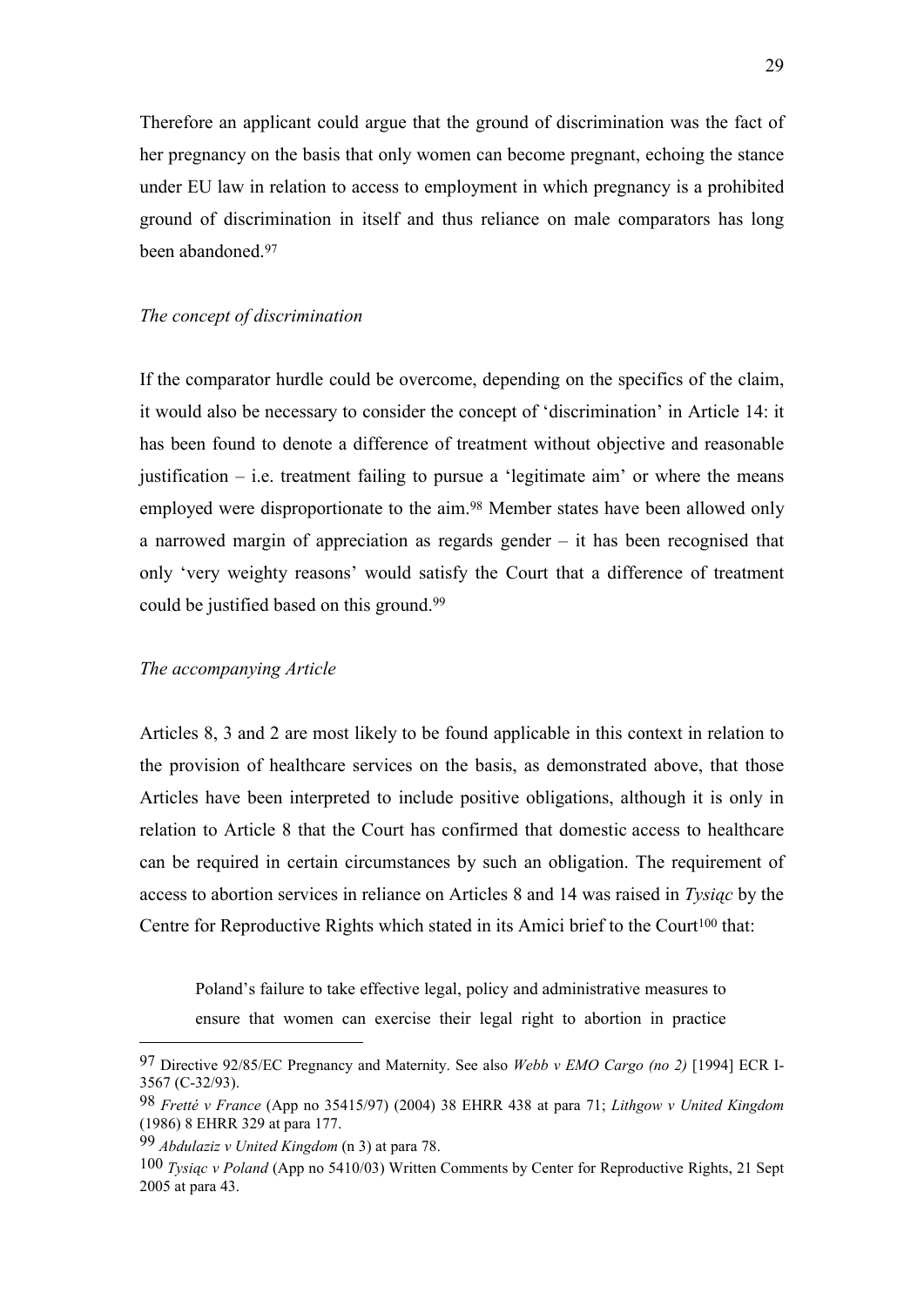Therefore an applicant could argue that the ground of discrimination was the fact of her pregnancy on the basis that only women can become pregnant, echoing the stance under EU law in relation to access to employment in which pregnancy is a prohibited ground of discrimination in itself and thus reliance on male comparators has long been abandoned.[97]

*The concept of discrimination*

If the comparator hurdle could be overcome, depending on the specifics of the claim, it would also be necessary to consider the concept of 'discrimination' in Article 14: it has been found to denote a difference of treatment without objective and reasonable justification – i.e. treatment failing to pursue a 'legitimate aim' or where the means employed were disproportionate to the aim.[98] Member states have been allowed only a narrowed margin of appreciation as regards gender – it has been recognised that only 'very weighty reasons' would satisfy the Court that a difference of treatment could be justified based on this ground.[99]

*The accompanying Article*

Articles 8, 3 and 2 are most likely to be found applicable in this context in relation to the provision of healthcare services on the basis, as demonstrated above, that those Articles have been interpreted to include positive obligations, although it is only in relation to Article 8 that the Court has confirmed that domestic access to healthcare can be required in certain circumstances by such an obligation. The requirement of access to abortion services in reliance on Articles 8 and 14 was raised in *Tysiąc* by the Centre for Reproductive Rights which stated in its Amici brief to the Court[100] that:

> Poland's failure to take effective legal, policy and administrative measures to ensure that women can exercise their legal right to abortion in practice

---

[97] Directive 92/85/EC Pregnancy and Maternity. See also *Webb v EMO Cargo (no 2)* [1994] ECR I-3567 (C-32/93).

[98] *Fretté v France* (App no 35415/97) (2004) 38 EHRR 438 at para 71; *Lithgow v United Kingdom* (1986) 8 EHRR 329 at para 177.

[99] *Abdulaziz v United Kingdom* (n 3) at para 78.

[100] *Tysiąc v Poland* (App no 5410/03) Written Comments by Center for Reproductive Rights, 21 Sept 2005 at para 43.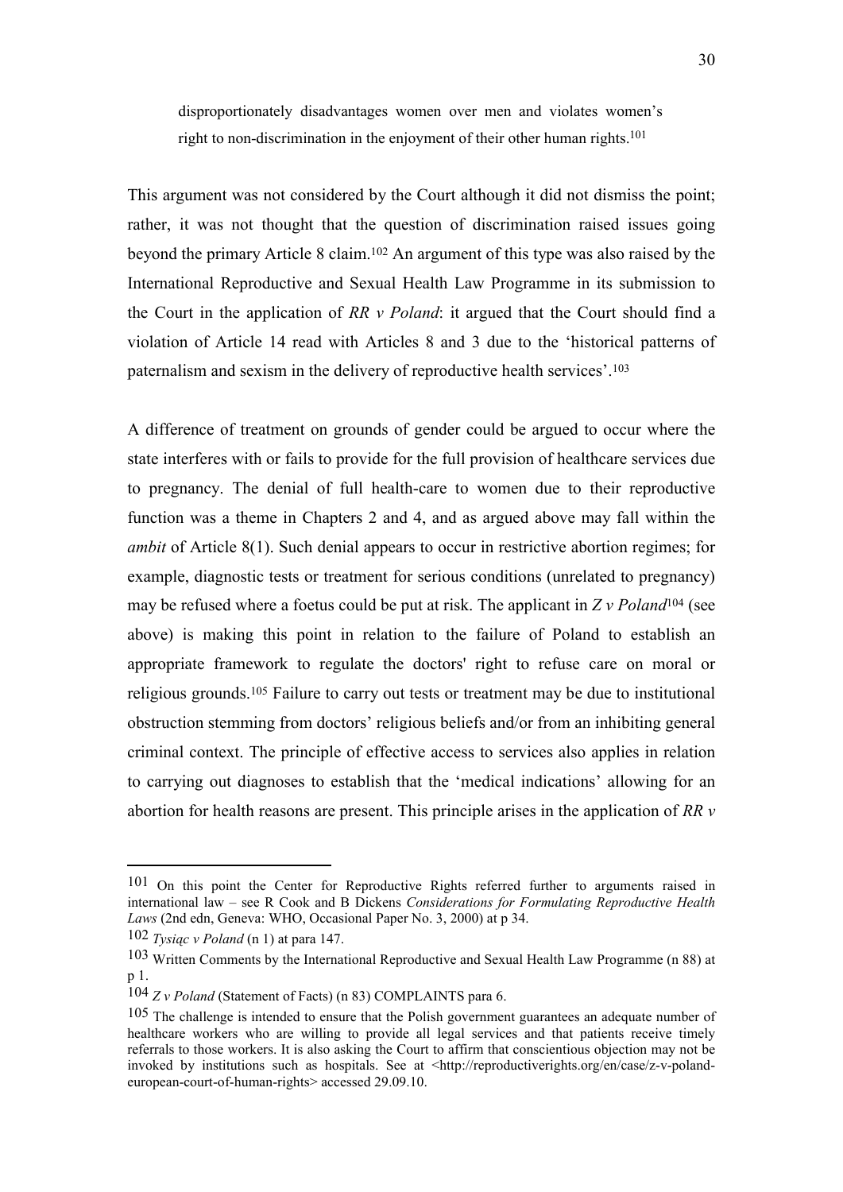disproportionately disadvantages women over men and violates women's right to non-discrimination in the enjoyment of their other human rights.[101]

This argument was not considered by the Court although it did not dismiss the point; rather, it was not thought that the question of discrimination raised issues going beyond the primary Article 8 claim.[102] An argument of this type was also raised by the International Reproductive and Sexual Health Law Programme in its submission to the Court in the application of *RR v Poland*: it argued that the Court should find a violation of Article 14 read with Articles 8 and 3 due to the 'historical patterns of paternalism and sexism in the delivery of reproductive health services'.[103]

A difference of treatment on grounds of gender could be argued to occur where the state interferes with or fails to provide for the full provision of healthcare services due to pregnancy. The denial of full health-care to women due to their reproductive function was a theme in Chapters 2 and 4, and as argued above may fall within the *ambit* of Article 8(1). Such denial appears to occur in restrictive abortion regimes; for example, diagnostic tests or treatment for serious conditions (unrelated to pregnancy) may be refused where a foetus could be put at risk. The applicant in *Z v Poland*[104] (see above) is making this point in relation to the failure of Poland to establish an appropriate framework to regulate the doctors' right to refuse care on moral or religious grounds.[105] Failure to carry out tests or treatment may be due to institutional obstruction stemming from doctors' religious beliefs and/or from an inhibiting general criminal context. The principle of effective access to services also applies in relation to carrying out diagnoses to establish that the 'medical indications' allowing for an abortion for health reasons are present. This principle arises in the application of *RR v*

---

[101] On this point the Center for Reproductive Rights referred further to arguments raised in international law – see R Cook and B Dickens *Considerations for Formulating Reproductive Health Laws* (2nd edn, Geneva: WHO, Occasional Paper No. 3, 2000) at p 34.

[102] *Tysiąc v Poland* (n 1) at para 147.

[103] Written Comments by the International Reproductive and Sexual Health Law Programme (n 88) at p 1.

[104] *Z v Poland* (Statement of Facts) (n 83) COMPLAINTS para 6.

[105] The challenge is intended to ensure that the Polish government guarantees an adequate number of healthcare workers who are willing to provide all legal services and that patients receive timely referrals to those workers. It is also asking the Court to affirm that conscientious objection may not be invoked by institutions such as hospitals. See at <http://reproductiverights.org/en/case/z-v-poland-european-court-of-human-rights> accessed 29.09.10.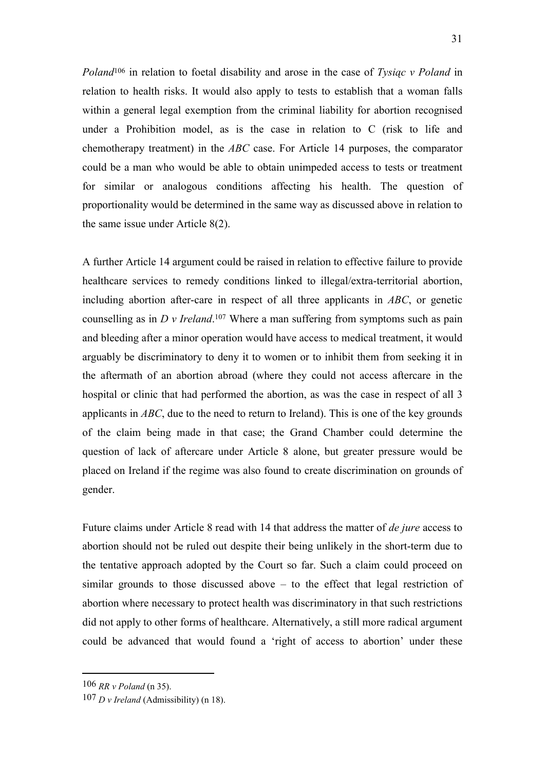*Poland*[106] in relation to foetal disability and arose in the case of *Tysiąc v Poland* in relation to health risks. It would also apply to tests to establish that a woman falls within a general legal exemption from the criminal liability for abortion recognised under a Prohibition model, as is the case in relation to C (risk to life and chemotherapy treatment) in the *ABC* case. For Article 14 purposes, the comparator could be a man who would be able to obtain unimpeded access to tests or treatment for similar or analogous conditions affecting his health. The question of proportionality would be determined in the same way as discussed above in relation to the same issue under Article 8(2).

A further Article 14 argument could be raised in relation to effective failure to provide healthcare services to remedy conditions linked to illegal/extra-territorial abortion, including abortion after-care in respect of all three applicants in *ABC*, or genetic counselling as in *D v Ireland*.[107] Where a man suffering from symptoms such as pain and bleeding after a minor operation would have access to medical treatment, it would arguably be discriminatory to deny it to women or to inhibit them from seeking it in the aftermath of an abortion abroad (where they could not access aftercare in the hospital or clinic that had performed the abortion, as was the case in respect of all 3 applicants in *ABC*, due to the need to return to Ireland). This is one of the key grounds of the claim being made in that case; the Grand Chamber could determine the question of lack of aftercare under Article 8 alone, but greater pressure would be placed on Ireland if the regime was also found to create discrimination on grounds of gender.

Future claims under Article 8 read with 14 that address the matter of *de jure* access to abortion should not be ruled out despite their being unlikely in the short-term due to the tentative approach adopted by the Court so far. Such a claim could proceed on similar grounds to those discussed above – to the effect that legal restriction of abortion where necessary to protect health was discriminatory in that such restrictions did not apply to other forms of healthcare. Alternatively, a still more radical argument could be advanced that would found a 'right of access to abortion' under these

---

106 *RR v Poland* (n 35).

107 *D v Ireland* (Admissibility) (n 18).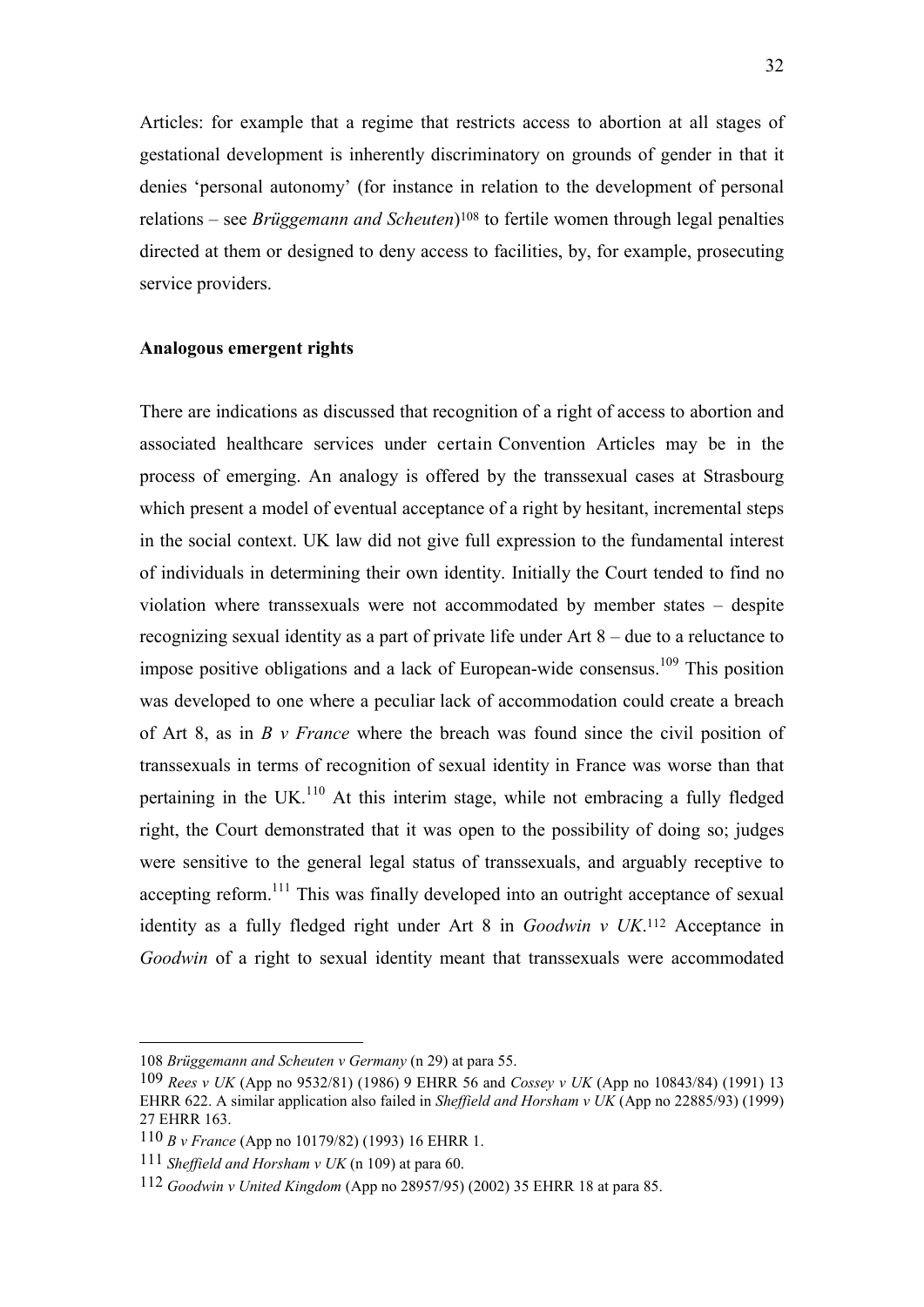Articles: for example that a regime that restricts access to abortion at all stages of gestational development is inherently discriminatory on grounds of gender in that it denies 'personal autonomy' (for instance in relation to the development of personal relations – see *Brüggemann and Scheuten*)[108] to fertile women through legal penalties directed at them or designed to deny access to facilities, by, for example, prosecuting service providers.

**Analogous emergent rights**

There are indications as discussed that recognition of a right of access to abortion and associated healthcare services under certain Convention Articles may be in the process of emerging. An analogy is offered by the transsexual cases at Strasbourg which present a model of eventual acceptance of a right by hesitant, incremental steps in the social context. UK law did not give full expression to the fundamental interest of individuals in determining their own identity. Initially the Court tended to find no violation where transsexuals were not accommodated by member states – despite recognizing sexual identity as a part of private life under Art 8 – due to a reluctance to impose positive obligations and a lack of European-wide consensus.[109] This position was developed to one where a peculiar lack of accommodation could create a breach of Art 8, as in *B v France* where the breach was found since the civil position of transsexuals in terms of recognition of sexual identity in France was worse than that pertaining in the UK.[110] At this interim stage, while not embracing a fully fledged right, the Court demonstrated that it was open to the possibility of doing so; judges were sensitive to the general legal status of transsexuals, and arguably receptive to accepting reform.[111] This was finally developed into an outright acceptance of sexual identity as a fully fledged right under Art 8 in *Goodwin v UK*.[112] Acceptance in *Goodwin* of a right to sexual identity meant that transsexuals were accommodated

---

108 *Brüggemann and Scheuten v Germany* (n 29) at para 55.

109 *Rees v UK* (App no 9532/81) (1986) 9 EHRR 56 and *Cossey v UK* (App no 10843/84) (1991) 13 EHRR 622. A similar application also failed in *Sheffield and Horsham v UK* (App no 22885/93) (1999) 27 EHRR 163.

110 *B v France* (App no 10179/82) (1993) 16 EHRR 1.

111 *Sheffield and Horsham v UK* (n 109) at para 60.

112 *Goodwin v United Kingdom* (App no 28957/95) (2002) 35 EHRR 18 at para 85.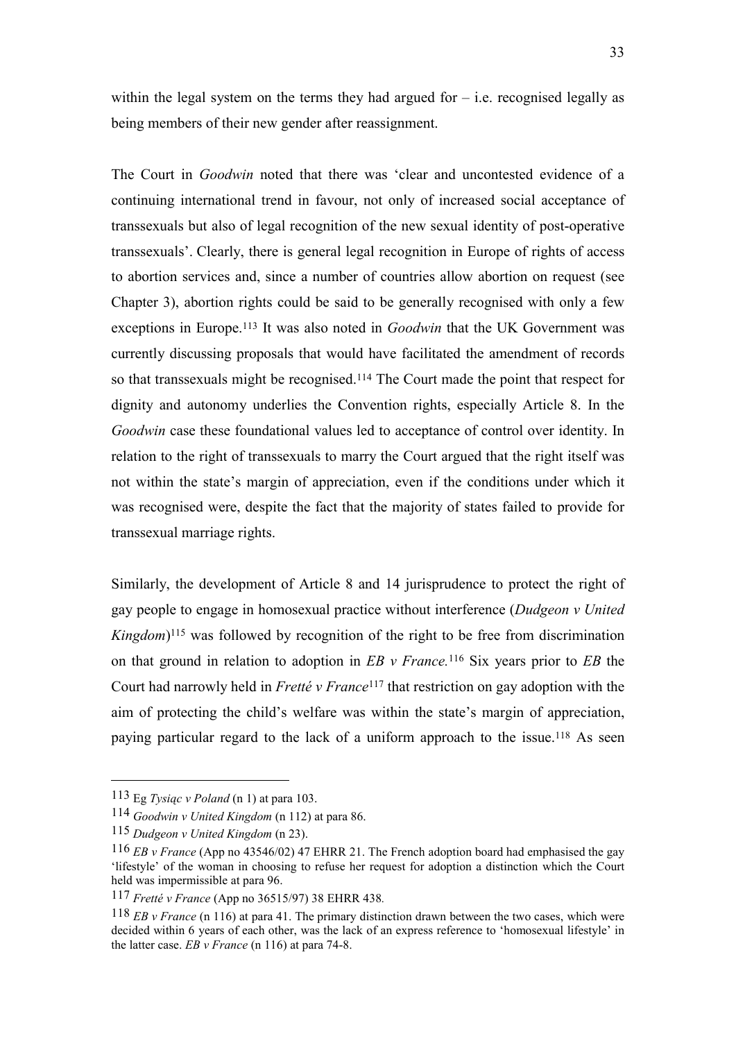within the legal system on the terms they had argued for – i.e. recognised legally as being members of their new gender after reassignment.

The Court in *Goodwin* noted that there was 'clear and uncontested evidence of a continuing international trend in favour, not only of increased social acceptance of transsexuals but also of legal recognition of the new sexual identity of post-operative transsexuals'. Clearly, there is general legal recognition in Europe of rights of access to abortion services and, since a number of countries allow abortion on request (see Chapter 3), abortion rights could be said to be generally recognised with only a few exceptions in Europe.[113] It was also noted in *Goodwin* that the UK Government was currently discussing proposals that would have facilitated the amendment of records so that transsexuals might be recognised.[114] The Court made the point that respect for dignity and autonomy underlies the Convention rights, especially Article 8. In the *Goodwin* case these foundational values led to acceptance of control over identity. In relation to the right of transsexuals to marry the Court argued that the right itself was not within the state's margin of appreciation, even if the conditions under which it was recognised were, despite the fact that the majority of states failed to provide for transsexual marriage rights.

Similarly, the development of Article 8 and 14 jurisprudence to protect the right of gay people to engage in homosexual practice without interference (*Dudgeon v United Kingdom*)[115] was followed by recognition of the right to be free from discrimination on that ground in relation to adoption in *EB v France.*[116] Six years prior to *EB* the Court had narrowly held in *Fretté v France*[117] that restriction on gay adoption with the aim of protecting the child's welfare was within the state's margin of appreciation, paying particular regard to the lack of a uniform approach to the issue.[118] As seen

---

113 Eg *Tysiąc v Poland* (n 1) at para 103.

114 *Goodwin v United Kingdom* (n 112) at para 86.

115 *Dudgeon v United Kingdom* (n 23).

116 *EB v France* (App no 43546/02) 47 EHRR 21. The French adoption board had emphasised the gay 'lifestyle' of the woman in choosing to refuse her request for adoption a distinction which the Court held was impermissible at para 96.

117 *Fretté v France* (App no 36515/97) 38 EHRR 438.

118 *EB v France* (n 116) at para 41. The primary distinction drawn between the two cases, which were decided within 6 years of each other, was the lack of an express reference to 'homosexual lifestyle' in the latter case. *EB v France* (n 116) at para 74-8.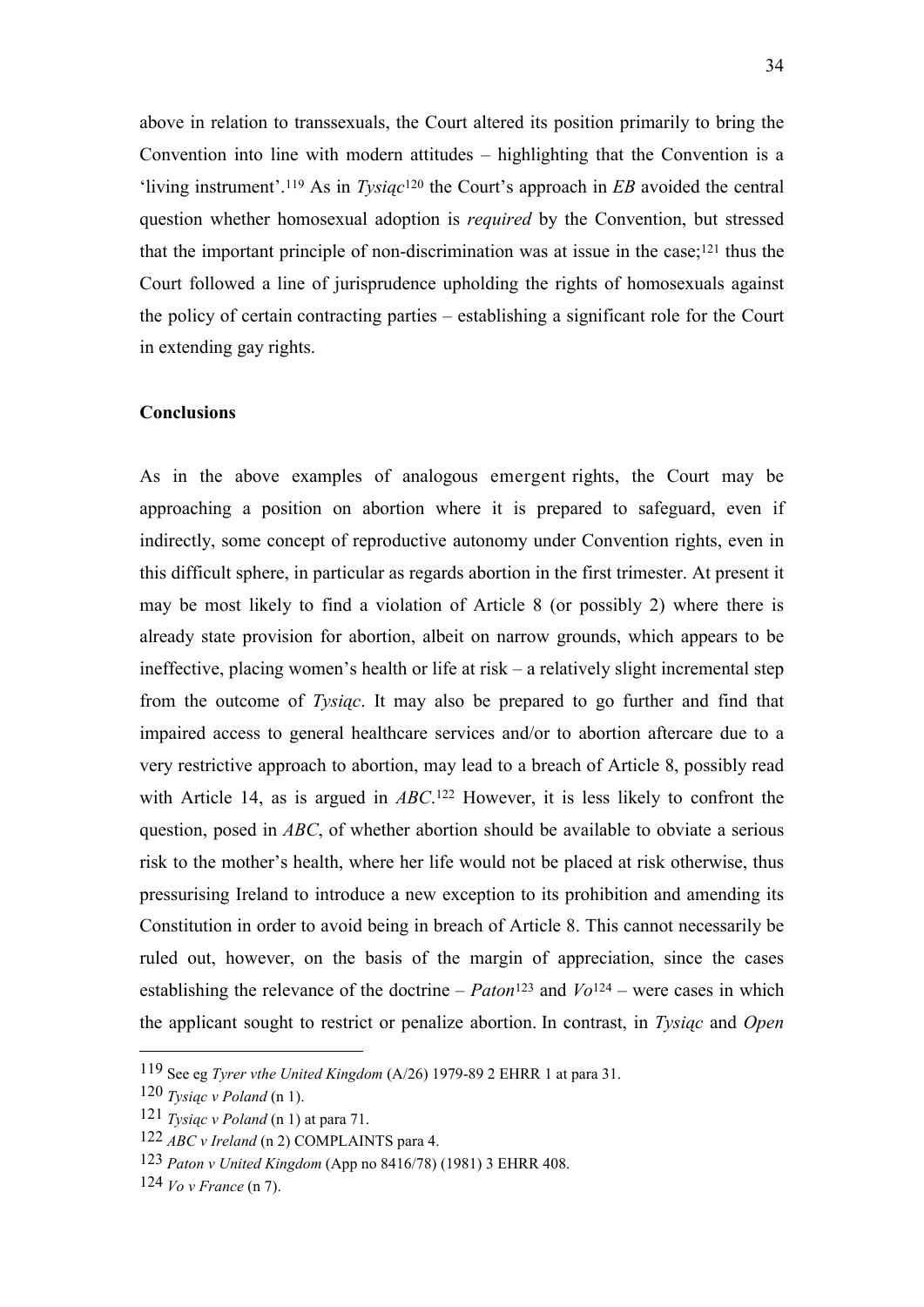above in relation to transsexuals, the Court altered its position primarily to bring the Convention into line with modern attitudes – highlighting that the Convention is a 'living instrument'.[119] As in *Tysiąc*[120] the Court's approach in *EB* avoided the central question whether homosexual adoption is *required* by the Convention, but stressed that the important principle of non-discrimination was at issue in the case;[121] thus the Court followed a line of jurisprudence upholding the rights of homosexuals against the policy of certain contracting parties – establishing a significant role for the Court in extending gay rights.

**Conclusions**

As in the above examples of analogous emergent rights, the Court may be approaching a position on abortion where it is prepared to safeguard, even if indirectly, some concept of reproductive autonomy under Convention rights, even in this difficult sphere, in particular as regards abortion in the first trimester. At present it may be most likely to find a violation of Article 8 (or possibly 2) where there is already state provision for abortion, albeit on narrow grounds, which appears to be ineffective, placing women's health or life at risk – a relatively slight incremental step from the outcome of *Tysiąc*. It may also be prepared to go further and find that impaired access to general healthcare services and/or to abortion aftercare due to a very restrictive approach to abortion, may lead to a breach of Article 8, possibly read with Article 14, as is argued in *ABC*.[122] However, it is less likely to confront the question, posed in *ABC*, of whether abortion should be available to obviate a serious risk to the mother's health, where her life would not be placed at risk otherwise, thus pressurising Ireland to introduce a new exception to its prohibition and amending its Constitution in order to avoid being in breach of Article 8. This cannot necessarily be ruled out, however, on the basis of the margin of appreciation, since the cases establishing the relevance of the doctrine – *Paton*[123] and *Vo*[124] – were cases in which the applicant sought to restrict or penalize abortion. In contrast, in *Tysiąc* and *Open*

---

119 See eg *Tyrer vthe United Kingdom* (A/26) 1979-89 2 EHRR 1 at para 31.

120 *Tysiąc v Poland* (n 1).

121 *Tysiąc v Poland* (n 1) at para 71.

122 *ABC v Ireland* (n 2) COMPLAINTS para 4.

123 *Paton v United Kingdom* (App no 8416/78) (1981) 3 EHRR 408.

124 *Vo v France* (n 7).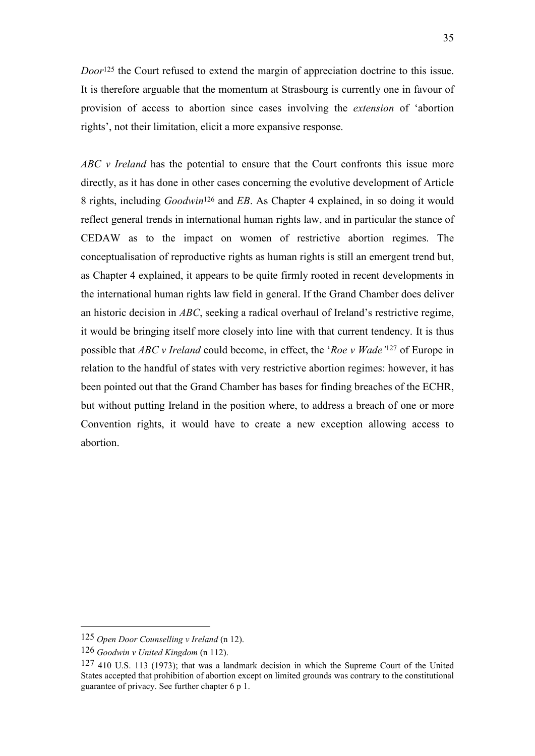*Door*[125] the Court refused to extend the margin of appreciation doctrine to this issue. It is therefore arguable that the momentum at Strasbourg is currently one in favour of provision of access to abortion since cases involving the *extension* of 'abortion rights', not their limitation, elicit a more expansive response.

*ABC v Ireland* has the potential to ensure that the Court confronts this issue more directly, as it has done in other cases concerning the evolutive development of Article 8 rights, including *Goodwin*[126] and *EB*. As Chapter 4 explained, in so doing it would reflect general trends in international human rights law, and in particular the stance of CEDAW as to the impact on women of restrictive abortion regimes. The conceptualisation of reproductive rights as human rights is still an emergent trend but, as Chapter 4 explained, it appears to be quite firmly rooted in recent developments in the international human rights law field in general. If the Grand Chamber does deliver an historic decision in *ABC*, seeking a radical overhaul of Ireland's restrictive regime, it would be bringing itself more closely into line with that current tendency. It is thus possible that *ABC v Ireland* could become, in effect, the '*Roe v Wade'*[127] of Europe in relation to the handful of states with very restrictive abortion regimes: however, it has been pointed out that the Grand Chamber has bases for finding breaches of the ECHR, but without putting Ireland in the position where, to address a breach of one or more Convention rights, it would have to create a new exception allowing access to abortion.

---

[125] *Open Door Counselling v Ireland* (n 12).

[126] *Goodwin v United Kingdom* (n 112).

[127] 410 U.S. 113 (1973); that was a landmark decision in which the Supreme Court of the United States accepted that prohibition of abortion except on limited grounds was contrary to the constitutional guarantee of privacy. See further chapter 6 p 1.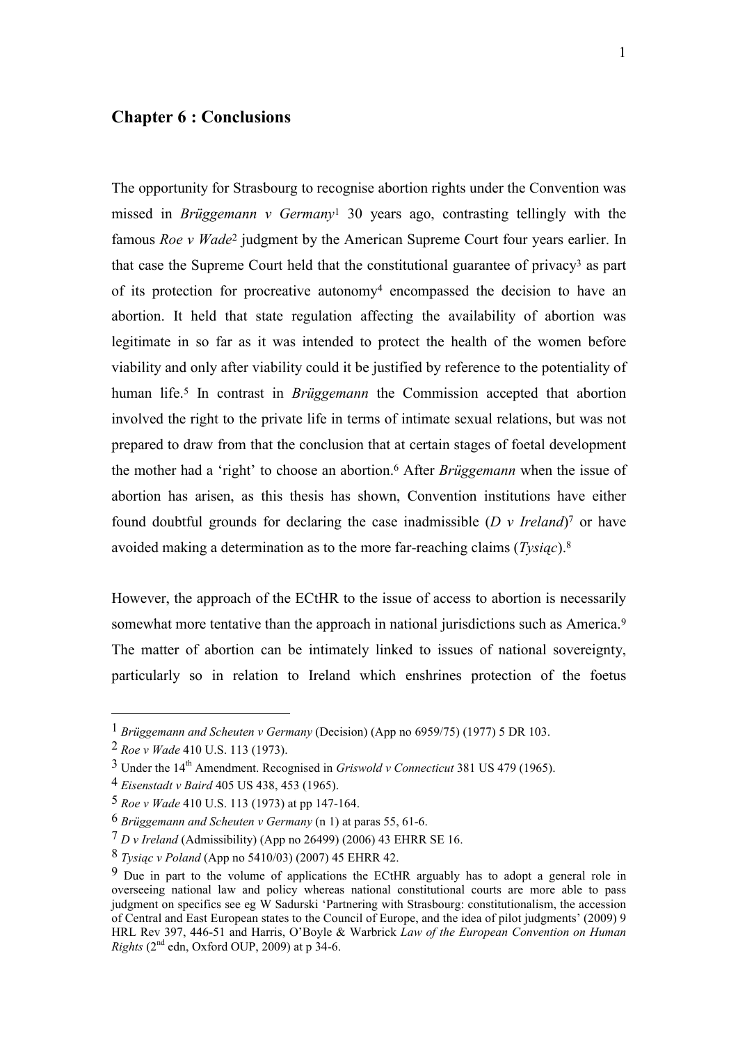## Chapter 6 : Conclusions

The opportunity for Strasbourg to recognise abortion rights under the Convention was missed in *Brüggemann v Germany*[1] 30 years ago, contrasting tellingly with the famous *Roe v Wade*[2] judgment by the American Supreme Court four years earlier. In that case the Supreme Court held that the constitutional guarantee of privacy[3] as part of its protection for procreative autonomy[4] encompassed the decision to have an abortion. It held that state regulation affecting the availability of abortion was legitimate in so far as it was intended to protect the health of the women before viability and only after viability could it be justified by reference to the potentiality of human life.[5] In contrast in *Brüggemann* the Commission accepted that abortion involved the right to the private life in terms of intimate sexual relations, but was not prepared to draw from that the conclusion that at certain stages of foetal development the mother had a 'right' to choose an abortion.[6] After *Brüggemann* when the issue of abortion has arisen, as this thesis has shown, Convention institutions have either found doubtful grounds for declaring the case inadmissible (*D v Ireland*)[7] or have avoided making a determination as to the more far-reaching claims (*Tysiąc*).[8]

However, the approach of the ECtHR to the issue of access to abortion is necessarily somewhat more tentative than the approach in national jurisdictions such as America.[9] The matter of abortion can be intimately linked to issues of national sovereignty, particularly so in relation to Ireland which enshrines protection of the foetus

---

1 *Brüggemann and Scheuten v Germany* (Decision) (App no 6959/75) (1977) 5 DR 103.

2 *Roe v Wade* 410 U.S. 113 (1973).

3 Under the 14th Amendment. Recognised in *Griswold v Connecticut* 381 US 479 (1965).

4 *Eisenstadt v Baird* 405 US 438, 453 (1965).

5 *Roe v Wade* 410 U.S. 113 (1973) at pp 147-164.

6 *Brüggemann and Scheuten v Germany* (n 1) at paras 55, 61-6.

7 *D v Ireland* (Admissibility) (App no 26499) (2006) 43 EHRR SE 16.

8 *Tysiąc v Poland* (App no 5410/03) (2007) 45 EHRR 42.

9 Due in part to the volume of applications the ECtHR arguably has to adopt a general role in overseeing national law and policy whereas national constitutional courts are more able to pass judgment on specifics see eg W Sadurski 'Partnering with Strasbourg: constitutionalism, the accession of Central and East European states to the Council of Europe, and the idea of pilot judgments' (2009) 9 HRL Rev 397, 446-51 and Harris, O'Boyle & Warbrick *Law of the European Convention on Human Rights* (2nd edn, Oxford OUP, 2009) at p 34-6.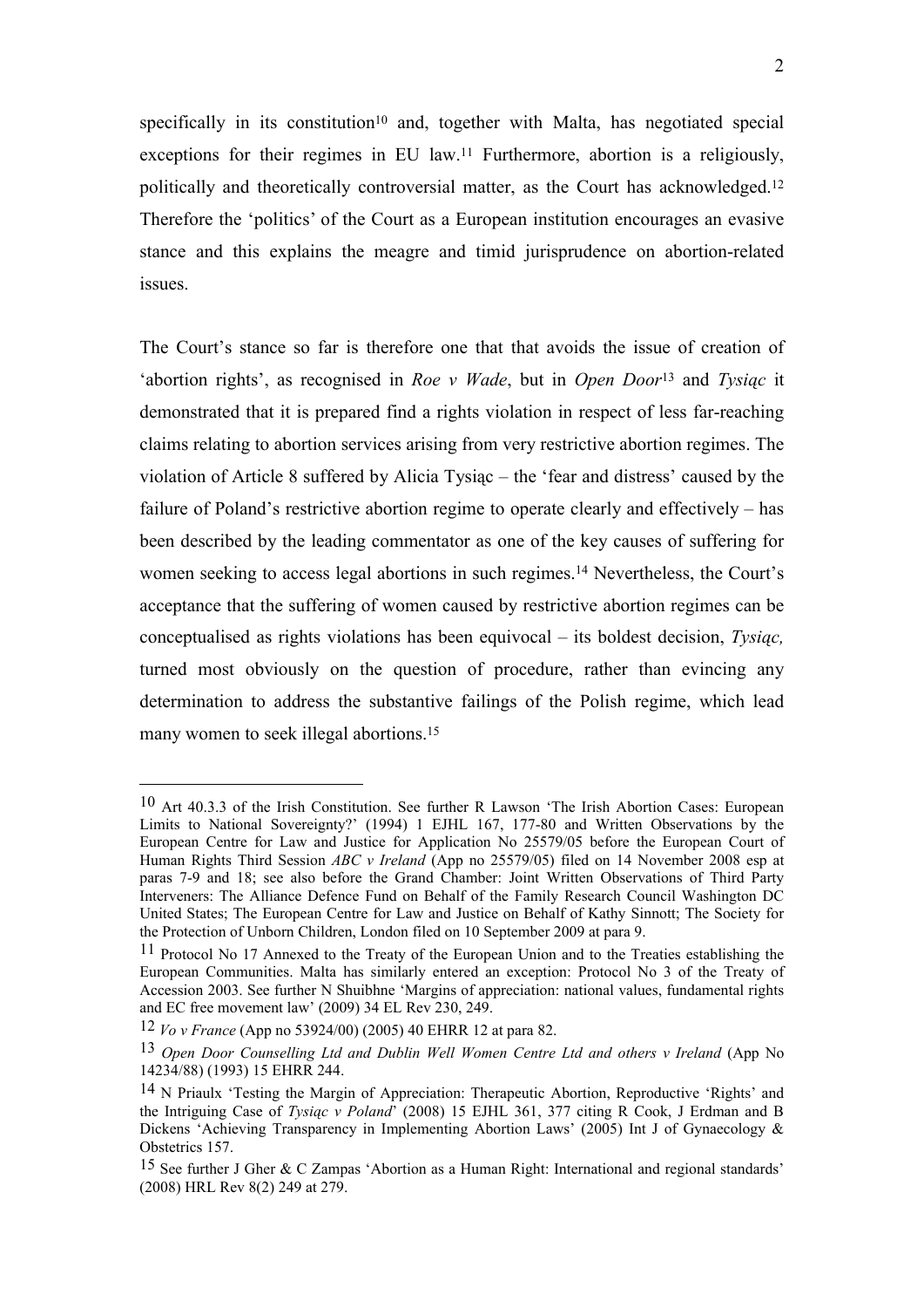specifically in its constitution[10] and, together with Malta, has negotiated special exceptions for their regimes in EU law.[11] Furthermore, abortion is a religiously, politically and theoretically controversial matter, as the Court has acknowledged.[12] Therefore the 'politics' of the Court as a European institution encourages an evasive stance and this explains the meagre and timid jurisprudence on abortion-related issues.

The Court's stance so far is therefore one that that avoids the issue of creation of 'abortion rights', as recognised in *Roe v Wade*, but in *Open Door*[13] and *Tysiąc* it demonstrated that it is prepared find a rights violation in respect of less far-reaching claims relating to abortion services arising from very restrictive abortion regimes. The violation of Article 8 suffered by Alicia Tysiąc – the 'fear and distress' caused by the failure of Poland's restrictive abortion regime to operate clearly and effectively – has been described by the leading commentator as one of the key causes of suffering for women seeking to access legal abortions in such regimes.[14] Nevertheless, the Court's acceptance that the suffering of women caused by restrictive abortion regimes can be conceptualised as rights violations has been equivocal – its boldest decision, *Tysiąc,* turned most obviously on the question of procedure, rather than evincing any determination to address the substantive failings of the Polish regime, which lead many women to seek illegal abortions.[15]

---

[10] Art 40.3.3 of the Irish Constitution. See further R Lawson 'The Irish Abortion Cases: European Limits to National Sovereignty?' (1994) 1 EJHL 167, 177-80 and Written Observations by the European Centre for Law and Justice for Application No 25579/05 before the European Court of Human Rights Third Session *ABC v Ireland* (App no 25579/05) filed on 14 November 2008 esp at paras 7-9 and 18; see also before the Grand Chamber: Joint Written Observations of Third Party Interveners: The Alliance Defence Fund on Behalf of the Family Research Council Washington DC United States; The European Centre for Law and Justice on Behalf of Kathy Sinnott; The Society for the Protection of Unborn Children, London filed on 10 September 2009 at para 9.

[11] Protocol No 17 Annexed to the Treaty of the European Union and to the Treaties establishing the European Communities. Malta has similarly entered an exception: Protocol No 3 of the Treaty of Accession 2003. See further N Shuibhne 'Margins of appreciation: national values, fundamental rights and EC free movement law' (2009) 34 EL Rev 230, 249.

[12] *Vo v France* (App no 53924/00) (2005) 40 EHRR 12 at para 82.

[13] *Open Door Counselling Ltd and Dublin Well Women Centre Ltd and others v Ireland* (App No 14234/88) (1993) 15 EHRR 244.

[14] N Priaulx 'Testing the Margin of Appreciation: Therapeutic Abortion, Reproductive 'Rights' and the Intriguing Case of *Tysiąc v Poland*' (2008) 15 EJHL 361, 377 citing R Cook, J Erdman and B Dickens 'Achieving Transparency in Implementing Abortion Laws' (2005) Int J of Gynaecology & Obstetrics 157.

[15] See further J Gher & C Zampas 'Abortion as a Human Right: International and regional standards' (2008) HRL Rev 8(2) 249 at 279.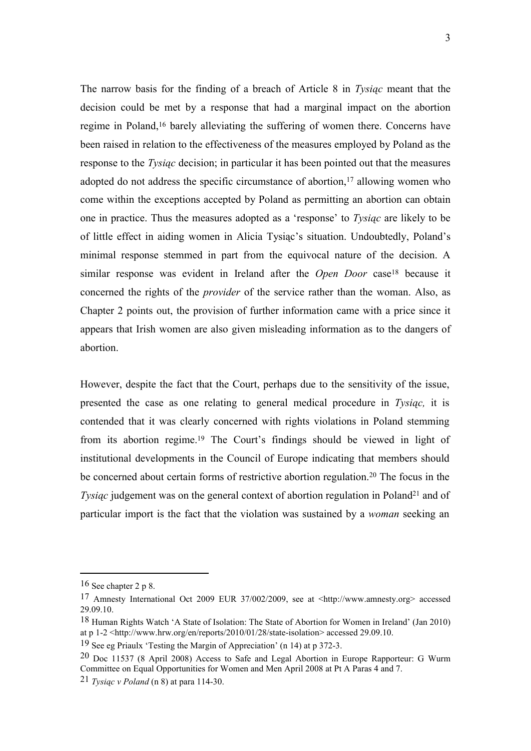The narrow basis for the finding of a breach of Article 8 in *Tysiąc* meant that the decision could be met by a response that had a marginal impact on the abortion regime in Poland,[16] barely alleviating the suffering of women there. Concerns have been raised in relation to the effectiveness of the measures employed by Poland as the response to the *Tysiąc* decision; in particular it has been pointed out that the measures adopted do not address the specific circumstance of abortion,[17] allowing women who come within the exceptions accepted by Poland as permitting an abortion can obtain one in practice. Thus the measures adopted as a 'response' to *Tysiąc* are likely to be of little effect in aiding women in Alicia Tysiąc's situation. Undoubtedly, Poland's minimal response stemmed in part from the equivocal nature of the decision. A similar response was evident in Ireland after the *Open Door* case[18] because it concerned the rights of the *provider* of the service rather than the woman. Also, as Chapter 2 points out, the provision of further information came with a price since it appears that Irish women are also given misleading information as to the dangers of abortion.

However, despite the fact that the Court, perhaps due to the sensitivity of the issue, presented the case as one relating to general medical procedure in *Tysiąc,* it is contended that it was clearly concerned with rights violations in Poland stemming from its abortion regime.[19] The Court's findings should be viewed in light of institutional developments in the Council of Europe indicating that members should be concerned about certain forms of restrictive abortion regulation.[20] The focus in the *Tysiąc* judgement was on the general context of abortion regulation in Poland[21] and of particular import is the fact that the violation was sustained by a *woman* seeking an

---

16 See chapter 2 p 8.

17 Amnesty International Oct 2009 EUR 37/002/2009, see at <http://www.amnesty.org> accessed 29.09.10.

18 Human Rights Watch 'A State of Isolation: The State of Abortion for Women in Ireland' (Jan 2010) at p 1-2 <http://www.hrw.org/en/reports/2010/01/28/state-isolation> accessed 29.09.10.

19 See eg Priaulx 'Testing the Margin of Appreciation' (n 14) at p 372-3.

20 Doc 11537 (8 April 2008) Access to Safe and Legal Abortion in Europe Rapporteur: G Wurm Committee on Equal Opportunities for Women and Men April 2008 at Pt A Paras 4 and 7.

21 *Tysiąc v Poland* (n 8) at para 114-30.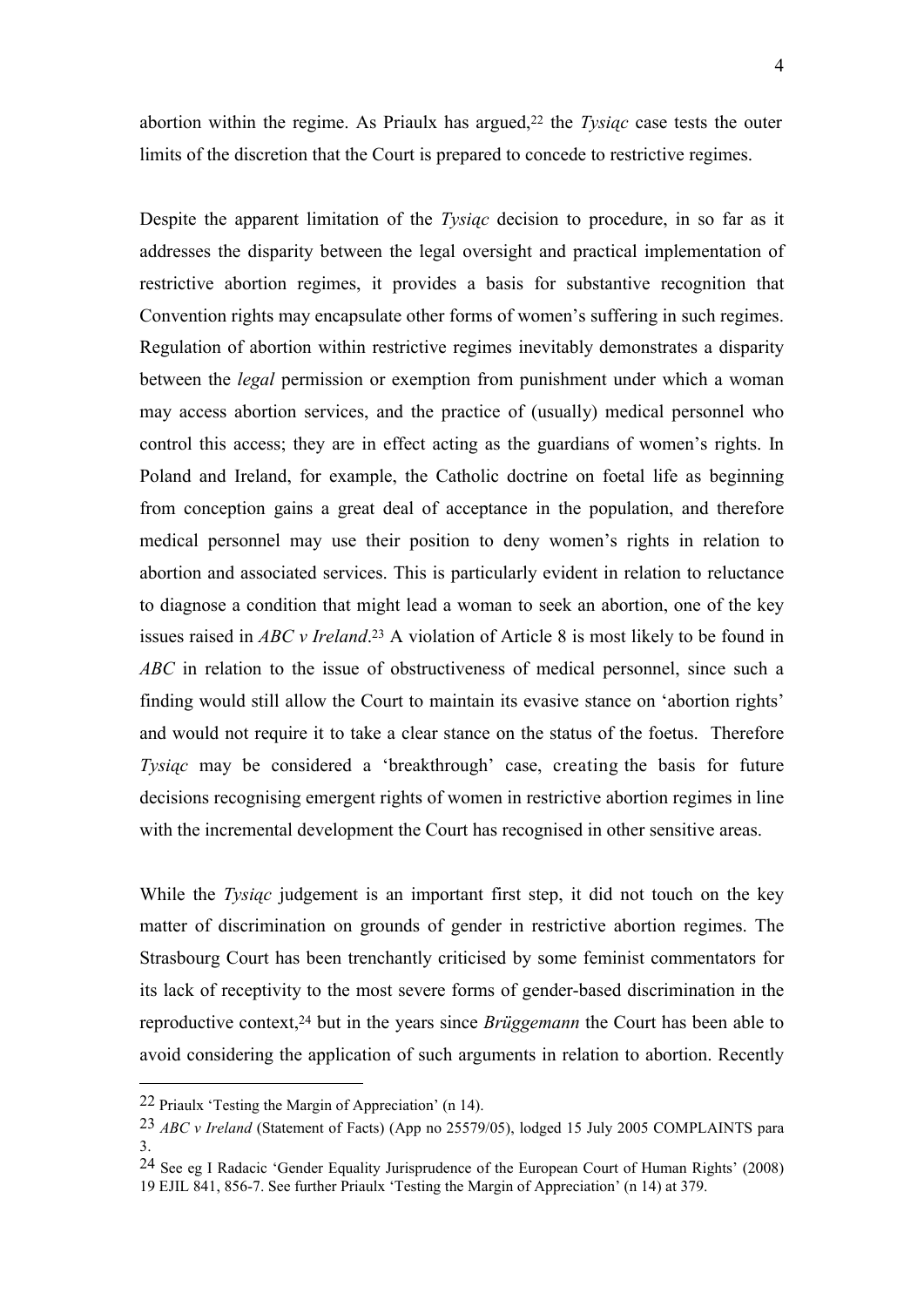abortion within the regime. As Priaulx has argued,[22] the *Tysiąc* case tests the outer limits of the discretion that the Court is prepared to concede to restrictive regimes.

Despite the apparent limitation of the *Tysiąc* decision to procedure, in so far as it addresses the disparity between the legal oversight and practical implementation of restrictive abortion regimes, it provides a basis for substantive recognition that Convention rights may encapsulate other forms of women's suffering in such regimes. Regulation of abortion within restrictive regimes inevitably demonstrates a disparity between the *legal* permission or exemption from punishment under which a woman may access abortion services, and the practice of (usually) medical personnel who control this access; they are in effect acting as the guardians of women's rights. In Poland and Ireland, for example, the Catholic doctrine on foetal life as beginning from conception gains a great deal of acceptance in the population, and therefore medical personnel may use their position to deny women's rights in relation to abortion and associated services. This is particularly evident in relation to reluctance to diagnose a condition that might lead a woman to seek an abortion, one of the key issues raised in *ABC v Ireland*.[23] A violation of Article 8 is most likely to be found in *ABC* in relation to the issue of obstructiveness of medical personnel, since such a finding would still allow the Court to maintain its evasive stance on 'abortion rights' and would not require it to take a clear stance on the status of the foetus. Therefore *Tysiąc* may be considered a 'breakthrough' case, creating the basis for future decisions recognising emergent rights of women in restrictive abortion regimes in line with the incremental development the Court has recognised in other sensitive areas.

While the *Tysiąc* judgement is an important first step, it did not touch on the key matter of discrimination on grounds of gender in restrictive abortion regimes. The Strasbourg Court has been trenchantly criticised by some feminist commentators for its lack of receptivity to the most severe forms of gender-based discrimination in the reproductive context,[24] but in the years since *Brüggemann* the Court has been able to avoid considering the application of such arguments in relation to abortion. Recently

---

[22] Priaulx 'Testing the Margin of Appreciation' (n 14).

[23] *ABC v Ireland* (Statement of Facts) (App no 25579/05), lodged 15 July 2005 COMPLAINTS para 3.

[24] See eg I Radacic 'Gender Equality Jurisprudence of the European Court of Human Rights' (2008) 19 EJIL 841, 856-7. See further Priaulx 'Testing the Margin of Appreciation' (n 14) at 379.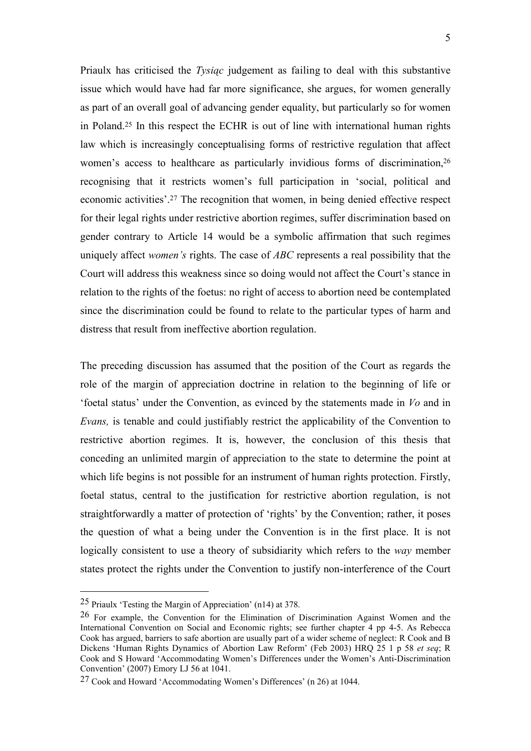Priaulx has criticised the *Tysiąc* judgement as failing to deal with this substantive issue which would have had far more significance, she argues, for women generally as part of an overall goal of advancing gender equality, but particularly so for women in Poland.[25] In this respect the ECHR is out of line with international human rights law which is increasingly conceptualising forms of restrictive regulation that affect women's access to healthcare as particularly invidious forms of discrimination,[26] recognising that it restricts women's full participation in 'social, political and economic activities'.[27] The recognition that women, in being denied effective respect for their legal rights under restrictive abortion regimes, suffer discrimination based on gender contrary to Article 14 would be a symbolic affirmation that such regimes uniquely affect *women's* rights. The case of *ABC* represents a real possibility that the Court will address this weakness since so doing would not affect the Court's stance in relation to the rights of the foetus: no right of access to abortion need be contemplated since the discrimination could be found to relate to the particular types of harm and distress that result from ineffective abortion regulation.

The preceding discussion has assumed that the position of the Court as regards the role of the margin of appreciation doctrine in relation to the beginning of life or 'foetal status' under the Convention, as evinced by the statements made in *Vo* and in *Evans,* is tenable and could justifiably restrict the applicability of the Convention to restrictive abortion regimes. It is, however, the conclusion of this thesis that conceding an unlimited margin of appreciation to the state to determine the point at which life begins is not possible for an instrument of human rights protection. Firstly, foetal status, central to the justification for restrictive abortion regulation, is not straightforwardly a matter of protection of 'rights' by the Convention; rather, it poses the question of what a being under the Convention is in the first place. It is not logically consistent to use a theory of subsidiarity which refers to the *way* member states protect the rights under the Convention to justify non-interference of the Court

---

[25] Priaulx 'Testing the Margin of Appreciation' (n14) at 378.

[26] For example, the Convention for the Elimination of Discrimination Against Women and the International Convention on Social and Economic rights; see further chapter 4 pp 4-5. As Rebecca Cook has argued, barriers to safe abortion are usually part of a wider scheme of neglect: R Cook and B Dickens 'Human Rights Dynamics of Abortion Law Reform' (Feb 2003) HRQ 25 1 p 58 *et seq*; R Cook and S Howard 'Accommodating Women's Differences under the Women's Anti-Discrimination Convention' (2007) Emory LJ 56 at 1041.

[27] Cook and Howard 'Accommodating Women's Differences' (n 26) at 1044.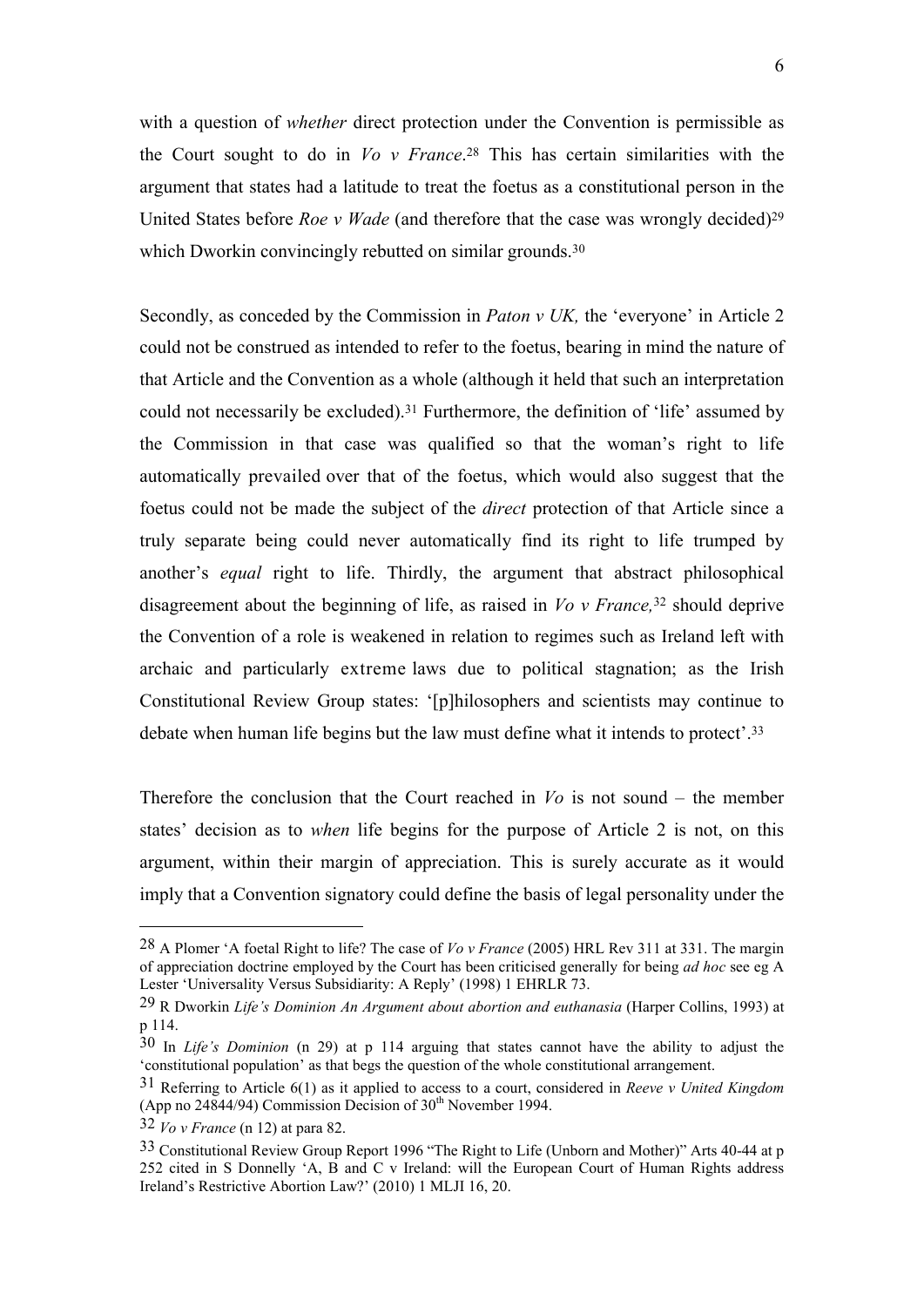with a question of *whether* direct protection under the Convention is permissible as the Court sought to do in *Vo v France*.[28] This has certain similarities with the argument that states had a latitude to treat the foetus as a constitutional person in the United States before *Roe v Wade* (and therefore that the case was wrongly decided)[29] which Dworkin convincingly rebutted on similar grounds.[30]

Secondly, as conceded by the Commission in *Paton v UK,* the 'everyone' in Article 2 could not be construed as intended to refer to the foetus, bearing in mind the nature of that Article and the Convention as a whole (although it held that such an interpretation could not necessarily be excluded).[31] Furthermore, the definition of 'life' assumed by the Commission in that case was qualified so that the woman's right to life automatically prevailed over that of the foetus, which would also suggest that the foetus could not be made the subject of the *direct* protection of that Article since a truly separate being could never automatically find its right to life trumped by another's *equal* right to life. Thirdly, the argument that abstract philosophical disagreement about the beginning of life, as raised in *Vo v France,*[32] should deprive the Convention of a role is weakened in relation to regimes such as Ireland left with archaic and particularly extreme laws due to political stagnation; as the Irish Constitutional Review Group states: '[p]hilosophers and scientists may continue to debate when human life begins but the law must define what it intends to protect'.[33]

Therefore the conclusion that the Court reached in *Vo* is not sound – the member states' decision as to *when* life begins for the purpose of Article 2 is not, on this argument, within their margin of appreciation. This is surely accurate as it would imply that a Convention signatory could define the basis of legal personality under the

---

[28] A Plomer 'A foetal Right to life? The case of *Vo v France* (2005) HRL Rev 311 at 331. The margin of appreciation doctrine employed by the Court has been criticised generally for being *ad hoc* see eg A Lester 'Universality Versus Subsidiarity: A Reply' (1998) 1 EHRLR 73.

[29] R Dworkin *Life's Dominion An Argument about abortion and euthanasia* (Harper Collins, 1993) at p 114.

[30] In *Life's Dominion* (n 29) at p 114 arguing that states cannot have the ability to adjust the 'constitutional population' as that begs the question of the whole constitutional arrangement.

[31] Referring to Article 6(1) as it applied to access to a court, considered in *Reeve v United Kingdom* (App no 24844/94) Commission Decision of 30th November 1994.

[32] *Vo v France* (n 12) at para 82.

[33] Constitutional Review Group Report 1996 "The Right to Life (Unborn and Mother)" Arts 40-44 at p 252 cited in S Donnelly 'A, B and C v Ireland: will the European Court of Human Rights address Ireland's Restrictive Abortion Law?' (2010) 1 MLJI 16, 20.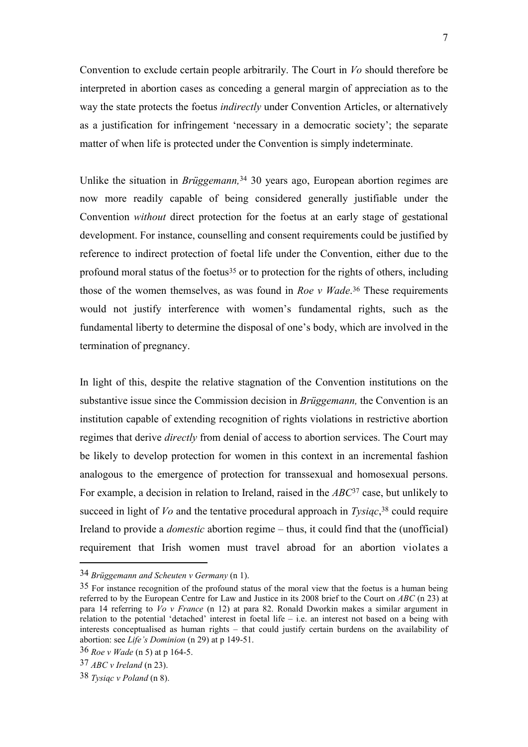Convention to exclude certain people arbitrarily. The Court in *Vo* should therefore be interpreted in abortion cases as conceding a general margin of appreciation as to the way the state protects the foetus *indirectly* under Convention Articles, or alternatively as a justification for infringement 'necessary in a democratic society'; the separate matter of when life is protected under the Convention is simply indeterminate.

Unlike the situation in *Brüggemann,*[34] 30 years ago, European abortion regimes are now more readily capable of being considered generally justifiable under the Convention *without* direct protection for the foetus at an early stage of gestational development. For instance, counselling and consent requirements could be justified by reference to indirect protection of foetal life under the Convention, either due to the profound moral status of the foetus[35] or to protection for the rights of others, including those of the women themselves, as was found in *Roe v Wade*.[36] These requirements would not justify interference with women's fundamental rights, such as the fundamental liberty to determine the disposal of one's body, which are involved in the termination of pregnancy.

In light of this, despite the relative stagnation of the Convention institutions on the substantive issue since the Commission decision in *Brüggemann,* the Convention is an institution capable of extending recognition of rights violations in restrictive abortion regimes that derive *directly* from denial of access to abortion services. The Court may be likely to develop protection for women in this context in an incremental fashion analogous to the emergence of protection for transsexual and homosexual persons. For example, a decision in relation to Ireland, raised in the *ABC*[37] case, but unlikely to succeed in light of *Vo* and the tentative procedural approach in *Tysiąc*,[38] could require Ireland to provide a *domestic* abortion regime – thus, it could find that the (unofficial) requirement that Irish women must travel abroad for an abortion violates a

---

[34] *Brüggemann and Scheuten v Germany* (n 1).

[35] For instance recognition of the profound status of the moral view that the foetus is a human being referred to by the European Centre for Law and Justice in its 2008 brief to the Court on *ABC* (n 23) at para 14 referring to *Vo v France* (n 12) at para 82. Ronald Dworkin makes a similar argument in relation to the potential 'detached' interest in foetal life – i.e. an interest not based on a being with interests conceptualised as human rights – that could justify certain burdens on the availability of abortion: see *Life's Dominion* (n 29) at p 149-51.

[36] *Roe v Wade* (n 5) at p 164-5.

[37] *ABC v Ireland* (n 23).

[38] *Tysiąc v Poland* (n 8).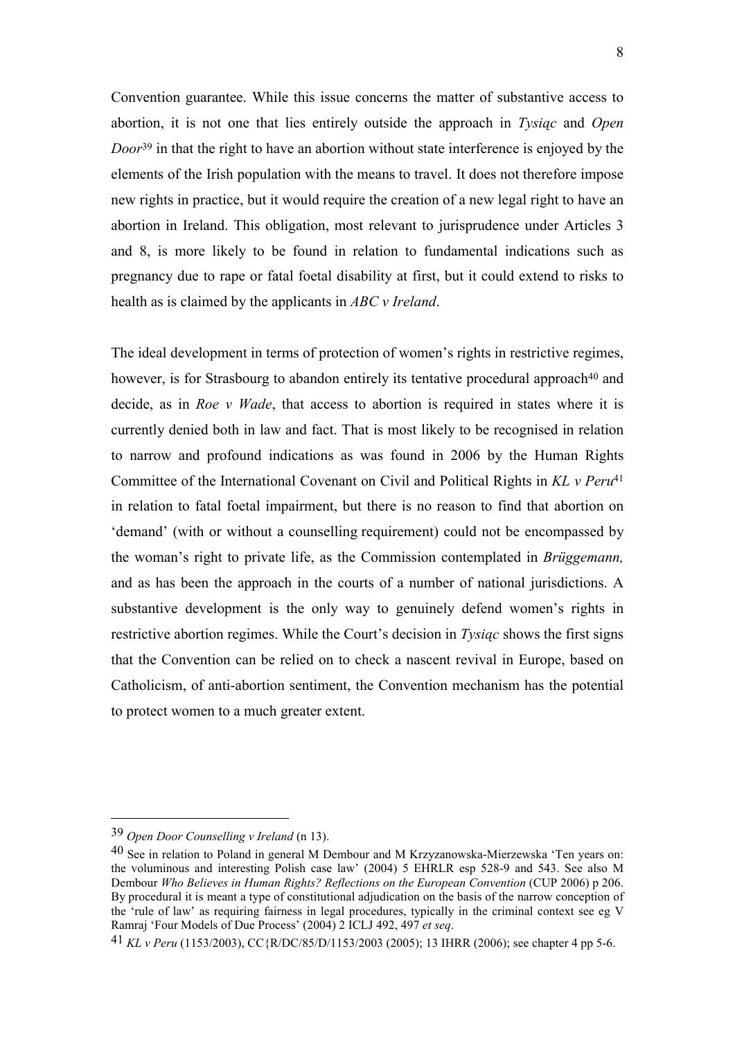Convention guarantee. While this issue concerns the matter of substantive access to abortion, it is not one that lies entirely outside the approach in *Tysiąc* and *Open Door*[39] in that the right to have an abortion without state interference is enjoyed by the elements of the Irish population with the means to travel. It does not therefore impose new rights in practice, but it would require the creation of a new legal right to have an abortion in Ireland. This obligation, most relevant to jurisprudence under Articles 3 and 8, is more likely to be found in relation to fundamental indications such as pregnancy due to rape or fatal foetal disability at first, but it could extend to risks to health as is claimed by the applicants in *ABC v Ireland*.

The ideal development in terms of protection of women's rights in restrictive regimes, however, is for Strasbourg to abandon entirely its tentative procedural approach[40] and decide, as in *Roe v Wade*, that access to abortion is required in states where it is currently denied both in law and fact. That is most likely to be recognised in relation to narrow and profound indications as was found in 2006 by the Human Rights Committee of the International Covenant on Civil and Political Rights in *KL v Peru*[41] in relation to fatal foetal impairment, but there is no reason to find that abortion on 'demand' (with or without a counselling requirement) could not be encompassed by the woman's right to private life, as the Commission contemplated in *Brüggemann,* and as has been the approach in the courts of a number of national jurisdictions. A substantive development is the only way to genuinely defend women's rights in restrictive abortion regimes. While the Court's decision in *Tysiąc* shows the first signs that the Convention can be relied on to check a nascent revival in Europe, based on Catholicism, of anti-abortion sentiment, the Convention mechanism has the potential to protect women to a much greater extent.

---

39 *Open Door Counselling v Ireland* (n 13).

40 See in relation to Poland in general M Dembour and M Krzyzanowska-Mierzewska 'Ten years on: the voluminous and interesting Polish case law' (2004) 5 EHRLR esp 528-9 and 543. See also M Dembour *Who Believes in Human Rights? Reflections on the European Convention* (CUP 2006) p 206. By procedural it is meant a type of constitutional adjudication on the basis of the narrow conception of the 'rule of law' as requiring fairness in legal procedures, typically in the criminal context see eg V Ramraj 'Four Models of Due Process' (2004) 2 ICLJ 492, 497 *et seq*.

41 *KL v Peru* (1153/2003), CC{R/DC/85/D/1153/2003 (2005); 13 IHRR (2006); see chapter 4 pp 5-6.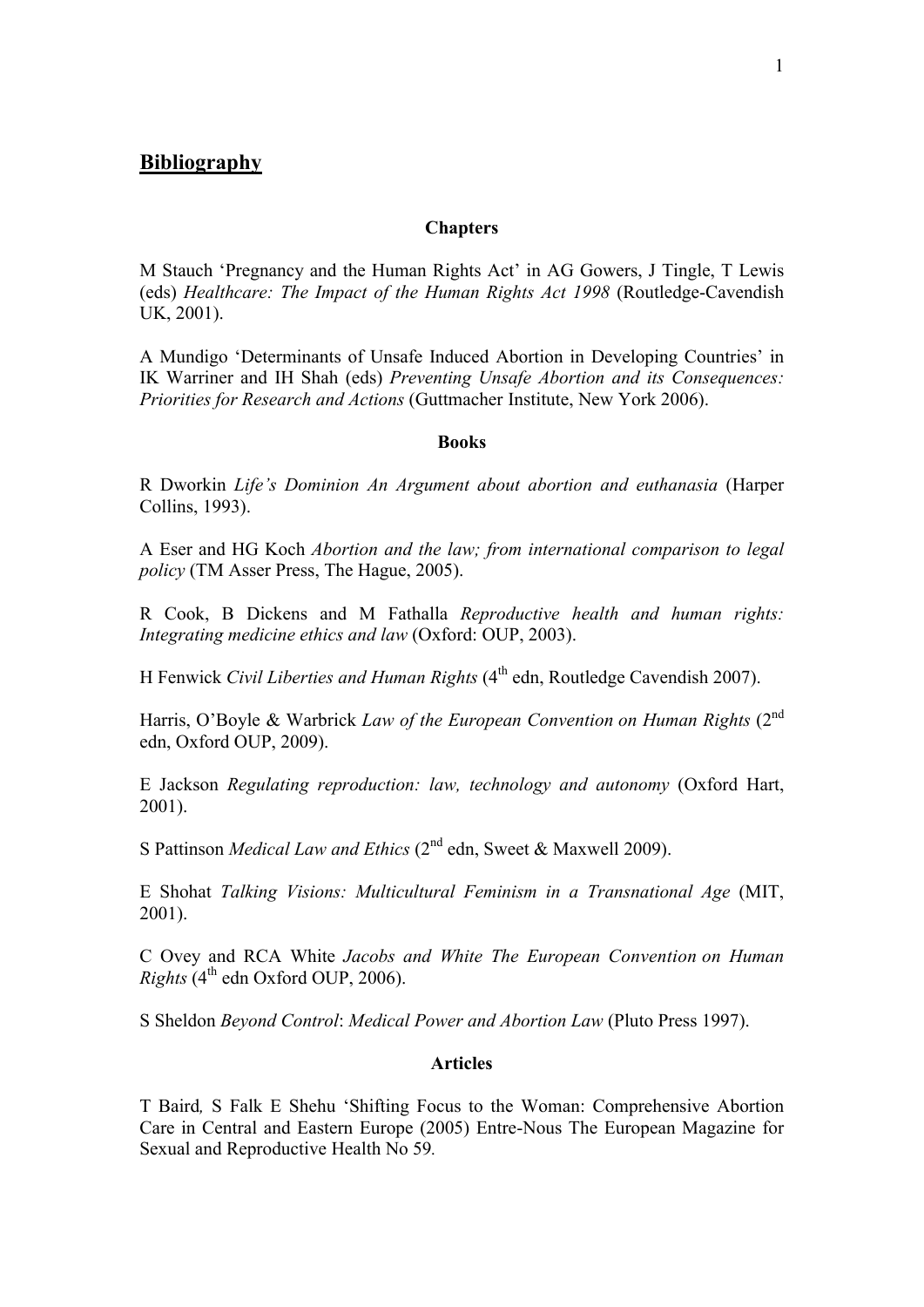## Bibliography

### Chapters

M Stauch 'Pregnancy and the Human Rights Act' in AG Gowers, J Tingle, T Lewis (eds) *Healthcare: The Impact of the Human Rights Act 1998* (Routledge-Cavendish UK, 2001).

A Mundigo 'Determinants of Unsafe Induced Abortion in Developing Countries' in IK Warriner and IH Shah (eds) *Preventing Unsafe Abortion and its Consequences: Priorities for Research and Actions* (Guttmacher Institute, New York 2006).

### Books

R Dworkin *Life's Dominion An Argument about abortion and euthanasia* (Harper Collins, 1993).

A Eser and HG Koch *Abortion and the law; from international comparison to legal policy* (TM Asser Press, The Hague, 2005).

R Cook, B Dickens and M Fathalla *Reproductive health and human rights: Integrating medicine ethics and law* (Oxford: OUP, 2003).

H Fenwick *Civil Liberties and Human Rights* (4th edn, Routledge Cavendish 2007).

Harris, O'Boyle & Warbrick *Law of the European Convention on Human Rights* (2nd edn, Oxford OUP, 2009).

E Jackson *Regulating reproduction: law, technology and autonomy* (Oxford Hart, 2001).

S Pattinson *Medical Law and Ethics* (2nd edn, Sweet & Maxwell 2009).

E Shohat *Talking Visions: Multicultural Feminism in a Transnational Age* (MIT, 2001).

C Ovey and RCA White *Jacobs and White The European Convention on Human Rights* (4th edn Oxford OUP, 2006).

S Sheldon *Beyond Control*: *Medical Power and Abortion Law* (Pluto Press 1997).

### Articles

T Baird*,* S Falk E Shehu 'Shifting Focus to the Woman: Comprehensive Abortion Care in Central and Eastern Europe (2005) Entre-Nous The European Magazine for Sexual and Reproductive Health No 59*.*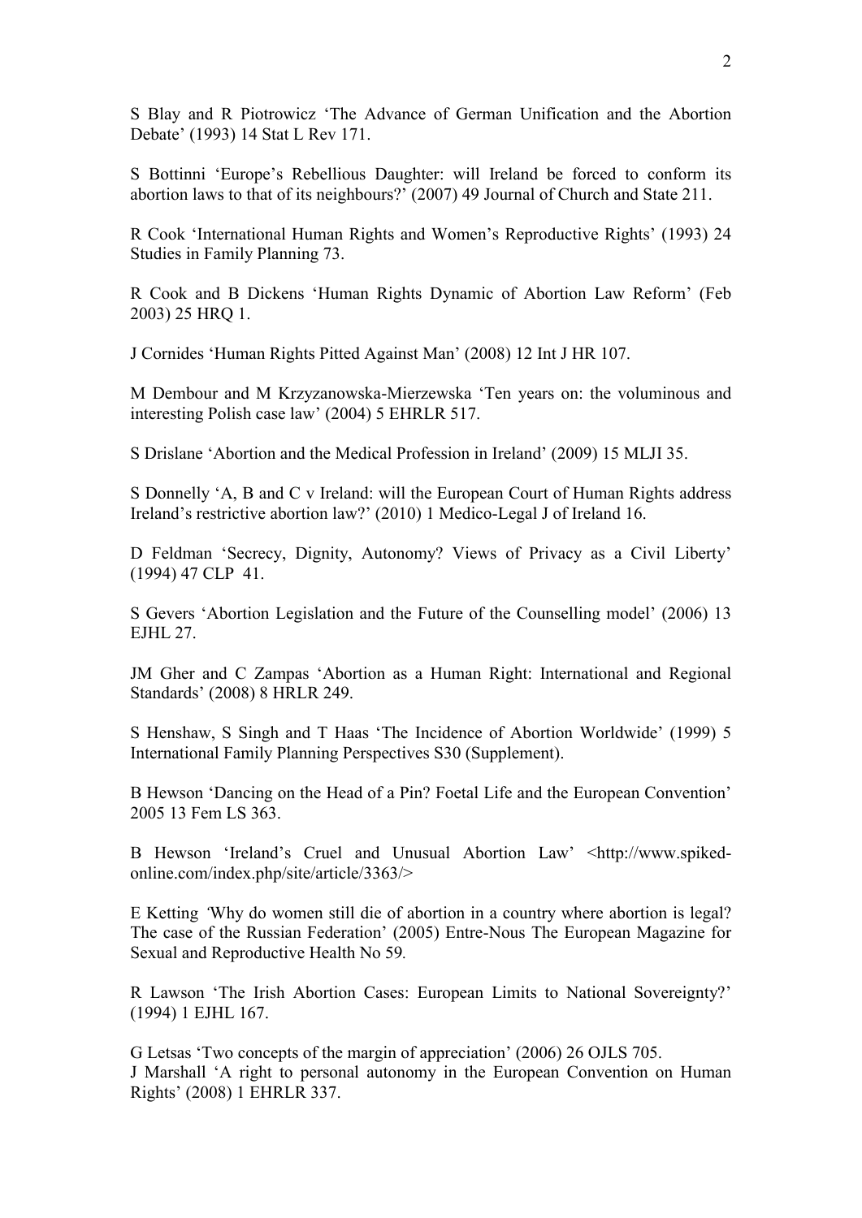S Blay and R Piotrowicz 'The Advance of German Unification and the Abortion Debate' (1993) 14 Stat L Rev 171.

S Bottinni 'Europe's Rebellious Daughter: will Ireland be forced to conform its abortion laws to that of its neighbours?' (2007) 49 Journal of Church and State 211.

R Cook 'International Human Rights and Women's Reproductive Rights' (1993) 24 Studies in Family Planning 73.

R Cook and B Dickens 'Human Rights Dynamic of Abortion Law Reform' (Feb 2003) 25 HRQ 1.

J Cornides 'Human Rights Pitted Against Man' (2008) 12 Int J HR 107.

M Dembour and M Krzyzanowska-Mierzewska 'Ten years on: the voluminous and interesting Polish case law' (2004) 5 EHRLR 517.

S Drislane 'Abortion and the Medical Profession in Ireland' (2009) 15 MLJI 35.

S Donnelly 'A, B and C v Ireland: will the European Court of Human Rights address Ireland's restrictive abortion law?' (2010) 1 Medico-Legal J of Ireland 16.

D Feldman 'Secrecy, Dignity, Autonomy? Views of Privacy as a Civil Liberty' (1994) 47 CLP 41.

S Gevers 'Abortion Legislation and the Future of the Counselling model' (2006) 13 EJHL 27.

JM Gher and C Zampas 'Abortion as a Human Right: International and Regional Standards' (2008) 8 HRLR 249.

S Henshaw, S Singh and T Haas 'The Incidence of Abortion Worldwide' (1999) 5 International Family Planning Perspectives S30 (Supplement).

B Hewson 'Dancing on the Head of a Pin? Foetal Life and the European Convention' 2005 13 Fem LS 363.

B Hewson 'Ireland's Cruel and Unusual Abortion Law' <http://www.spiked-online.com/index.php/site/article/3363/>

E Ketting *'*Why do women still die of abortion in a country where abortion is legal? The case of the Russian Federation' (2005) Entre-Nous The European Magazine for Sexual and Reproductive Health No 59*.*

R Lawson 'The Irish Abortion Cases: European Limits to National Sovereignty?' (1994) 1 EJHL 167.

G Letsas 'Two concepts of the margin of appreciation' (2006) 26 OJLS 705.

J Marshall 'A right to personal autonomy in the European Convention on Human Rights' (2008) 1 EHRLR 337.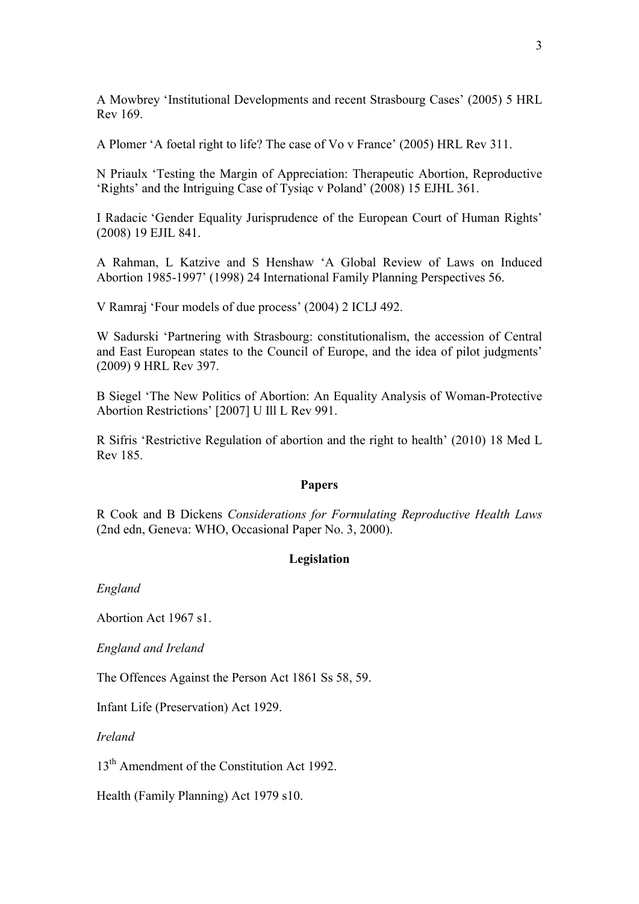A Mowbrey 'Institutional Developments and recent Strasbourg Cases' (2005) 5 HRL Rev 169.

A Plomer 'A foetal right to life? The case of Vo v France' (2005) HRL Rev 311.

N Priaulx 'Testing the Margin of Appreciation: Therapeutic Abortion, Reproductive 'Rights' and the Intriguing Case of Tysiąc v Poland' (2008) 15 EJHL 361.

I Radacic 'Gender Equality Jurisprudence of the European Court of Human Rights' (2008) 19 EJIL 841.

A Rahman, L Katzive and S Henshaw 'A Global Review of Laws on Induced Abortion 1985-1997' (1998) 24 International Family Planning Perspectives 56.

V Ramraj 'Four models of due process' (2004) 2 ICLJ 492.

W Sadurski 'Partnering with Strasbourg: constitutionalism, the accession of Central and East European states to the Council of Europe, and the idea of pilot judgments' (2009) 9 HRL Rev 397.

B Siegel 'The New Politics of Abortion: An Equality Analysis of Woman-Protective Abortion Restrictions' [2007] U Ill L Rev 991.

R Sifris 'Restrictive Regulation of abortion and the right to health' (2010) 18 Med L Rev 185.

**Papers**

R Cook and B Dickens *Considerations for Formulating Reproductive Health Laws* (2nd edn, Geneva: WHO, Occasional Paper No. 3, 2000).

**Legislation**

*England*

Abortion Act 1967 s1.

*England and Ireland*

The Offences Against the Person Act 1861 Ss 58, 59.

Infant Life (Preservation) Act 1929.

*Ireland*

13th Amendment of the Constitution Act 1992.

Health (Family Planning) Act 1979 s10.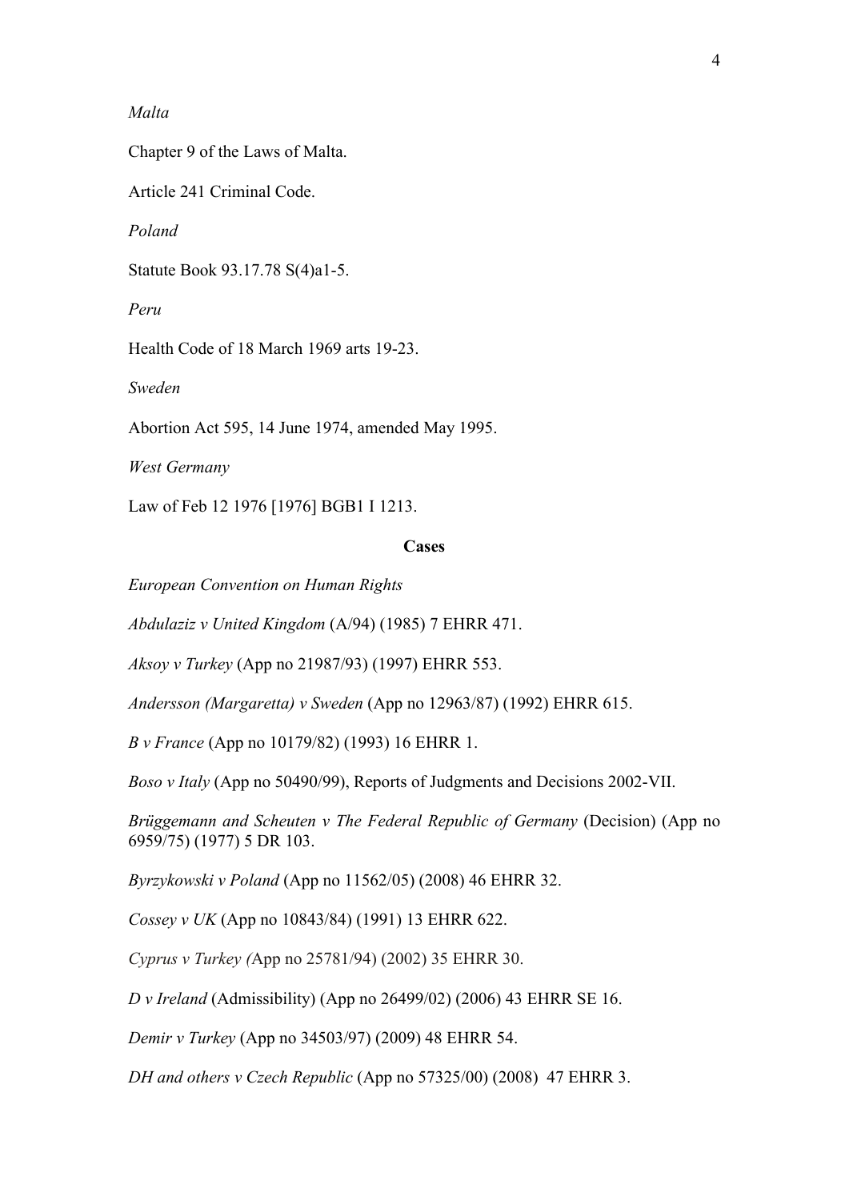*Malta*

Chapter 9 of the Laws of Malta.

Article 241 Criminal Code.

*Poland*

Statute Book 93.17.78 S(4)a1-5.

*Peru*

Health Code of 18 March 1969 arts 19-23.

*Sweden*

Abortion Act 595, 14 June 1974, amended May 1995.

*West Germany*

Law of Feb 12 1976 [1976] BGB1 I 1213.

**Cases**

*European Convention on Human Rights*

*Abdulaziz v United Kingdom* (A/94) (1985) 7 EHRR 471.

*Aksoy v Turkey* (App no 21987/93) (1997) EHRR 553.

*Andersson (Margaretta) v Sweden* (App no 12963/87) (1992) EHRR 615.

*B v France* (App no 10179/82) (1993) 16 EHRR 1.

*Boso v Italy* (App no 50490/99), Reports of Judgments and Decisions 2002-VII.

*Brüggemann and Scheuten v The Federal Republic of Germany* (Decision) (App no 6959/75) (1977) 5 DR 103.

*Byrzykowski v Poland* (App no 11562/05) (2008) 46 EHRR 32.

*Cossey v UK* (App no 10843/84) (1991) 13 EHRR 622.

*Cyprus v Turkey (*App no 25781/94) (2002) 35 EHRR 30.

*D v Ireland* (Admissibility) (App no 26499/02) (2006) 43 EHRR SE 16.

*Demir v Turkey* (App no 34503/97) (2009) 48 EHRR 54.

*DH and others v Czech Republic* (App no 57325/00) (2008) 47 EHRR 3.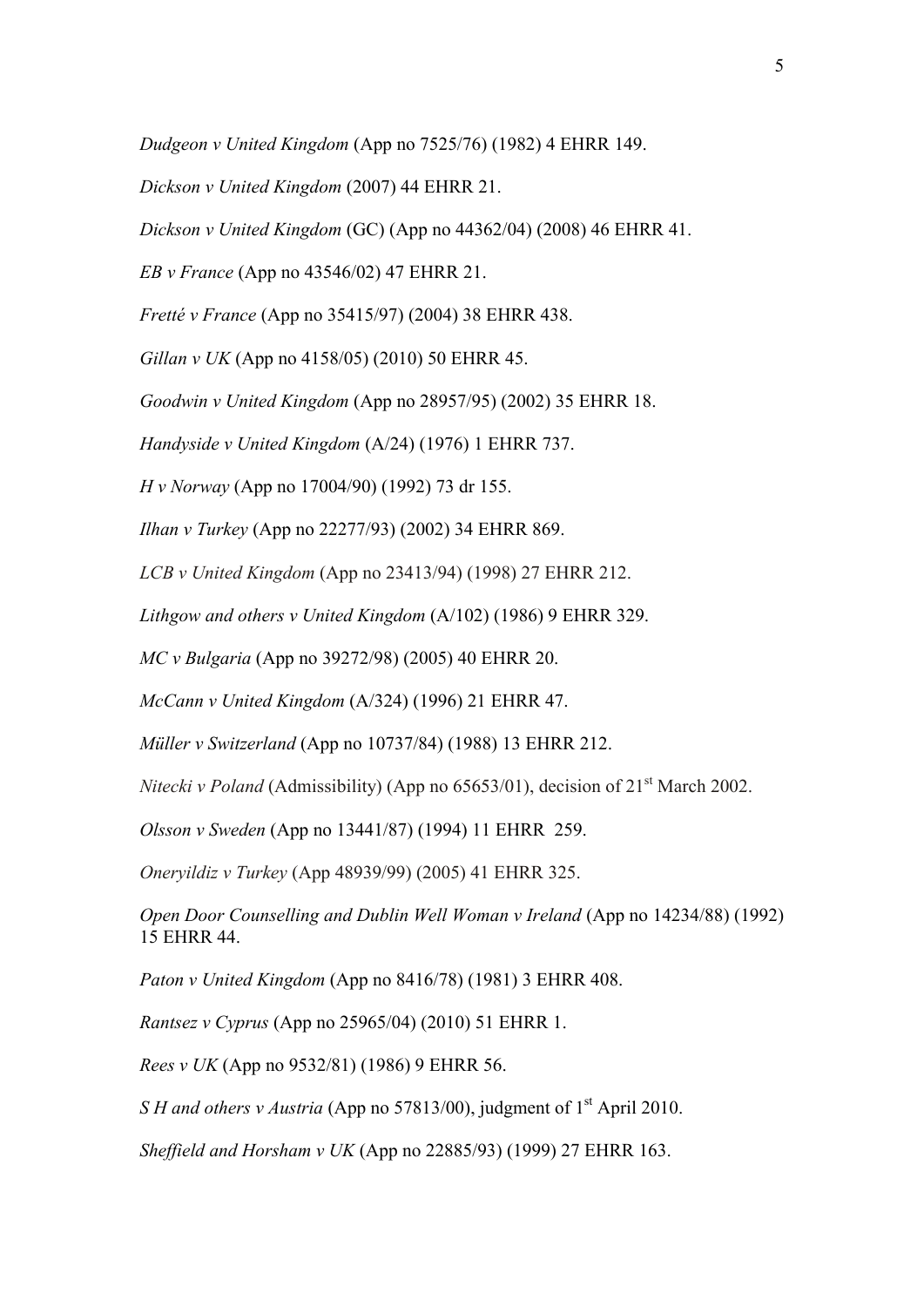*Dudgeon v United Kingdom* (App no 7525/76) (1982) 4 EHRR 149.

*Dickson v United Kingdom* (2007) 44 EHRR 21.

*Dickson v United Kingdom* (GC) (App no 44362/04) (2008) 46 EHRR 41.

*EB v France* (App no 43546/02) 47 EHRR 21.

*Fretté v France* (App no 35415/97) (2004) 38 EHRR 438.

*Gillan v UK* (App no 4158/05) (2010) 50 EHRR 45.

*Goodwin v United Kingdom* (App no 28957/95) (2002) 35 EHRR 18.

*Handyside v United Kingdom* (A/24) (1976) 1 EHRR 737.

*H v Norway* (App no 17004/90) (1992) 73 dr 155.

*Ilhan v Turkey* (App no 22277/93) (2002) 34 EHRR 869.

*LCB v United Kingdom* (App no 23413/94) (1998) 27 EHRR 212.

*Lithgow and others v United Kingdom* (A/102) (1986) 9 EHRR 329.

*MC v Bulgaria* (App no 39272/98) (2005) 40 EHRR 20.

*McCann v United Kingdom* (A/324) (1996) 21 EHRR 47.

*Müller v Switzerland* (App no 10737/84) (1988) 13 EHRR 212.

*Nitecki v Poland* (Admissibility) (App no 65653/01), decision of 21st March 2002.

*Olsson v Sweden* (App no 13441/87) (1994) 11 EHRR 259.

*Oneryildiz v Turkey* (App 48939/99) (2005) 41 EHRR 325.

*Open Door Counselling and Dublin Well Woman v Ireland* (App no 14234/88) (1992) 15 EHRR 44.

*Paton v United Kingdom* (App no 8416/78) (1981) 3 EHRR 408.

*Rantsez v Cyprus* (App no 25965/04) (2010) 51 EHRR 1.

*Rees v UK* (App no 9532/81) (1986) 9 EHRR 56.

*S H and others v Austria* (App no 57813/00), judgment of 1st April 2010.

*Sheffield and Horsham v UK* (App no 22885/93) (1999) 27 EHRR 163.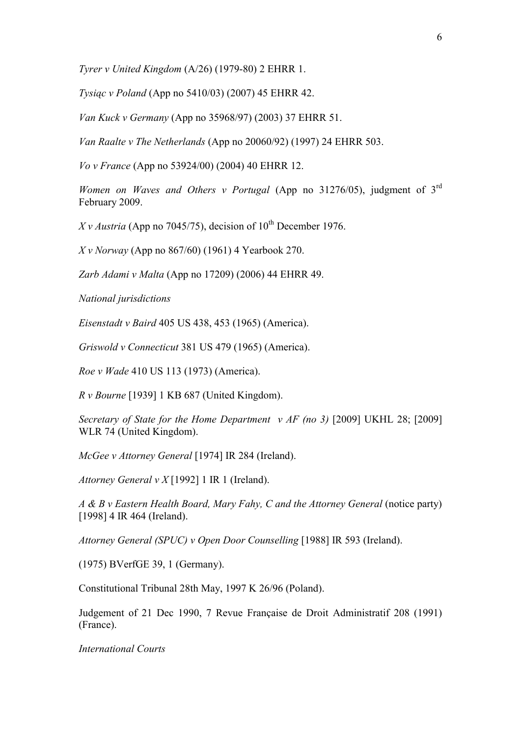*Tyrer v United Kingdom* (A/26) (1979-80) 2 EHRR 1.

*Tysiąc v Poland* (App no 5410/03) (2007) 45 EHRR 42.

*Van Kuck v Germany* (App no 35968/97) (2003) 37 EHRR 51.

*Van Raalte v The Netherlands* (App no 20060/92) (1997) 24 EHRR 503.

*Vo v France* (App no 53924/00) (2004) 40 EHRR 12.

*Women on Waves and Others v Portugal* (App no 31276/05), judgment of 3rd February 2009.

*X v Austria* (App no 7045/75), decision of 10th December 1976.

*X v Norway* (App no 867/60) (1961) 4 Yearbook 270.

*Zarb Adami v Malta* (App no 17209) (2006) 44 EHRR 49.

*National jurisdictions*

*Eisenstadt v Baird* 405 US 438, 453 (1965) (America).

*Griswold v Connecticut* 381 US 479 (1965) (America).

*Roe v Wade* 410 US 113 (1973) (America).

*R v Bourne* [1939] 1 KB 687 (United Kingdom).

*Secretary of State for the Home Department v AF (no 3)* [2009] UKHL 28; [2009] WLR 74 (United Kingdom).

*McGee v Attorney General* [1974] IR 284 (Ireland).

*Attorney General v X* [1992] 1 IR 1 (Ireland).

*A & B v Eastern Health Board, Mary Fahy, C and the Attorney General* (notice party) [1998] 4 IR 464 (Ireland).

*Attorney General (SPUC) v Open Door Counselling* [1988] IR 593 (Ireland).

(1975) BVerfGE 39, 1 (Germany).

Constitutional Tribunal 28th May, 1997 K 26/96 (Poland).

Judgement of 21 Dec 1990, 7 Revue Française de Droit Administratif 208 (1991) (France).

*International Courts*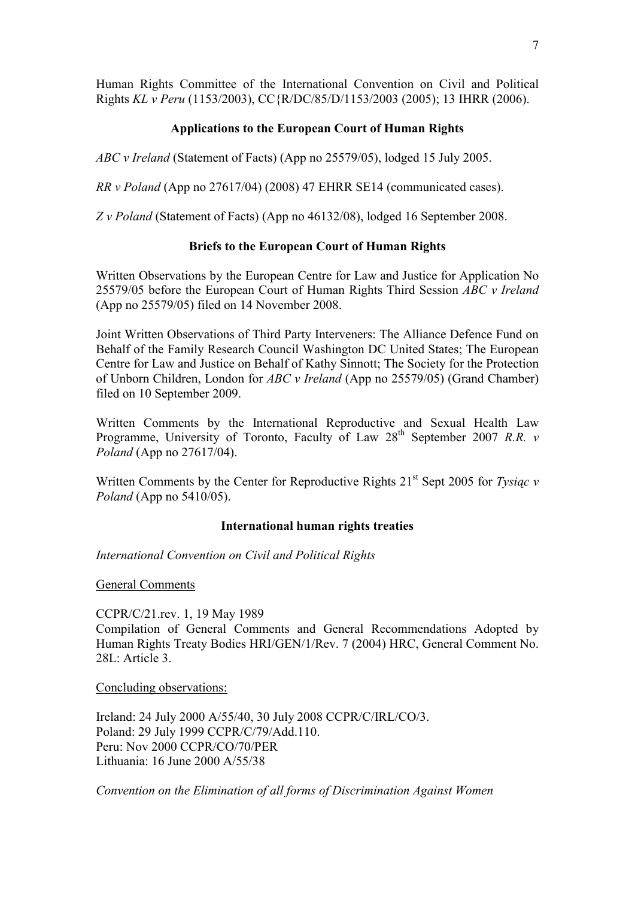Human Rights Committee of the International Convention on Civil and Political Rights *KL v Peru* (1153/2003), CC{R/DC/85/D/1153/2003 (2005); 13 IHRR (2006).

**Applications to the European Court of Human Rights**

*ABC v Ireland* (Statement of Facts) (App no 25579/05), lodged 15 July 2005.

*RR v Poland* (App no 27617/04) (2008) 47 EHRR SE14 (communicated cases).

*Z v Poland* (Statement of Facts) (App no 46132/08), lodged 16 September 2008.

**Briefs to the European Court of Human Rights**

Written Observations by the European Centre for Law and Justice for Application No 25579/05 before the European Court of Human Rights Third Session *ABC v Ireland* (App no 25579/05) filed on 14 November 2008.

Joint Written Observations of Third Party Interveners: The Alliance Defence Fund on Behalf of the Family Research Council Washington DC United States; The European Centre for Law and Justice on Behalf of Kathy Sinnott; The Society for the Protection of Unborn Children, London for *ABC v Ireland* (App no 25579/05) (Grand Chamber) filed on 10 September 2009.

Written Comments by the International Reproductive and Sexual Health Law Programme, University of Toronto, Faculty of Law 28th September 2007 *R.R. v Poland* (App no 27617/04).

Written Comments by the Center for Reproductive Rights 21st Sept 2005 for *Tysiąc v Poland* (App no 5410/05).

**International human rights treaties**

*International Convention on Civil and Political Rights*

General Comments

CCPR/C/21.rev. 1, 19 May 1989
Compilation of General Comments and General Recommendations Adopted by Human Rights Treaty Bodies HRI/GEN/1/Rev. 7 (2004) HRC, General Comment No. 28L: Article 3.

Concluding observations:

Ireland: 24 July 2000 A/55/40, 30 July 2008 CCPR/C/IRL/CO/3.
Poland: 29 July 1999 CCPR/C/79/Add.110.
Peru: Nov 2000 CCPR/CO/70/PER
Lithuania: 16 June 2000 A/55/38

*Convention on the Elimination of all forms of Discrimination Against Women*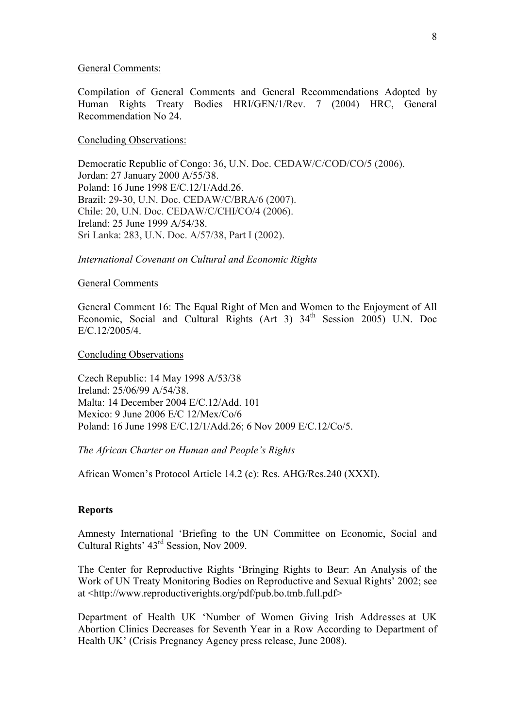<u>General Comments:</u>

Compilation of General Comments and General Recommendations Adopted by Human Rights Treaty Bodies HRI/GEN/1/Rev. 7 (2004) HRC, General Recommendation No 24.

<u>Concluding Observations:</u>

Democratic Republic of Congo: 36, U.N. Doc. CEDAW/C/COD/CO/5 (2006).
Jordan: 27 January 2000 A/55/38.
Poland: 16 June 1998 E/C.12/1/Add.26.
Brazil: 29-30, U.N. Doc. CEDAW/C/BRA/6 (2007).
Chile: 20, U.N. Doc. CEDAW/C/CHI/CO/4 (2006).
Ireland: 25 June 1999 A/54/38.
Sri Lanka: 283, U.N. Doc. A/57/38, Part I (2002).

*International Covenant on Cultural and Economic Rights*

<u>General Comments</u>

General Comment 16: The Equal Right of Men and Women to the Enjoyment of All Economic, Social and Cultural Rights (Art 3) 34th Session 2005) U.N. Doc E/C.12/2005/4.

<u>Concluding Observations</u>

Czech Republic: 14 May 1998 A/53/38
Ireland: 25/06/99 A/54/38.
Malta: 14 December 2004 E/C.12/Add. 101
Mexico: 9 June 2006 E/C 12/Mex/Co/6
Poland: 16 June 1998 E/C.12/1/Add.26; 6 Nov 2009 E/C.12/Co/5.

*The African Charter on Human and People's Rights*

African Women's Protocol Article 14.2 (c): Res. AHG/Res.240 (XXXI).

**Reports**

Amnesty International 'Briefing to the UN Committee on Economic, Social and Cultural Rights' 43rd Session, Nov 2009.

The Center for Reproductive Rights 'Bringing Rights to Bear: An Analysis of the Work of UN Treaty Monitoring Bodies on Reproductive and Sexual Rights' 2002; see at <http://www.reproductiverights.org/pdf/pub.bo.tmb.full.pdf>

Department of Health UK 'Number of Women Giving Irish Addresses at UK Abortion Clinics Decreases for Seventh Year in a Row According to Department of Health UK' (Crisis Pregnancy Agency press release, June 2008).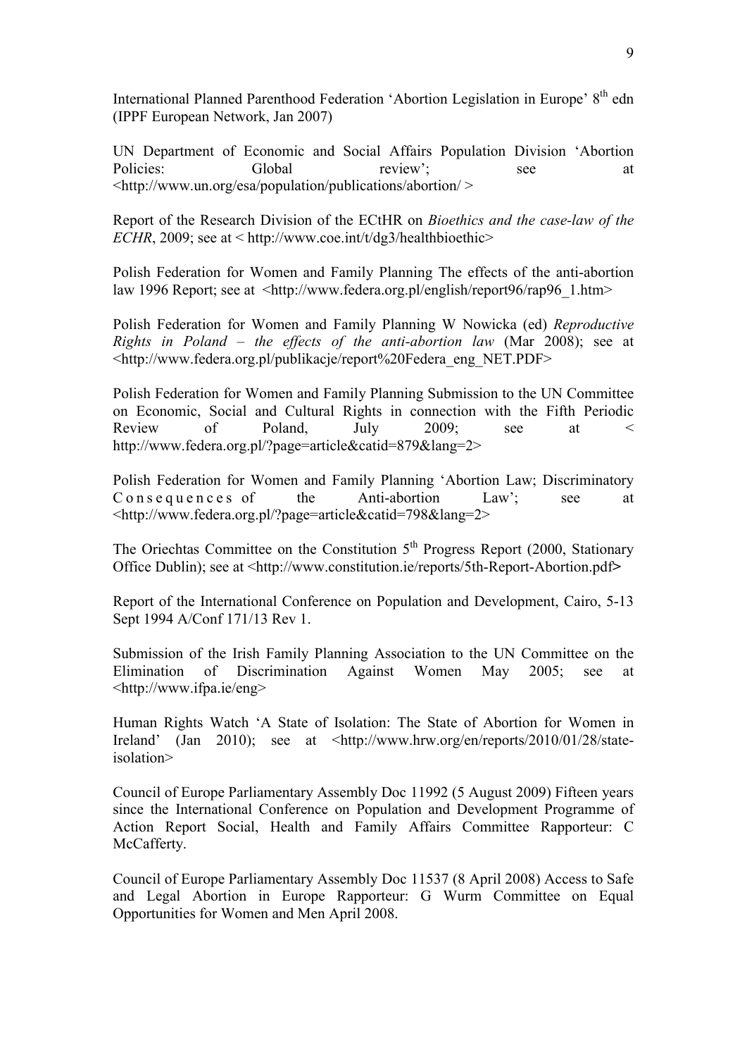International Planned Parenthood Federation 'Abortion Legislation in Europe' 8th edn (IPPF European Network, Jan 2007)

UN Department of Economic and Social Affairs Population Division 'Abortion Policies: Global review'; see at <http://www.un.org/esa/population/publications/abortion/ >

Report of the Research Division of the ECtHR on *Bioethics and the case-law of the ECHR*, 2009; see at < http://www.coe.int/t/dg3/healthbioethic>

Polish Federation for Women and Family Planning The effects of the anti-abortion law 1996 Report; see at <http://www.federa.org.pl/english/report96/rap96_1.htm>

Polish Federation for Women and Family Planning W Nowicka (ed) *Reproductive Rights in Poland – the effects of the anti-abortion law* (Mar 2008); see at <http://www.federa.org.pl/publikacje/report%20Federa_eng_NET.PDF>

Polish Federation for Women and Family Planning Submission to the UN Committee on Economic, Social and Cultural Rights in connection with the Fifth Periodic Review of Poland, July 2009; see at < http://www.federa.org.pl/?page=article&catid=879&lang=2>

Polish Federation for Women and Family Planning 'Abortion Law; Discriminatory Consequences of the Anti-abortion Law'; see at <http://www.federa.org.pl/?page=article&catid=798&lang=2>

The Oriechtas Committee on the Constitution 5th Progress Report (2000, Stationary Office Dublin); see at <http://www.constitution.ie/reports/5th-Report-Abortion.pdf>

Report of the International Conference on Population and Development, Cairo, 5-13 Sept 1994 A/Conf 171/13 Rev 1.

Submission of the Irish Family Planning Association to the UN Committee on the Elimination of Discrimination Against Women May 2005; see at <http://www.ifpa.ie/eng>

Human Rights Watch 'A State of Isolation: The State of Abortion for Women in Ireland' (Jan 2010); see at <http://www.hrw.org/en/reports/2010/01/28/state-isolation>

Council of Europe Parliamentary Assembly Doc 11992 (5 August 2009) Fifteen years since the International Conference on Population and Development Programme of Action Report Social, Health and Family Affairs Committee Rapporteur: C McCafferty.

Council of Europe Parliamentary Assembly Doc 11537 (8 April 2008) Access to Safe and Legal Abortion in Europe Rapporteur: G Wurm Committee on Equal Opportunities for Women and Men April 2008.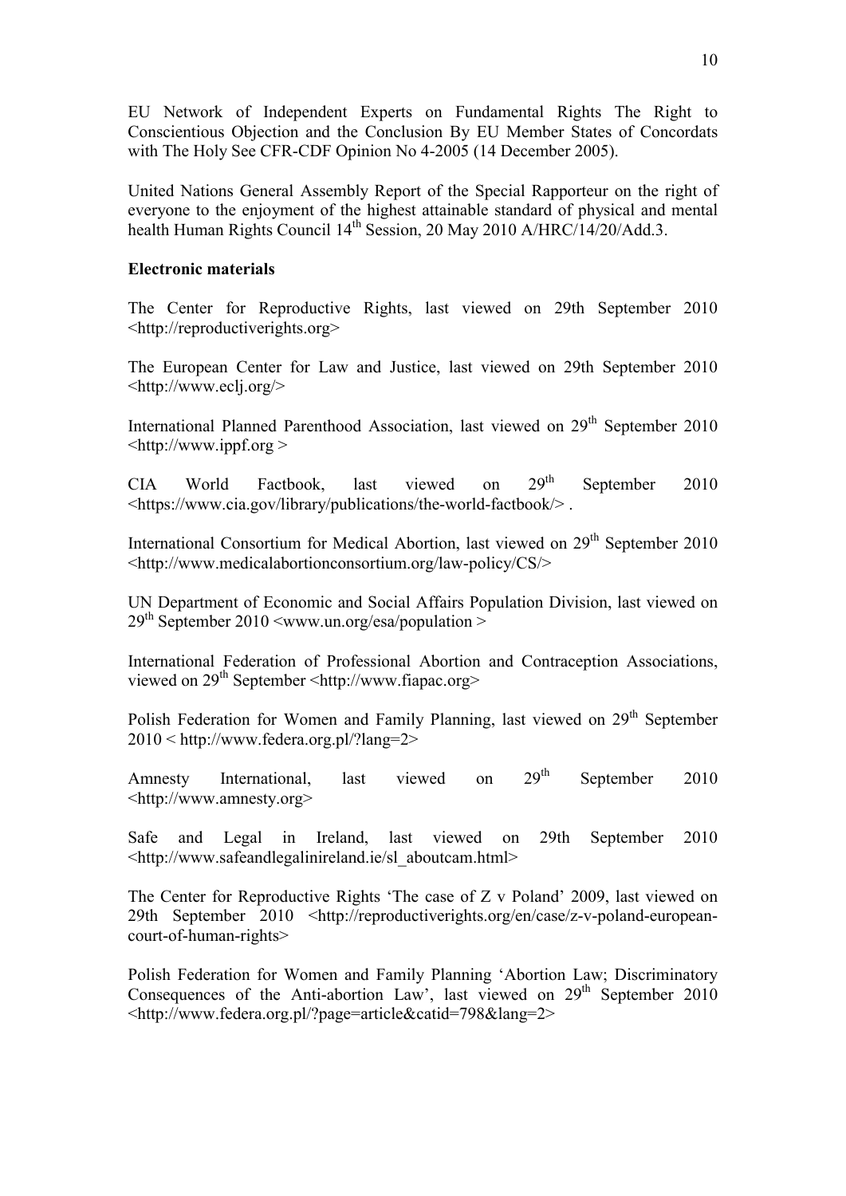EU Network of Independent Experts on Fundamental Rights The Right to Conscientious Objection and the Conclusion By EU Member States of Concordats with The Holy See CFR-CDF Opinion No 4-2005 (14 December 2005).

United Nations General Assembly Report of the Special Rapporteur on the right of everyone to the enjoyment of the highest attainable standard of physical and mental health Human Rights Council 14th Session, 20 May 2010 A/HRC/14/20/Add.3.

**Electronic materials**

The Center for Reproductive Rights, last viewed on 29th September 2010 <http://reproductiverights.org>

The European Center for Law and Justice, last viewed on 29th September 2010 <http://www.eclj.org/>

International Planned Parenthood Association, last viewed on 29th September 2010 <http://www.ippf.org >

CIA World Factbook, last viewed on 29th September 2010 <https://www.cia.gov/library/publications/the-world-factbook/> .

International Consortium for Medical Abortion, last viewed on 29th September 2010 <http://www.medicalabortionconsortium.org/law-policy/CS/>

UN Department of Economic and Social Affairs Population Division, last viewed on 29th September 2010 <www.un.org/esa/population >

International Federation of Professional Abortion and Contraception Associations, viewed on 29th September <http://www.fiapac.org>

Polish Federation for Women and Family Planning, last viewed on 29th September 2010 < http://www.federa.org.pl/?lang=2>

Amnesty International, last viewed on 29th September 2010 <http://www.amnesty.org>

Safe and Legal in Ireland, last viewed on 29th September 2010 <http://www.safeandlegalinireland.ie/sl_aboutcam.html>

The Center for Reproductive Rights 'The case of Z v Poland' 2009, last viewed on 29th September 2010 <http://reproductiverights.org/en/case/z-v-poland-european-court-of-human-rights>

Polish Federation for Women and Family Planning 'Abortion Law; Discriminatory Consequences of the Anti-abortion Law', last viewed on 29th September 2010 <http://www.federa.org.pl/?page=article&catid=798&lang=2>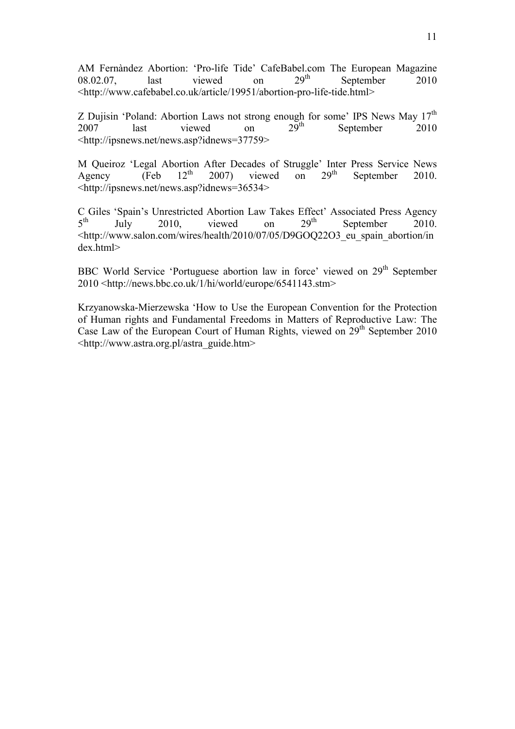AM Fernàndez Abortion: 'Pro-life Tide' CafeBabel.com The European Magazine 08.02.07, last viewed on 29th September 2010 <http://www.cafebabel.co.uk/article/19951/abortion-pro-life-tide.html>

Z Dujisin 'Poland: Abortion Laws not strong enough for some' IPS News May 17th 2007 last viewed on 29th September 2010 <http://ipsnews.net/news.asp?idnews=37759>

M Queiroz 'Legal Abortion After Decades of Struggle' Inter Press Service News Agency (Feb 12th 2007) viewed on 29th September 2010. <http://ipsnews.net/news.asp?idnews=36534>

C Giles 'Spain's Unrestricted Abortion Law Takes Effect' Associated Press Agency 5th July 2010, viewed on 29th September 2010. <http://www.salon.com/wires/health/2010/07/05/D9GOQ22O3_eu_spain_abortion/index.html>

BBC World Service 'Portuguese abortion law in force' viewed on 29th September 2010 <http://news.bbc.co.uk/1/hi/world/europe/6541143.stm>

Krzyanowska-Mierzewska 'How to Use the European Convention for the Protection of Human rights and Fundamental Freedoms in Matters of Reproductive Law: The Case Law of the European Court of Human Rights, viewed on 29th September 2010 <http://www.astra.org.pl/astra_guide.htm>